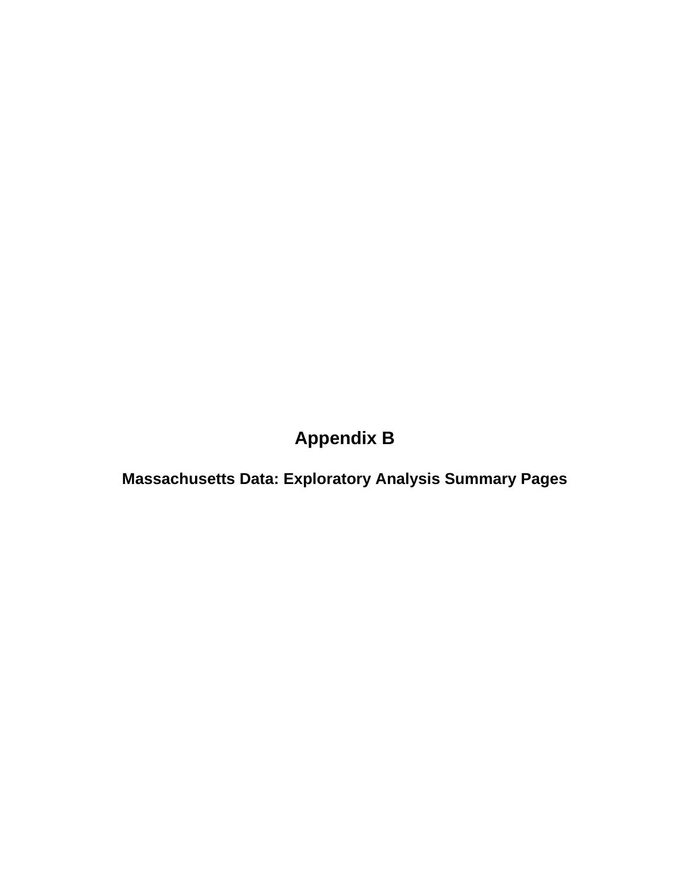# Appendix B

## Massachusetts Data: Exploratory Analysis Summary Pages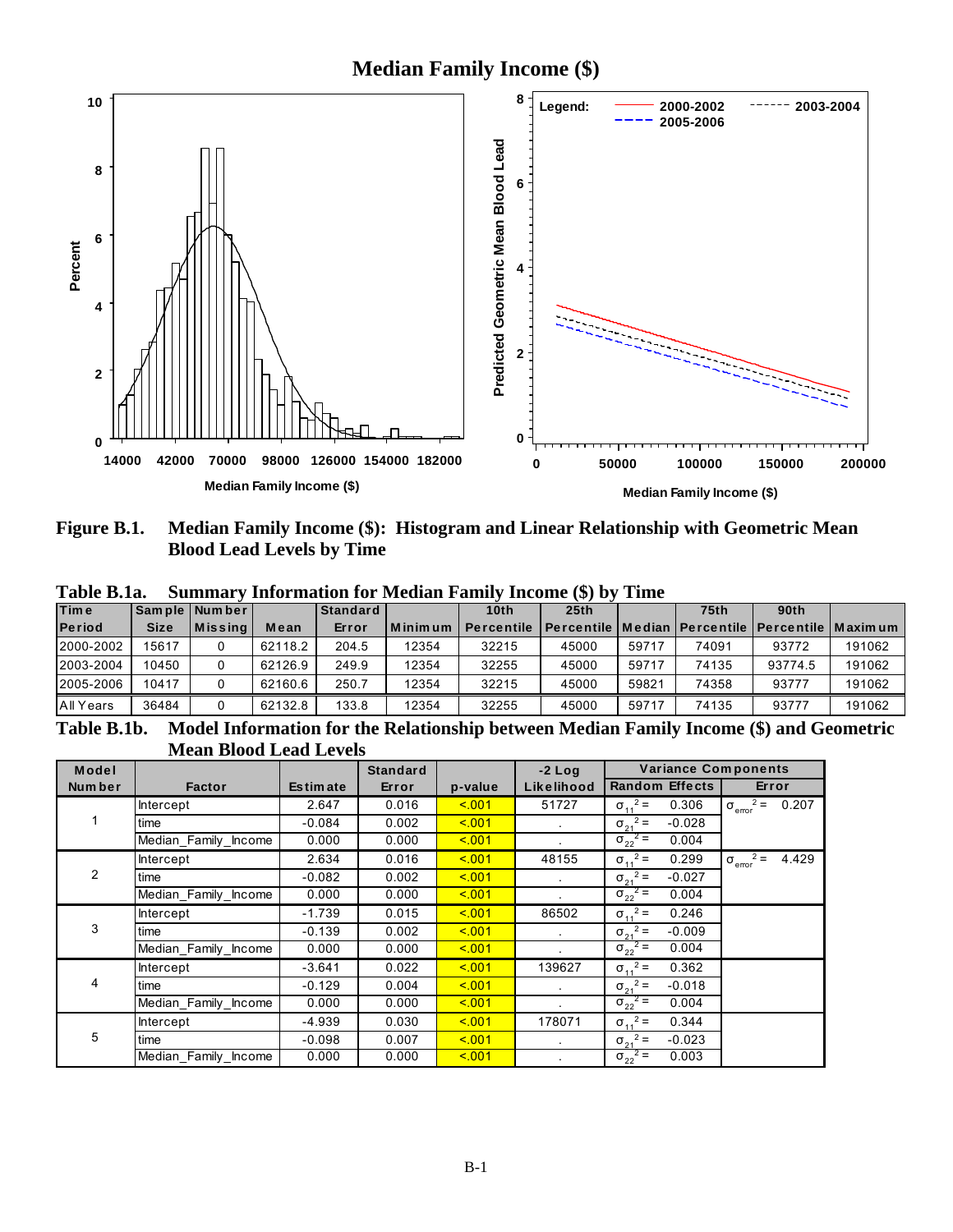# Median Family Income ($)

**Figure B.1. Median Family Income ($): Histogram and Linear Relationship with Geometric Mean Blood Lead Levels by Time**

**Table B.1a. Summary Information for Median Family Income ($) by Time**

| Time Period | Sample Size | Number Missing | Mean | Standard Error | Minimum | 10th Percentile | 25th Percentile | Median | 75th Percentile | 90th Percentile | Maximum |
|---|---|---|---|---|---|---|---|---|---|---|---|
| 2000-2002 | 15617 | 0 | 62118.2 | 204.5 | 12354 | 32215 | 45000 | 59717 | 74091 | 93772 | 191062 |
| 2003-2004 | 10450 | 0 | 62126.9 | 249.9 | 12354 | 32255 | 45000 | 59717 | 74135 | 93774.5 | 191062 |
| 2005-2006 | 10417 | 0 | 62160.6 | 250.7 | 12354 | 32215 | 45000 | 59821 | 74358 | 93777 | 191062 |
| All Years | 36484 | 0 | 62132.8 | 133.8 | 12354 | 32255 | 45000 | 59717 | 74135 | 93777 | 191062 |

**Table B.1b. Model Information for the Relationship between Median Family Income ($) and Geometric Mean Blood Lead Levels**

| Model Number | Factor | Estimate | Standard Error | p-value | -2 Log Likelihood | Variance Components: Random Effects | Variance Components: Error |
|---|---|---|---|---|---|---|---|
| 1 | Intercept | 2.647 | 0.016 | <.001 | 51727 | $\sigma_{11}^2 =$ 0.306 | $\sigma_{error}^2 =$ 0.207 |
| | time | -0.084 | 0.002 | <.001 | . | $\sigma_{21}^2 =$ -0.028 | |
| | Median_Family_Income | 0.000 | 0.000 | <.001 | . | $\sigma_{22}^2 =$ 0.004 | |
| 2 | Intercept | 2.634 | 0.016 | <.001 | 48155 | $\sigma_{11}^2 =$ 0.299 | $\sigma_{error}^2 =$ 4.429 |
| | time | -0.082 | 0.002 | <.001 | . | $\sigma_{21}^2 =$ -0.027 | |
| | Median_Family_Income | 0.000 | 0.000 | <.001 | . | $\sigma_{22}^2 =$ 0.004 | |
| 3 | Intercept | -1.739 | 0.015 | <.001 | 86502 | $\sigma_{11}^2 =$ 0.246 | |
| | time | -0.139 | 0.002 | <.001 | . | $\sigma_{21}^2 =$ -0.009 | |
| | Median_Family_Income | 0.000 | 0.000 | <.001 | . | $\sigma_{22}^2 =$ 0.004 | |
| 4 | Intercept | -3.641 | 0.022 | <.001 | 139627 | $\sigma_{11}^2 =$ 0.362 | |
| | time | -0.129 | 0.004 | <.001 | . | $\sigma_{21}^2 =$ -0.018 | |
| | Median_Family_Income | 0.000 | 0.000 | <.001 | . | $\sigma_{22}^2 =$ 0.004 | |
| 5 | Intercept | -4.939 | 0.030 | <.001 | 178071 | $\sigma_{11}^2 =$ 0.344 | |
| | time | -0.098 | 0.007 | <.001 | . | $\sigma_{21}^2 =$ -0.023 | |
| | Median_Family_Income | 0.000 | 0.000 | <.001 | . | $\sigma_{22}^2 =$ 0.003 | |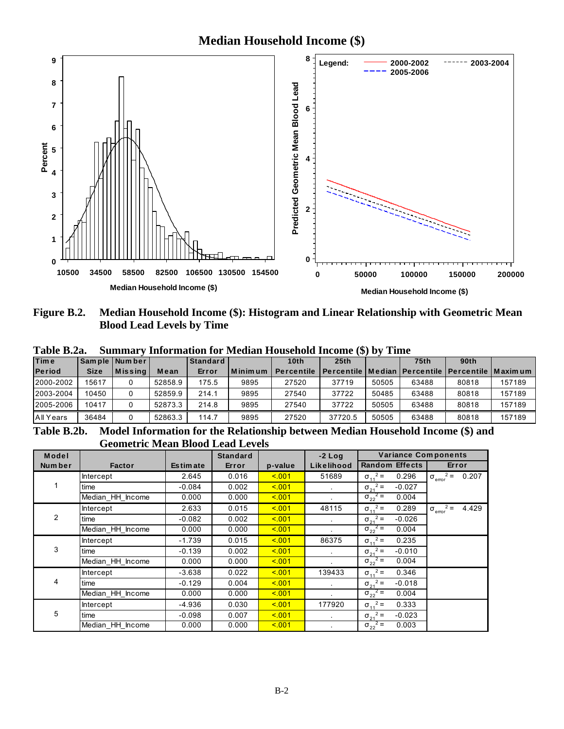**Median Household Income ($)**

**Figure B.2. Median Household Income ($): Histogram and Linear Relationship with Geometric Mean Blood Lead Levels by Time**

**Table B.2a. Summary Information for Median Household Income ($) by Time**

| Time Period | Sample Size | Number Missing | Mean | Standard Error | Minimum | 10th Percentile | 25th Percentile | Median | 75th Percentile | 90th Percentile | Maximum |
|---|---|---|---|---|---|---|---|---|---|---|---|
| 2000-2002 | 15617 | 0 | 52858.9 | 175.5 | 9895 | 27520 | 37719 | 50505 | 63488 | 80818 | 157189 |
| 2003-2004 | 10450 | 0 | 52859.9 | 214.1 | 9895 | 27540 | 37722 | 50485 | 63488 | 80818 | 157189 |
| 2005-2006 | 10417 | 0 | 52873.3 | 214.8 | 9895 | 27540 | 37722 | 50505 | 63488 | 80818 | 157189 |
| All Years | 36484 | 0 | 52863.3 | 114.7 | 9895 | 27520 | 37720.5 | 50505 | 63488 | 80818 | 157189 |

**Table B.2b. Model Information for the Relationship between Median Household Income ($) and Geometric Mean Blood Lead Levels**

| Model Number | Factor | Estimate | Standard Error | p-value | -2 Log Likelihood | Variance Components: Random Effects | Variance Components: Error |
|---|---|---|---|---|---|---|---|
| 1 | Intercept | 2.645 | 0.016 | <.001 | 51689 | $\sigma_{11}^2 =$ 0.296 | $\sigma_{error}^2 =$ 0.207 |
| | time | -0.084 | 0.002 | <.001 | . | $\sigma_{21}^2 =$ -0.027 | |
| | Median_HH_Income | 0.000 | 0.000 | <.001 | . | $\sigma_{22}^2 =$ 0.004 | |
| 2 | Intercept | 2.633 | 0.015 | <.001 | 48115 | $\sigma_{11}^2 =$ 0.289 | $\sigma_{error}^2 =$ 4.429 |
| | time | -0.082 | 0.002 | <.001 | . | $\sigma_{21}^2 =$ -0.026 | |
| | Median_HH_Income | 0.000 | 0.000 | <.001 | . | $\sigma_{22}^2 =$ 0.004 | |
| 3 | Intercept | -1.739 | 0.015 | <.001 | 86375 | $\sigma_{11}^2 =$ 0.235 | |
| | time | -0.139 | 0.002 | <.001 | . | $\sigma_{21}^2 =$ -0.010 | |
| | Median_HH_Income | 0.000 | 0.000 | <.001 | . | $\sigma_{22}^2 =$ 0.004 | |
| 4 | Intercept | -3.638 | 0.022 | <.001 | 139433 | $\sigma_{11}^2 =$ 0.346 | |
| | time | -0.129 | 0.004 | <.001 | . | $\sigma_{21}^2 =$ -0.018 | |
| | Median_HH_Income | 0.000 | 0.000 | <.001 | . | $\sigma_{22}^2 =$ 0.004 | |
| 5 | Intercept | -4.936 | 0.030 | <.001 | 177920 | $\sigma_{11}^2 =$ 0.333 | |
| | time | -0.098 | 0.007 | <.001 | . | $\sigma_{21}^2 =$ -0.023 | |
| | Median_HH_Income | 0.000 | 0.000 | <.001 | . | $\sigma_{22}^2 =$ 0.003 | |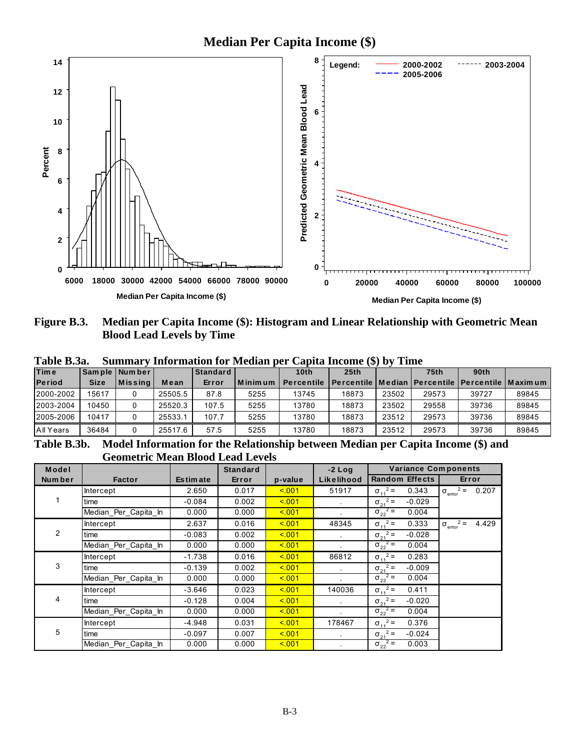Median Per Capita Income ($)

**Figure B.3. Median per Capita Income ($): Histogram and Linear Relationship with Geometric Mean Blood Lead Levels by Time**

**Table B.3a. Summary Information for Median per Capita Income ($) by Time**

| Time Period | Sample Size | Number Missing | Mean | Standard Error | Minimum | 10th Percentile | 25th Percentile | Median | 75th Percentile | 90th Percentile | Maximum |
|---|---|---|---|---|---|---|---|---|---|---|---|
| 2000-2002 | 15617 | 0 | 25505.5 | 87.8 | 5255 | 13745 | 18873 | 23502 | 29573 | 39727 | 89845 |
| 2003-2004 | 10450 | 0 | 25520.3 | 107.5 | 5255 | 13780 | 18873 | 23502 | 29558 | 39736 | 89845 |
| 2005-2006 | 10417 | 0 | 25533.1 | 107.7 | 5255 | 13780 | 18873 | 23512 | 29573 | 39736 | 89845 |
| All Years | 36484 | 0 | 25517.6 | 57.5 | 5255 | 13780 | 18873 | 23512 | 29573 | 39736 | 89845 |

**Table B.3b. Model Information for the Relationship between Median per Capita Income ($) and Geometric Mean Blood Lead Levels**

| Model Number | Factor | Estimate | Standard Error | p-value | -2 Log Likelihood | Variance Components: Random Effects | | Variance Components: Error |
|---|---|---|---|---|---|---|---|---|
| 1 | Intercept | 2.650 | 0.017 | <.001 | 51917 | $\sigma_{11}^2$ = | 0.343 | $\sigma_{error}^2$ = 0.207 |
| | time | -0.084 | 0.002 | <.001 | . | $\sigma_{21}^2$ = | -0.029 | |
| | Median_Per_Capita_In | 0.000 | 0.000 | <.001 | . | $\sigma_{22}^2$ = | 0.004 | |
| 2 | Intercept | 2.637 | 0.016 | <.001 | 48345 | $\sigma_{11}^2$ = | 0.333 | $\sigma_{error}^2$ = 4.429 |
| | time | -0.083 | 0.002 | <.001 | . | $\sigma_{21}^2$ = | -0.028 | |
| | Median_Per_Capita_In | 0.000 | 0.000 | <.001 | . | $\sigma_{22}^2$ = | 0.004 | |
| 3 | Intercept | -1.738 | 0.016 | <.001 | 86812 | $\sigma_{11}^2$ = | 0.283 | |
| | time | -0.139 | 0.002 | <.001 | . | $\sigma_{21}^2$ = | -0.009 | |
| | Median_Per_Capita_In | 0.000 | 0.000 | <.001 | . | $\sigma_{22}^2$ = | 0.004 | |
| 4 | Intercept | -3.646 | 0.023 | <.001 | 140036 | $\sigma_{11}^2$ = | 0.411 | |
| | time | -0.128 | 0.004 | <.001 | . | $\sigma_{21}^2$ = | -0.020 | |
| | Median_Per_Capita_In | 0.000 | 0.000 | <.001 | . | $\sigma_{22}^2$ = | 0.004 | |
| 5 | Intercept | -4.948 | 0.031 | <.001 | 178467 | $\sigma_{11}^2$ = | 0.376 | |
| | time | -0.097 | 0.007 | <.001 | . | $\sigma_{21}^2$ = | -0.024 | |
| | Median_Per_Capita_In | 0.000 | 0.000 | <.001 | . | $\sigma_{22}^2$ = | 0.003 | |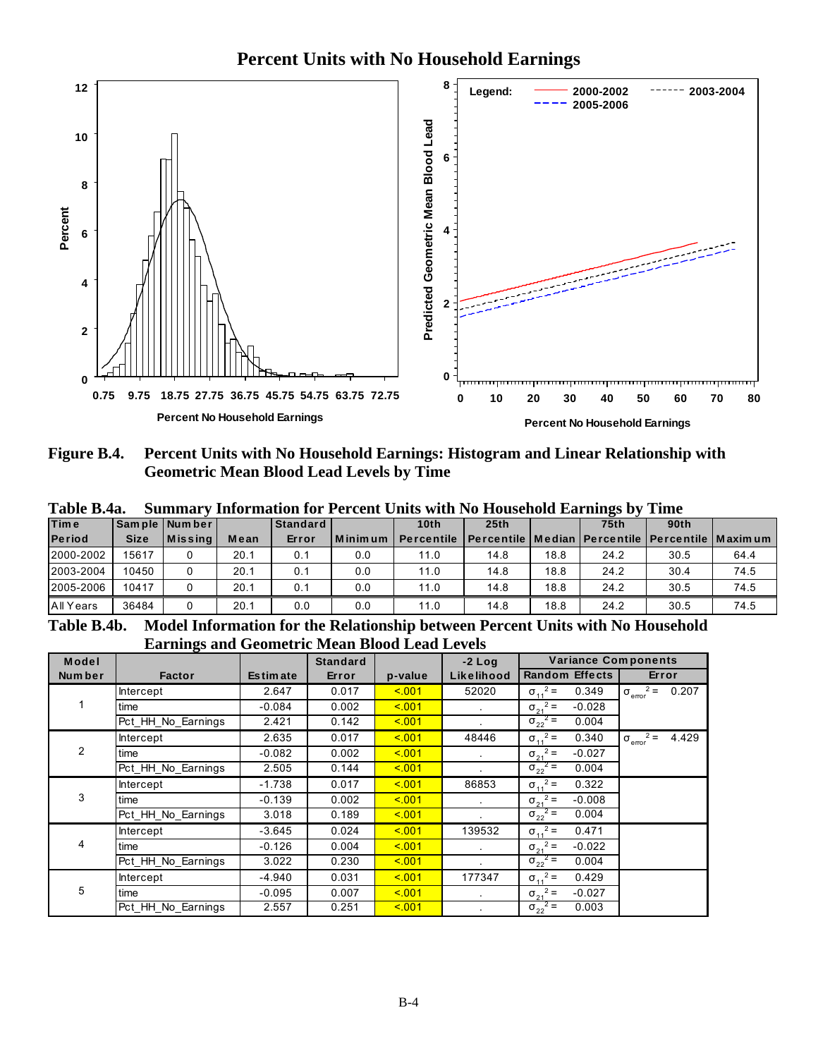## Percent Units with No Household Earnings

**Figure B.4. Percent Units with No Household Earnings: Histogram and Linear Relationship with Geometric Mean Blood Lead Levels by Time**

**Table B.4a. Summary Information for Percent Units with No Household Earnings by Time**

| Time Period | Sample Size | Number Missing | Mean | Standard Error | Minimum | 10th Percentile | 25th Percentile | Median | 75th Percentile | 90th Percentile | Maximum |
|---|---|---|---|---|---|---|---|---|---|---|---|
| 2000-2002 | 15617 | 0 | 20.1 | 0.1 | 0.0 | 11.0 | 14.8 | 18.8 | 24.2 | 30.5 | 64.4 |
| 2003-2004 | 10450 | 0 | 20.1 | 0.1 | 0.0 | 11.0 | 14.8 | 18.8 | 24.2 | 30.4 | 74.5 |
| 2005-2006 | 10417 | 0 | 20.1 | 0.1 | 0.0 | 11.0 | 14.8 | 18.8 | 24.2 | 30.5 | 74.5 |
| All Years | 36484 | 0 | 20.1 | 0.0 | 0.0 | 11.0 | 14.8 | 18.8 | 24.2 | 30.5 | 74.5 |

**Table B.4b. Model Information for the Relationship between Percent Units with No Household Earnings and Geometric Mean Blood Lead Levels**

| Model Number | Factor | Estimate | Standard Error | p-value | -2 Log Likelihood | Variance Components: Random Effects | Variance Components: Error |
|---|---|---|---|---|---|---|---|
| 1 | Intercept | 2.647 | 0.017 | <.001 | 52020 | $\sigma_{11}^2 =$ 0.349 | $\sigma_{error}^2 =$ 0.207 |
| | time | -0.084 | 0.002 | <.001 | . | $\sigma_{21}^2 =$ -0.028 | |
| | Pct_HH_No_Earnings | 2.421 | 0.142 | <.001 | . | $\sigma_{22}^2 =$ 0.004 | |
| 2 | Intercept | 2.635 | 0.017 | <.001 | 48446 | $\sigma_{11}^2 =$ 0.340 | $\sigma_{error}^2 =$ 4.429 |
| | time | -0.082 | 0.002 | <.001 | . | $\sigma_{21}^2 =$ -0.027 | |
| | Pct_HH_No_Earnings | 2.505 | 0.144 | <.001 | . | $\sigma_{22}^2 =$ 0.004 | |
| 3 | Intercept | -1.738 | 0.017 | <.001 | 86853 | $\sigma_{11}^2 =$ 0.322 | |
| | time | -0.139 | 0.002 | <.001 | . | $\sigma_{21}^2 =$ -0.008 | |
| | Pct_HH_No_Earnings | 3.018 | 0.189 | <.001 | . | $\sigma_{22}^2 =$ 0.004 | |
| 4 | Intercept | -3.645 | 0.024 | <.001 | 139532 | $\sigma_{11}^2 =$ 0.471 | |
| | time | -0.126 | 0.004 | <.001 | . | $\sigma_{21}^2 =$ -0.022 | |
| | Pct_HH_No_Earnings | 3.022 | 0.230 | <.001 | . | $\sigma_{22}^2 =$ 0.004 | |
| 5 | Intercept | -4.940 | 0.031 | <.001 | 177347 | $\sigma_{11}^2 =$ 0.429 | |
| | time | -0.095 | 0.007 | <.001 | . | $\sigma_{21}^2 =$ -0.027 | |
| | Pct_HH_No_Earnings | 2.557 | 0.251 | <.001 | . | $\sigma_{22}^2 =$ 0.003 | |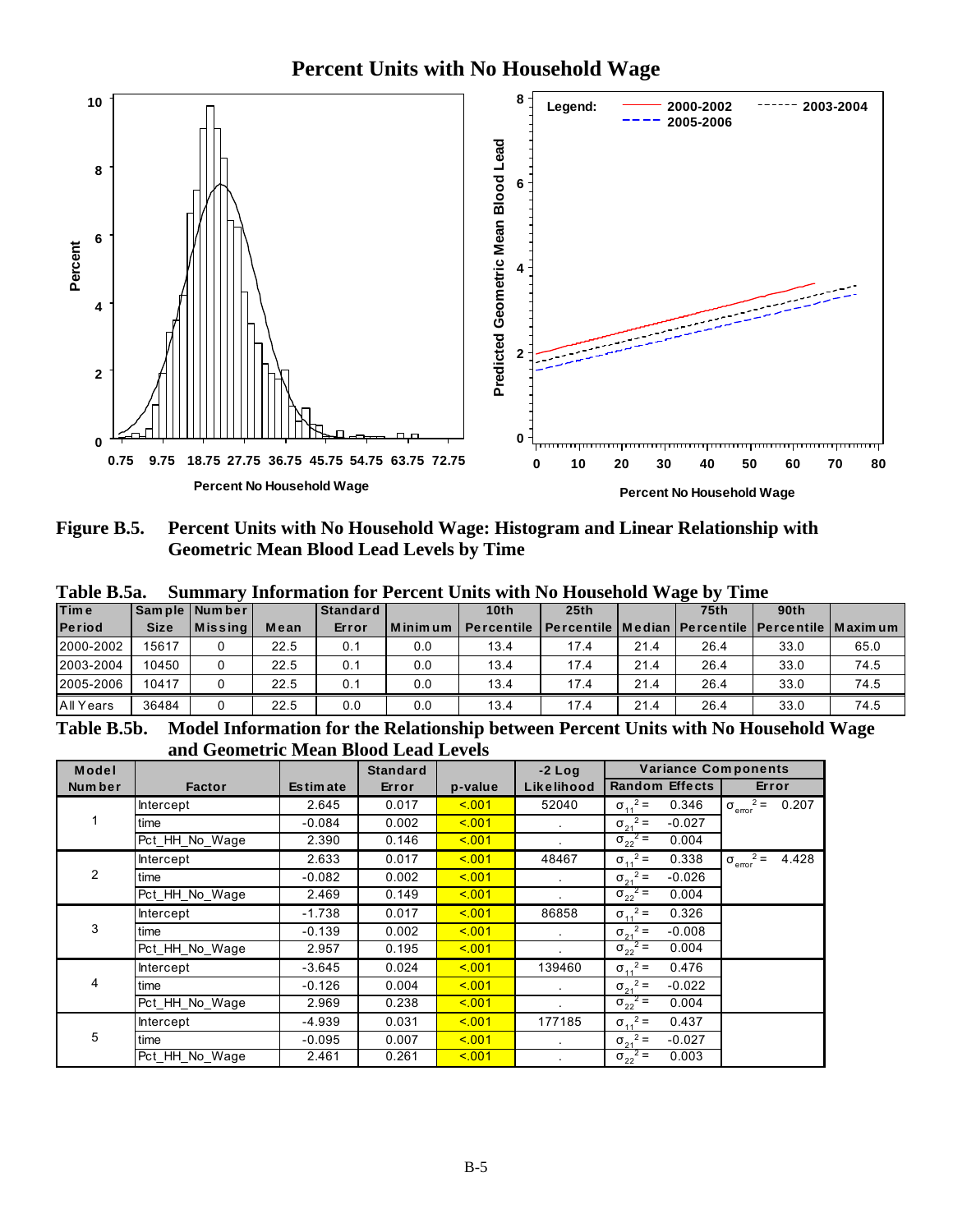# Percent Units with No Household Wage

**Figure B.5. Percent Units with No Household Wage: Histogram and Linear Relationship with Geometric Mean Blood Lead Levels by Time**

**Table B.5a. Summary Information for Percent Units with No Household Wage by Time**

| Time Period | Sample Size | Number Missing | Mean | Standard Error | Minimum | 10th Percentile | 25th Percentile | Median | 75th Percentile | 90th Percentile | Maximum |
|---|---|---|---|---|---|---|---|---|---|---|---|
| 2000-2002 | 15617 | 0 | 22.5 | 0.1 | 0.0 | 13.4 | 17.4 | 21.4 | 26.4 | 33.0 | 65.0 |
| 2003-2004 | 10450 | 0 | 22.5 | 0.1 | 0.0 | 13.4 | 17.4 | 21.4 | 26.4 | 33.0 | 74.5 |
| 2005-2006 | 10417 | 0 | 22.5 | 0.1 | 0.0 | 13.4 | 17.4 | 21.4 | 26.4 | 33.0 | 74.5 |
| All Years | 36484 | 0 | 22.5 | 0.0 | 0.0 | 13.4 | 17.4 | 21.4 | 26.4 | 33.0 | 74.5 |

**Table B.5b. Model Information for the Relationship between Percent Units with No Household Wage and Geometric Mean Blood Lead Levels**

| Model Number | Factor | Estimate | Standard Error | p-value | -2 Log Likelihood | Variance Components: Random Effects | Variance Components: Error |
|---|---|---|---|---|---|---|---|
| 1 | Intercept | 2.645 | 0.017 | <.001 | 52040 | $\sigma_{11}^2 =$ 0.346 | $\sigma_{error}^2 =$ 0.207 |
| | time | -0.084 | 0.002 | <.001 | . | $\sigma_{21}^2 =$ -0.027 | |
| | Pct_HH_No_Wage | 2.390 | 0.146 | <.001 | . | $\sigma_{22}^2 =$ 0.004 | |
| 2 | Intercept | 2.633 | 0.017 | <.001 | 48467 | $\sigma_{11}^2 =$ 0.338 | $\sigma_{error}^2 =$ 4.428 |
| | time | -0.082 | 0.002 | <.001 | . | $\sigma_{21}^2 =$ -0.026 | |
| | Pct_HH_No_Wage | 2.469 | 0.149 | <.001 | . | $\sigma_{22}^2 =$ 0.004 | |
| 3 | Intercept | -1.738 | 0.017 | <.001 | 86858 | $\sigma_{11}^2 =$ 0.326 | |
| | time | -0.139 | 0.002 | <.001 | . | $\sigma_{21}^2 =$ -0.008 | |
| | Pct_HH_No_Wage | 2.957 | 0.195 | <.001 | . | $\sigma_{22}^2 =$ 0.004 | |
| 4 | Intercept | -3.645 | 0.024 | <.001 | 139460 | $\sigma_{11}^2 =$ 0.476 | |
| | time | -0.126 | 0.004 | <.001 | . | $\sigma_{21}^2 =$ -0.022 | |
| | Pct_HH_No_Wage | 2.969 | 0.238 | <.001 | . | $\sigma_{22}^2 =$ 0.004 | |
| 5 | Intercept | -4.939 | 0.031 | <.001 | 177185 | $\sigma_{11}^2 =$ 0.437 | |
| | time | -0.095 | 0.007 | <.001 | . | $\sigma_{21}^2 =$ -0.027 | |
| | Pct_HH_No_Wage | 2.461 | 0.261 | <.001 | . | $\sigma_{22}^2 =$ 0.003 | |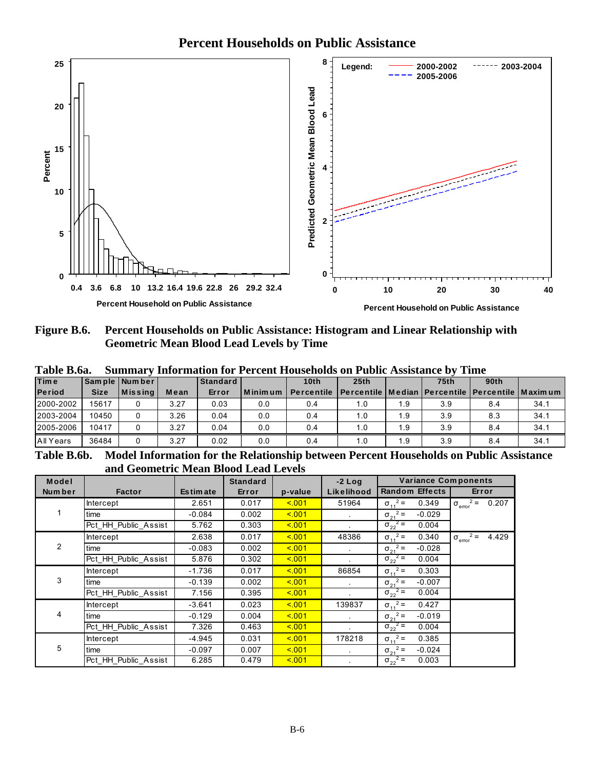## Percent Households on Public Assistance

**Figure B.6. Percent Households on Public Assistance: Histogram and Linear Relationship with Geometric Mean Blood Lead Levels by Time**

**Table B.6a. Summary Information for Percent Households on Public Assistance by Time**

| Time Period | Sample Size | Number Missing | Mean | Standard Error | Minimum | 10th Percentile | 25th Percentile | Median | 75th Percentile | 90th Percentile | Maximum |
|---|---|---|---|---|---|---|---|---|---|---|---|
| 2000-2002 | 15617 | 0 | 3.27 | 0.03 | 0.0 | 0.4 | 1.0 | 1.9 | 3.9 | 8.4 | 34.1 |
| 2003-2004 | 10450 | 0 | 3.26 | 0.04 | 0.0 | 0.4 | 1.0 | 1.9 | 3.9 | 8.3 | 34.1 |
| 2005-2006 | 10417 | 0 | 3.27 | 0.04 | 0.0 | 0.4 | 1.0 | 1.9 | 3.9 | 8.4 | 34.1 |
| All Years | 36484 | 0 | 3.27 | 0.02 | 0.0 | 0.4 | 1.0 | 1.9 | 3.9 | 8.4 | 34.1 |

**Table B.6b. Model Information for the Relationship between Percent Households on Public Assistance and Geometric Mean Blood Lead Levels**

| Model Number | Factor | Estimate | Standard Error | p-value | -2 Log Likelihood | Variance Components: Random Effects | Variance Components: Error |
|---|---|---|---|---|---|---|---|
| 1 | Intercept | 2.651 | 0.017 | <.001 | 51964 | $\sigma_{11}^2 =$ 0.349 | $\sigma_{error}^2 =$ 0.207 |
| | time | -0.084 | 0.002 | <.001 | . | $\sigma_{21}^2 =$ -0.029 | |
| | Pct_HH_Public_Assist | 5.762 | 0.303 | <.001 | . | $\sigma_{22}^2 =$ 0.004 | |
| 2 | Intercept | 2.638 | 0.017 | <.001 | 48386 | $\sigma_{11}^2 =$ 0.340 | $\sigma_{error}^2 =$ 4.429 |
| | time | -0.083 | 0.002 | <.001 | . | $\sigma_{21}^2 =$ -0.028 | |
| | Pct_HH_Public_Assist | 5.876 | 0.302 | <.001 | . | $\sigma_{22}^2 =$ 0.004 | |
| 3 | Intercept | -1.736 | 0.017 | <.001 | 86854 | $\sigma_{11}^2 =$ 0.303 | |
| | time | -0.139 | 0.002 | <.001 | . | $\sigma_{21}^2 =$ -0.007 | |
| | Pct_HH_Public_Assist | 7.156 | 0.395 | <.001 | . | $\sigma_{22}^2 =$ 0.004 | |
| 4 | Intercept | -3.641 | 0.023 | <.001 | 139837 | $\sigma_{11}^2 =$ 0.427 | |
| | time | -0.129 | 0.004 | <.001 | . | $\sigma_{21}^2 =$ -0.019 | |
| | Pct_HH_Public_Assist | 7.326 | 0.463 | <.001 | . | $\sigma_{22}^2 =$ 0.004 | |
| 5 | Intercept | -4.945 | 0.031 | <.001 | 178218 | $\sigma_{11}^2 =$ 0.385 | |
| | time | -0.097 | 0.007 | <.001 | . | $\sigma_{21}^2 =$ -0.024 | |
| | Pct_HH_Public_Assist | 6.285 | 0.479 | <.001 | . | $\sigma_{22}^2 =$ 0.003 | |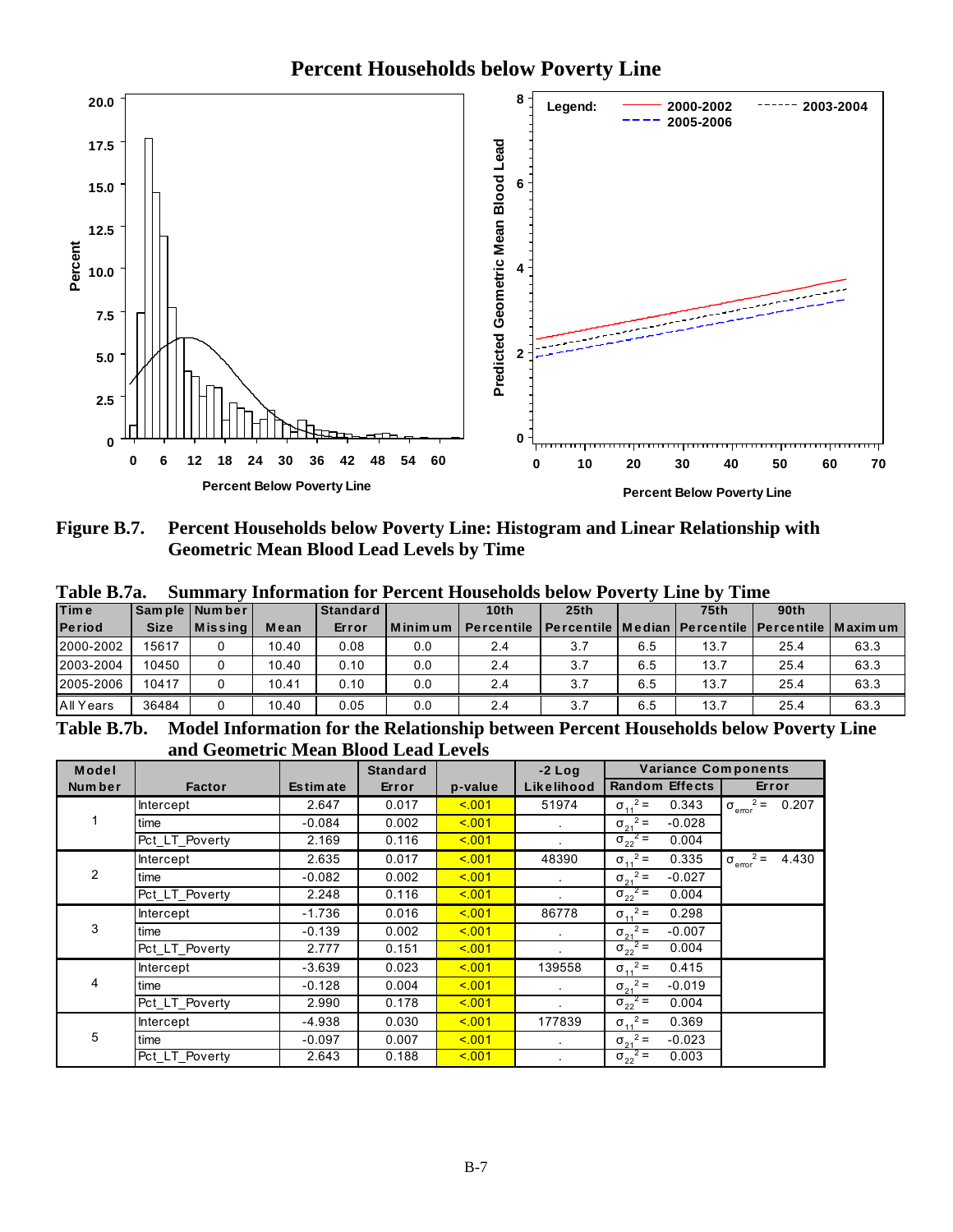**Figure B.7. Percent Households below Poverty Line: Histogram and Linear Relationship with Geometric Mean Blood Lead Levels by Time**

**Table B.7a. Summary Information for Percent Households below Poverty Line by Time**

| Time Period | Sample Size | Number Missing | Mean | Standard Error | Minimum | 10th Percentile | 25th Percentile | Median | 75th Percentile | 90th Percentile | Maximum |
|---|---|---|---|---|---|---|---|---|---|---|---|
| 2000-2002 | 15617 | 0 | 10.40 | 0.08 | 0.0 | 2.4 | 3.7 | 6.5 | 13.7 | 25.4 | 63.3 |
| 2003-2004 | 10450 | 0 | 10.40 | 0.10 | 0.0 | 2.4 | 3.7 | 6.5 | 13.7 | 25.4 | 63.3 |
| 2005-2006 | 10417 | 0 | 10.41 | 0.10 | 0.0 | 2.4 | 3.7 | 6.5 | 13.7 | 25.4 | 63.3 |
| All Years | 36484 | 0 | 10.40 | 0.05 | 0.0 | 2.4 | 3.7 | 6.5 | 13.7 | 25.4 | 63.3 |

**Table B.7b. Model Information for the Relationship between Percent Households below Poverty Line and Geometric Mean Blood Lead Levels**

| Model Number | Factor | Estimate | Standard Error | p-value | -2 Log Likelihood | Variance Components: Random Effects | Variance Components: Error |
|---|---|---|---|---|---|---|---|
| 1 | Intercept | 2.647 | 0.017 | <.001 | 51974 | $\sigma_{11}^2 =$ 0.343 | $\sigma_{error}^2 =$ 0.207 |
| | time | -0.084 | 0.002 | <.001 | . | $\sigma_{21}^2 =$ -0.028 | |
| | Pct_LT_Poverty | 2.169 | 0.116 | <.001 | . | $\sigma_{22}^2 =$ 0.004 | |
| 2 | Intercept | 2.635 | 0.017 | <.001 | 48390 | $\sigma_{11}^2 =$ 0.335 | $\sigma_{error}^2 =$ 4.430 |
| | time | -0.082 | 0.002 | <.001 | . | $\sigma_{21}^2 =$ -0.027 | |
| | Pct_LT_Poverty | 2.248 | 0.116 | <.001 | . | $\sigma_{22}^2 =$ 0.004 | |
| 3 | Intercept | -1.736 | 0.016 | <.001 | 86778 | $\sigma_{11}^2 =$ 0.298 | |
| | time | -0.139 | 0.002 | <.001 | . | $\sigma_{21}^2 =$ -0.007 | |
| | Pct_LT_Poverty | 2.777 | 0.151 | <.001 | . | $\sigma_{22}^2 =$ 0.004 | |
| 4 | Intercept | -3.639 | 0.023 | <.001 | 139558 | $\sigma_{11}^2 =$ 0.415 | |
| | time | -0.128 | 0.004 | <.001 | . | $\sigma_{21}^2 =$ -0.019 | |
| | Pct_LT_Poverty | 2.990 | 0.178 | <.001 | . | $\sigma_{22}^2 =$ 0.004 | |
| 5 | Intercept | -4.938 | 0.030 | <.001 | 177839 | $\sigma_{11}^2 =$ 0.369 | |
| | time | -0.097 | 0.007 | <.001 | . | $\sigma_{21}^2 =$ -0.023 | |
| | Pct_LT_Poverty | 2.643 | 0.188 | <.001 | . | $\sigma_{22}^2 =$ 0.003 | |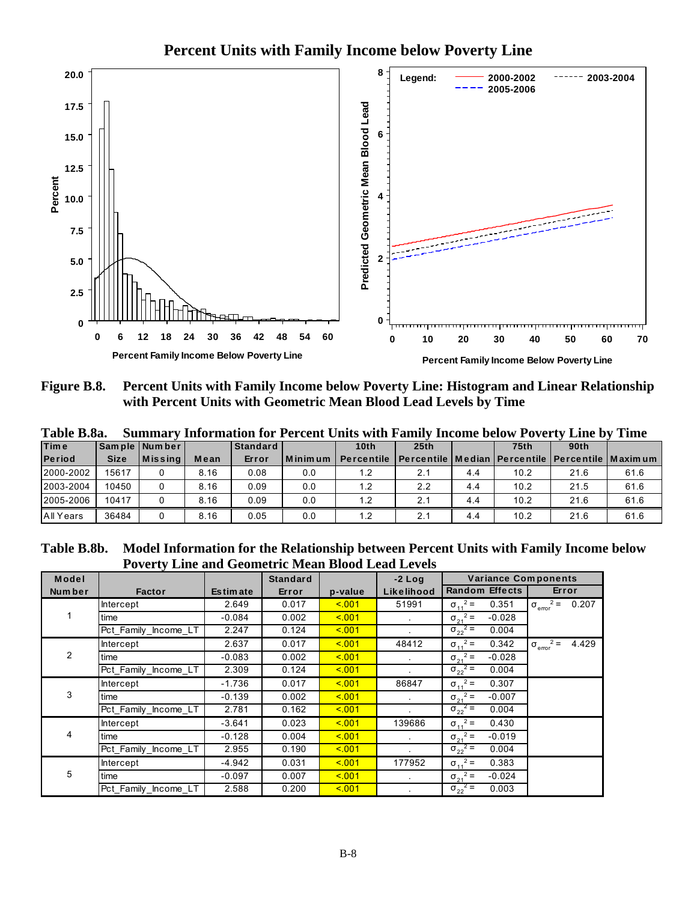Figure B.8. Percent Units with Family Income below Poverty Line: Histogram and Linear Relationship with Percent Units with Geometric Mean Blood Lead Levels by Time

**Table B.8a. Summary Information for Percent Units with Family Income below Poverty Line by Time**

| Time Period | Sample Size | Number Missing | Mean | Standard Error | Minimum | 10th Percentile | 25th Percentile | Median | 75th Percentile | 90th Percentile | Maximum |
|---|---|---|---|---|---|---|---|---|---|---|---|
| 2000-2002 | 15617 | 0 | 8.16 | 0.08 | 0.0 | 1.2 | 2.1 | 4.4 | 10.2 | 21.6 | 61.6 |
| 2003-2004 | 10450 | 0 | 8.16 | 0.09 | 0.0 | 1.2 | 2.2 | 4.4 | 10.2 | 21.5 | 61.6 |
| 2005-2006 | 10417 | 0 | 8.16 | 0.09 | 0.0 | 1.2 | 2.1 | 4.4 | 10.2 | 21.6 | 61.6 |
| All Years | 36484 | 0 | 8.16 | 0.05 | 0.0 | 1.2 | 2.1 | 4.4 | 10.2 | 21.6 | 61.6 |

**Table B.8b. Model Information for the Relationship between Percent Units with Family Income below Poverty Line and Geometric Mean Blood Lead Levels**

| Model Number | Factor | Estimate | Standard Error | p-value | -2 Log Likelihood | Variance Components: Random Effects | Variance Components: Error |
|---|---|---|---|---|---|---|---|
| 1 | Intercept | 2.649 | 0.017 | <.001 | 51991 | $\sigma_{11}^2 =$ 0.351 | $\sigma_{error}^2 =$ 0.207 |
| | time | -0.084 | 0.002 | <.001 | . | $\sigma_{21}^2 =$ -0.028 | |
| | Pct_Family_Income_LT | 2.247 | 0.124 | <.001 | . | $\sigma_{22}^2 =$ 0.004 | |
| 2 | Intercept | 2.637 | 0.017 | <.001 | 48412 | $\sigma_{11}^2 =$ 0.342 | $\sigma_{error}^2 =$ 4.429 |
| | time | -0.083 | 0.002 | <.001 | . | $\sigma_{21}^2 =$ -0.028 | |
| | Pct_Family_Income_LT | 2.309 | 0.124 | <.001 | . | $\sigma_{22}^2 =$ 0.004 | |
| 3 | Intercept | -1.736 | 0.017 | <.001 | 86847 | $\sigma_{11}^2 =$ 0.307 | |
| | time | -0.139 | 0.002 | <.001 | . | $\sigma_{21}^2 =$ -0.007 | |
| | Pct_Family_Income_LT | 2.781 | 0.162 | <.001 | . | $\sigma_{22}^2 =$ 0.004 | |
| 4 | Intercept | -3.641 | 0.023 | <.001 | 139686 | $\sigma_{11}^2 =$ 0.430 | |
| | time | -0.128 | 0.004 | <.001 | . | $\sigma_{21}^2 =$ -0.019 | |
| | Pct_Family_Income_LT | 2.955 | 0.190 | <.001 | . | $\sigma_{22}^2 =$ 0.004 | |
| 5 | Intercept | -4.942 | 0.031 | <.001 | 177952 | $\sigma_{11}^2 =$ 0.383 | |
| | time | -0.097 | 0.007 | <.001 | . | $\sigma_{21}^2 =$ -0.024 | |
| | Pct_Family_Income_LT | 2.588 | 0.200 | <.001 | . | $\sigma_{22}^2 =$ 0.003 | |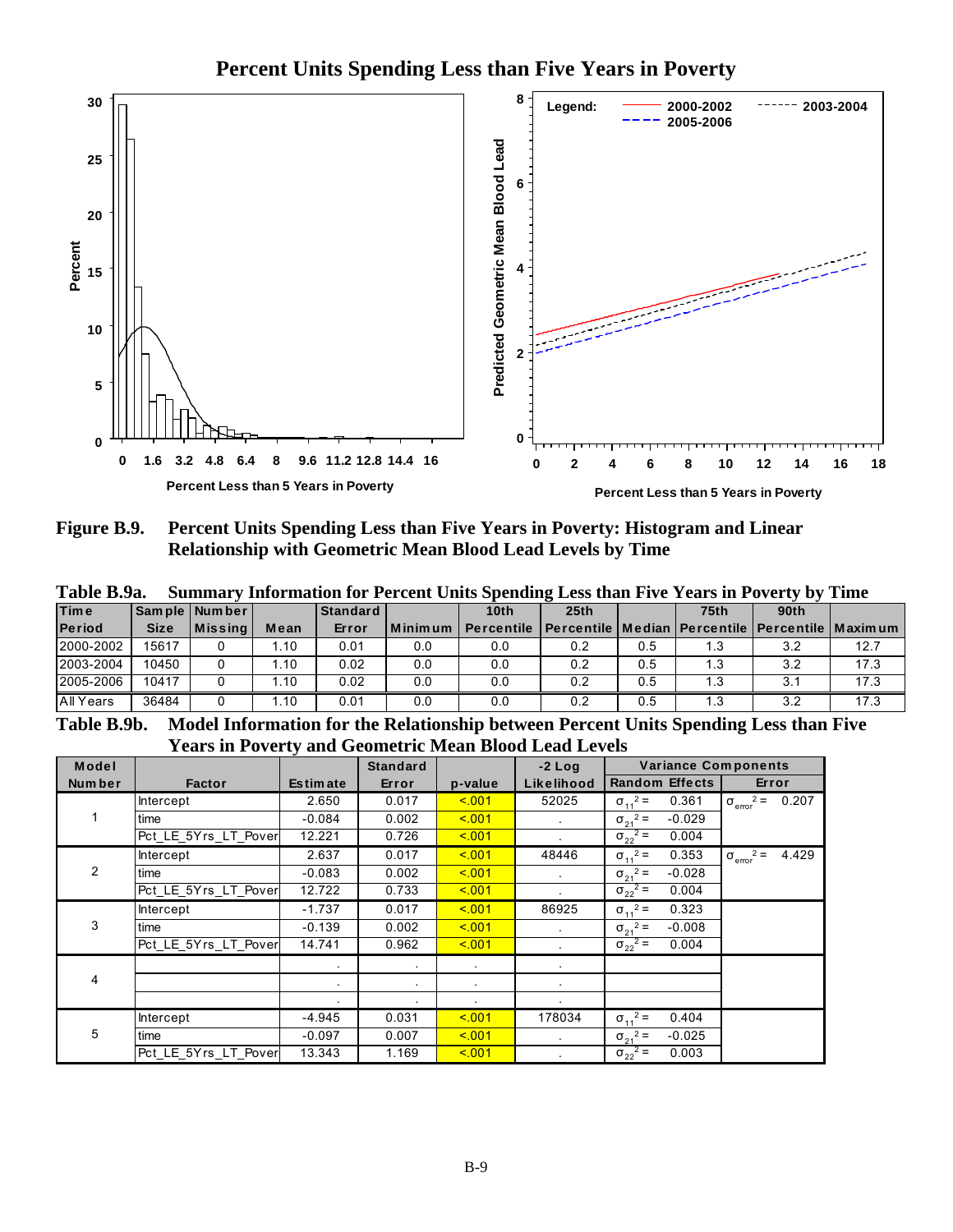# Percent Units Spending Less than Five Years in Poverty

**Figure B.9. Percent Units Spending Less than Five Years in Poverty: Histogram and Linear Relationship with Geometric Mean Blood Lead Levels by Time**

**Table B.9a. Summary Information for Percent Units Spending Less than Five Years in Poverty by Time**

| Time Period | Sample Size | Number Missing | Mean | Standard Error | Minimum | 10th Percentile | 25th Percentile | Median | 75th Percentile | 90th Percentile | Maximum |
|---|---|---|---|---|---|---|---|---|---|---|---|
| 2000-2002 | 15617 | 0 | 1.10 | 0.01 | 0.0 | 0.0 | 0.2 | 0.5 | 1.3 | 3.2 | 12.7 |
| 2003-2004 | 10450 | 0 | 1.10 | 0.02 | 0.0 | 0.0 | 0.2 | 0.5 | 1.3 | 3.2 | 17.3 |
| 2005-2006 | 10417 | 0 | 1.10 | 0.02 | 0.0 | 0.0 | 0.2 | 0.5 | 1.3 | 3.1 | 17.3 |
| All Years | 36484 | 0 | 1.10 | 0.01 | 0.0 | 0.0 | 0.2 | 0.5 | 1.3 | 3.2 | 17.3 |

**Table B.9b. Model Information for the Relationship between Percent Units Spending Less than Five Years in Poverty and Geometric Mean Blood Lead Levels**

| Model Number | Factor | Estimate | Standard Error | p-value | -2 Log Likelihood | Variance Components: Random Effects | Variance Components: Error |
|---|---|---|---|---|---|---|---|
| 1 | Intercept | 2.650 | 0.017 | <.001 | 52025 | $\sigma_{11}^2 =$ 0.361 | $\sigma_{error}^2 =$ 0.207 |
| | time | -0.084 | 0.002 | <.001 | . | $\sigma_{21}^2 =$ -0.029 | |
| | Pct_LE_5Yrs_LT_Pover | 12.221 | 0.726 | <.001 | . | $\sigma_{22}^2 =$ 0.004 | |
| 2 | Intercept | 2.637 | 0.017 | <.001 | 48446 | $\sigma_{11}^2 =$ 0.353 | $\sigma_{error}^2 =$ 4.429 |
| | time | -0.083 | 0.002 | <.001 | . | $\sigma_{21}^2 =$ -0.028 | |
| | Pct_LE_5Yrs_LT_Pover | 12.722 | 0.733 | <.001 | . | $\sigma_{22}^2 =$ 0.004 | |
| 3 | Intercept | -1.737 | 0.017 | <.001 | 86925 | $\sigma_{11}^2 =$ 0.323 | |
| | time | -0.139 | 0.002 | <.001 | . | $\sigma_{21}^2 =$ -0.008 | |
| | Pct_LE_5Yrs_LT_Pover | 14.741 | 0.962 | <.001 | . | $\sigma_{22}^2 =$ 0.004 | |
| 4 | | . | . | . | . | | |
| | | . | . | . | . | | |
| | | . | . | . | . | | |
| 5 | Intercept | -4.945 | 0.031 | <.001 | 178034 | $\sigma_{11}^2 =$ 0.404 | |
| | time | -0.097 | 0.007 | <.001 | . | $\sigma_{21}^2 =$ -0.025 | |
| | Pct_LE_5Yrs_LT_Pover | 13.343 | 1.169 | <.001 | . | $\sigma_{22}^2 =$ 0.003 | |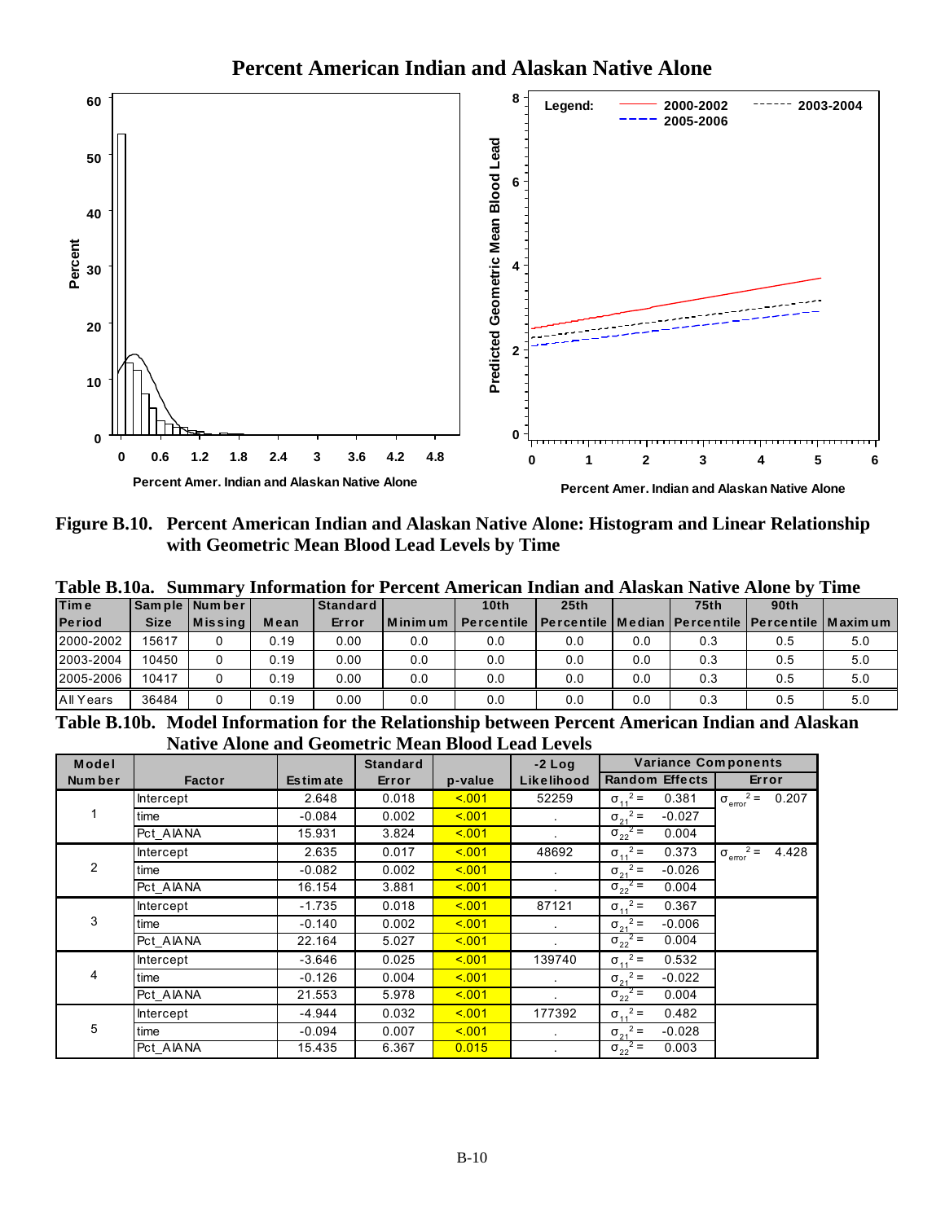## Percent American Indian and Alaskan Native Alone

**Figure B.10. Percent American Indian and Alaskan Native Alone: Histogram and Linear Relationship with Geometric Mean Blood Lead Levels by Time**

**Table B.10a. Summary Information for Percent American Indian and Alaskan Native Alone by Time**

| Time Period | Sample Size | Number Missing | Mean | Standard Error | Minimum | 10th Percentile | 25th Percentile | Median | 75th Percentile | 90th Percentile | Maximum |
|---|---|---|---|---|---|---|---|---|---|---|---|
| 2000-2002 | 15617 | 0 | 0.19 | 0.00 | 0.0 | 0.0 | 0.0 | 0.0 | 0.3 | 0.5 | 5.0 |
| 2003-2004 | 10450 | 0 | 0.19 | 0.00 | 0.0 | 0.0 | 0.0 | 0.0 | 0.3 | 0.5 | 5.0 |
| 2005-2006 | 10417 | 0 | 0.19 | 0.00 | 0.0 | 0.0 | 0.0 | 0.0 | 0.3 | 0.5 | 5.0 |
| All Years | 36484 | 0 | 0.19 | 0.00 | 0.0 | 0.0 | 0.0 | 0.0 | 0.3 | 0.5 | 5.0 |

**Table B.10b. Model Information for the Relationship between Percent American Indian and Alaskan Native Alone and Geometric Mean Blood Lead Levels**

| Model Number | Factor | Estimate | Standard Error | p-value | -2 Log Likelihood | Variance Components: Random Effects | Variance Components: Error |
|---|---|---|---|---|---|---|---|
| 1 | Intercept | 2.648 | 0.018 | <.001 | 52259 | $\sigma_{11}^2 =$ 0.381 | $\sigma_{error}^2 =$ 0.207 |
| | time | -0.084 | 0.002 | <.001 | . | $\sigma_{21}^2 =$ -0.027 | |
| | Pct_AIANA | 15.931 | 3.824 | <.001 | . | $\sigma_{22}^2 =$ 0.004 | |
| 2 | Intercept | 2.635 | 0.017 | <.001 | 48692 | $\sigma_{11}^2 =$ 0.373 | $\sigma_{error}^2 =$ 4.428 |
| | time | -0.082 | 0.002 | <.001 | . | $\sigma_{21}^2 =$ -0.026 | |
| | Pct_AIANA | 16.154 | 3.881 | <.001 | . | $\sigma_{22}^2 =$ 0.004 | |
| 3 | Intercept | -1.735 | 0.018 | <.001 | 87121 | $\sigma_{11}^2 =$ 0.367 | |
| | time | -0.140 | 0.002 | <.001 | . | $\sigma_{21}^2 =$ -0.006 | |
| | Pct_AIANA | 22.164 | 5.027 | <.001 | . | $\sigma_{22}^2 =$ 0.004 | |
| 4 | Intercept | -3.646 | 0.025 | <.001 | 139740 | $\sigma_{11}^2 =$ 0.532 | |
| | time | -0.126 | 0.004 | <.001 | . | $\sigma_{21}^2 =$ -0.022 | |
| | Pct_AIANA | 21.553 | 5.978 | <.001 | . | $\sigma_{22}^2 =$ 0.004 | |
| 5 | Intercept | -4.944 | 0.032 | <.001 | 177392 | $\sigma_{11}^2 =$ 0.482 | |
| | time | -0.094 | 0.007 | <.001 | . | $\sigma_{21}^2 =$ -0.028 | |
| | Pct_AIANA | 15.435 | 6.367 | 0.015 | . | $\sigma_{22}^2 =$ 0.003 | |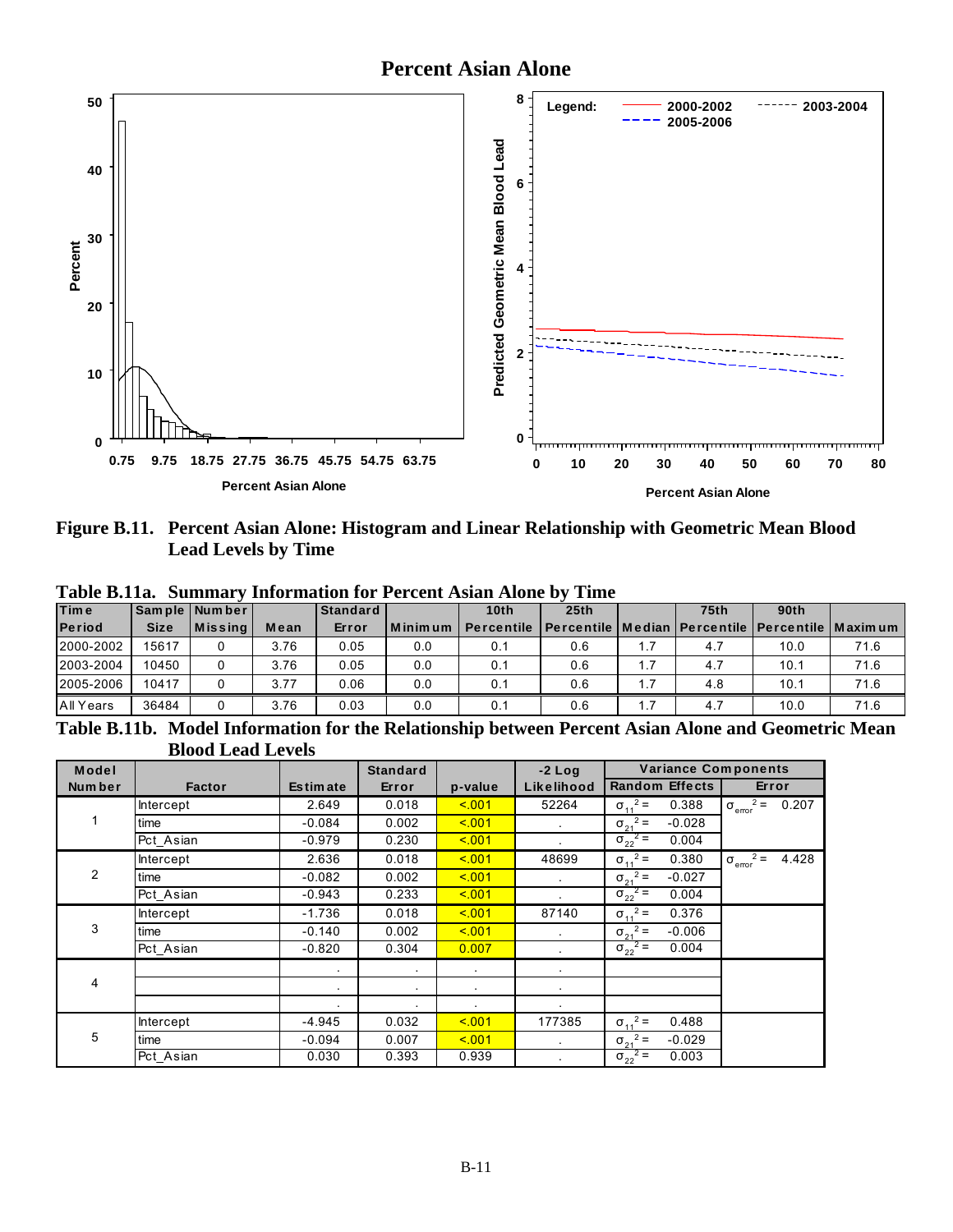# Percent Asian Alone

**Figure B.11. Percent Asian Alone: Histogram and Linear Relationship with Geometric Mean Blood Lead Levels by Time**

**Table B.11a. Summary Information for Percent Asian Alone by Time**

| Time Period | Sample Size | Number Missing | Mean | Standard Error | Minimum | 10th Percentile | 25th Percentile | Median | 75th Percentile | 90th Percentile | Maximum |
|---|---|---|---|---|---|---|---|---|---|---|---|
| 2000-2002 | 15617 | 0 | 3.76 | 0.05 | 0.0 | 0.1 | 0.6 | 1.7 | 4.7 | 10.0 | 71.6 |
| 2003-2004 | 10450 | 0 | 3.76 | 0.05 | 0.0 | 0.1 | 0.6 | 1.7 | 4.7 | 10.1 | 71.6 |
| 2005-2006 | 10417 | 0 | 3.77 | 0.06 | 0.0 | 0.1 | 0.6 | 1.7 | 4.8 | 10.1 | 71.6 |
| All Years | 36484 | 0 | 3.76 | 0.03 | 0.0 | 0.1 | 0.6 | 1.7 | 4.7 | 10.0 | 71.6 |

**Table B.11b. Model Information for the Relationship between Percent Asian Alone and Geometric Mean Blood Lead Levels**

| Model Number | Factor | Estimate | Standard Error | p-value | -2 Log Likelihood | Variance Components: Random Effects | Variance Components: Error |
|---|---|---|---|---|---|---|---|
| 1 | Intercept | 2.649 | 0.018 | <.001 | 52264 | $\sigma_{11}^2 =$ 0.388 | $\sigma_{error}^2 =$ 0.207 |
| | time | -0.084 | 0.002 | <.001 | . | $\sigma_{21}^2 =$ -0.028 | |
| | Pct_Asian | -0.979 | 0.230 | <.001 | . | $\sigma_{22}^2 =$ 0.004 | |
| 2 | Intercept | 2.636 | 0.018 | <.001 | 48699 | $\sigma_{11}^2 =$ 0.380 | $\sigma_{error}^2 =$ 4.428 |
| | time | -0.082 | 0.002 | <.001 | . | $\sigma_{21}^2 =$ -0.027 | |
| | Pct_Asian | -0.943 | 0.233 | <.001 | . | $\sigma_{22}^2 =$ 0.004 | |
| 3 | Intercept | -1.736 | 0.018 | <.001 | 87140 | $\sigma_{11}^2 =$ 0.376 | |
| | time | -0.140 | 0.002 | <.001 | . | $\sigma_{21}^2 =$ -0.006 | |
| | Pct_Asian | -0.820 | 0.304 | 0.007 | . | $\sigma_{22}^2 =$ 0.004 | |
| 4 | | . | . | . | . | | |
| | | . | . | . | . | | |
| | | . | . | . | . | | |
| 5 | Intercept | -4.945 | 0.032 | <.001 | 177385 | $\sigma_{11}^2 =$ 0.488 | |
| | time | -0.094 | 0.007 | <.001 | . | $\sigma_{21}^2 =$ -0.029 | |
| | Pct_Asian | 0.030 | 0.393 | 0.939 | . | $\sigma_{22}^2 =$ 0.003 | |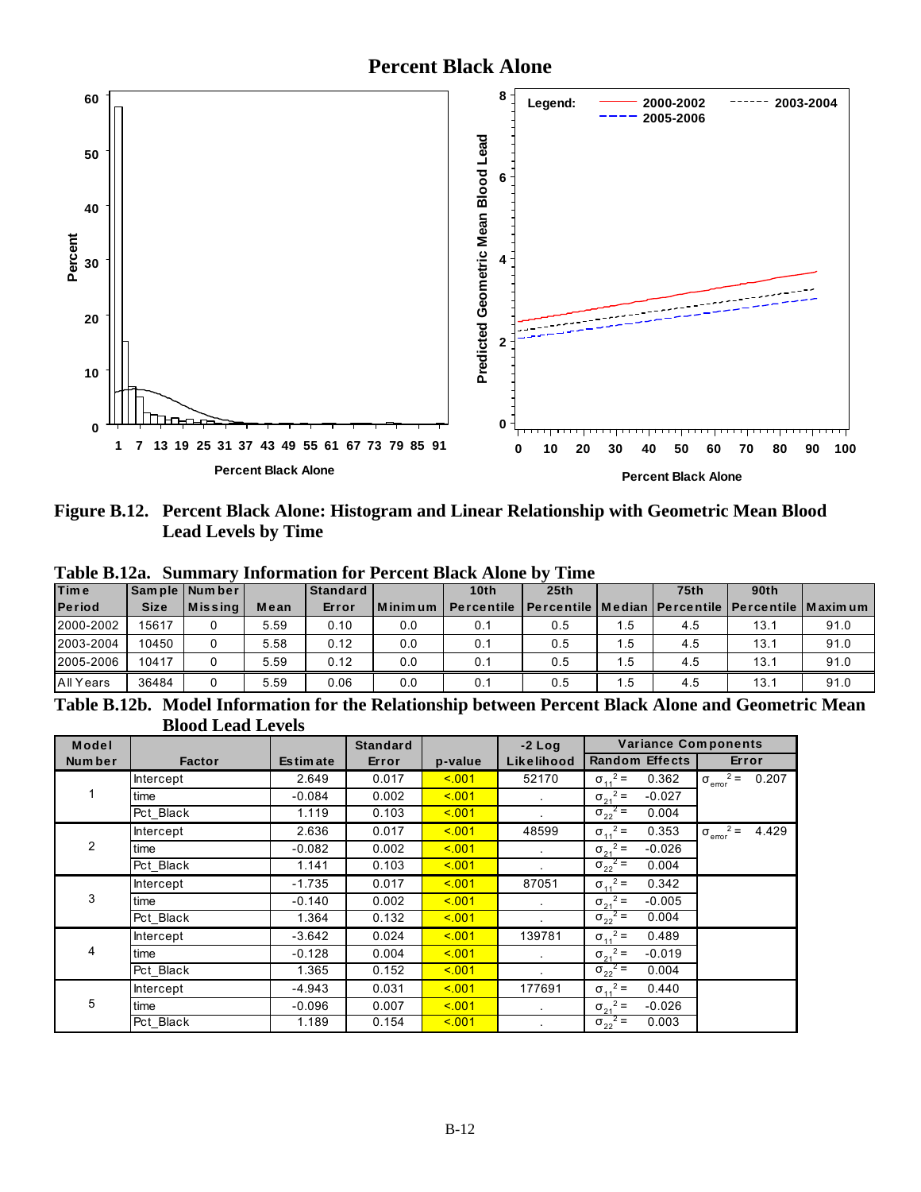# Percent Black Alone

**Figure B.12. Percent Black Alone: Histogram and Linear Relationship with Geometric Mean Blood Lead Levels by Time**

**Table B.12a. Summary Information for Percent Black Alone by Time**

| Time Period | Sample Size | Number Missing | Mean | Standard Error | Minimum | 10th Percentile | 25th Percentile | Median | 75th Percentile | 90th Percentile | Maximum |
|---|---|---|---|---|---|---|---|---|---|---|---|
| 2000-2002 | 15617 | 0 | 5.59 | 0.10 | 0.0 | 0.1 | 0.5 | 1.5 | 4.5 | 13.1 | 91.0 |
| 2003-2004 | 10450 | 0 | 5.58 | 0.12 | 0.0 | 0.1 | 0.5 | 1.5 | 4.5 | 13.1 | 91.0 |
| 2005-2006 | 10417 | 0 | 5.59 | 0.12 | 0.0 | 0.1 | 0.5 | 1.5 | 4.5 | 13.1 | 91.0 |
| All Years | 36484 | 0 | 5.59 | 0.06 | 0.0 | 0.1 | 0.5 | 1.5 | 4.5 | 13.1 | 91.0 |

**Table B.12b. Model Information for the Relationship between Percent Black Alone and Geometric Mean Blood Lead Levels**

| Model Number | Factor | Estimate | Standard Error | p-value | -2 Log Likelihood | Variance Components: Random Effects | Variance Components: Error |
|---|---|---|---|---|---|---|---|
| 1 | Intercept | 2.649 | 0.017 | <.001 | 52170 | $\sigma_{11}^2 =$ 0.362 | $\sigma_{error}^2 =$ 0.207 |
| | time | -0.084 | 0.002 | <.001 | . | $\sigma_{21}^2 =$ -0.027 | |
| | Pct_Black | 1.119 | 0.103 | <.001 | . | $\sigma_{22}^2 =$ 0.004 | |
| 2 | Intercept | 2.636 | 0.017 | <.001 | 48599 | $\sigma_{11}^2 =$ 0.353 | $\sigma_{error}^2 =$ 4.429 |
| | time | -0.082 | 0.002 | <.001 | . | $\sigma_{21}^2 =$ -0.026 | |
| | Pct_Black | 1.141 | 0.103 | <.001 | . | $\sigma_{22}^2 =$ 0.004 | |
| 3 | Intercept | -1.735 | 0.017 | <.001 | 87051 | $\sigma_{11}^2 =$ 0.342 | |
| | time | -0.140 | 0.002 | <.001 | . | $\sigma_{21}^2 =$ -0.005 | |
| | Pct_Black | 1.364 | 0.132 | <.001 | . | $\sigma_{22}^2 =$ 0.004 | |
| 4 | Intercept | -3.642 | 0.024 | <.001 | 139781 | $\sigma_{11}^2 =$ 0.489 | |
| | time | -0.128 | 0.004 | <.001 | . | $\sigma_{21}^2 =$ -0.019 | |
| | Pct_Black | 1.365 | 0.152 | <.001 | . | $\sigma_{22}^2 =$ 0.004 | |
| 5 | Intercept | -4.943 | 0.031 | <.001 | 177691 | $\sigma_{11}^2 =$ 0.440 | |
| | time | -0.096 | 0.007 | <.001 | . | $\sigma_{21}^2 =$ -0.026 | |
| | Pct_Black | 1.189 | 0.154 | <.001 | . | $\sigma_{22}^2 =$ 0.003 | |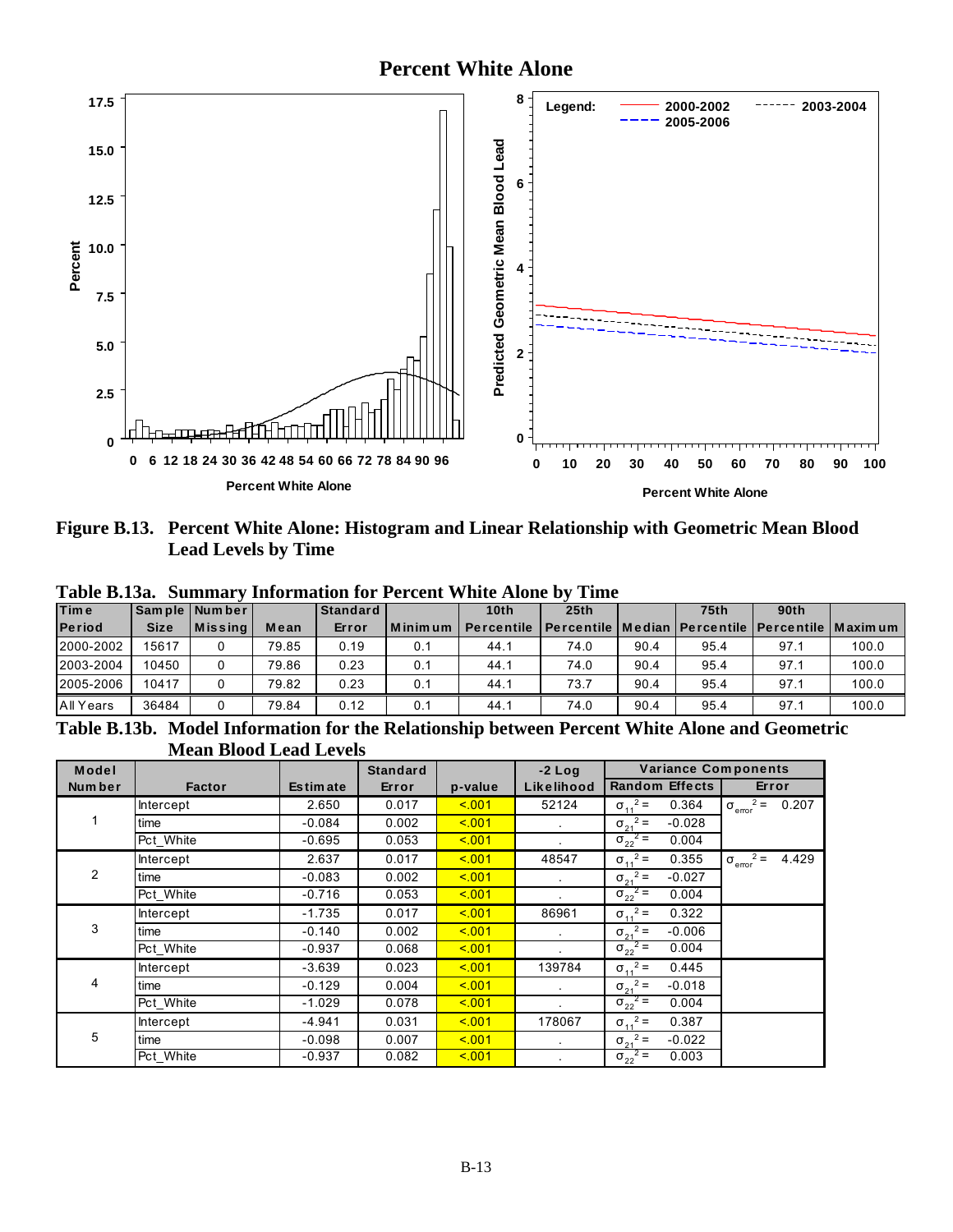## Percent White Alone

**Figure B.13. Percent White Alone: Histogram and Linear Relationship with Geometric Mean Blood Lead Levels by Time**

**Table B.13a. Summary Information for Percent White Alone by Time**

| Time Period | Sample Size | Number Missing | Mean | Standard Error | Minimum | 10th Percentile | 25th Percentile | Median | 75th Percentile | 90th Percentile | Maximum |
|---|---|---|---|---|---|---|---|---|---|---|---|
| 2000-2002 | 15617 | 0 | 79.85 | 0.19 | 0.1 | 44.1 | 74.0 | 90.4 | 95.4 | 97.1 | 100.0 |
| 2003-2004 | 10450 | 0 | 79.86 | 0.23 | 0.1 | 44.1 | 74.0 | 90.4 | 95.4 | 97.1 | 100.0 |
| 2005-2006 | 10417 | 0 | 79.82 | 0.23 | 0.1 | 44.1 | 73.7 | 90.4 | 95.4 | 97.1 | 100.0 |
| All Years | 36484 | 0 | 79.84 | 0.12 | 0.1 | 44.1 | 74.0 | 90.4 | 95.4 | 97.1 | 100.0 |

**Table B.13b. Model Information for the Relationship between Percent White Alone and Geometric Mean Blood Lead Levels**

| Model Number | Factor | Estimate | Standard Error | p-value | -2 Log Likelihood | Variance Components: Random Effects | Variance Components: Error |
|---|---|---|---|---|---|---|---|
| 1 | Intercept | 2.650 | 0.017 | <.001 | 52124 | $\sigma_{11}^2 =$ 0.364 | $\sigma_{error}^2 =$ 0.207 |
| | time | -0.084 | 0.002 | <.001 | . | $\sigma_{21}^2 =$ -0.028 | |
| | Pct_White | -0.695 | 0.053 | <.001 | . | $\sigma_{22}^2 =$ 0.004 | |
| 2 | Intercept | 2.637 | 0.017 | <.001 | 48547 | $\sigma_{11}^2 =$ 0.355 | $\sigma_{error}^2 =$ 4.429 |
| | time | -0.083 | 0.002 | <.001 | . | $\sigma_{21}^2 =$ -0.027 | |
| | Pct_White | -0.716 | 0.053 | <.001 | . | $\sigma_{22}^2 =$ 0.004 | |
| 3 | Intercept | -1.735 | 0.017 | <.001 | 86961 | $\sigma_{11}^2 =$ 0.322 | |
| | time | -0.140 | 0.002 | <.001 | . | $\sigma_{21}^2 =$ -0.006 | |
| | Pct_White | -0.937 | 0.068 | <.001 | . | $\sigma_{22}^2 =$ 0.004 | |
| 4 | Intercept | -3.639 | 0.023 | <.001 | 139784 | $\sigma_{11}^2 =$ 0.445 | |
| | time | -0.129 | 0.004 | <.001 | . | $\sigma_{21}^2 =$ -0.018 | |
| | Pct_White | -1.029 | 0.078 | <.001 | . | $\sigma_{22}^2 =$ 0.004 | |
| 5 | Intercept | -4.941 | 0.031 | <.001 | 178067 | $\sigma_{11}^2 =$ 0.387 | |
| | time | -0.098 | 0.007 | <.001 | . | $\sigma_{21}^2 =$ -0.022 | |
| | Pct_White | -0.937 | 0.082 | <.001 | . | $\sigma_{22}^2 =$ 0.003 | |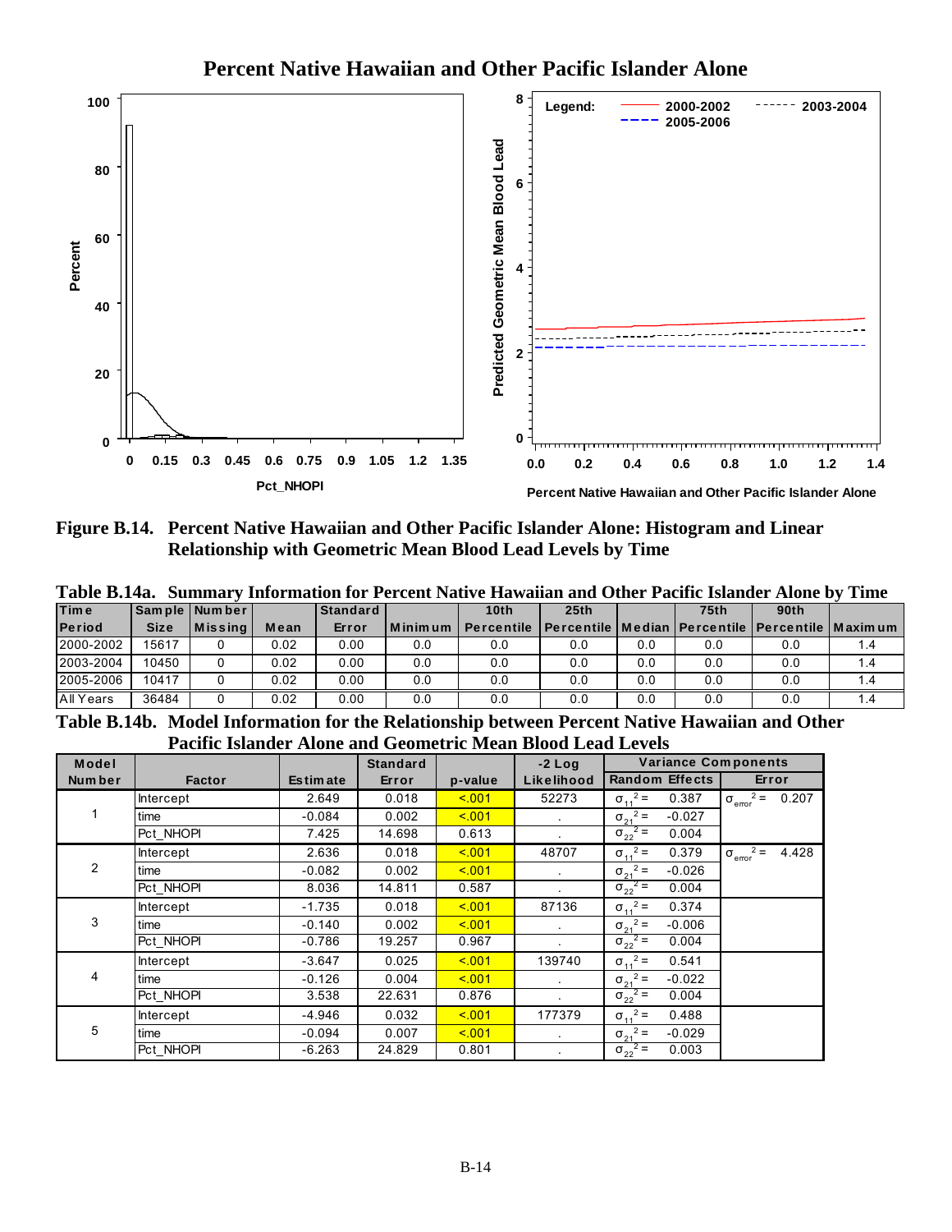## Percent Native Hawaiian and Other Pacific Islander Alone

**Figure B.14. Percent Native Hawaiian and Other Pacific Islander Alone: Histogram and Linear Relationship with Geometric Mean Blood Lead Levels by Time**

**Table B.14a. Summary Information for Percent Native Hawaiian and Other Pacific Islander Alone by Time**

| Time Period | Sample Size | Number Missing | Mean | Standard Error | Minimum | 10th Percentile | 25th Percentile | Median | 75th Percentile | 90th Percentile | Maximum |
|---|---|---|---|---|---|---|---|---|---|---|---|
| 2000-2002 | 15617 | 0 | 0.02 | 0.00 | 0.0 | 0.0 | 0.0 | 0.0 | 0.0 | 0.0 | 1.4 |
| 2003-2004 | 10450 | 0 | 0.02 | 0.00 | 0.0 | 0.0 | 0.0 | 0.0 | 0.0 | 0.0 | 1.4 |
| 2005-2006 | 10417 | 0 | 0.02 | 0.00 | 0.0 | 0.0 | 0.0 | 0.0 | 0.0 | 0.0 | 1.4 |
| All Years | 36484 | 0 | 0.02 | 0.00 | 0.0 | 0.0 | 0.0 | 0.0 | 0.0 | 0.0 | 1.4 |

**Table B.14b. Model Information for the Relationship between Percent Native Hawaiian and Other Pacific Islander Alone and Geometric Mean Blood Lead Levels**

| Model Number | Factor | Estimate | Standard Error | p-value | -2 Log Likelihood | Variance Components: Random Effects | Variance Components: Error |
|---|---|---|---|---|---|---|---|
| 1 | Intercept | 2.649 | 0.018 | <.001 | 52273 | $\sigma_{11}^2 =$ 0.387 | $\sigma_{error}^2 =$ 0.207 |
| | time | -0.084 | 0.002 | <.001 | . | $\sigma_{21}^2 =$ -0.027 | |
| | Pct_NHOPI | 7.425 | 14.698 | 0.613 | . | $\sigma_{22}^2 =$ 0.004 | |
| 2 | Intercept | 2.636 | 0.018 | <.001 | 48707 | $\sigma_{11}^2 =$ 0.379 | $\sigma_{error}^2 =$ 4.428 |
| | time | -0.082 | 0.002 | <.001 | . | $\sigma_{21}^2 =$ -0.026 | |
| | Pct_NHOPI | 8.036 | 14.811 | 0.587 | . | $\sigma_{22}^2 =$ 0.004 | |
| 3 | Intercept | -1.735 | 0.018 | <.001 | 87136 | $\sigma_{11}^2 =$ 0.374 | |
| | time | -0.140 | 0.002 | <.001 | . | $\sigma_{21}^2 =$ -0.006 | |
| | Pct_NHOPI | -0.786 | 19.257 | 0.967 | . | $\sigma_{22}^2 =$ 0.004 | |
| 4 | Intercept | -3.647 | 0.025 | <.001 | 139740 | $\sigma_{11}^2 =$ 0.541 | |
| | time | -0.126 | 0.004 | <.001 | . | $\sigma_{21}^2 =$ -0.022 | |
| | Pct_NHOPI | 3.538 | 22.631 | 0.876 | . | $\sigma_{22}^2 =$ 0.004 | |
| 5 | Intercept | -4.946 | 0.032 | <.001 | 177379 | $\sigma_{11}^2 =$ 0.488 | |
| | time | -0.094 | 0.007 | <.001 | . | $\sigma_{21}^2 =$ -0.029 | |
| | Pct_NHOPI | -6.263 | 24.829 | 0.801 | . | $\sigma_{22}^2 =$ 0.003 | |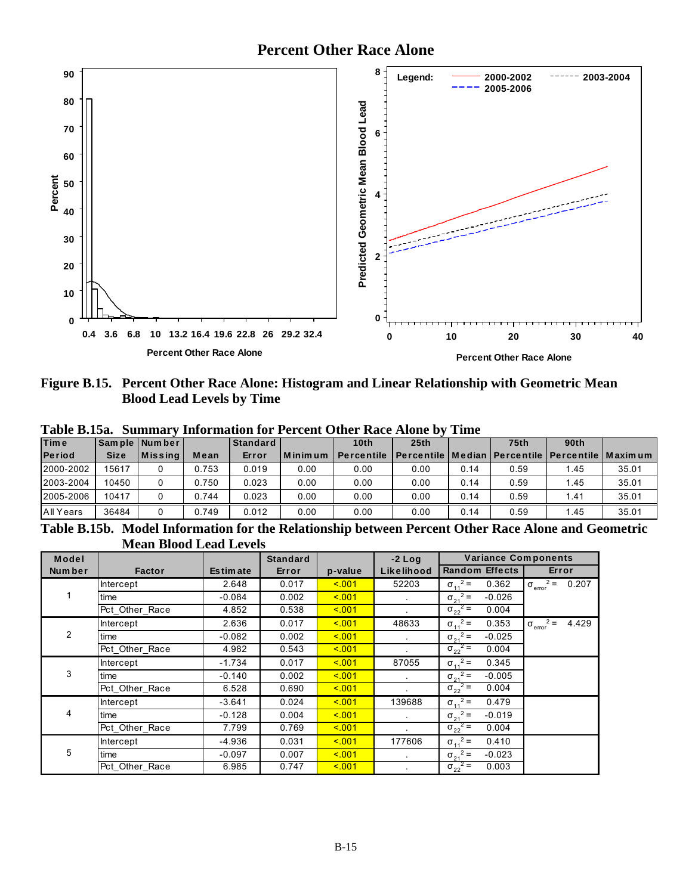# Percent Other Race Alone

**Figure B.15. Percent Other Race Alone: Histogram and Linear Relationship with Geometric Mean Blood Lead Levels by Time**

**Table B.15a. Summary Information for Percent Other Race Alone by Time**

| Time Period | Sample Size | Number Missing | Mean | Standard Error | Minimum | 10th Percentile | 25th Percentile | Median | 75th Percentile | 90th Percentile | Maximum |
|---|---|---|---|---|---|---|---|---|---|---|---|
| 2000-2002 | 15617 | 0 | 0.753 | 0.019 | 0.00 | 0.00 | 0.00 | 0.14 | 0.59 | 1.45 | 35.01 |
| 2003-2004 | 10450 | 0 | 0.750 | 0.023 | 0.00 | 0.00 | 0.00 | 0.14 | 0.59 | 1.45 | 35.01 |
| 2005-2006 | 10417 | 0 | 0.744 | 0.023 | 0.00 | 0.00 | 0.00 | 0.14 | 0.59 | 1.41 | 35.01 |
| All Years | 36484 | 0 | 0.749 | 0.012 | 0.00 | 0.00 | 0.00 | 0.14 | 0.59 | 1.45 | 35.01 |

**Table B.15b. Model Information for the Relationship between Percent Other Race Alone and Geometric Mean Blood Lead Levels**

| Model Number | Factor | Estimate | Standard Error | p-value | -2 Log Likelihood | Variance Components: Random Effects | Variance Components: Error |
|---|---|---|---|---|---|---|---|
| 1 | Intercept | 2.648 | 0.017 | <.001 | 52203 | $\sigma_{11}^2 =$ 0.362 | $\sigma_{error}^2 =$ 0.207 |
| | time | -0.084 | 0.002 | <.001 | . | $\sigma_{21}^2 =$ -0.026 | |
| | Pct_Other_Race | 4.852 | 0.538 | <.001 | . | $\sigma_{22}^2 =$ 0.004 | |
| 2 | Intercept | 2.636 | 0.017 | <.001 | 48633 | $\sigma_{11}^2 =$ 0.353 | $\sigma_{error}^2 =$ 4.429 |
| | time | -0.082 | 0.002 | <.001 | . | $\sigma_{21}^2 =$ -0.025 | |
| | Pct_Other_Race | 4.982 | 0.543 | <.001 | . | $\sigma_{22}^2 =$ 0.004 | |
| 3 | Intercept | -1.734 | 0.017 | <.001 | 87055 | $\sigma_{11}^2 =$ 0.345 | |
| | time | -0.140 | 0.002 | <.001 | . | $\sigma_{21}^2 =$ -0.005 | |
| | Pct_Other_Race | 6.528 | 0.690 | <.001 | . | $\sigma_{22}^2 =$ 0.004 | |
| 4 | Intercept | -3.641 | 0.024 | <.001 | 139688 | $\sigma_{11}^2 =$ 0.479 | |
| | time | -0.128 | 0.004 | <.001 | . | $\sigma_{21}^2 =$ -0.019 | |
| | Pct_Other_Race | 7.799 | 0.769 | <.001 | . | $\sigma_{22}^2 =$ 0.004 | |
| 5 | Intercept | -4.936 | 0.031 | <.001 | 177606 | $\sigma_{11}^2 =$ 0.410 | |
| | time | -0.097 | 0.007 | <.001 | . | $\sigma_{21}^2 =$ -0.023 | |
| | Pct_Other_Race | 6.985 | 0.747 | <.001 | . | $\sigma_{22}^2 =$ 0.003 | |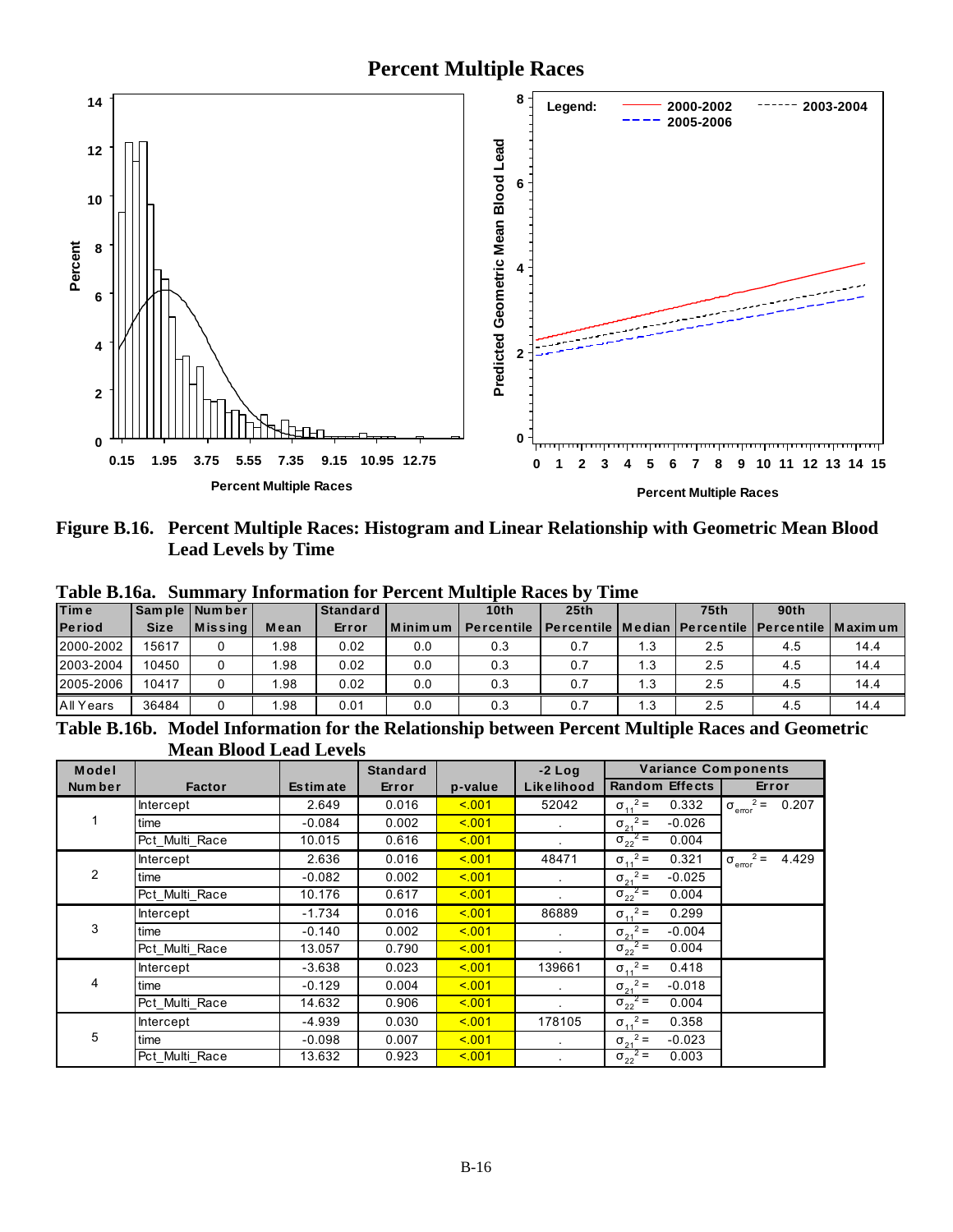# Percent Multiple Races

**Figure B.16. Percent Multiple Races: Histogram and Linear Relationship with Geometric Mean Blood Lead Levels by Time**

**Table B.16a. Summary Information for Percent Multiple Races by Time**

| Time Period | Sample Size | Number Missing | Mean | Standard Error | Minimum | 10th Percentile | 25th Percentile | Median | 75th Percentile | 90th Percentile | Maximum |
|---|---|---|---|---|---|---|---|---|---|---|---|
| 2000-2002 | 15617 | 0 | 1.98 | 0.02 | 0.0 | 0.3 | 0.7 | 1.3 | 2.5 | 4.5 | 14.4 |
| 2003-2004 | 10450 | 0 | 1.98 | 0.02 | 0.0 | 0.3 | 0.7 | 1.3 | 2.5 | 4.5 | 14.4 |
| 2005-2006 | 10417 | 0 | 1.98 | 0.02 | 0.0 | 0.3 | 0.7 | 1.3 | 2.5 | 4.5 | 14.4 |
| All Years | 36484 | 0 | 1.98 | 0.01 | 0.0 | 0.3 | 0.7 | 1.3 | 2.5 | 4.5 | 14.4 |

**Table B.16b. Model Information for the Relationship between Percent Multiple Races and Geometric Mean Blood Lead Levels**

| Model Number | Factor | Estimate | Standard Error | p-value | -2 Log Likelihood | Variance Components: Random Effects | Variance Components: Error |
|---|---|---|---|---|---|---|---|
| 1 | Intercept | 2.649 | 0.016 | <.001 | 52042 | $\sigma_{11}^2 =$ 0.332 | $\sigma_{error}^2 =$ 0.207 |
| | time | -0.084 | 0.002 | <.001 | . | $\sigma_{21}^2 =$ -0.026 | |
| | Pct_Multi_Race | 10.015 | 0.616 | <.001 | . | $\sigma_{22}^2 =$ 0.004 | |
| 2 | Intercept | 2.636 | 0.016 | <.001 | 48471 | $\sigma_{11}^2 =$ 0.321 | $\sigma_{error}^2 =$ 4.429 |
| | time | -0.082 | 0.002 | <.001 | . | $\sigma_{21}^2 =$ -0.025 | |
| | Pct_Multi_Race | 10.176 | 0.617 | <.001 | . | $\sigma_{22}^2 =$ 0.004 | |
| 3 | Intercept | -1.734 | 0.016 | <.001 | 86889 | $\sigma_{11}^2 =$ 0.299 | |
| | time | -0.140 | 0.002 | <.001 | . | $\sigma_{21}^2 =$ -0.004 | |
| | Pct_Multi_Race | 13.057 | 0.790 | <.001 | . | $\sigma_{22}^2 =$ 0.004 | |
| 4 | Intercept | -3.638 | 0.023 | <.001 | 139661 | $\sigma_{11}^2 =$ 0.418 | |
| | time | -0.129 | 0.004 | <.001 | . | $\sigma_{21}^2 =$ -0.018 | |
| | Pct_Multi_Race | 14.632 | 0.906 | <.001 | . | $\sigma_{22}^2 =$ 0.004 | |
| 5 | Intercept | -4.939 | 0.030 | <.001 | 178105 | $\sigma_{11}^2 =$ 0.358 | |
| | time | -0.098 | 0.007 | <.001 | . | $\sigma_{21}^2 =$ -0.023 | |
| | Pct_Multi_Race | 13.632 | 0.923 | <.001 | . | $\sigma_{22}^2 =$ 0.003 | |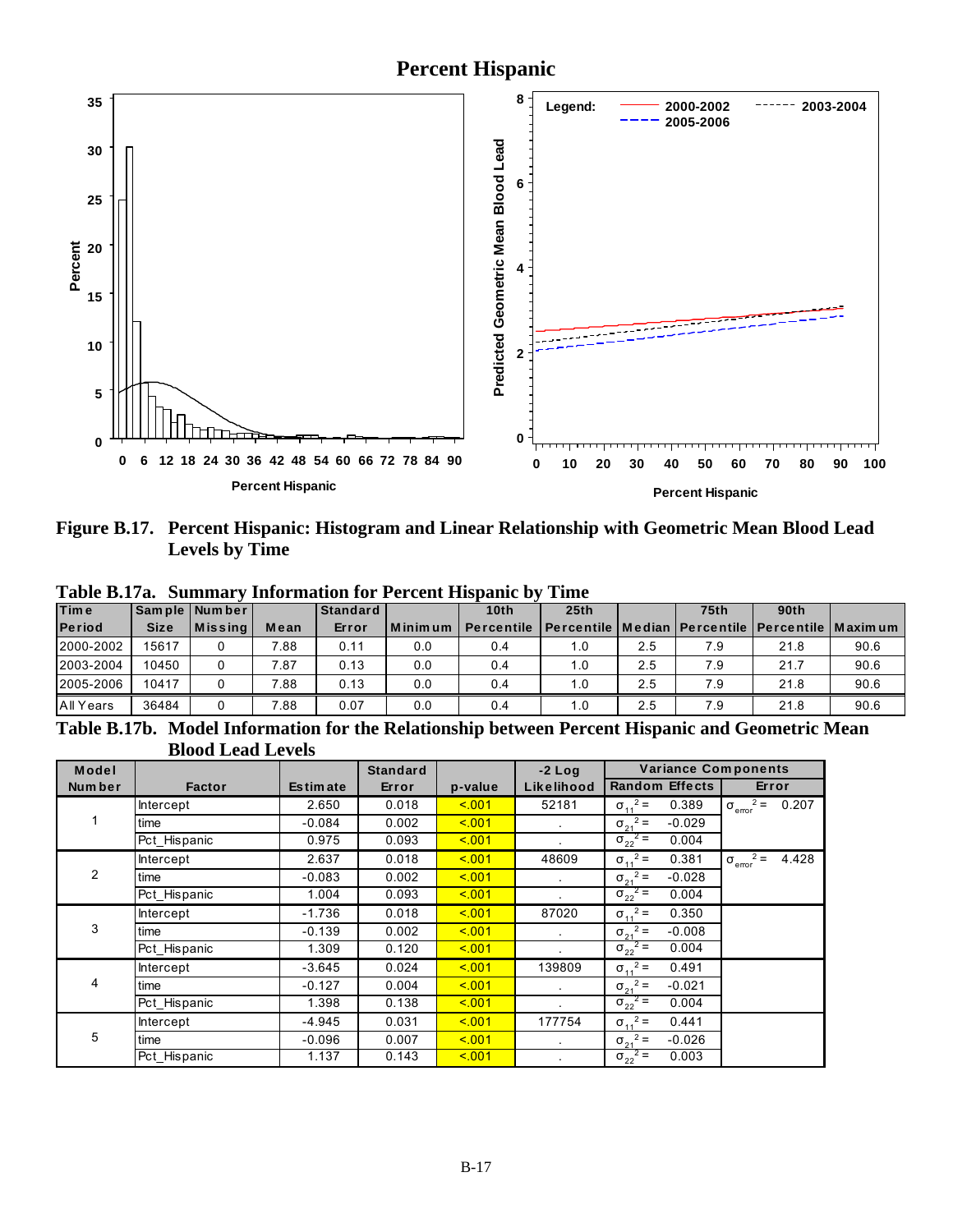# Percent Hispanic

**Figure B.17. Percent Hispanic: Histogram and Linear Relationship with Geometric Mean Blood Lead Levels by Time**

**Table B.17a. Summary Information for Percent Hispanic by Time**

| Time Period | Sample Size | Number Missing | Mean | Standard Error | Minimum | 10th Percentile | 25th Percentile | Median | 75th Percentile | 90th Percentile | Maximum |
|---|---|---|---|---|---|---|---|---|---|---|---|
| 2000-2002 | 15617 | 0 | 7.88 | 0.11 | 0.0 | 0.4 | 1.0 | 2.5 | 7.9 | 21.8 | 90.6 |
| 2003-2004 | 10450 | 0 | 7.87 | 0.13 | 0.0 | 0.4 | 1.0 | 2.5 | 7.9 | 21.7 | 90.6 |
| 2005-2006 | 10417 | 0 | 7.88 | 0.13 | 0.0 | 0.4 | 1.0 | 2.5 | 7.9 | 21.8 | 90.6 |
| All Years | 36484 | 0 | 7.88 | 0.07 | 0.0 | 0.4 | 1.0 | 2.5 | 7.9 | 21.8 | 90.6 |

**Table B.17b. Model Information for the Relationship between Percent Hispanic and Geometric Mean Blood Lead Levels**

| Model Number | Factor | Estimate | Standard Error | p-value | -2 Log Likelihood | Variance Components: Random Effects | | Variance Components: Error |
|---|---|---|---|---|---|---|---|---|
| 1 | Intercept | 2.650 | 0.018 | <.001 | 52181 | $\sigma_{11}^2 =$ | 0.389 | $\sigma_{error}^2 =$ 0.207 |
| | time | -0.084 | 0.002 | <.001 | . | $\sigma_{21}^2 =$ | -0.029 | |
| | Pct_Hispanic | 0.975 | 0.093 | <.001 | . | $\sigma_{22}^2 =$ | 0.004 | |
| 2 | Intercept | 2.637 | 0.018 | <.001 | 48609 | $\sigma_{11}^2 =$ | 0.381 | $\sigma_{error}^2 =$ 4.428 |
| | time | -0.083 | 0.002 | <.001 | . | $\sigma_{21}^2 =$ | -0.028 | |
| | Pct_Hispanic | 1.004 | 0.093 | <.001 | . | $\sigma_{22}^2 =$ | 0.004 | |
| 3 | Intercept | -1.736 | 0.018 | <.001 | 87020 | $\sigma_{11}^2 =$ | 0.350 | |
| | time | -0.139 | 0.002 | <.001 | . | $\sigma_{21}^2 =$ | -0.008 | |
| | Pct_Hispanic | 1.309 | 0.120 | <.001 | . | $\sigma_{22}^2 =$ | 0.004 | |
| 4 | Intercept | -3.645 | 0.024 | <.001 | 139809 | $\sigma_{11}^2 =$ | 0.491 | |
| | time | -0.127 | 0.004 | <.001 | . | $\sigma_{21}^2 =$ | -0.021 | |
| | Pct_Hispanic | 1.398 | 0.138 | <.001 | . | $\sigma_{22}^2 =$ | 0.004 | |
| 5 | Intercept | -4.945 | 0.031 | <.001 | 177754 | $\sigma_{11}^2 =$ | 0.441 | |
| | time | -0.096 | 0.007 | <.001 | . | $\sigma_{21}^2 =$ | -0.026 | |
| | Pct_Hispanic | 1.137 | 0.143 | <.001 | . | $\sigma_{22}^2 =$ | 0.003 | |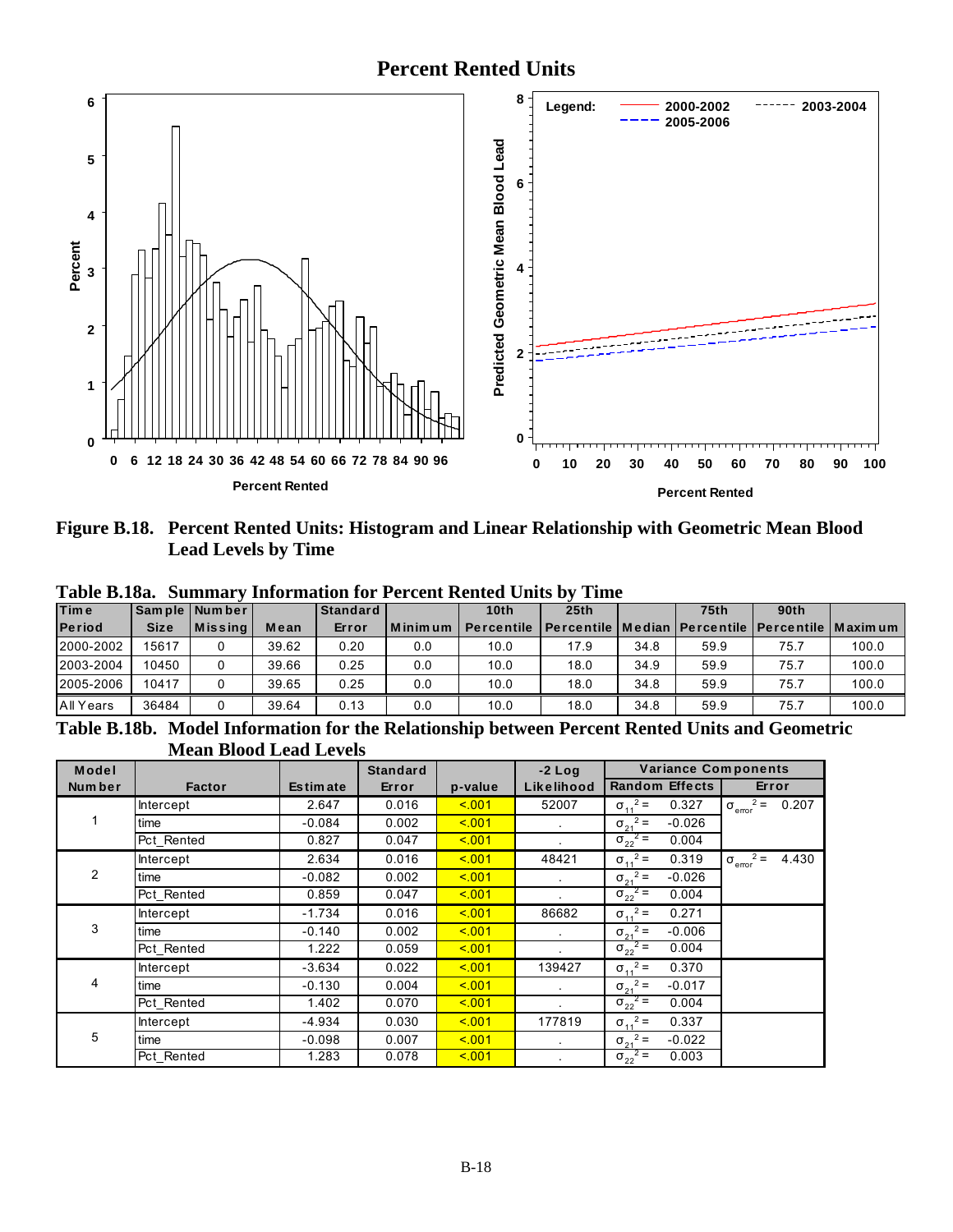# Percent Rented Units

**Figure B.18. Percent Rented Units: Histogram and Linear Relationship with Geometric Mean Blood Lead Levels by Time**

**Table B.18a. Summary Information for Percent Rented Units by Time**

| Time Period | Sample Size | Number Missing | Mean | Standard Error | Minimum | 10th Percentile | 25th Percentile | Median | 75th Percentile | 90th Percentile | Maximum |
|---|---|---|---|---|---|---|---|---|---|---|---|
| 2000-2002 | 15617 | 0 | 39.62 | 0.20 | 0.0 | 10.0 | 17.9 | 34.8 | 59.9 | 75.7 | 100.0 |
| 2003-2004 | 10450 | 0 | 39.66 | 0.25 | 0.0 | 10.0 | 18.0 | 34.9 | 59.9 | 75.7 | 100.0 |
| 2005-2006 | 10417 | 0 | 39.65 | 0.25 | 0.0 | 10.0 | 18.0 | 34.8 | 59.9 | 75.7 | 100.0 |
| All Years | 36484 | 0 | 39.64 | 0.13 | 0.0 | 10.0 | 18.0 | 34.8 | 59.9 | 75.7 | 100.0 |

**Table B.18b. Model Information for the Relationship between Percent Rented Units and Geometric Mean Blood Lead Levels**

| Model Number | Factor | Estimate | Standard Error | p-value | -2 Log Likelihood | Variance Components: Random Effects | | Variance Components: Error |
|---|---|---|---|---|---|---|---|---|
| 1 | Intercept | 2.647 | 0.016 | <.001 | 52007 | $\sigma_{11}^2 =$ | 0.327 | $\sigma_{error}^2 =$ 0.207 |
| | time | -0.084 | 0.002 | <.001 | . | $\sigma_{21}^2 =$ | -0.026 | |
| | Pct_Rented | 0.827 | 0.047 | <.001 | . | $\sigma_{22}^2 =$ | 0.004 | |
| 2 | Intercept | 2.634 | 0.016 | <.001 | 48421 | $\sigma_{11}^2 =$ | 0.319 | $\sigma_{error}^2 =$ 4.430 |
| | time | -0.082 | 0.002 | <.001 | . | $\sigma_{21}^2 =$ | -0.026 | |
| | Pct_Rented | 0.859 | 0.047 | <.001 | . | $\sigma_{22}^2 =$ | 0.004 | |
| 3 | Intercept | -1.734 | 0.016 | <.001 | 86682 | $\sigma_{11}^2 =$ | 0.271 | |
| | time | -0.140 | 0.002 | <.001 | . | $\sigma_{21}^2 =$ | -0.006 | |
| | Pct_Rented | 1.222 | 0.059 | <.001 | . | $\sigma_{22}^2 =$ | 0.004 | |
| 4 | Intercept | -3.634 | 0.022 | <.001 | 139427 | $\sigma_{11}^2 =$ | 0.370 | |
| | time | -0.130 | 0.004 | <.001 | . | $\sigma_{21}^2 =$ | -0.017 | |
| | Pct_Rented | 1.402 | 0.070 | <.001 | . | $\sigma_{22}^2 =$ | 0.004 | |
| 5 | Intercept | -4.934 | 0.030 | <.001 | 177819 | $\sigma_{11}^2 =$ | 0.337 | |
| | time | -0.098 | 0.007 | <.001 | . | $\sigma_{21}^2 =$ | -0.022 | |
| | Pct_Rented | 1.283 | 0.078 | <.001 | . | $\sigma_{22}^2 =$ | 0.003 | |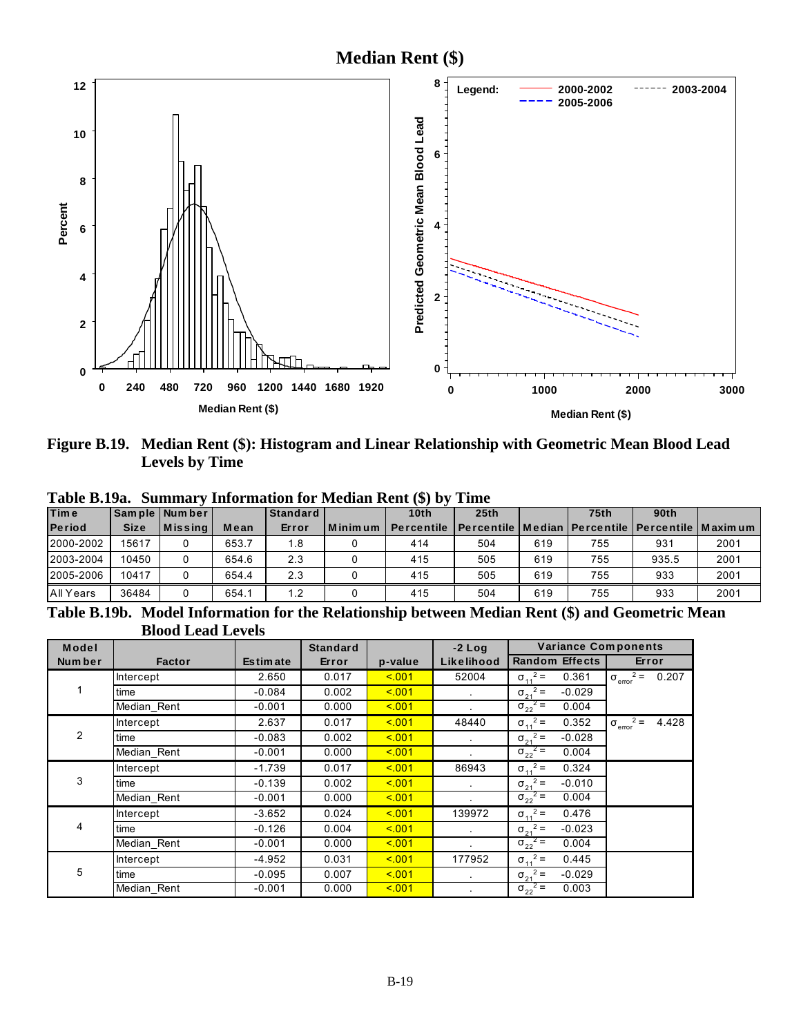**Median Rent ($)**

**Figure B.19. Median Rent ($): Histogram and Linear Relationship with Geometric Mean Blood Lead Levels by Time**

**Table B.19a. Summary Information for Median Rent ($) by Time**

| Time Period | Sample Size | Number Missing | Mean | Standard Error | Minimum | 10th Percentile | 25th Percentile | Median | 75th Percentile | 90th Percentile | Maximum |
|---|---|---|---|---|---|---|---|---|---|---|---|
| 2000-2002 | 15617 | 0 | 653.7 | 1.8 | 0 | 414 | 504 | 619 | 755 | 931 | 2001 |
| 2003-2004 | 10450 | 0 | 654.6 | 2.3 | 0 | 415 | 505 | 619 | 755 | 935.5 | 2001 |
| 2005-2006 | 10417 | 0 | 654.4 | 2.3 | 0 | 415 | 505 | 619 | 755 | 933 | 2001 |
| All Years | 36484 | 0 | 654.1 | 1.2 | 0 | 415 | 504 | 619 | 755 | 933 | 2001 |

**Table B.19b. Model Information for the Relationship between Median Rent ($) and Geometric Mean Blood Lead Levels**

| Model Number | Factor | Estimate | Standard Error | p-value | -2 Log Likelihood | Variance Components: Random Effects | Variance Components: Error |
|---|---|---|---|---|---|---|---|
| 1 | Intercept | 2.650 | 0.017 | <.001 | 52004 | $\sigma_{11}^2 =$ 0.361 | $\sigma_{error}^2 =$ 0.207 |
| | time | -0.084 | 0.002 | <.001 | . | $\sigma_{21}^2 =$ -0.029 | |
| | Median_Rent | -0.001 | 0.000 | <.001 | . | $\sigma_{22}^2 =$ 0.004 | |
| 2 | Intercept | 2.637 | 0.017 | <.001 | 48440 | $\sigma_{11}^2 =$ 0.352 | $\sigma_{error}^2 =$ 4.428 |
| | time | -0.083 | 0.002 | <.001 | . | $\sigma_{21}^2 =$ -0.028 | |
| | Median_Rent | -0.001 | 0.000 | <.001 | . | $\sigma_{22}^2 =$ 0.004 | |
| 3 | Intercept | -1.739 | 0.017 | <.001 | 86943 | $\sigma_{11}^2 =$ 0.324 | |
| | time | -0.139 | 0.002 | <.001 | . | $\sigma_{21}^2 =$ -0.010 | |
| | Median_Rent | -0.001 | 0.000 | <.001 | . | $\sigma_{22}^2 =$ 0.004 | |
| 4 | Intercept | -3.652 | 0.024 | <.001 | 139972 | $\sigma_{11}^2 =$ 0.476 | |
| | time | -0.126 | 0.004 | <.001 | . | $\sigma_{21}^2 =$ -0.023 | |
| | Median_Rent | -0.001 | 0.000 | <.001 | . | $\sigma_{22}^2 =$ 0.004 | |
| 5 | Intercept | -4.952 | 0.031 | <.001 | 177952 | $\sigma_{11}^2 =$ 0.445 | |
| | time | -0.095 | 0.007 | <.001 | . | $\sigma_{21}^2 =$ -0.029 | |
| | Median_Rent | -0.001 | 0.000 | <.001 | . | $\sigma_{22}^2 =$ 0.003 | |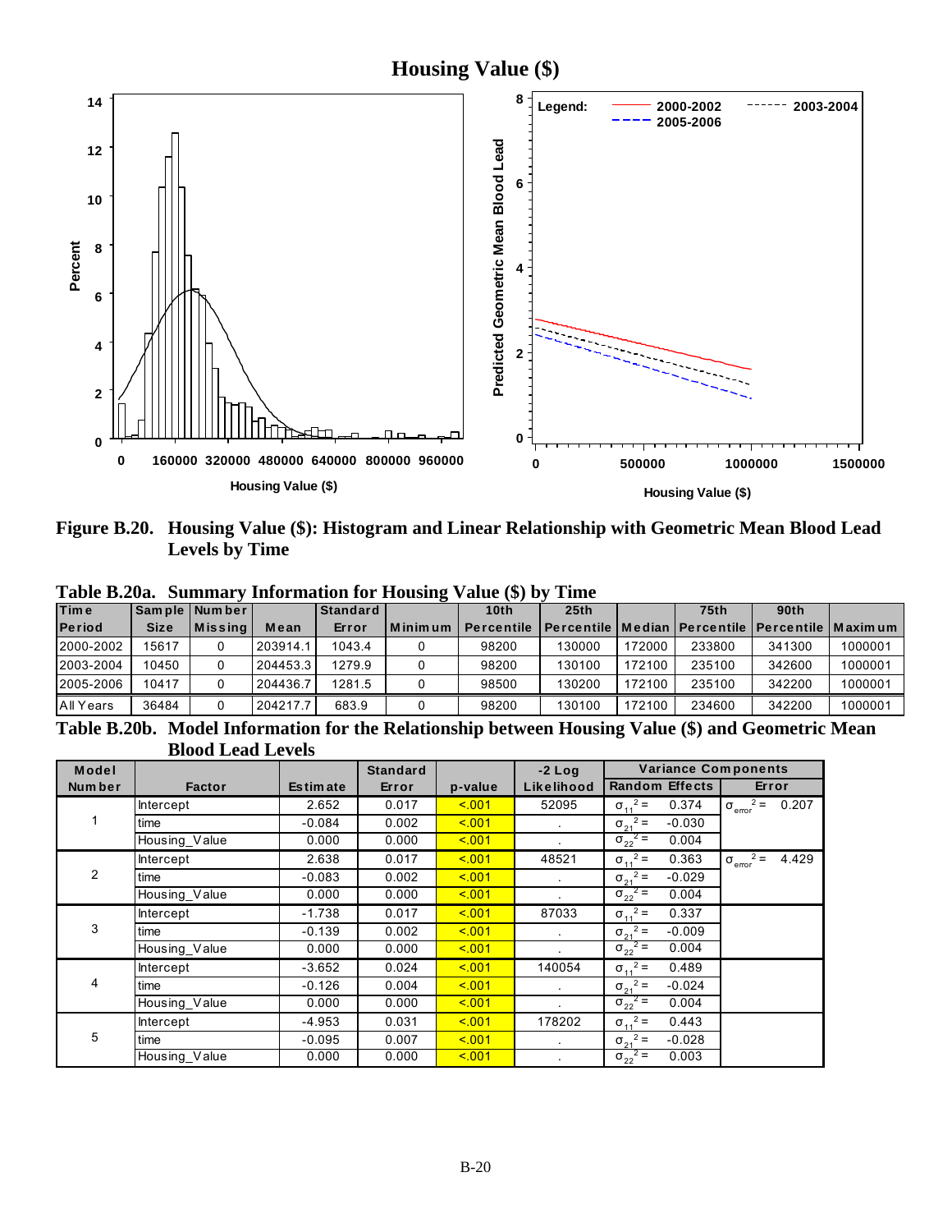Figure B.20. Housing Value ($): Histogram and Linear Relationship with Geometric Mean Blood Lead Levels by Time

**Table B.20a. Summary Information for Housing Value ($) by Time**

| Time Period | Sample Size | Number Missing | Mean | Standard Error | Minimum | 10th Percentile | 25th Percentile | Median | 75th Percentile | 90th Percentile | Maximum |
|---|---|---|---|---|---|---|---|---|---|---|---|
| 2000-2002 | 15617 | 0 | 203914.1 | 1043.4 | 0 | 98200 | 130000 | 172000 | 233800 | 341300 | 1000001 |
| 2003-2004 | 10450 | 0 | 204453.3 | 1279.9 | 0 | 98200 | 130100 | 172100 | 235100 | 342600 | 1000001 |
| 2005-2006 | 10417 | 0 | 204436.7 | 1281.5 | 0 | 98500 | 130200 | 172100 | 235100 | 342200 | 1000001 |
| All Years | 36484 | 0 | 204217.7 | 683.9 | 0 | 98200 | 130100 | 172100 | 234600 | 342200 | 1000001 |

**Table B.20b. Model Information for the Relationship between Housing Value ($) and Geometric Mean Blood Lead Levels**

| Model Number | Factor | Estimate | Standard Error | p-value | -2 Log Likelihood | Variance Components: Random Effects | Variance Components: Error |
|---|---|---|---|---|---|---|---|
| 1 | Intercept | 2.652 | 0.017 | <.001 | 52095 | $\sigma_{11}^2 =$ 0.374 | $\sigma_{error}^2 =$ 0.207 |
| | time | -0.084 | 0.002 | <.001 | . | $\sigma_{21}^2 =$ -0.030 | |
| | Housing_Value | 0.000 | 0.000 | <.001 | . | $\sigma_{22}^2 =$ 0.004 | |
| 2 | Intercept | 2.638 | 0.017 | <.001 | 48521 | $\sigma_{11}^2 =$ 0.363 | $\sigma_{error}^2 =$ 4.429 |
| | time | -0.083 | 0.002 | <.001 | . | $\sigma_{21}^2 =$ -0.029 | |
| | Housing_Value | 0.000 | 0.000 | <.001 | . | $\sigma_{22}^2 =$ 0.004 | |
| 3 | Intercept | -1.738 | 0.017 | <.001 | 87033 | $\sigma_{11}^2 =$ 0.337 | |
| | time | -0.139 | 0.002 | <.001 | . | $\sigma_{21}^2 =$ -0.009 | |
| | Housing_Value | 0.000 | 0.000 | <.001 | . | $\sigma_{22}^2 =$ 0.004 | |
| 4 | Intercept | -3.652 | 0.024 | <.001 | 140054 | $\sigma_{11}^2 =$ 0.489 | |
| | time | -0.126 | 0.004 | <.001 | . | $\sigma_{21}^2 =$ -0.024 | |
| | Housing_Value | 0.000 | 0.000 | <.001 | . | $\sigma_{22}^2 =$ 0.004 | |
| 5 | Intercept | -4.953 | 0.031 | <.001 | 178202 | $\sigma_{11}^2 =$ 0.443 | |
| | time | -0.095 | 0.007 | <.001 | . | $\sigma_{21}^2 =$ -0.028 | |
| | Housing_Value | 0.000 | 0.000 | <.001 | . | $\sigma_{22}^2 =$ 0.003 | |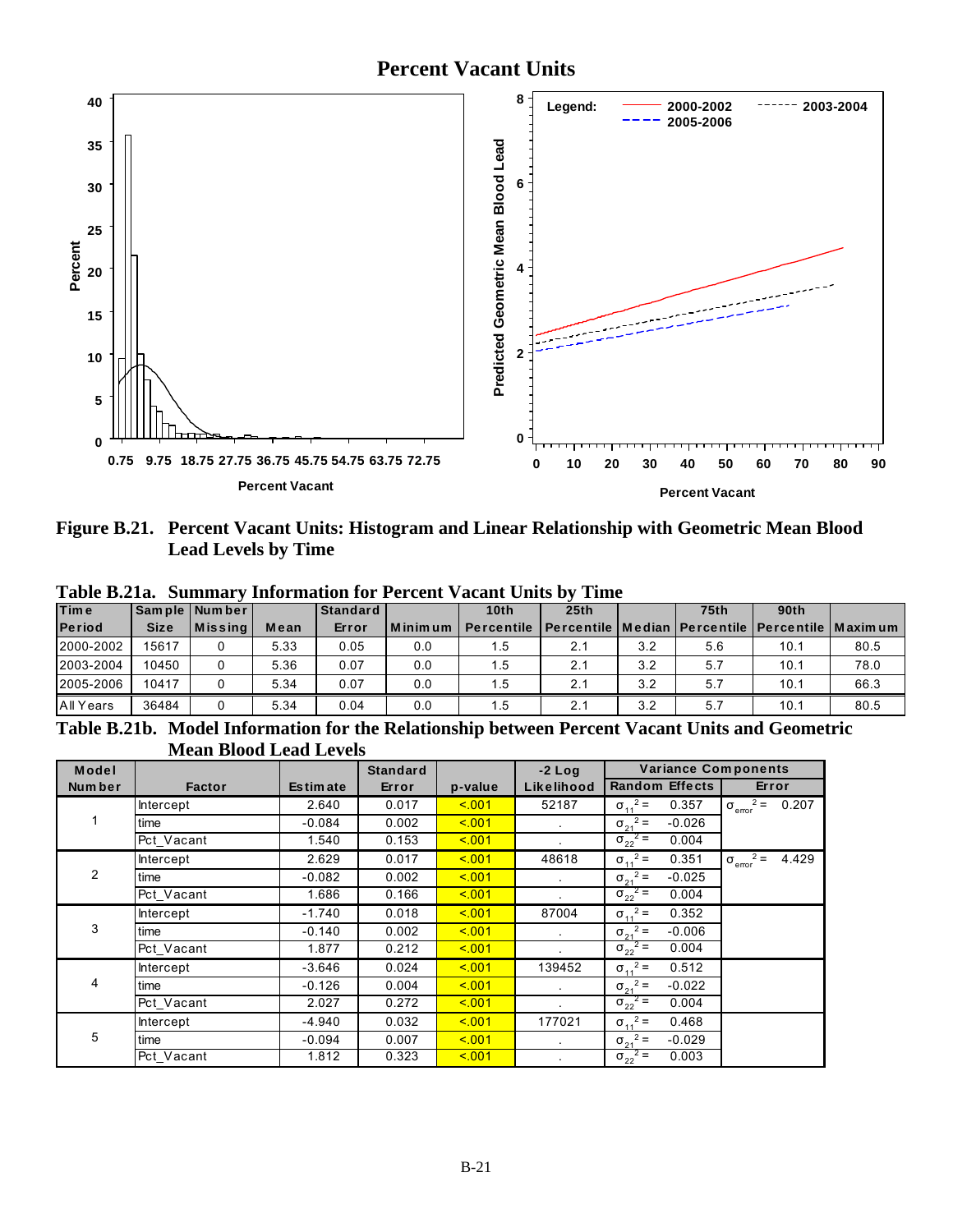# Percent Vacant Units

**Figure B.21. Percent Vacant Units: Histogram and Linear Relationship with Geometric Mean Blood Lead Levels by Time**

**Table B.21a. Summary Information for Percent Vacant Units by Time**

| Time Period | Sample Size | Number Missing | Mean | Standard Error | Minimum | 10th Percentile | 25th Percentile | Median | 75th Percentile | 90th Percentile | Maximum |
|---|---|---|---|---|---|---|---|---|---|---|---|
| 2000-2002 | 15617 | 0 | 5.33 | 0.05 | 0.0 | 1.5 | 2.1 | 3.2 | 5.6 | 10.1 | 80.5 |
| 2003-2004 | 10450 | 0 | 5.36 | 0.07 | 0.0 | 1.5 | 2.1 | 3.2 | 5.7 | 10.1 | 78.0 |
| 2005-2006 | 10417 | 0 | 5.34 | 0.07 | 0.0 | 1.5 | 2.1 | 3.2 | 5.7 | 10.1 | 66.3 |
| All Years | 36484 | 0 | 5.34 | 0.04 | 0.0 | 1.5 | 2.1 | 3.2 | 5.7 | 10.1 | 80.5 |

**Table B.21b. Model Information for the Relationship between Percent Vacant Units and Geometric Mean Blood Lead Levels**

| Model Number | Factor | Estimate | Standard Error | p-value | -2 Log Likelihood | Variance Components: Random Effects | Variance Components: Error |
|---|---|---|---|---|---|---|---|
| 1 | Intercept | 2.640 | 0.017 | <.001 | 52187 | $\sigma_{11}^2 =$ 0.357 | $\sigma_{error}^2 =$ 0.207 |
| | time | -0.084 | 0.002 | <.001 | . | $\sigma_{21}^2 =$ -0.026 | |
| | Pct_Vacant | 1.540 | 0.153 | <.001 | . | $\sigma_{22}^2 =$ 0.004 | |
| 2 | Intercept | 2.629 | 0.017 | <.001 | 48618 | $\sigma_{11}^2 =$ 0.351 | $\sigma_{error}^2 =$ 4.429 |
| | time | -0.082 | 0.002 | <.001 | . | $\sigma_{21}^2 =$ -0.025 | |
| | Pct_Vacant | 1.686 | 0.166 | <.001 | . | $\sigma_{22}^2 =$ 0.004 | |
| 3 | Intercept | -1.740 | 0.018 | <.001 | 87004 | $\sigma_{11}^2 =$ 0.352 | |
| | time | -0.140 | 0.002 | <.001 | . | $\sigma_{21}^2 =$ -0.006 | |
| | Pct_Vacant | 1.877 | 0.212 | <.001 | . | $\sigma_{22}^2 =$ 0.004 | |
| 4 | Intercept | -3.646 | 0.024 | <.001 | 139452 | $\sigma_{11}^2 =$ 0.512 | |
| | time | -0.126 | 0.004 | <.001 | . | $\sigma_{21}^2 =$ -0.022 | |
| | Pct_Vacant | 2.027 | 0.272 | <.001 | . | $\sigma_{22}^2 =$ 0.004 | |
| 5 | Intercept | -4.940 | 0.032 | <.001 | 177021 | $\sigma_{11}^2 =$ 0.468 | |
| | time | -0.094 | 0.007 | <.001 | . | $\sigma_{21}^2 =$ -0.029 | |
| | Pct_Vacant | 1.812 | 0.323 | <.001 | . | $\sigma_{22}^2 =$ 0.003 | |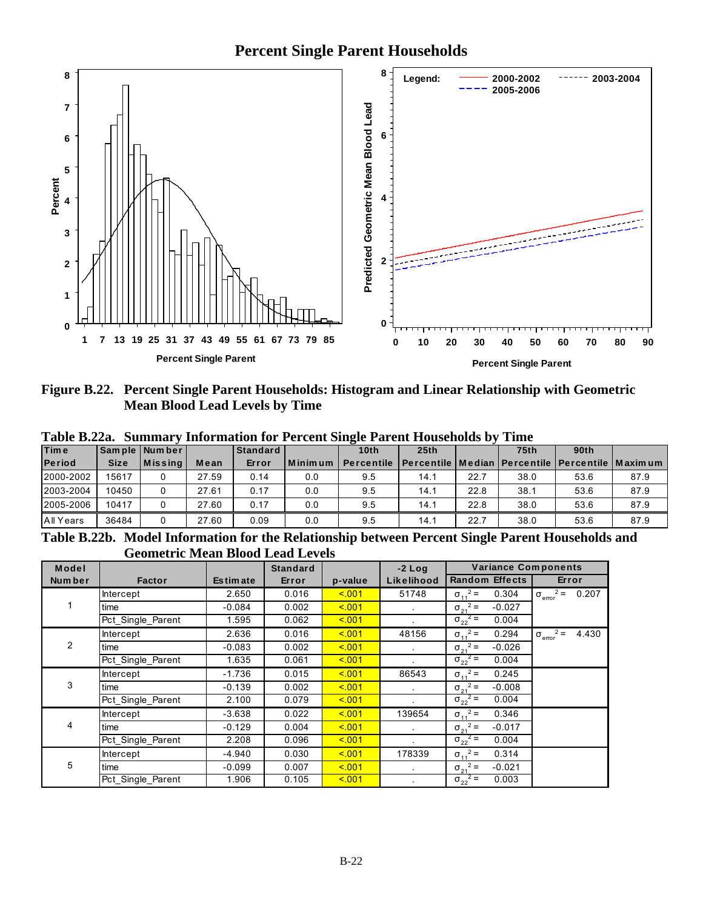# Percent Single Parent Households

**Figure B.22. Percent Single Parent Households: Histogram and Linear Relationship with Geometric Mean Blood Lead Levels by Time**

**Table B.22a. Summary Information for Percent Single Parent Households by Time**

| Time Period | Sample Size | Number Missing | Mean | Standard Error | Minimum | 10th Percentile | 25th Percentile | Median | 75th Percentile | 90th Percentile | Maximum |
|---|---|---|---|---|---|---|---|---|---|---|---|
| 2000-2002 | 15617 | 0 | 27.59 | 0.14 | 0.0 | 9.5 | 14.1 | 22.7 | 38.0 | 53.6 | 87.9 |
| 2003-2004 | 10450 | 0 | 27.61 | 0.17 | 0.0 | 9.5 | 14.1 | 22.8 | 38.1 | 53.6 | 87.9 |
| 2005-2006 | 10417 | 0 | 27.60 | 0.17 | 0.0 | 9.5 | 14.1 | 22.8 | 38.0 | 53.6 | 87.9 |
| All Years | 36484 | 0 | 27.60 | 0.09 | 0.0 | 9.5 | 14.1 | 22.7 | 38.0 | 53.6 | 87.9 |

**Table B.22b. Model Information for the Relationship between Percent Single Parent Households and Geometric Mean Blood Lead Levels**

| Model Number | Factor | Estimate | Standard Error | p-value | -2 Log Likelihood | Variance Components: Random Effects | | Variance Components: Error |
|---|---|---|---|---|---|---|---|---|
| 1 | Intercept | 2.650 | 0.016 | <.001 | 51748 | $\sigma_{11}^2 =$ | 0.304 | $\sigma_{error}^2 =$ 0.207 |
| | time | -0.084 | 0.002 | <.001 | . | $\sigma_{21}^2 =$ | -0.027 | |
| | Pct_Single_Parent | 1.595 | 0.062 | <.001 | . | $\sigma_{22}^2 =$ | 0.004 | |
| 2 | Intercept | 2.636 | 0.016 | <.001 | 48156 | $\sigma_{11}^2 =$ | 0.294 | $\sigma_{error}^2 =$ 4.430 |
| | time | -0.083 | 0.002 | <.001 | . | $\sigma_{21}^2 =$ | -0.026 | |
| | Pct_Single_Parent | 1.635 | 0.061 | <.001 | . | $\sigma_{22}^2 =$ | 0.004 | |
| 3 | Intercept | -1.736 | 0.015 | <.001 | 86543 | $\sigma_{11}^2 =$ | 0.245 | |
| | time | -0.139 | 0.002 | <.001 | . | $\sigma_{21}^2 =$ | -0.008 | |
| | Pct_Single_Parent | 2.100 | 0.079 | <.001 | . | $\sigma_{22}^2 =$ | 0.004 | |
| 4 | Intercept | -3.638 | 0.022 | <.001 | 139654 | $\sigma_{11}^2 =$ | 0.346 | |
| | time | -0.129 | 0.004 | <.001 | . | $\sigma_{21}^2 =$ | -0.017 | |
| | Pct_Single_Parent | 2.208 | 0.096 | <.001 | . | $\sigma_{22}^2 =$ | 0.004 | |
| 5 | Intercept | -4.940 | 0.030 | <.001 | 178339 | $\sigma_{11}^2 =$ | 0.314 | |
| | time | -0.099 | 0.007 | <.001 | . | $\sigma_{21}^2 =$ | -0.021 | |
| | Pct_Single_Parent | 1.906 | 0.105 | <.001 | . | $\sigma_{22}^2 =$ | 0.003 | |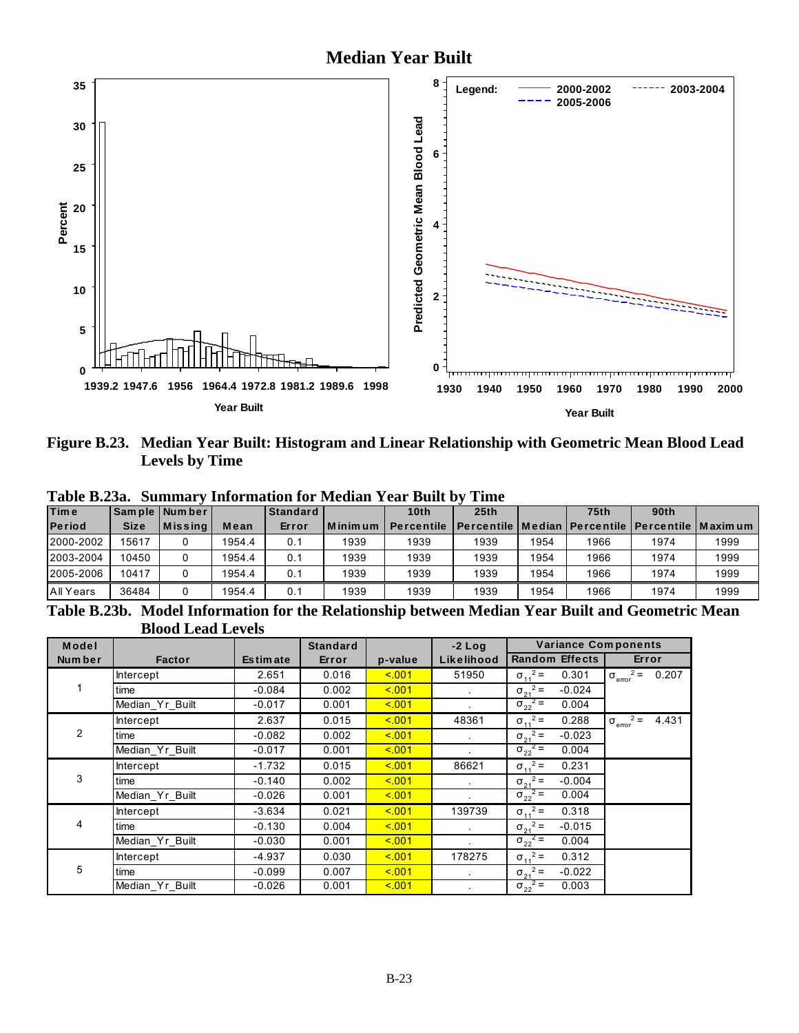## Median Year Built

Figure B.23. Median Year Built: Histogram and Linear Relationship with Geometric Mean Blood Lead Levels by Time

**Table B.23a. Summary Information for Median Year Built by Time**

| Time Period | Sample Size | Number Missing | Mean | Standard Error | Minimum | 10th Percentile | 25th Percentile | Median | 75th Percentile | 90th Percentile | Maximum |
|---|---|---|---|---|---|---|---|---|---|---|---|
| 2000-2002 | 15617 | 0 | 1954.4 | 0.1 | 1939 | 1939 | 1939 | 1954 | 1966 | 1974 | 1999 |
| 2003-2004 | 10450 | 0 | 1954.4 | 0.1 | 1939 | 1939 | 1939 | 1954 | 1966 | 1974 | 1999 |
| 2005-2006 | 10417 | 0 | 1954.4 | 0.1 | 1939 | 1939 | 1939 | 1954 | 1966 | 1974 | 1999 |
| All Years | 36484 | 0 | 1954.4 | 0.1 | 1939 | 1939 | 1939 | 1954 | 1966 | 1974 | 1999 |

**Table B.23b. Model Information for the Relationship between Median Year Built and Geometric Mean Blood Lead Levels**

| Model Number | Factor | Estimate | Standard Error | p-value | -2 Log Likelihood | Variance Components: Random Effects | Variance Components: Error |
|---|---|---|---|---|---|---|---|
| 1 | Intercept | 2.651 | 0.016 | <.001 | 51950 | $\sigma_{11}^2 =$ 0.301 | $\sigma_{error}^2 =$ 0.207 |
| | time | -0.084 | 0.002 | <.001 | . | $\sigma_{21}^2 =$ -0.024 | |
| | Median_Yr_Built | -0.017 | 0.001 | <.001 | . | $\sigma_{22}^2 =$ 0.004 | |
| 2 | Intercept | 2.637 | 0.015 | <.001 | 48361 | $\sigma_{11}^2 =$ 0.288 | $\sigma_{error}^2 =$ 4.431 |
| | time | -0.082 | 0.002 | <.001 | . | $\sigma_{21}^2 =$ -0.023 | |
| | Median_Yr_Built | -0.017 | 0.001 | <.001 | . | $\sigma_{22}^2 =$ 0.004 | |
| 3 | Intercept | -1.732 | 0.015 | <.001 | 86621 | $\sigma_{11}^2 =$ 0.231 | |
| | time | -0.140 | 0.002 | <.001 | . | $\sigma_{21}^2 =$ -0.004 | |
| | Median_Yr_Built | -0.026 | 0.001 | <.001 | . | $\sigma_{22}^2 =$ 0.004 | |
| 4 | Intercept | -3.634 | 0.021 | <.001 | 139739 | $\sigma_{11}^2 =$ 0.318 | |
| | time | -0.130 | 0.004 | <.001 | . | $\sigma_{21}^2 =$ -0.015 | |
| | Median_Yr_Built | -0.030 | 0.001 | <.001 | . | $\sigma_{22}^2 =$ 0.004 | |
| 5 | Intercept | -4.937 | 0.030 | <.001 | 178275 | $\sigma_{11}^2 =$ 0.312 | |
| | time | -0.099 | 0.007 | <.001 | . | $\sigma_{21}^2 =$ -0.022 | |
| | Median_Yr_Built | -0.026 | 0.001 | <.001 | . | $\sigma_{22}^2 =$ 0.003 | |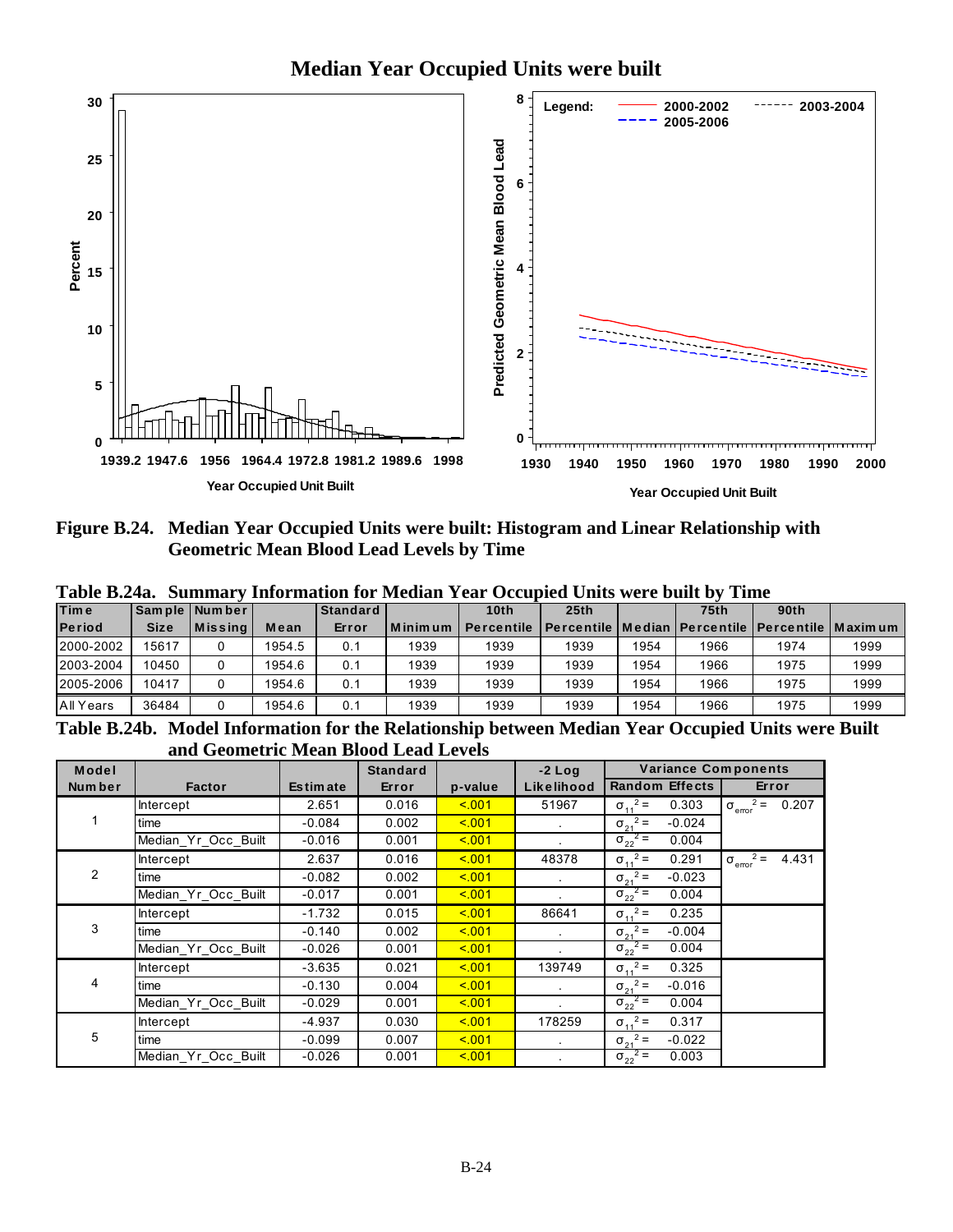## Median Year Occupied Units were built

**Figure B.24. Median Year Occupied Units were built: Histogram and Linear Relationship with Geometric Mean Blood Lead Levels by Time**

**Table B.24a. Summary Information for Median Year Occupied Units were built by Time**

| Time Period | Sample Size | Number Missing | Mean | Standard Error | Minimum | 10th Percentile | 25th Percentile | Median | 75th Percentile | 90th Percentile | Maximum |
|---|---|---|---|---|---|---|---|---|---|---|---|
| 2000-2002 | 15617 | 0 | 1954.5 | 0.1 | 1939 | 1939 | 1939 | 1954 | 1966 | 1974 | 1999 |
| 2003-2004 | 10450 | 0 | 1954.6 | 0.1 | 1939 | 1939 | 1939 | 1954 | 1966 | 1975 | 1999 |
| 2005-2006 | 10417 | 0 | 1954.6 | 0.1 | 1939 | 1939 | 1939 | 1954 | 1966 | 1975 | 1999 |
| All Years | 36484 | 0 | 1954.6 | 0.1 | 1939 | 1939 | 1939 | 1954 | 1966 | 1975 | 1999 |

**Table B.24b. Model Information for the Relationship between Median Year Occupied Units were Built and Geometric Mean Blood Lead Levels**

| Model Number | Factor | Estimate | Standard Error | p-value | -2 Log Likelihood | Variance Components: Random Effects | Variance Components: Error |
|---|---|---|---|---|---|---|---|
| 1 | Intercept | 2.651 | 0.016 | <.001 | 51967 | $\sigma_{11}^2 =$ 0.303 | $\sigma_{error}^2 =$ 0.207 |
| | time | -0.084 | 0.002 | <.001 | . | $\sigma_{21}^2 =$ -0.024 | |
| | Median_Yr_Occ_Built | -0.016 | 0.001 | <.001 | . | $\sigma_{22}^2 =$ 0.004 | |
| 2 | Intercept | 2.637 | 0.016 | <.001 | 48378 | $\sigma_{11}^2 =$ 0.291 | $\sigma_{error}^2 =$ 4.431 |
| | time | -0.082 | 0.002 | <.001 | . | $\sigma_{21}^2 =$ -0.023 | |
| | Median_Yr_Occ_Built | -0.017 | 0.001 | <.001 | . | $\sigma_{22}^2 =$ 0.004 | |
| 3 | Intercept | -1.732 | 0.015 | <.001 | 86641 | $\sigma_{11}^2 =$ 0.235 | |
| | time | -0.140 | 0.002 | <.001 | . | $\sigma_{21}^2 =$ -0.004 | |
| | Median_Yr_Occ_Built | -0.026 | 0.001 | <.001 | . | $\sigma_{22}^2 =$ 0.004 | |
| 4 | Intercept | -3.635 | 0.021 | <.001 | 139749 | $\sigma_{11}^2 =$ 0.325 | |
| | time | -0.130 | 0.004 | <.001 | . | $\sigma_{21}^2 =$ -0.016 | |
| | Median_Yr_Occ_Built | -0.029 | 0.001 | <.001 | . | $\sigma_{22}^2 =$ 0.004 | |
| 5 | Intercept | -4.937 | 0.030 | <.001 | 178259 | $\sigma_{11}^2 =$ 0.317 | |
| | time | -0.099 | 0.007 | <.001 | . | $\sigma_{21}^2 =$ -0.022 | |
| | Median_Yr_Occ_Built | -0.026 | 0.001 | <.001 | . | $\sigma_{22}^2 =$ 0.003 | |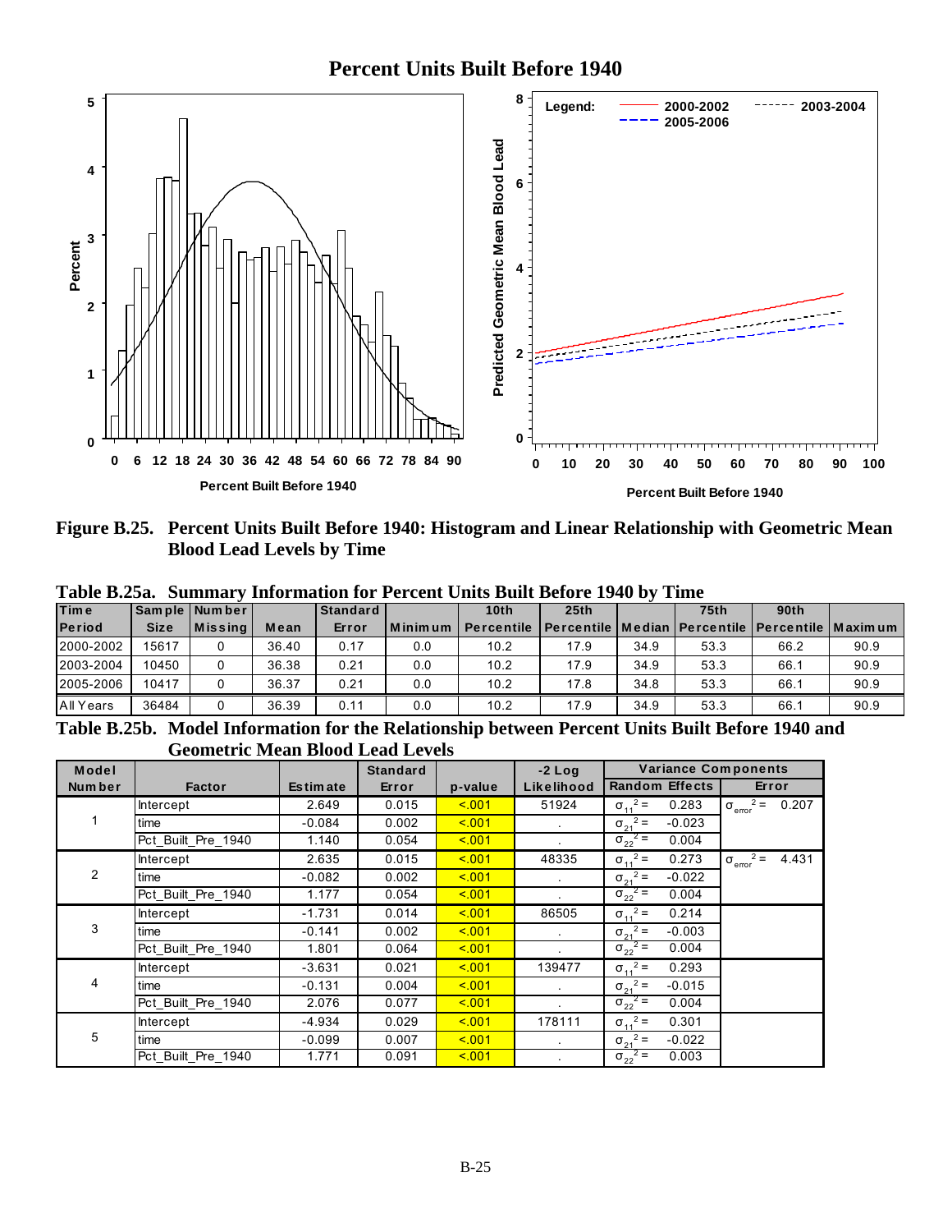# Percent Units Built Before 1940

**Figure B.25. Percent Units Built Before 1940: Histogram and Linear Relationship with Geometric Mean Blood Lead Levels by Time**

**Table B.25a. Summary Information for Percent Units Built Before 1940 by Time**

| Time Period | Sample Size | Number Missing | Mean | Standard Error | Minimum | 10th Percentile | 25th Percentile | Median | 75th Percentile | 90th Percentile | Maximum |
|---|---|---|---|---|---|---|---|---|---|---|---|
| 2000-2002 | 15617 | 0 | 36.40 | 0.17 | 0.0 | 10.2 | 17.9 | 34.9 | 53.3 | 66.2 | 90.9 |
| 2003-2004 | 10450 | 0 | 36.38 | 0.21 | 0.0 | 10.2 | 17.9 | 34.9 | 53.3 | 66.1 | 90.9 |
| 2005-2006 | 10417 | 0 | 36.37 | 0.21 | 0.0 | 10.2 | 17.8 | 34.8 | 53.3 | 66.1 | 90.9 |
| All Years | 36484 | 0 | 36.39 | 0.11 | 0.0 | 10.2 | 17.9 | 34.9 | 53.3 | 66.1 | 90.9 |

**Table B.25b. Model Information for the Relationship between Percent Units Built Before 1940 and Geometric Mean Blood Lead Levels**

| Model Number | Factor | Estimate | Standard Error | p-value | -2 Log Likelihood | Variance Components: Random Effects | | Variance Components: Error |
|---|---|---|---|---|---|---|---|---|
| 1 | Intercept | 2.649 | 0.015 | <.001 | 51924 | $\sigma_{11}^2 =$ | 0.283 | $\sigma_{error}^2 =$ 0.207 |
| | time | -0.084 | 0.002 | <.001 | . | $\sigma_{21}^2 =$ | -0.023 | |
| | Pct_Built_Pre_1940 | 1.140 | 0.054 | <.001 | . | $\sigma_{22}^2 =$ | 0.004 | |
| 2 | Intercept | 2.635 | 0.015 | <.001 | 48335 | $\sigma_{11}^2 =$ | 0.273 | $\sigma_{error}^2 =$ 4.431 |
| | time | -0.082 | 0.002 | <.001 | . | $\sigma_{21}^2 =$ | -0.022 | |
| | Pct_Built_Pre_1940 | 1.177 | 0.054 | <.001 | . | $\sigma_{22}^2 =$ | 0.004 | |
| 3 | Intercept | -1.731 | 0.014 | <.001 | 86505 | $\sigma_{11}^2 =$ | 0.214 | |
| | time | -0.141 | 0.002 | <.001 | . | $\sigma_{21}^2 =$ | -0.003 | |
| | Pct_Built_Pre_1940 | 1.801 | 0.064 | <.001 | . | $\sigma_{22}^2 =$ | 0.004 | |
| 4 | Intercept | -3.631 | 0.021 | <.001 | 139477 | $\sigma_{11}^2 =$ | 0.293 | |
| | time | -0.131 | 0.004 | <.001 | . | $\sigma_{21}^2 =$ | -0.015 | |
| | Pct_Built_Pre_1940 | 2.076 | 0.077 | <.001 | . | $\sigma_{22}^2 =$ | 0.004 | |
| 5 | Intercept | -4.934 | 0.029 | <.001 | 178111 | $\sigma_{11}^2 =$ | 0.301 | |
| | time | -0.099 | 0.007 | <.001 | . | $\sigma_{21}^2 =$ | -0.022 | |
| | Pct_Built_Pre_1940 | 1.771 | 0.091 | <.001 | . | $\sigma_{22}^2 =$ | 0.003 | |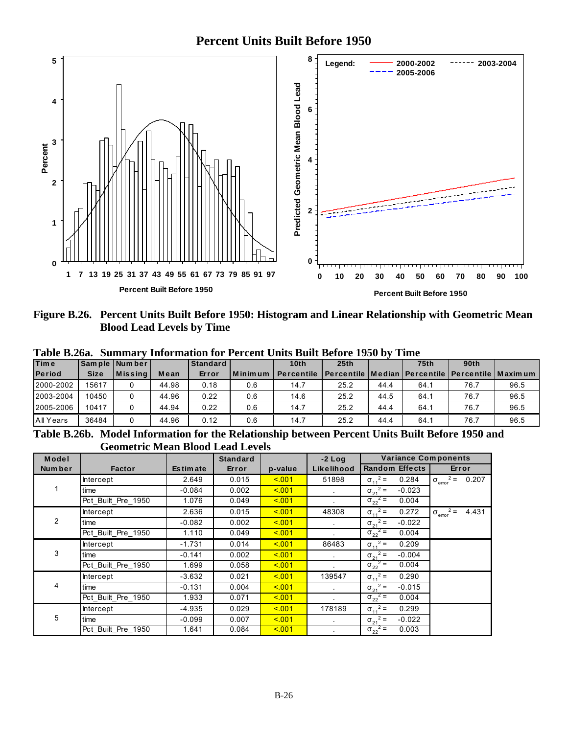# Percent Units Built Before 1950

**Figure B.26. Percent Units Built Before 1950: Histogram and Linear Relationship with Geometric Mean Blood Lead Levels by Time**

**Table B.26a. Summary Information for Percent Units Built Before 1950 by Time**

| Time Period | Sample Size | Number Missing | Mean | Standard Error | Minimum | 10th Percentile | 25th Percentile | Median | 75th Percentile | 90th Percentile | Maximum |
|---|---|---|---|---|---|---|---|---|---|---|---|
| 2000-2002 | 15617 | 0 | 44.98 | 0.18 | 0.6 | 14.7 | 25.2 | 44.4 | 64.1 | 76.7 | 96.5 |
| 2003-2004 | 10450 | 0 | 44.96 | 0.22 | 0.6 | 14.6 | 25.2 | 44.5 | 64.1 | 76.7 | 96.5 |
| 2005-2006 | 10417 | 0 | 44.94 | 0.22 | 0.6 | 14.7 | 25.2 | 44.4 | 64.1 | 76.7 | 96.5 |
| All Years | 36484 | 0 | 44.96 | 0.12 | 0.6 | 14.7 | 25.2 | 44.4 | 64.1 | 76.7 | 96.5 |

**Table B.26b. Model Information for the Relationship between Percent Units Built Before 1950 and Geometric Mean Blood Lead Levels**

| Model Number | Factor | Estimate | Standard Error | p-value | -2 Log Likelihood | Variance Components: Random Effects | | Variance Components: Error |
|---|---|---|---|---|---|---|---|---|
| 1 | Intercept | 2.649 | 0.015 | <.001 | 51898 | $\sigma_{11}^2 =$ | 0.284 | $\sigma_{error}^2 =$ 0.207 |
| | time | -0.084 | 0.002 | <.001 | . | $\sigma_{21}^2 =$ | -0.023 | |
| | Pct_Built_Pre_1950 | 1.076 | 0.049 | <.001 | . | $\sigma_{22}^2 =$ | 0.004 | |
| 2 | Intercept | 2.636 | 0.015 | <.001 | 48308 | $\sigma_{11}^2 =$ | 0.272 | $\sigma_{error}^2 =$ 4.431 |
| | time | -0.082 | 0.002 | <.001 | . | $\sigma_{21}^2 =$ | -0.022 | |
| | Pct_Built_Pre_1950 | 1.110 | 0.049 | <.001 | . | $\sigma_{22}^2 =$ | 0.004 | |
| 3 | Intercept | -1.731 | 0.014 | <.001 | 86483 | $\sigma_{11}^2 =$ | 0.209 | |
| | time | -0.141 | 0.002 | <.001 | . | $\sigma_{21}^2 =$ | -0.004 | |
| | Pct_Built_Pre_1950 | 1.699 | 0.058 | <.001 | . | $\sigma_{22}^2 =$ | 0.004 | |
| 4 | Intercept | -3.632 | 0.021 | <.001 | 139547 | $\sigma_{11}^2 =$ | 0.290 | |
| | time | -0.131 | 0.004 | <.001 | . | $\sigma_{21}^2 =$ | -0.015 | |
| | Pct_Built_Pre_1950 | 1.933 | 0.071 | <.001 | . | $\sigma_{22}^2 =$ | 0.004 | |
| 5 | Intercept | -4.935 | 0.029 | <.001 | 178189 | $\sigma_{11}^2 =$ | 0.299 | |
| | time | -0.099 | 0.007 | <.001 | . | $\sigma_{21}^2 =$ | -0.022 | |
| | Pct_Built_Pre_1950 | 1.641 | 0.084 | <.001 | . | $\sigma_{22}^2 =$ | 0.003 | |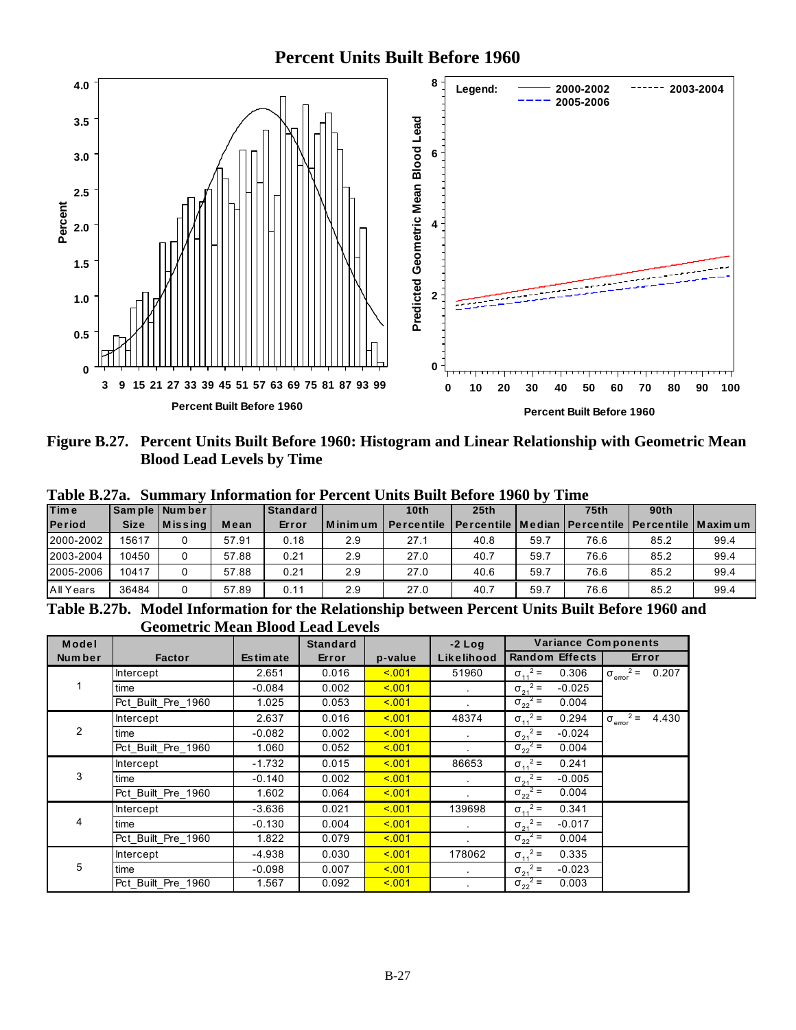Percent Units Built Before 1960

Figure B.27. Percent Units Built Before 1960: Histogram and Linear Relationship with Geometric Mean Blood Lead Levels by Time

**Table B.27a. Summary Information for Percent Units Built Before 1960 by Time**

| Time Period | Sample Size | Number Missing | Mean | Standard Error | Minimum | 10th Percentile | 25th Percentile | Median | 75th Percentile | 90th Percentile | Maximum |
|---|---|---|---|---|---|---|---|---|---|---|---|
| 2000-2002 | 15617 | 0 | 57.91 | 0.18 | 2.9 | 27.1 | 40.8 | 59.7 | 76.6 | 85.2 | 99.4 |
| 2003-2004 | 10450 | 0 | 57.88 | 0.21 | 2.9 | 27.0 | 40.7 | 59.7 | 76.6 | 85.2 | 99.4 |
| 2005-2006 | 10417 | 0 | 57.88 | 0.21 | 2.9 | 27.0 | 40.6 | 59.7 | 76.6 | 85.2 | 99.4 |
| All Years | 36484 | 0 | 57.89 | 0.11 | 2.9 | 27.0 | 40.7 | 59.7 | 76.6 | 85.2 | 99.4 |

**Table B.27b. Model Information for the Relationship between Percent Units Built Before 1960 and Geometric Mean Blood Lead Levels**

| Model Number | Factor | Estimate | Standard Error | p-value | -2 Log Likelihood | Variance Components: Random Effects | Variance Components: Error |
|---|---|---|---|---|---|---|---|
| 1 | Intercept | 2.651 | 0.016 | <.001 | 51960 | $\sigma_{11}^2 =$ 0.306 | $\sigma_{error}^2 =$ 0.207 |
| | time | -0.084 | 0.002 | <.001 | . | $\sigma_{21}^2 =$ -0.025 | |
| | Pct_Built_Pre_1960 | 1.025 | 0.053 | <.001 | . | $\sigma_{22}^2 =$ 0.004 | |
| 2 | Intercept | 2.637 | 0.016 | <.001 | 48374 | $\sigma_{11}^2 =$ 0.294 | $\sigma_{error}^2 =$ 4.430 |
| | time | -0.082 | 0.002 | <.001 | . | $\sigma_{21}^2 =$ -0.024 | |
| | Pct_Built_Pre_1960 | 1.060 | 0.052 | <.001 | . | $\sigma_{22}^2 =$ 0.004 | |
| 3 | Intercept | -1.732 | 0.015 | <.001 | 86653 | $\sigma_{11}^2 =$ 0.241 | |
| | time | -0.140 | 0.002 | <.001 | . | $\sigma_{21}^2 =$ -0.005 | |
| | Pct_Built_Pre_1960 | 1.602 | 0.064 | <.001 | . | $\sigma_{22}^2 =$ 0.004 | |
| 4 | Intercept | -3.636 | 0.021 | <.001 | 139698 | $\sigma_{11}^2 =$ 0.341 | |
| | time | -0.130 | 0.004 | <.001 | . | $\sigma_{21}^2 =$ -0.017 | |
| | Pct_Built_Pre_1960 | 1.822 | 0.079 | <.001 | . | $\sigma_{22}^2 =$ 0.004 | |
| 5 | Intercept | -4.938 | 0.030 | <.001 | 178062 | $\sigma_{11}^2 =$ 0.335 | |
| | time | -0.098 | 0.007 | <.001 | . | $\sigma_{21}^2 =$ -0.023 | |
| | Pct_Built_Pre_1960 | 1.567 | 0.092 | <.001 | . | $\sigma_{22}^2 =$ 0.003 | |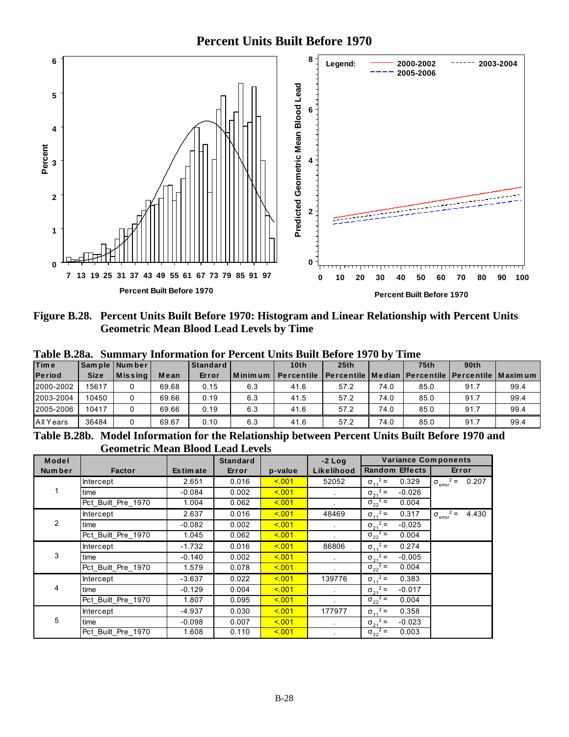# Percent Units Built Before 1970

**Figure B.28. Percent Units Built Before 1970: Histogram and Linear Relationship with Percent Units Geometric Mean Blood Lead Levels by Time**

**Table B.28a. Summary Information for Percent Units Built Before 1970 by Time**

| Time Period | Sample Size | Number Missing | Mean | Standard Error | Minimum | 10th Percentile | 25th Percentile | Median | 75th Percentile | 90th Percentile | Maximum |
|---|---|---|---|---|---|---|---|---|---|---|---|
| 2000-2002 | 15617 | 0 | 69.68 | 0.15 | 6.3 | 41.6 | 57.2 | 74.0 | 85.0 | 91.7 | 99.4 |
| 2003-2004 | 10450 | 0 | 69.66 | 0.19 | 6.3 | 41.5 | 57.2 | 74.0 | 85.0 | 91.7 | 99.4 |
| 2005-2006 | 10417 | 0 | 69.66 | 0.19 | 6.3 | 41.6 | 57.2 | 74.0 | 85.0 | 91.7 | 99.4 |
| All Years | 36484 | 0 | 69.67 | 0.10 | 6.3 | 41.6 | 57.2 | 74.0 | 85.0 | 91.7 | 99.4 |

**Table B.28b. Model Information for the Relationship between Percent Units Built Before 1970 and Geometric Mean Blood Lead Levels**

| Model Number | Factor | Estimate | Standard Error | p-value | -2 Log Likelihood | Variance Components: Random Effects | Variance Components: Error |
|---|---|---|---|---|---|---|---|
| 1 | Intercept | 2.651 | 0.016 | <.001 | 52052 | $\sigma_{11}^2 =$ 0.329 | $\sigma_{error}^2 =$ 0.207 |
| | time | -0.084 | 0.002 | <.001 | . | $\sigma_{21}^2 =$ -0.026 | |
| | Pct_Built_Pre_1970 | 1.004 | 0.062 | <.001 | . | $\sigma_{22}^2 =$ 0.004 | |
| 2 | Intercept | 2.637 | 0.016 | <.001 | 48469 | $\sigma_{11}^2 =$ 0.317 | $\sigma_{error}^2 =$ 4.430 |
| | time | -0.082 | 0.002 | <.001 | . | $\sigma_{21}^2 =$ -0.025 | |
| | Pct_Built_Pre_1970 | 1.045 | 0.062 | <.001 | . | $\sigma_{22}^2 =$ 0.004 | |
| 3 | Intercept | -1.732 | 0.016 | <.001 | 86806 | $\sigma_{11}^2 =$ 0.274 | |
| | time | -0.140 | 0.002 | <.001 | . | $\sigma_{21}^2 =$ -0.005 | |
| | Pct_Built_Pre_1970 | 1.579 | 0.078 | <.001 | . | $\sigma_{22}^2 =$ 0.004 | |
| 4 | Intercept | -3.637 | 0.022 | <.001 | 139776 | $\sigma_{11}^2 =$ 0.383 | |
| | time | -0.129 | 0.004 | <.001 | . | $\sigma_{21}^2 =$ -0.017 | |
| | Pct_Built_Pre_1970 | 1.807 | 0.095 | <.001 | . | $\sigma_{22}^2 =$ 0.004 | |
| 5 | Intercept | -4.937 | 0.030 | <.001 | 177977 | $\sigma_{11}^2 =$ 0.358 | |
| | time | -0.098 | 0.007 | <.001 | . | $\sigma_{21}^2 =$ -0.023 | |
| | Pct_Built_Pre_1970 | 1.608 | 0.110 | <.001 | . | $\sigma_{22}^2 =$ 0.003 | |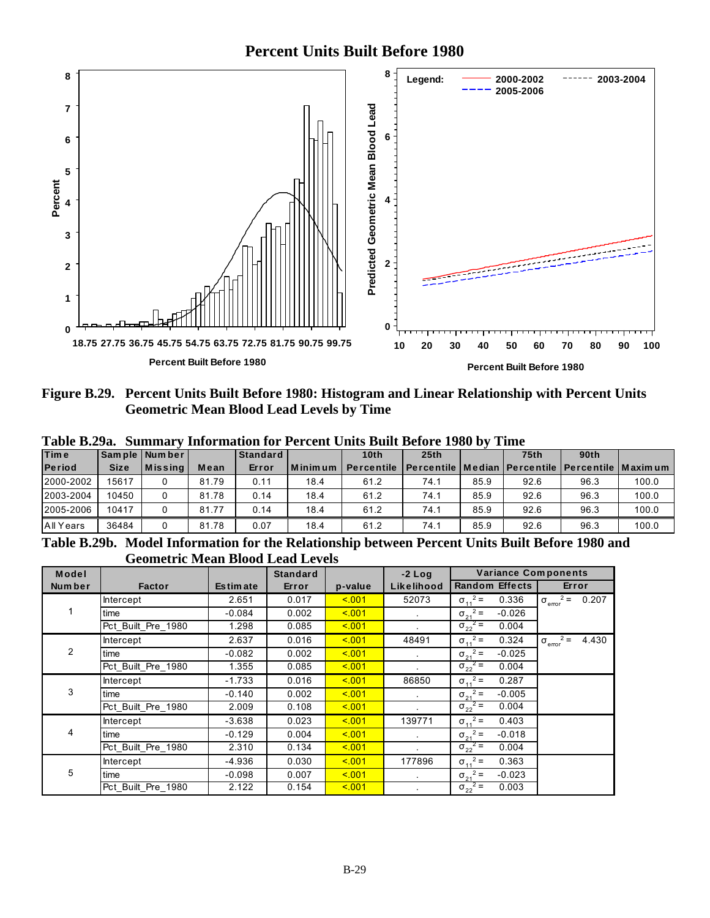**Percent Units Built Before 1980**

**Figure B.29. Percent Units Built Before 1980: Histogram and Linear Relationship with Percent Units Geometric Mean Blood Lead Levels by Time**

**Table B.29a. Summary Information for Percent Units Built Before 1980 by Time**

| Time Period | Sample Size | Number Missing | Mean | Standard Error | Minimum | 10th Percentile | 25th Percentile | Median | 75th Percentile | 90th Percentile | Maximum |
|---|---|---|---|---|---|---|---|---|---|---|---|
| 2000-2002 | 15617 | 0 | 81.79 | 0.11 | 18.4 | 61.2 | 74.1 | 85.9 | 92.6 | 96.3 | 100.0 |
| 2003-2004 | 10450 | 0 | 81.78 | 0.14 | 18.4 | 61.2 | 74.1 | 85.9 | 92.6 | 96.3 | 100.0 |
| 2005-2006 | 10417 | 0 | 81.77 | 0.14 | 18.4 | 61.2 | 74.1 | 85.9 | 92.6 | 96.3 | 100.0 |
| All Years | 36484 | 0 | 81.78 | 0.07 | 18.4 | 61.2 | 74.1 | 85.9 | 92.6 | 96.3 | 100.0 |

**Table B.29b. Model Information for the Relationship between Percent Units Built Before 1980 and Geometric Mean Blood Lead Levels**

| Model Number | Factor | Estimate | Standard Error | p-value | -2 Log Likelihood | Variance Components: Random Effects | Variance Components: Error |
|---|---|---|---|---|---|---|---|
| 1 | Intercept | 2.651 | 0.017 | <.001 | 52073 | $\sigma_{11}^2 =$ 0.336 | $\sigma_{error}^2 =$ 0.207 |
| | time | -0.084 | 0.002 | <.001 | . | $\sigma_{21}^2 =$ -0.026 | |
| | Pct_Built_Pre_1980 | 1.298 | 0.085 | <.001 | . | $\sigma_{22}^2 =$ 0.004 | |
| 2 | Intercept | 2.637 | 0.016 | <.001 | 48491 | $\sigma_{11}^2 =$ 0.324 | $\sigma_{error}^2 =$ 4.430 |
| | time | -0.082 | 0.002 | <.001 | . | $\sigma_{21}^2 =$ -0.025 | |
| | Pct_Built_Pre_1980 | 1.355 | 0.085 | <.001 | . | $\sigma_{22}^2 =$ 0.004 | |
| 3 | Intercept | -1.733 | 0.016 | <.001 | 86850 | $\sigma_{11}^2 =$ 0.287 | |
| | time | -0.140 | 0.002 | <.001 | . | $\sigma_{21}^2 =$ -0.005 | |
| | Pct_Built_Pre_1980 | 2.009 | 0.108 | <.001 | . | $\sigma_{22}^2 =$ 0.004 | |
| 4 | Intercept | -3.638 | 0.023 | <.001 | 139771 | $\sigma_{11}^2 =$ 0.403 | |
| | time | -0.129 | 0.004 | <.001 | . | $\sigma_{21}^2 =$ -0.018 | |
| | Pct_Built_Pre_1980 | 2.310 | 0.134 | <.001 | . | $\sigma_{22}^2 =$ 0.004 | |
| 5 | Intercept | -4.936 | 0.030 | <.001 | 177896 | $\sigma_{11}^2 =$ 0.363 | |
| | time | -0.098 | 0.007 | <.001 | . | $\sigma_{21}^2 =$ -0.023 | |
| | Pct_Built_Pre_1980 | 2.122 | 0.154 | <.001 | . | $\sigma_{22}^2 =$ 0.003 | |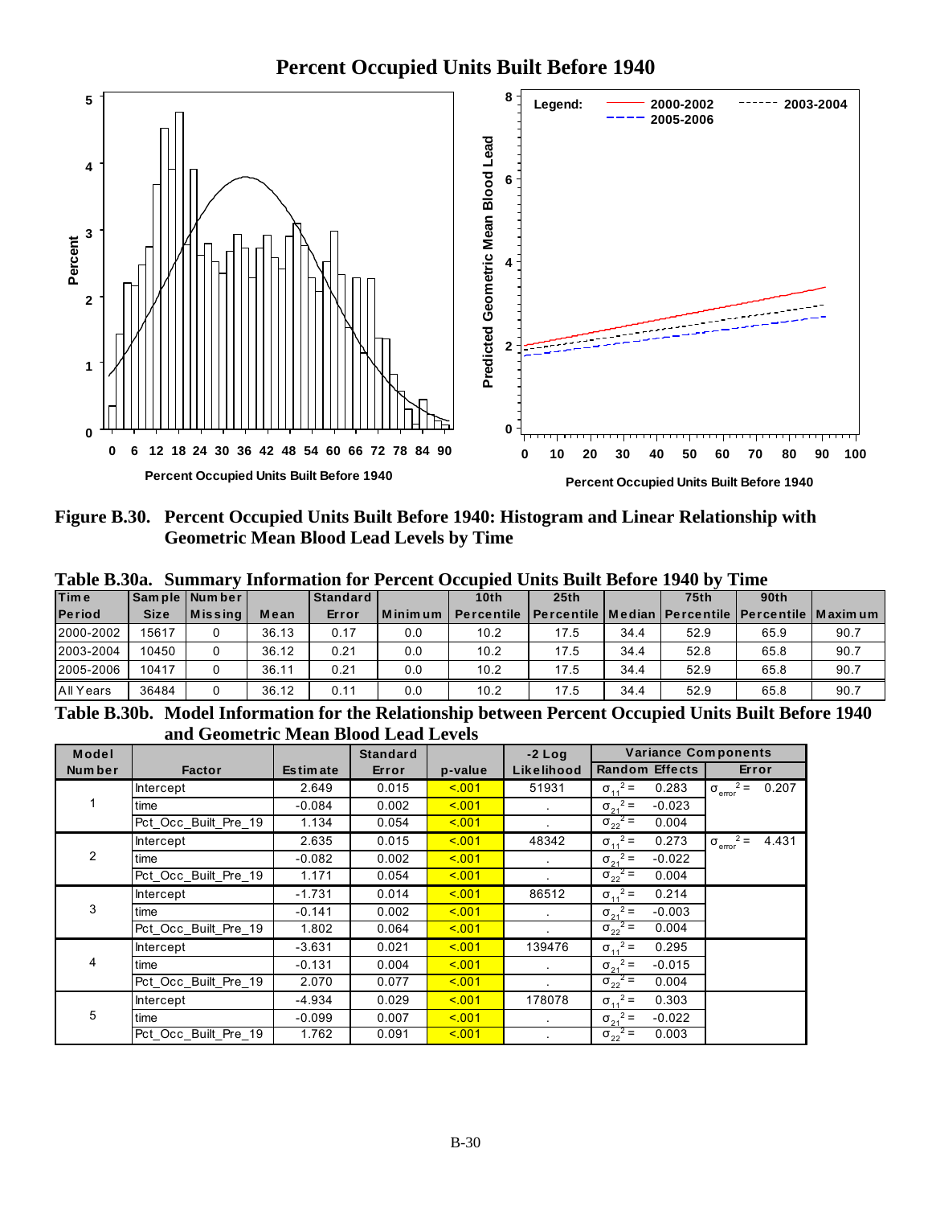## Percent Occupied Units Built Before 1940

**Figure B.30. Percent Occupied Units Built Before 1940: Histogram and Linear Relationship with Geometric Mean Blood Lead Levels by Time**

**Table B.30a. Summary Information for Percent Occupied Units Built Before 1940 by Time**

| Time Period | Sample Size | Number Missing | Mean | Standard Error | Minimum | 10th Percentile | 25th Percentile | Median | 75th Percentile | 90th Percentile | Maximum |
|---|---|---|---|---|---|---|---|---|---|---|---|
| 2000-2002 | 15617 | 0 | 36.13 | 0.17 | 0.0 | 10.2 | 17.5 | 34.4 | 52.9 | 65.9 | 90.7 |
| 2003-2004 | 10450 | 0 | 36.12 | 0.21 | 0.0 | 10.2 | 17.5 | 34.4 | 52.8 | 65.8 | 90.7 |
| 2005-2006 | 10417 | 0 | 36.11 | 0.21 | 0.0 | 10.2 | 17.5 | 34.4 | 52.9 | 65.8 | 90.7 |
| All Years | 36484 | 0 | 36.12 | 0.11 | 0.0 | 10.2 | 17.5 | 34.4 | 52.9 | 65.8 | 90.7 |

**Table B.30b. Model Information for the Relationship between Percent Occupied Units Built Before 1940 and Geometric Mean Blood Lead Levels**

| Model Number | Factor | Estimate | Standard Error | p-value | -2 Log Likelihood | Variance Components: Random Effects | Variance Components: Error |
|---|---|---|---|---|---|---|---|
| 1 | Intercept | 2.649 | 0.015 | <.001 | 51931 | $\sigma_{11}^2 =$ 0.283 | $\sigma_{error}^2 =$ 0.207 |
| | time | -0.084 | 0.002 | <.001 | . | $\sigma_{21}^2 =$ -0.023 | |
| | Pct_Occ_Built_Pre_19 | 1.134 | 0.054 | <.001 | . | $\sigma_{22}^2 =$ 0.004 | |
| 2 | Intercept | 2.635 | 0.015 | <.001 | 48342 | $\sigma_{11}^2 =$ 0.273 | $\sigma_{error}^2 =$ 4.431 |
| | time | -0.082 | 0.002 | <.001 | . | $\sigma_{21}^2 =$ -0.022 | |
| | Pct_Occ_Built_Pre_19 | 1.171 | 0.054 | <.001 | . | $\sigma_{22}^2 =$ 0.004 | |
| 3 | Intercept | -1.731 | 0.014 | <.001 | 86512 | $\sigma_{11}^2 =$ 0.214 | |
| | time | -0.141 | 0.002 | <.001 | . | $\sigma_{21}^2 =$ -0.003 | |
| | Pct_Occ_Built_Pre_19 | 1.802 | 0.064 | <.001 | . | $\sigma_{22}^2 =$ 0.004 | |
| 4 | Intercept | -3.631 | 0.021 | <.001 | 139476 | $\sigma_{11}^2 =$ 0.295 | |
| | time | -0.131 | 0.004 | <.001 | . | $\sigma_{21}^2 =$ -0.015 | |
| | Pct_Occ_Built_Pre_19 | 2.070 | 0.077 | <.001 | . | $\sigma_{22}^2 =$ 0.004 | |
| 5 | Intercept | -4.934 | 0.029 | <.001 | 178078 | $\sigma_{11}^2 =$ 0.303 | |
| | time | -0.099 | 0.007 | <.001 | . | $\sigma_{21}^2 =$ -0.022 | |
| | Pct_Occ_Built_Pre_19 | 1.762 | 0.091 | <.001 | . | $\sigma_{22}^2 =$ 0.003 | |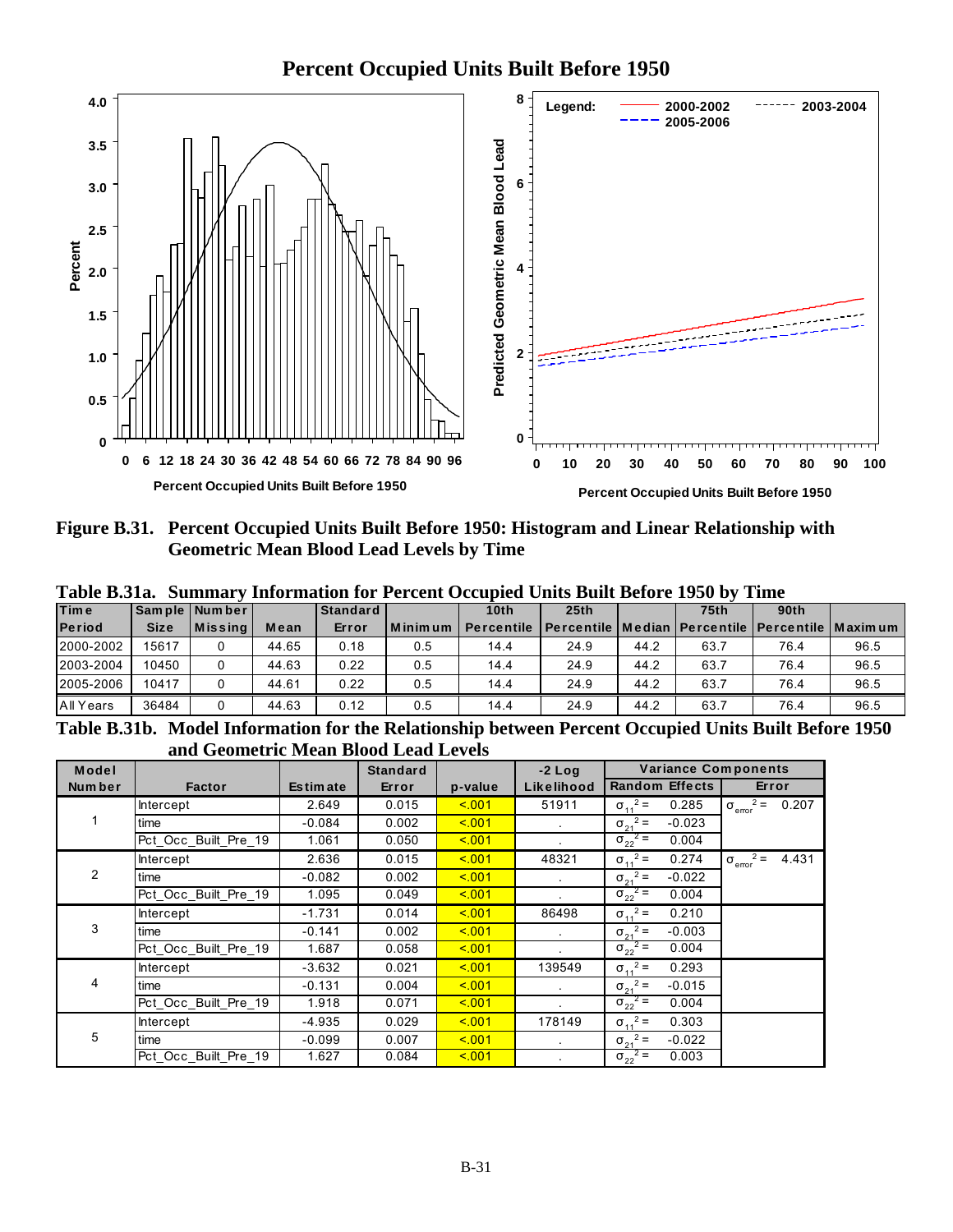# Percent Occupied Units Built Before 1950

Figure B.31. Percent Occupied Units Built Before 1950: Histogram and Linear Relationship with Geometric Mean Blood Lead Levels by Time

**Table B.31a. Summary Information for Percent Occupied Units Built Before 1950 by Time**

| Time Period | Sample Size | Number Missing | Mean | Standard Error | Minimum | 10th Percentile | 25th Percentile | Median | 75th Percentile | 90th Percentile | Maximum |
|---|---|---|---|---|---|---|---|---|---|---|---|
| 2000-2002 | 15617 | 0 | 44.65 | 0.18 | 0.5 | 14.4 | 24.9 | 44.2 | 63.7 | 76.4 | 96.5 |
| 2003-2004 | 10450 | 0 | 44.63 | 0.22 | 0.5 | 14.4 | 24.9 | 44.2 | 63.7 | 76.4 | 96.5 |
| 2005-2006 | 10417 | 0 | 44.61 | 0.22 | 0.5 | 14.4 | 24.9 | 44.2 | 63.7 | 76.4 | 96.5 |
| All Years | 36484 | 0 | 44.63 | 0.12 | 0.5 | 14.4 | 24.9 | 44.2 | 63.7 | 76.4 | 96.5 |

**Table B.31b. Model Information for the Relationship between Percent Occupied Units Built Before 1950 and Geometric Mean Blood Lead Levels**

| Model Number | Factor | Estimate | Standard Error | p-value | -2 Log Likelihood | Variance Components | | |
|---|---|---|---|---|---|---|---|---|
| | | | | | | Random Effects | | Error |
| 1 | Intercept | 2.649 | 0.015 | <.001 | 51911 | $\sigma_{11}^2 =$ | 0.285 | $\sigma_{error}^2 =$ 0.207 |
| | time | -0.084 | 0.002 | <.001 | . | $\sigma_{21}^2 =$ | -0.023 | |
| | Pct_Occ_Built_Pre_19 | 1.061 | 0.050 | <.001 | . | $\sigma_{22}^2 =$ | 0.004 | |
| 2 | Intercept | 2.636 | 0.015 | <.001 | 48321 | $\sigma_{11}^2 =$ | 0.274 | $\sigma_{error}^2 =$ 4.431 |
| | time | -0.082 | 0.002 | <.001 | . | $\sigma_{21}^2 =$ | -0.022 | |
| | Pct_Occ_Built_Pre_19 | 1.095 | 0.049 | <.001 | . | $\sigma_{22}^2 =$ | 0.004 | |
| 3 | Intercept | -1.731 | 0.014 | <.001 | 86498 | $\sigma_{11}^2 =$ | 0.210 | |
| | time | -0.141 | 0.002 | <.001 | . | $\sigma_{21}^2 =$ | -0.003 | |
| | Pct_Occ_Built_Pre_19 | 1.687 | 0.058 | <.001 | . | $\sigma_{22}^2 =$ | 0.004 | |
| 4 | Intercept | -3.632 | 0.021 | <.001 | 139549 | $\sigma_{11}^2 =$ | 0.293 | |
| | time | -0.131 | 0.004 | <.001 | . | $\sigma_{21}^2 =$ | -0.015 | |
| | Pct_Occ_Built_Pre_19 | 1.918 | 0.071 | <.001 | . | $\sigma_{22}^2 =$ | 0.004 | |
| 5 | Intercept | -4.935 | 0.029 | <.001 | 178149 | $\sigma_{11}^2 =$ | 0.303 | |
| | time | -0.099 | 0.007 | <.001 | . | $\sigma_{21}^2 =$ | -0.022 | |
| | Pct_Occ_Built_Pre_19 | 1.627 | 0.084 | <.001 | . | $\sigma_{22}^2 =$ | 0.003 | |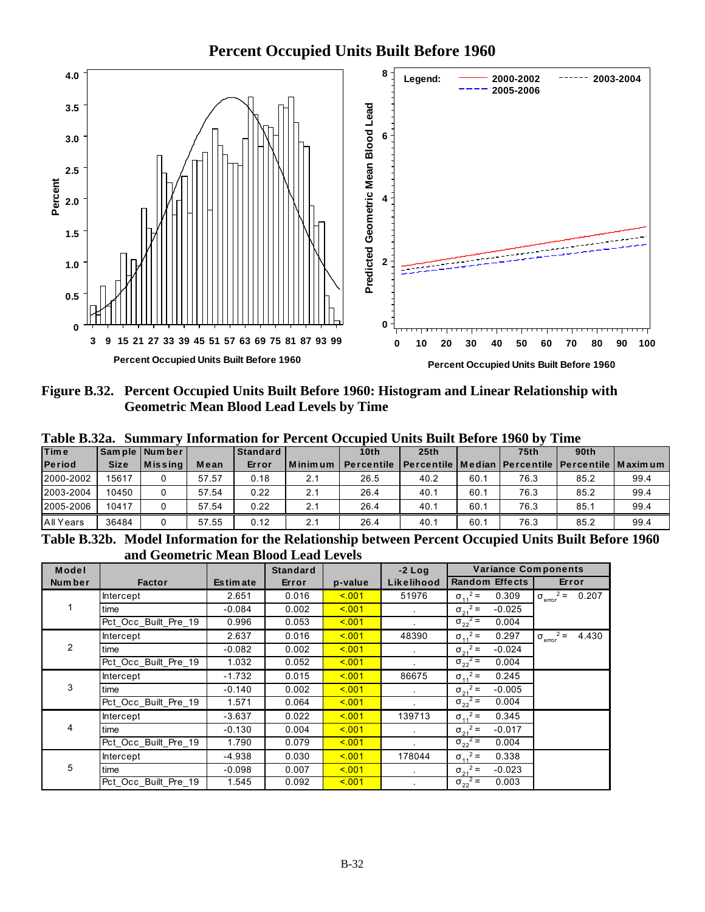# Percent Occupied Units Built Before 1960

Figure B.32. Percent Occupied Units Built Before 1960: Histogram and Linear Relationship with Geometric Mean Blood Lead Levels by Time

**Table B.32a. Summary Information for Percent Occupied Units Built Before 1960 by Time**

| Time Period | Sample Size | Number Missing | Mean | Standard Error | Minimum | 10th Percentile | 25th Percentile | Median | 75th Percentile | 90th Percentile | Maximum |
|---|---|---|---|---|---|---|---|---|---|---|---|
| 2000-2002 | 15617 | 0 | 57.57 | 0.18 | 2.1 | 26.5 | 40.2 | 60.1 | 76.3 | 85.2 | 99.4 |
| 2003-2004 | 10450 | 0 | 57.54 | 0.22 | 2.1 | 26.4 | 40.1 | 60.1 | 76.3 | 85.2 | 99.4 |
| 2005-2006 | 10417 | 0 | 57.54 | 0.22 | 2.1 | 26.4 | 40.1 | 60.1 | 76.3 | 85.1 | 99.4 |
| All Years | 36484 | 0 | 57.55 | 0.12 | 2.1 | 26.4 | 40.1 | 60.1 | 76.3 | 85.2 | 99.4 |

**Table B.32b. Model Information for the Relationship between Percent Occupied Units Built Before 1960 and Geometric Mean Blood Lead Levels**

| Model Number | Factor | Estimate | Standard Error | p-value | -2 Log Likelihood | Variance Components: Random Effects | Variance Components: Error |
|---|---|---|---|---|---|---|---|
| 1 | Intercept | 2.651 | 0.016 | <.001 | 51976 | $\sigma_{11}^2 =$ 0.309 | $\sigma_{error}^2 =$ 0.207 |
| | time | -0.084 | 0.002 | <.001 | . | $\sigma_{21}^2 =$ -0.025 | |
| | Pct_Occ_Built_Pre_19 | 0.996 | 0.053 | <.001 | . | $\sigma_{22}^2 =$ 0.004 | |
| 2 | Intercept | 2.637 | 0.016 | <.001 | 48390 | $\sigma_{11}^2 =$ 0.297 | $\sigma_{error}^2 =$ 4.430 |
| | time | -0.082 | 0.002 | <.001 | . | $\sigma_{21}^2 =$ -0.024 | |
| | Pct_Occ_Built_Pre_19 | 1.032 | 0.052 | <.001 | . | $\sigma_{22}^2 =$ 0.004 | |
| 3 | Intercept | -1.732 | 0.015 | <.001 | 86675 | $\sigma_{11}^2 =$ 0.245 | |
| | time | -0.140 | 0.002 | <.001 | . | $\sigma_{21}^2 =$ -0.005 | |
| | Pct_Occ_Built_Pre_19 | 1.571 | 0.064 | <.001 | . | $\sigma_{22}^2 =$ 0.004 | |
| 4 | Intercept | -3.637 | 0.022 | <.001 | 139713 | $\sigma_{11}^2 =$ 0.345 | |
| | time | -0.130 | 0.004 | <.001 | . | $\sigma_{21}^2 =$ -0.017 | |
| | Pct_Occ_Built_Pre_19 | 1.790 | 0.079 | <.001 | . | $\sigma_{22}^2 =$ 0.004 | |
| 5 | Intercept | -4.938 | 0.030 | <.001 | 178044 | $\sigma_{11}^2 =$ 0.338 | |
| | time | -0.098 | 0.007 | <.001 | . | $\sigma_{21}^2 =$ -0.023 | |
| | Pct_Occ_Built_Pre_19 | 1.545 | 0.092 | <.001 | . | $\sigma_{22}^2 =$ 0.003 | |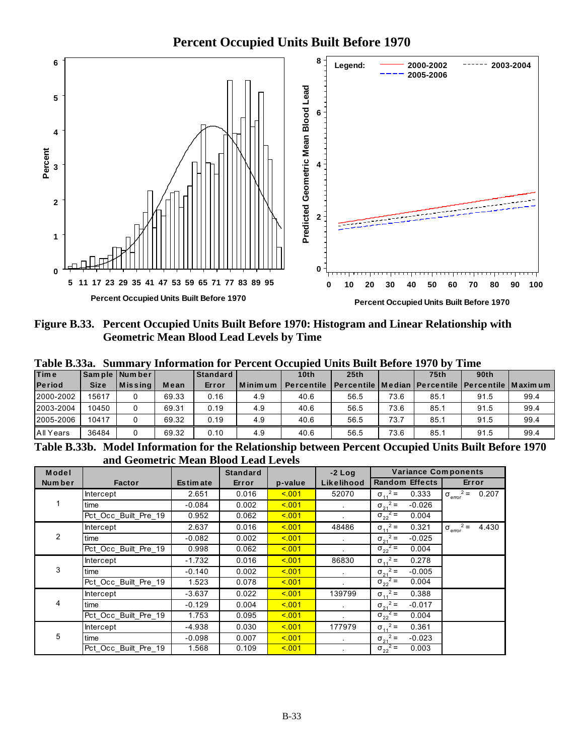**Percent Occupied Units Built Before 1970**

**Figure B.33. Percent Occupied Units Built Before 1970: Histogram and Linear Relationship with Geometric Mean Blood Lead Levels by Time**

**Table B.33a. Summary Information for Percent Occupied Units Built Before 1970 by Time**

| Time Period | Sample Size | Number Missing | Mean | Standard Error | Minimum | 10th Percentile | 25th Percentile | Median | 75th Percentile | 90th Percentile | Maximum |
|---|---|---|---|---|---|---|---|---|---|---|---|
| 2000-2002 | 15617 | 0 | 69.33 | 0.16 | 4.9 | 40.6 | 56.5 | 73.6 | 85.1 | 91.5 | 99.4 |
| 2003-2004 | 10450 | 0 | 69.31 | 0.19 | 4.9 | 40.6 | 56.5 | 73.6 | 85.1 | 91.5 | 99.4 |
| 2005-2006 | 10417 | 0 | 69.32 | 0.19 | 4.9 | 40.6 | 56.5 | 73.7 | 85.1 | 91.5 | 99.4 |
| All Years | 36484 | 0 | 69.32 | 0.10 | 4.9 | 40.6 | 56.5 | 73.6 | 85.1 | 91.5 | 99.4 |

**Table B.33b. Model Information for the Relationship between Percent Occupied Units Built Before 1970 and Geometric Mean Blood Lead Levels**

| Model Number | Factor | Estimate | Standard Error | p-value | -2 Log Likelihood | Variance Components: Random Effects | Variance Components: Error |
|---|---|---|---|---|---|---|---|
| 1 | Intercept | 2.651 | 0.016 | <.001 | 52070 | $\sigma_{11}^2 =$ 0.333 | $\sigma_{error}^2 =$ 0.207 |
| | time | -0.084 | 0.002 | <.001 | . | $\sigma_{21}^2 =$ -0.026 | |
| | Pct_Occ_Built_Pre_19 | 0.952 | 0.062 | <.001 | . | $\sigma_{22}^2 =$ 0.004 | |
| 2 | Intercept | 2.637 | 0.016 | <.001 | 48486 | $\sigma_{11}^2 =$ 0.321 | $\sigma_{error}^2 =$ 4.430 |
| | time | -0.082 | 0.002 | <.001 | . | $\sigma_{21}^2 =$ -0.025 | |
| | Pct_Occ_Built_Pre_19 | 0.998 | 0.062 | <.001 | . | $\sigma_{22}^2 =$ 0.004 | |
| 3 | Intercept | -1.732 | 0.016 | <.001 | 86830 | $\sigma_{11}^2 =$ 0.278 | |
| | time | -0.140 | 0.002 | <.001 | . | $\sigma_{21}^2 =$ -0.005 | |
| | Pct_Occ_Built_Pre_19 | 1.523 | 0.078 | <.001 | . | $\sigma_{22}^2 =$ 0.004 | |
| 4 | Intercept | -3.637 | 0.022 | <.001 | 139799 | $\sigma_{11}^2 =$ 0.388 | |
| | time | -0.129 | 0.004 | <.001 | . | $\sigma_{21}^2 =$ -0.017 | |
| | Pct_Occ_Built_Pre_19 | 1.753 | 0.095 | <.001 | . | $\sigma_{22}^2 =$ 0.004 | |
| 5 | Intercept | -4.938 | 0.030 | <.001 | 177979 | $\sigma_{11}^2 =$ 0.361 | |
| | time | -0.098 | 0.007 | <.001 | . | $\sigma_{21}^2 =$ -0.023 | |
| | Pct_Occ_Built_Pre_19 | 1.568 | 0.109 | <.001 | . | $\sigma_{22}^2 =$ 0.003 | |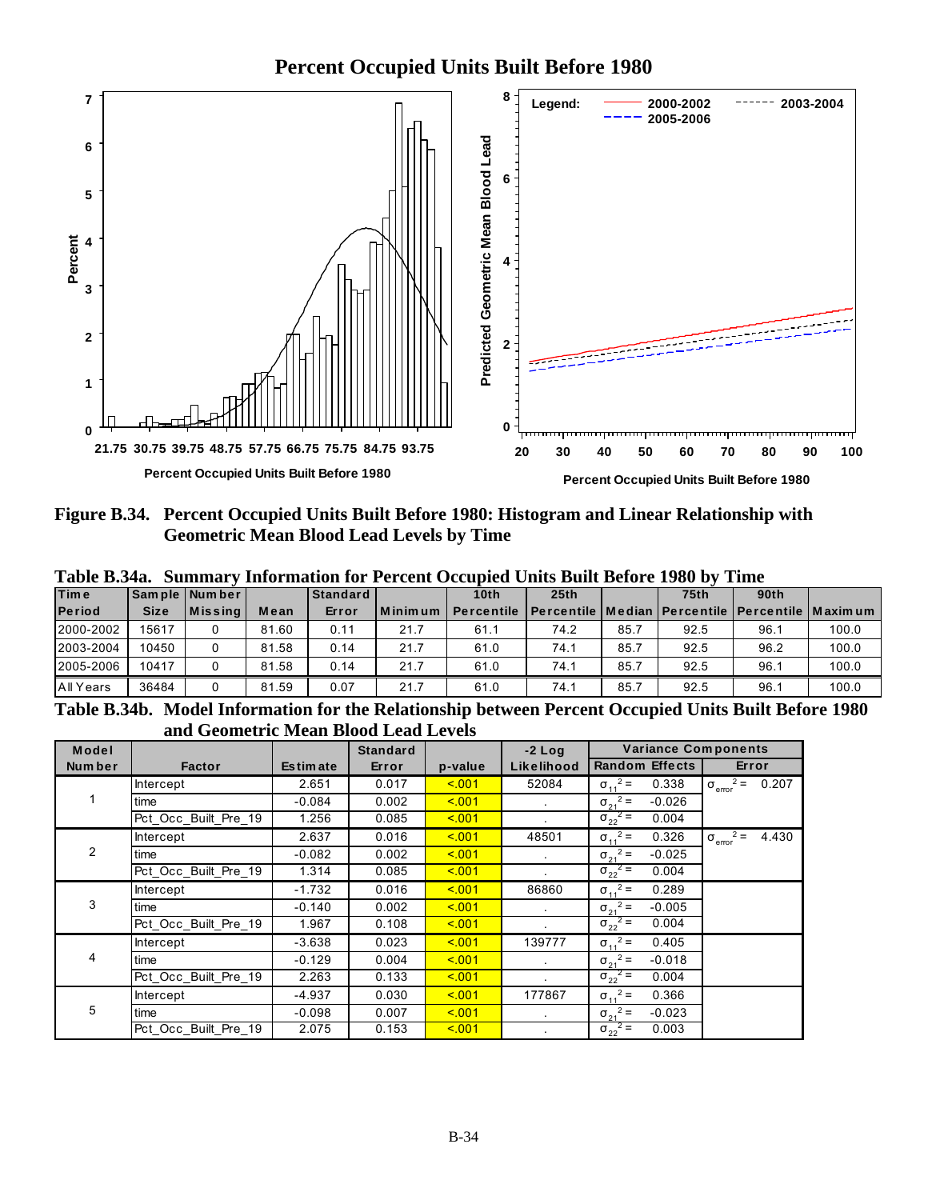## Percent Occupied Units Built Before 1980

**Figure B.34. Percent Occupied Units Built Before 1980: Histogram and Linear Relationship with Geometric Mean Blood Lead Levels by Time**

**Table B.34a. Summary Information for Percent Occupied Units Built Before 1980 by Time**

| Time Period | Sample Size | Number Missing | Mean | Standard Error | Minimum | 10th Percentile | 25th Percentile | Median | 75th Percentile | 90th Percentile | Maximum |
|---|---|---|---|---|---|---|---|---|---|---|---|
| 2000-2002 | 15617 | 0 | 81.60 | 0.11 | 21.7 | 61.1 | 74.2 | 85.7 | 92.5 | 96.1 | 100.0 |
| 2003-2004 | 10450 | 0 | 81.58 | 0.14 | 21.7 | 61.0 | 74.1 | 85.7 | 92.5 | 96.2 | 100.0 |
| 2005-2006 | 10417 | 0 | 81.58 | 0.14 | 21.7 | 61.0 | 74.1 | 85.7 | 92.5 | 96.1 | 100.0 |
| All Years | 36484 | 0 | 81.59 | 0.07 | 21.7 | 61.0 | 74.1 | 85.7 | 92.5 | 96.1 | 100.0 |

**Table B.34b. Model Information for the Relationship between Percent Occupied Units Built Before 1980 and Geometric Mean Blood Lead Levels**

| Model Number | Factor | Estimate | Standard Error | p-value | -2 Log Likelihood | Variance Components: Random Effects | Variance Components: Error |
|---|---|---|---|---|---|---|---|
| 1 | Intercept | 2.651 | 0.017 | <.001 | 52084 | $\sigma_{11}^2 =$ 0.338 | $\sigma_{error}^2 =$ 0.207 |
| | time | -0.084 | 0.002 | <.001 | . | $\sigma_{21}^2 =$ -0.026 | |
| | Pct_Occ_Built_Pre_19 | 1.256 | 0.085 | <.001 | . | $\sigma_{22}^2 =$ 0.004 | |
| 2 | Intercept | 2.637 | 0.016 | <.001 | 48501 | $\sigma_{11}^2 =$ 0.326 | $\sigma_{error}^2 =$ 4.430 |
| | time | -0.082 | 0.002 | <.001 | . | $\sigma_{21}^2 =$ -0.025 | |
| | Pct_Occ_Built_Pre_19 | 1.314 | 0.085 | <.001 | . | $\sigma_{22}^2 =$ 0.004 | |
| 3 | Intercept | -1.732 | 0.016 | <.001 | 86860 | $\sigma_{11}^2 =$ 0.289 | |
| | time | -0.140 | 0.002 | <.001 | . | $\sigma_{21}^2 =$ -0.005 | |
| | Pct_Occ_Built_Pre_19 | 1.967 | 0.108 | <.001 | . | $\sigma_{22}^2 =$ 0.004 | |
| 4 | Intercept | -3.638 | 0.023 | <.001 | 139777 | $\sigma_{11}^2 =$ 0.405 | |
| | time | -0.129 | 0.004 | <.001 | . | $\sigma_{21}^2 =$ -0.018 | |
| | Pct_Occ_Built_Pre_19 | 2.263 | 0.133 | <.001 | . | $\sigma_{22}^2 =$ 0.004 | |
| 5 | Intercept | -4.937 | 0.030 | <.001 | 177867 | $\sigma_{11}^2 =$ 0.366 | |
| | time | -0.098 | 0.007 | <.001 | . | $\sigma_{21}^2 =$ -0.023 | |
| | Pct_Occ_Built_Pre_19 | 2.075 | 0.153 | <.001 | . | $\sigma_{22}^2 =$ 0.003 | |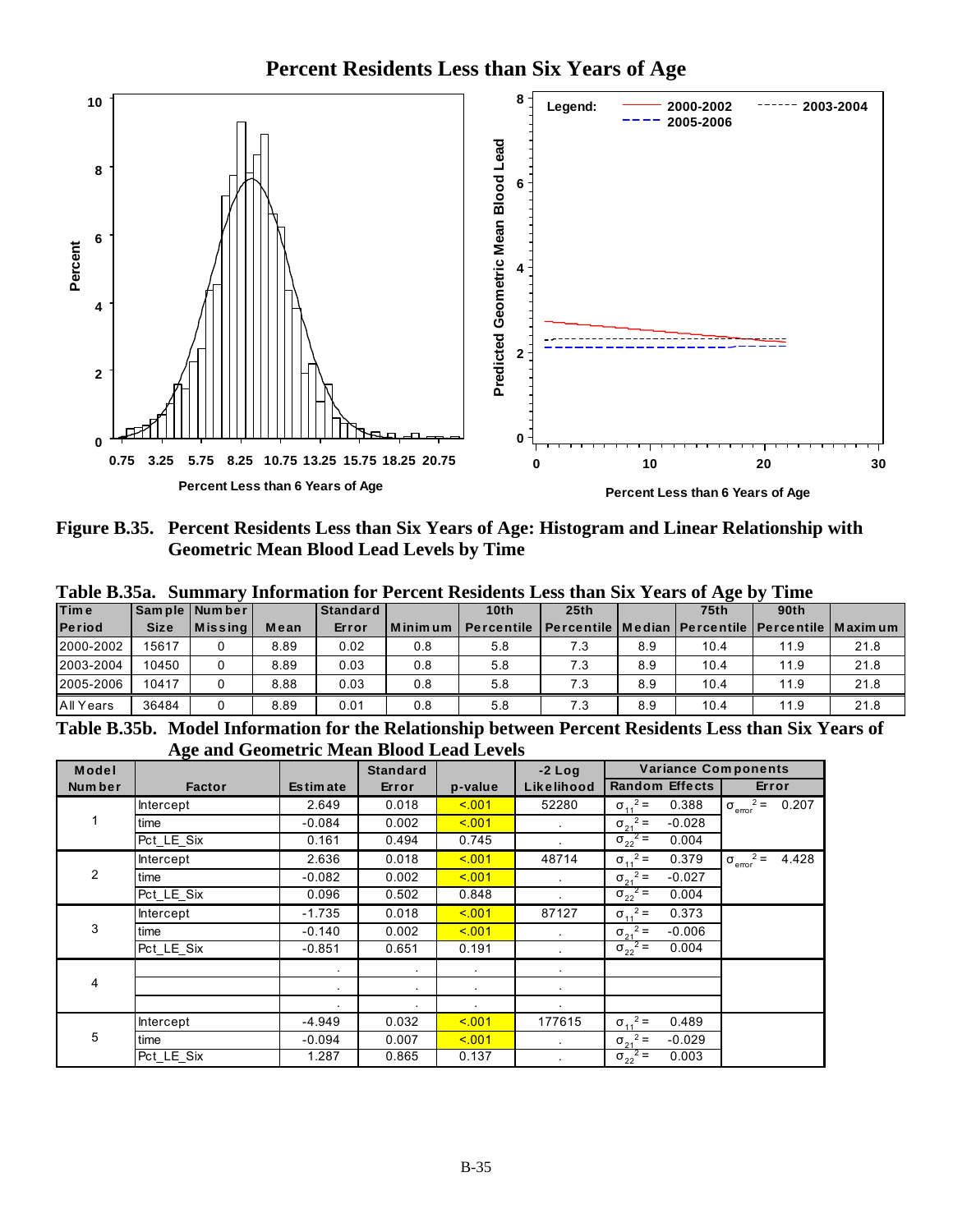**Percent Residents Less than Six Years of Age**

**Figure B.35. Percent Residents Less than Six Years of Age: Histogram and Linear Relationship with Geometric Mean Blood Lead Levels by Time**

**Table B.35a. Summary Information for Percent Residents Less than Six Years of Age by Time**

| Time Period | Sample Size | Number Missing | Mean | Standard Error | Minimum | 10th Percentile | 25th Percentile | Median | 75th Percentile | 90th Percentile | Maximum |
|---|---|---|---|---|---|---|---|---|---|---|---|
| 2000-2002 | 15617 | 0 | 8.89 | 0.02 | 0.8 | 5.8 | 7.3 | 8.9 | 10.4 | 11.9 | 21.8 |
| 2003-2004 | 10450 | 0 | 8.89 | 0.03 | 0.8 | 5.8 | 7.3 | 8.9 | 10.4 | 11.9 | 21.8 |
| 2005-2006 | 10417 | 0 | 8.88 | 0.03 | 0.8 | 5.8 | 7.3 | 8.9 | 10.4 | 11.9 | 21.8 |
| All Years | 36484 | 0 | 8.89 | 0.01 | 0.8 | 5.8 | 7.3 | 8.9 | 10.4 | 11.9 | 21.8 |

**Table B.35b. Model Information for the Relationship between Percent Residents Less than Six Years of Age and Geometric Mean Blood Lead Levels**

| Model Number | Factor | Estimate | Standard Error | p-value | -2 Log Likelihood | Variance Components: Random Effects | | Variance Components: Error |
|---|---|---|---|---|---|---|---|---|
| 1 | Intercept | 2.649 | 0.018 | <.001 | 52280 | $\sigma_{11}^2 =$ | 0.388 | $\sigma_{error}^2 =$ 0.207 |
| | time | -0.084 | 0.002 | <.001 | . | $\sigma_{21}^2 =$ | -0.028 | |
| | Pct_LE_Six | 0.161 | 0.494 | 0.745 | . | $\sigma_{22}^2 =$ | 0.004 | |
| 2 | Intercept | 2.636 | 0.018 | <.001 | 48714 | $\sigma_{11}^2 =$ | 0.379 | $\sigma_{error}^2 =$ 4.428 |
| | time | -0.082 | 0.002 | <.001 | . | $\sigma_{21}^2 =$ | -0.027 | |
| | Pct_LE_Six | 0.096 | 0.502 | 0.848 | . | $\sigma_{22}^2 =$ | 0.004 | |
| 3 | Intercept | -1.735 | 0.018 | <.001 | 87127 | $\sigma_{11}^2 =$ | 0.373 | |
| | time | -0.140 | 0.002 | <.001 | . | $\sigma_{21}^2 =$ | -0.006 | |
| | Pct_LE_Six | -0.851 | 0.651 | 0.191 | . | $\sigma_{22}^2 =$ | 0.004 | |
| 4 | | . | . | . | . | | | |
| | | . | . | . | . | | | |
| | | . | . | . | . | | | |
| 5 | Intercept | -4.949 | 0.032 | <.001 | 177615 | $\sigma_{11}^2 =$ | 0.489 | |
| | time | -0.094 | 0.007 | <.001 | . | $\sigma_{21}^2 =$ | -0.029 | |
| | Pct_LE_Six | 1.287 | 0.865 | 0.137 | . | $\sigma_{22}^2 =$ | 0.003 | |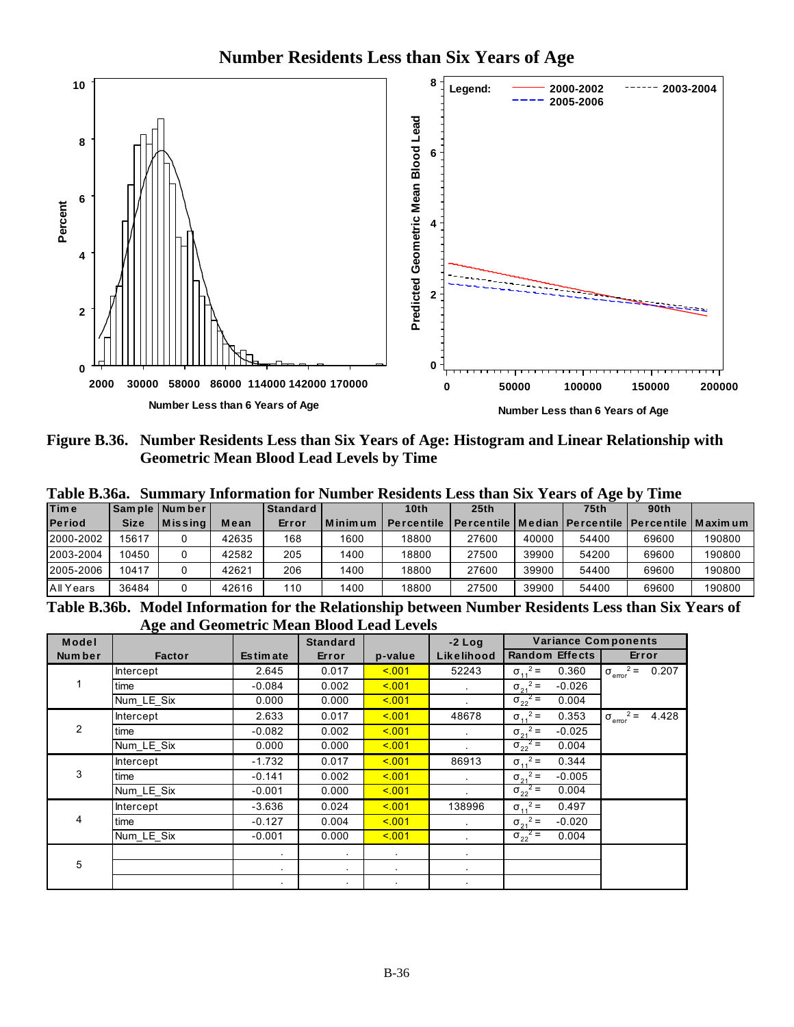## Number Residents Less than Six Years of Age

**Figure B.36. Number Residents Less than Six Years of Age: Histogram and Linear Relationship with Geometric Mean Blood Lead Levels by Time**

**Table B.36a. Summary Information for Number Residents Less than Six Years of Age by Time**

| Time Period | Sample Size | Number Missing | Mean | Standard Error | Minimum | 10th Percentile | 25th Percentile | Median | 75th Percentile | 90th Percentile | Maximum |
|---|---|---|---|---|---|---|---|---|---|---|---|
| 2000-2002 | 15617 | 0 | 42635 | 168 | 1600 | 18800 | 27600 | 40000 | 54400 | 69600 | 190800 |
| 2003-2004 | 10450 | 0 | 42582 | 205 | 1400 | 18800 | 27500 | 39900 | 54200 | 69600 | 190800 |
| 2005-2006 | 10417 | 0 | 42621 | 206 | 1400 | 18800 | 27600 | 39900 | 54400 | 69600 | 190800 |
| All Years | 36484 | 0 | 42616 | 110 | 1400 | 18800 | 27500 | 39900 | 54400 | 69600 | 190800 |

**Table B.36b. Model Information for the Relationship between Number Residents Less than Six Years of Age and Geometric Mean Blood Lead Levels**

| Model Number | Factor | Estimate | Standard Error | p-value | -2 Log Likelihood | Variance Components: Random Effects | Variance Components: Error |
|---|---|---|---|---|---|---|---|
| 1 | Intercept | 2.645 | 0.017 | <.001 | 52243 | $\sigma_{11}^2 =$ 0.360 | $\sigma_{error}^2 =$ 0.207 |
| | time | -0.084 | 0.002 | <.001 | . | $\sigma_{21}^2 =$ -0.026 | |
| | Num_LE_Six | 0.000 | 0.000 | <.001 | . | $\sigma_{22}^2 =$ 0.004 | |
| 2 | Intercept | 2.633 | 0.017 | <.001 | 48678 | $\sigma_{11}^2 =$ 0.353 | $\sigma_{error}^2 =$ 4.428 |
| | time | -0.082 | 0.002 | <.001 | . | $\sigma_{21}^2 =$ -0.025 | |
| | Num_LE_Six | 0.000 | 0.000 | <.001 | . | $\sigma_{22}^2 =$ 0.004 | |
| 3 | Intercept | -1.732 | 0.017 | <.001 | 86913 | $\sigma_{11}^2 =$ 0.344 | |
| | time | -0.141 | 0.002 | <.001 | . | $\sigma_{21}^2 =$ -0.005 | |
| | Num_LE_Six | -0.001 | 0.000 | <.001 | . | $\sigma_{22}^2 =$ 0.004 | |
| 4 | Intercept | -3.636 | 0.024 | <.001 | 138996 | $\sigma_{11}^2 =$ 0.497 | |
| | time | -0.127 | 0.004 | <.001 | . | $\sigma_{21}^2 =$ -0.020 | |
| | Num_LE_Six | -0.001 | 0.000 | <.001 | . | $\sigma_{22}^2 =$ 0.004 | |
| 5 | | . | . | . | . | | |
| | | . | . | . | . | | |
| | | . | . | . | . | | |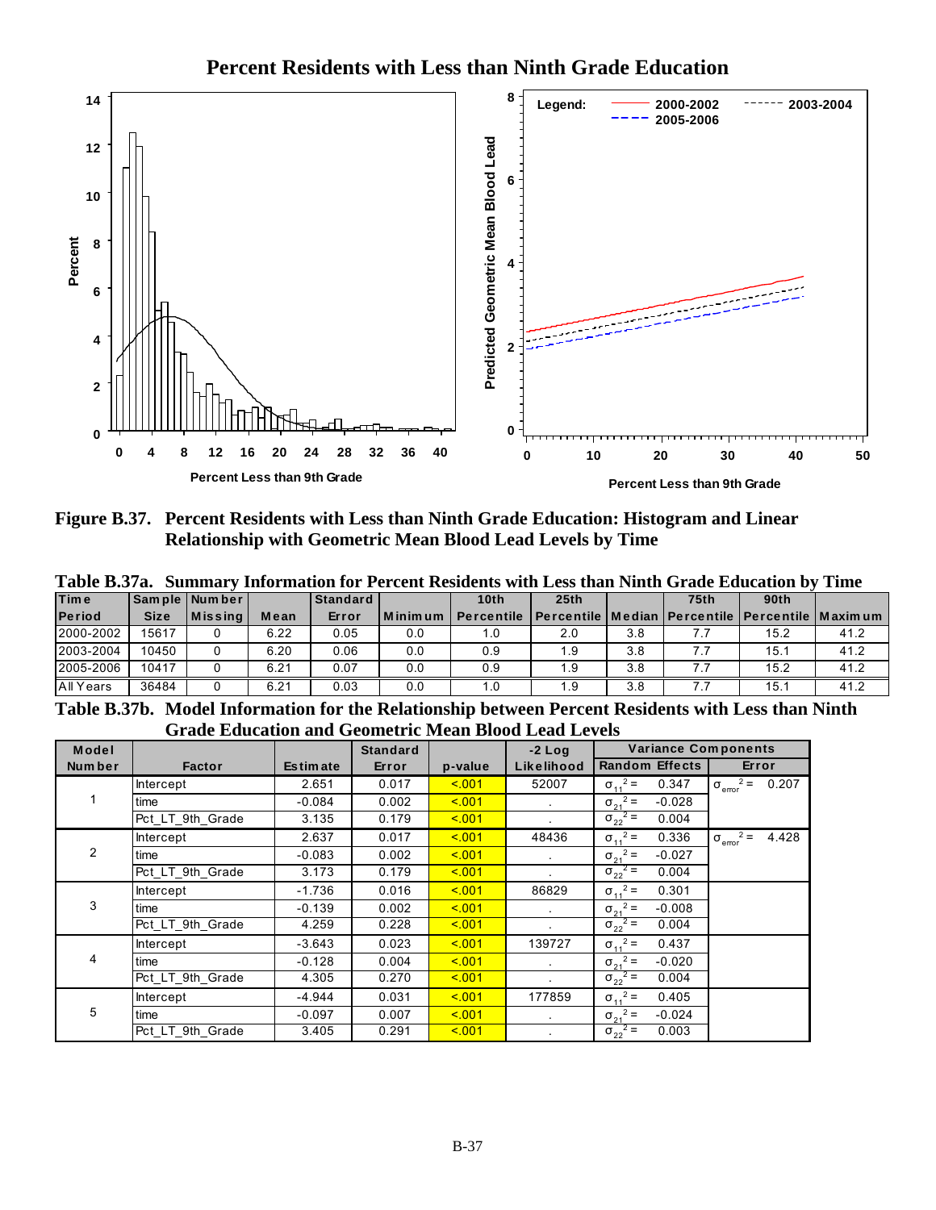Figure B.37. Percent Residents with Less than Ninth Grade Education: Histogram and Linear Relationship with Geometric Mean Blood Lead Levels by Time

**Table B.37a. Summary Information for Percent Residents with Less than Ninth Grade Education by Time**

| Time Period | Sample Size | Number Missing | Mean | Standard Error | Minimum | 10th Percentile | 25th Percentile | Median | 75th Percentile | 90th Percentile | Maximum |
|---|---|---|---|---|---|---|---|---|---|---|---|
| 2000-2002 | 15617 | 0 | 6.22 | 0.05 | 0.0 | 1.0 | 2.0 | 3.8 | 7.7 | 15.2 | 41.2 |
| 2003-2004 | 10450 | 0 | 6.20 | 0.06 | 0.0 | 0.9 | 1.9 | 3.8 | 7.7 | 15.1 | 41.2 |
| 2005-2006 | 10417 | 0 | 6.21 | 0.07 | 0.0 | 0.9 | 1.9 | 3.8 | 7.7 | 15.2 | 41.2 |
| All Years | 36484 | 0 | 6.21 | 0.03 | 0.0 | 1.0 | 1.9 | 3.8 | 7.7 | 15.1 | 41.2 |

**Table B.37b. Model Information for the Relationship between Percent Residents with Less than Ninth Grade Education and Geometric Mean Blood Lead Levels**

| Model Number | Factor | Estimate | Standard Error | p-value | -2 Log Likelihood | Variance Components: Random Effects | Variance Components: Error |
|---|---|---|---|---|---|---|---|
| 1 | Intercept | 2.651 | 0.017 | <.001 | 52007 | $\sigma_{11}^2 =$ 0.347 | $\sigma_{error}^2 =$ 0.207 |
| | time | -0.084 | 0.002 | <.001 | . | $\sigma_{21}^2 =$ -0.028 | |
| | Pct_LT_9th_Grade | 3.135 | 0.179 | <.001 | . | $\sigma_{22}^2 =$ 0.004 | |
| 2 | Intercept | 2.637 | 0.017 | <.001 | 48436 | $\sigma_{11}^2 =$ 0.336 | $\sigma_{error}^2 =$ 4.428 |
| | time | -0.083 | 0.002 | <.001 | . | $\sigma_{21}^2 =$ -0.027 | |
| | Pct_LT_9th_Grade | 3.173 | 0.179 | <.001 | . | $\sigma_{22}^2 =$ 0.004 | |
| 3 | Intercept | -1.736 | 0.016 | <.001 | 86829 | $\sigma_{11}^2 =$ 0.301 | |
| | time | -0.139 | 0.002 | <.001 | . | $\sigma_{21}^2 =$ -0.008 | |
| | Pct_LT_9th_Grade | 4.259 | 0.228 | <.001 | . | $\sigma_{22}^2 =$ 0.004 | |
| 4 | Intercept | -3.643 | 0.023 | <.001 | 139727 | $\sigma_{11}^2 =$ 0.437 | |
| | time | -0.128 | 0.004 | <.001 | . | $\sigma_{21}^2 =$ -0.020 | |
| | Pct_LT_9th_Grade | 4.305 | 0.270 | <.001 | . | $\sigma_{22}^2 =$ 0.004 | |
| 5 | Intercept | -4.944 | 0.031 | <.001 | 177859 | $\sigma_{11}^2 =$ 0.405 | |
| | time | -0.097 | 0.007 | <.001 | . | $\sigma_{21}^2 =$ -0.024 | |
| | Pct_LT_9th_Grade | 3.405 | 0.291 | <.001 | . | $\sigma_{22}^2 =$ 0.003 | |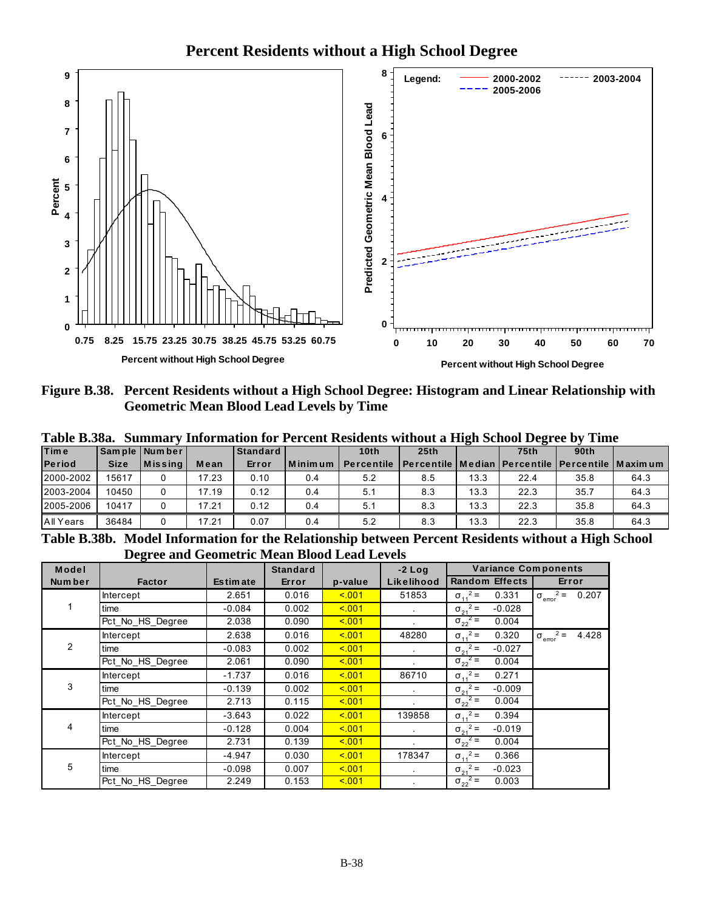**Percent Residents without a High School Degree**

Figure B.38. Percent Residents without a High School Degree: Histogram and Linear Relationship with Geometric Mean Blood Lead Levels by Time

**Table B.38a. Summary Information for Percent Residents without a High School Degree by Time**

| Time Period | Sample Size | Number Missing | Mean | Standard Error | Minimum | 10th Percentile | 25th Percentile | Median | 75th Percentile | 90th Percentile | Maximum |
|---|---|---|---|---|---|---|---|---|---|---|---|
| 2000-2002 | 15617 | 0 | 17.23 | 0.10 | 0.4 | 5.2 | 8.5 | 13.3 | 22.4 | 35.8 | 64.3 |
| 2003-2004 | 10450 | 0 | 17.19 | 0.12 | 0.4 | 5.1 | 8.3 | 13.3 | 22.3 | 35.7 | 64.3 |
| 2005-2006 | 10417 | 0 | 17.21 | 0.12 | 0.4 | 5.1 | 8.3 | 13.3 | 22.3 | 35.8 | 64.3 |
| All Years | 36484 | 0 | 17.21 | 0.07 | 0.4 | 5.2 | 8.3 | 13.3 | 22.3 | 35.8 | 64.3 |

**Table B.38b. Model Information for the Relationship between Percent Residents without a High School Degree and Geometric Mean Blood Lead Levels**

| Model Number | Factor | Estimate | Standard Error | p-value | -2 Log Likelihood | Variance Components: Random Effects | Variance Components: Error |
|---|---|---|---|---|---|---|---|
| 1 | Intercept | 2.651 | 0.016 | <.001 | 51853 | $\sigma_{11}^2 =$ 0.331 | $\sigma_{error}^2 =$ 0.207 |
| | time | -0.084 | 0.002 | <.001 | . | $\sigma_{21}^2 =$ -0.028 | |
| | Pct_No_HS_Degree | 2.038 | 0.090 | <.001 | . | $\sigma_{22}^2 =$ 0.004 | |
| 2 | Intercept | 2.638 | 0.016 | <.001 | 48280 | $\sigma_{11}^2 =$ 0.320 | $\sigma_{error}^2 =$ 4.428 |
| | time | -0.083 | 0.002 | <.001 | . | $\sigma_{21}^2 =$ -0.027 | |
| | Pct_No_HS_Degree | 2.061 | 0.090 | <.001 | . | $\sigma_{22}^2 =$ 0.004 | |
| 3 | Intercept | -1.737 | 0.016 | <.001 | 86710 | $\sigma_{11}^2 =$ 0.271 | |
| | time | -0.139 | 0.002 | <.001 | . | $\sigma_{21}^2 =$ -0.009 | |
| | Pct_No_HS_Degree | 2.713 | 0.115 | <.001 | . | $\sigma_{22}^2 =$ 0.004 | |
| 4 | Intercept | -3.643 | 0.022 | <.001 | 139858 | $\sigma_{11}^2 =$ 0.394 | |
| | time | -0.128 | 0.004 | <.001 | . | $\sigma_{21}^2 =$ -0.019 | |
| | Pct_No_HS_Degree | 2.731 | 0.139 | <.001 | . | $\sigma_{22}^2 =$ 0.004 | |
| 5 | Intercept | -4.947 | 0.030 | <.001 | 178347 | $\sigma_{11}^2 =$ 0.366 | |
| | time | -0.098 | 0.007 | <.001 | . | $\sigma_{21}^2 =$ -0.023 | |
| | Pct_No_HS_Degree | 2.249 | 0.153 | <.001 | . | $\sigma_{22}^2 =$ 0.003 | |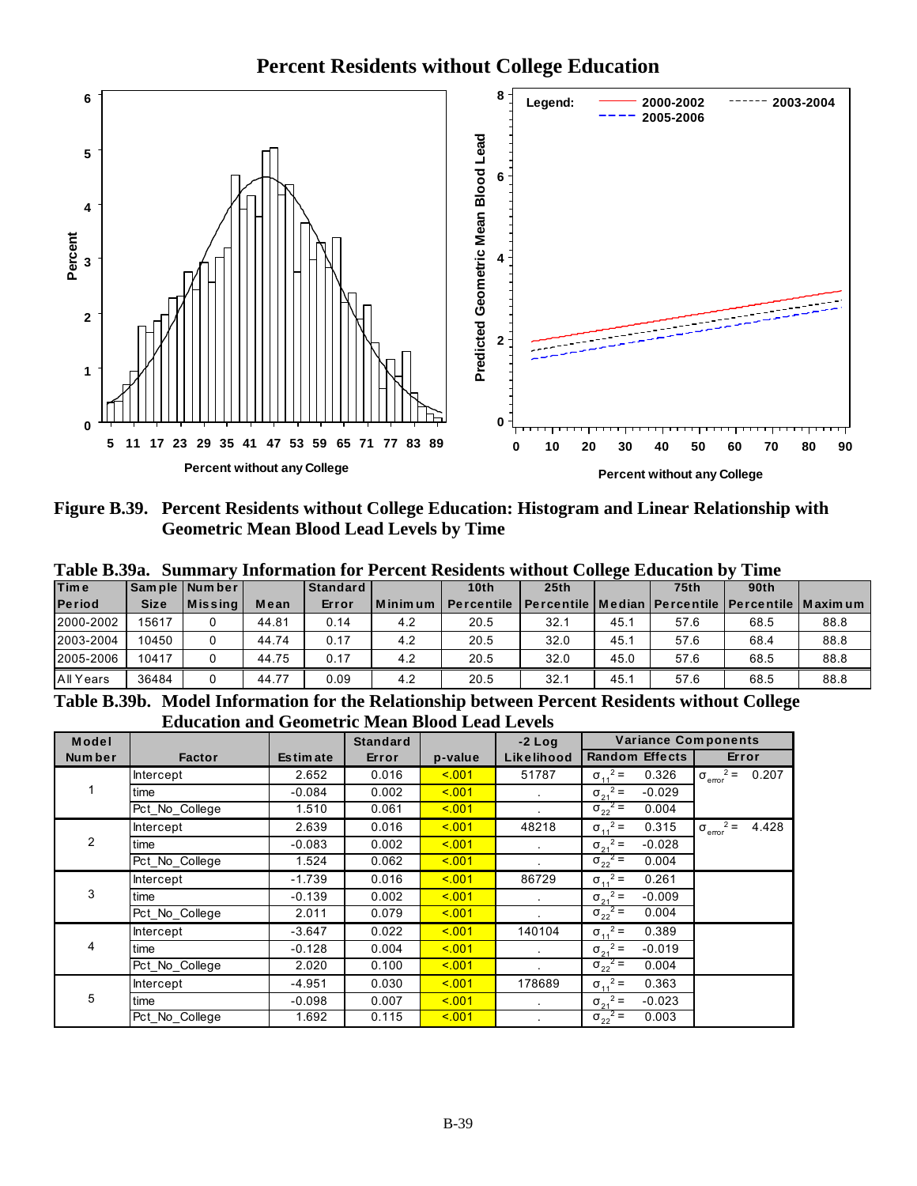# Percent Residents without College Education

Figure B.39. Percent Residents without College Education: Histogram and Linear Relationship with Geometric Mean Blood Lead Levels by Time

**Table B.39a. Summary Information for Percent Residents without College Education by Time**

| Time Period | Sample Size | Number Missing | Mean | Standard Error | Minimum | 10th Percentile | 25th Percentile | Median | 75th Percentile | 90th Percentile | Maximum |
|---|---|---|---|---|---|---|---|---|---|---|---|
| 2000-2002 | 15617 | 0 | 44.81 | 0.14 | 4.2 | 20.5 | 32.1 | 45.1 | 57.6 | 68.5 | 88.8 |
| 2003-2004 | 10450 | 0 | 44.74 | 0.17 | 4.2 | 20.5 | 32.0 | 45.1 | 57.6 | 68.4 | 88.8 |
| 2005-2006 | 10417 | 0 | 44.75 | 0.17 | 4.2 | 20.5 | 32.0 | 45.0 | 57.6 | 68.5 | 88.8 |
| All Years | 36484 | 0 | 44.77 | 0.09 | 4.2 | 20.5 | 32.1 | 45.1 | 57.6 | 68.5 | 88.8 |

**Table B.39b. Model Information for the Relationship between Percent Residents without College Education and Geometric Mean Blood Lead Levels**

| Model Number | Factor | Estimate | Standard Error | p-value | -2 Log Likelihood | Variance Components: Random Effects | Variance Components: Error |
|---|---|---|---|---|---|---|---|
| 1 | Intercept | 2.652 | 0.016 | <.001 | 51787 | $\sigma_{11}^2 =$ 0.326 | $\sigma_{error}^2 =$ 0.207 |
| | time | -0.084 | 0.002 | <.001 | . | $\sigma_{21}^2 =$ -0.029 | |
| | Pct_No_College | 1.510 | 0.061 | <.001 | . | $\sigma_{22}^2 =$ 0.004 | |
| 2 | Intercept | 2.639 | 0.016 | <.001 | 48218 | $\sigma_{11}^2 =$ 0.315 | $\sigma_{error}^2 =$ 4.428 |
| | time | -0.083 | 0.002 | <.001 | . | $\sigma_{21}^2 =$ -0.028 | |
| | Pct_No_College | 1.524 | 0.062 | <.001 | . | $\sigma_{22}^2 =$ 0.004 | |
| 3 | Intercept | -1.739 | 0.016 | <.001 | 86729 | $\sigma_{11}^2 =$ 0.261 | |
| | time | -0.139 | 0.002 | <.001 | . | $\sigma_{21}^2 =$ -0.009 | |
| | Pct_No_College | 2.011 | 0.079 | <.001 | . | $\sigma_{22}^2 =$ 0.004 | |
| 4 | Intercept | -3.647 | 0.022 | <.001 | 140104 | $\sigma_{11}^2 =$ 0.389 | |
| | time | -0.128 | 0.004 | <.001 | . | $\sigma_{21}^2 =$ -0.019 | |
| | Pct_No_College | 2.020 | 0.100 | <.001 | . | $\sigma_{22}^2 =$ 0.004 | |
| 5 | Intercept | -4.951 | 0.030 | <.001 | 178689 | $\sigma_{11}^2 =$ 0.363 | |
| | time | -0.098 | 0.007 | <.001 | . | $\sigma_{21}^2 =$ -0.023 | |
| | Pct_No_College | 1.692 | 0.115 | <.001 | . | $\sigma_{22}^2 =$ 0.003 | |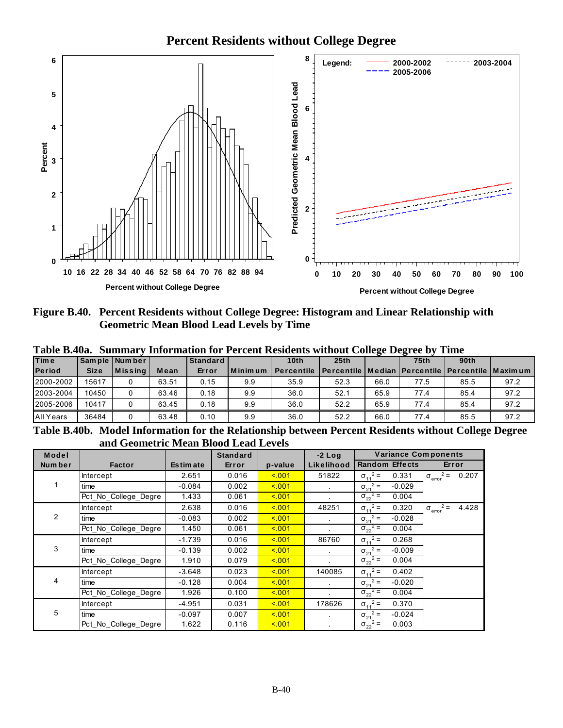## Percent Residents without College Degree

**Figure B.40. Percent Residents without College Degree: Histogram and Linear Relationship with Geometric Mean Blood Lead Levels by Time**

**Table B.40a. Summary Information for Percent Residents without College Degree by Time**

| Time Period | Sample Size | Number Missing | Mean | Standard Error | Minimum | 10th Percentile | 25th Percentile | Median | 75th Percentile | 90th Percentile | Maximum |
|---|---|---|---|---|---|---|---|---|---|---|---|
| 2000-2002 | 15617 | 0 | 63.51 | 0.15 | 9.9 | 35.9 | 52.3 | 66.0 | 77.5 | 85.5 | 97.2 |
| 2003-2004 | 10450 | 0 | 63.46 | 0.18 | 9.9 | 36.0 | 52.1 | 65.9 | 77.4 | 85.4 | 97.2 |
| 2005-2006 | 10417 | 0 | 63.45 | 0.18 | 9.9 | 36.0 | 52.2 | 65.9 | 77.4 | 85.4 | 97.2 |
| All Years | 36484 | 0 | 63.48 | 0.10 | 9.9 | 36.0 | 52.2 | 66.0 | 77.4 | 85.5 | 97.2 |

**Table B.40b. Model Information for the Relationship between Percent Residents without College Degree and Geometric Mean Blood Lead Levels**

| Model Number | Factor | Estimate | Standard Error | p-value | -2 Log Likelihood | Variance Components: Random Effects | | Variance Components: Error |
|---|---|---|---|---|---|---|---|---|
| 1 | Intercept | 2.651 | 0.016 | <.001 | 51822 | $\sigma_{11}^2 =$ | 0.331 | $\sigma_{error}^2 =$ 0.207 |
| | time | -0.084 | 0.002 | <.001 | . | $\sigma_{21}^2 =$ | -0.029 | |
| | Pct_No_College_Degre | 1.433 | 0.061 | <.001 | . | $\sigma_{22}^2 =$ | 0.004 | |
| 2 | Intercept | 2.638 | 0.016 | <.001 | 48251 | $\sigma_{11}^2 =$ | 0.320 | $\sigma_{error}^2 =$ 4.428 |
| | time | -0.083 | 0.002 | <.001 | . | $\sigma_{21}^2 =$ | -0.028 | |
| | Pct_No_College_Degre | 1.450 | 0.061 | <.001 | . | $\sigma_{22}^2 =$ | 0.004 | |
| 3 | Intercept | -1.739 | 0.016 | <.001 | 86760 | $\sigma_{11}^2 =$ | 0.268 | |
| | time | -0.139 | 0.002 | <.001 | . | $\sigma_{21}^2 =$ | -0.009 | |
| | Pct_No_College_Degre | 1.910 | 0.079 | <.001 | . | $\sigma_{22}^2 =$ | 0.004 | |
| 4 | Intercept | -3.648 | 0.023 | <.001 | 140085 | $\sigma_{11}^2 =$ | 0.402 | |
| | time | -0.128 | 0.004 | <.001 | . | $\sigma_{21}^2 =$ | -0.020 | |
| | Pct_No_College_Degre | 1.926 | 0.100 | <.001 | . | $\sigma_{22}^2 =$ | 0.004 | |
| 5 | Intercept | -4.951 | 0.031 | <.001 | 178626 | $\sigma_{11}^2 =$ | 0.370 | |
| | time | -0.097 | 0.007 | <.001 | . | $\sigma_{21}^2 =$ | -0.024 | |
| | Pct_No_College_Degre | 1.622 | 0.116 | <.001 | . | $\sigma_{22}^2 =$ | 0.003 | |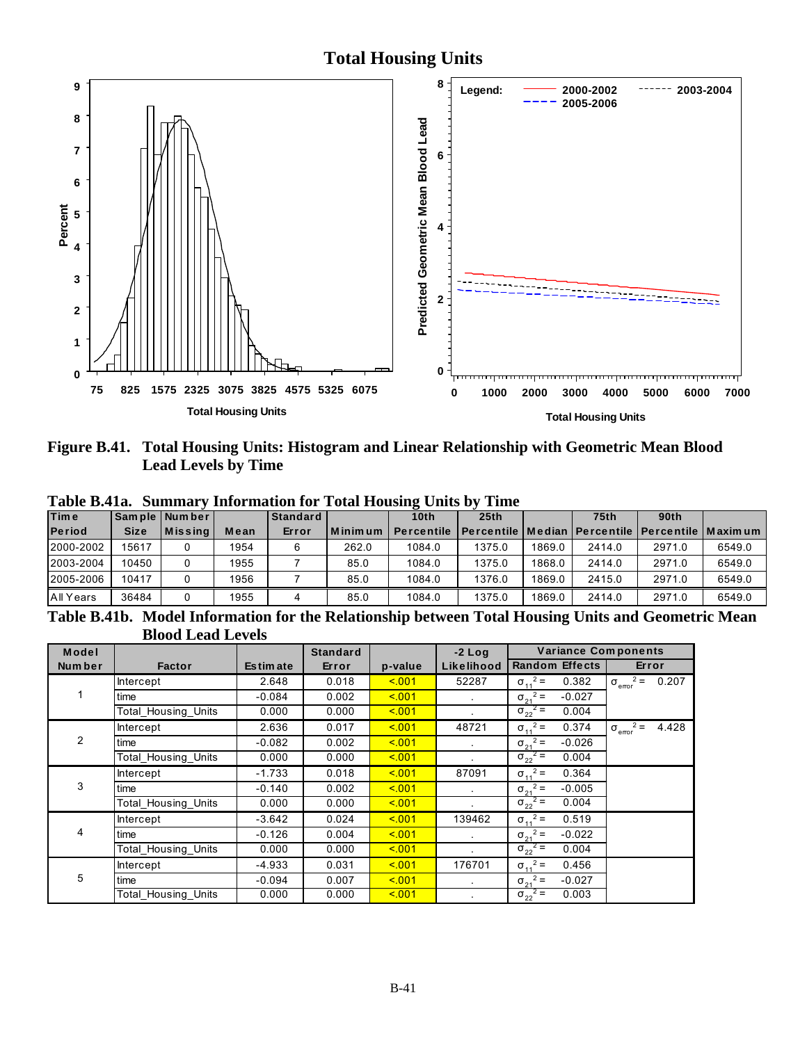# Total Housing Units

**Figure B.41. Total Housing Units: Histogram and Linear Relationship with Geometric Mean Blood Lead Levels by Time**

**Table B.41a. Summary Information for Total Housing Units by Time**

| Time Period | Sample Size | Number Missing | Mean | Standard Error | Minimum | 10th Percentile | 25th Percentile | Median | 75th Percentile | 90th Percentile | Maximum |
|---|---|---|---|---|---|---|---|---|---|---|---|
| 2000-2002 | 15617 | 0 | 1954 | 6 | 262.0 | 1084.0 | 1375.0 | 1869.0 | 2414.0 | 2971.0 | 6549.0 |
| 2003-2004 | 10450 | 0 | 1955 | 7 | 85.0 | 1084.0 | 1375.0 | 1868.0 | 2414.0 | 2971.0 | 6549.0 |
| 2005-2006 | 10417 | 0 | 1956 | 7 | 85.0 | 1084.0 | 1376.0 | 1869.0 | 2415.0 | 2971.0 | 6549.0 |
| All Years | 36484 | 0 | 1955 | 4 | 85.0 | 1084.0 | 1375.0 | 1869.0 | 2414.0 | 2971.0 | 6549.0 |

**Table B.41b. Model Information for the Relationship between Total Housing Units and Geometric Mean Blood Lead Levels**

| Model Number | Factor | Estimate | Standard Error | p-value | -2 Log Likelihood | Variance Components: Random Effects | | Variance Components: Error |
|---|---|---|---|---|---|---|---|---|
| 1 | Intercept | 2.648 | 0.018 | <.001 | 52287 | $\sigma_{11}^2 =$ | 0.382 | $\sigma_{error}^2 =$ 0.207 |
| | time | -0.084 | 0.002 | <.001 | . | $\sigma_{21}^2 =$ | -0.027 | |
| | Total_Housing_Units | 0.000 | 0.000 | <.001 | . | $\sigma_{22}^2 =$ | 0.004 | |
| 2 | Intercept | 2.636 | 0.017 | <.001 | 48721 | $\sigma_{11}^2 =$ | 0.374 | $\sigma_{error}^2 =$ 4.428 |
| | time | -0.082 | 0.002 | <.001 | . | $\sigma_{21}^2 =$ | -0.026 | |
| | Total_Housing_Units | 0.000 | 0.000 | <.001 | . | $\sigma_{22}^2 =$ | 0.004 | |
| 3 | Intercept | -1.733 | 0.018 | <.001 | 87091 | $\sigma_{11}^2 =$ | 0.364 | |
| | time | -0.140 | 0.002 | <.001 | . | $\sigma_{21}^2 =$ | -0.005 | |
| | Total_Housing_Units | 0.000 | 0.000 | <.001 | . | $\sigma_{22}^2 =$ | 0.004 | |
| 4 | Intercept | -3.642 | 0.024 | <.001 | 139462 | $\sigma_{11}^2 =$ | 0.519 | |
| | time | -0.126 | 0.004 | <.001 | . | $\sigma_{21}^2 =$ | -0.022 | |
| | Total_Housing_Units | 0.000 | 0.000 | <.001 | . | $\sigma_{22}^2 =$ | 0.004 | |
| 5 | Intercept | -4.933 | 0.031 | <.001 | 176701 | $\sigma_{11}^2 =$ | 0.456 | |
| | time | -0.094 | 0.007 | <.001 | . | $\sigma_{21}^2 =$ | -0.027 | |
| | Total_Housing_Units | 0.000 | 0.000 | <.001 | . | $\sigma_{22}^2 =$ | 0.003 | |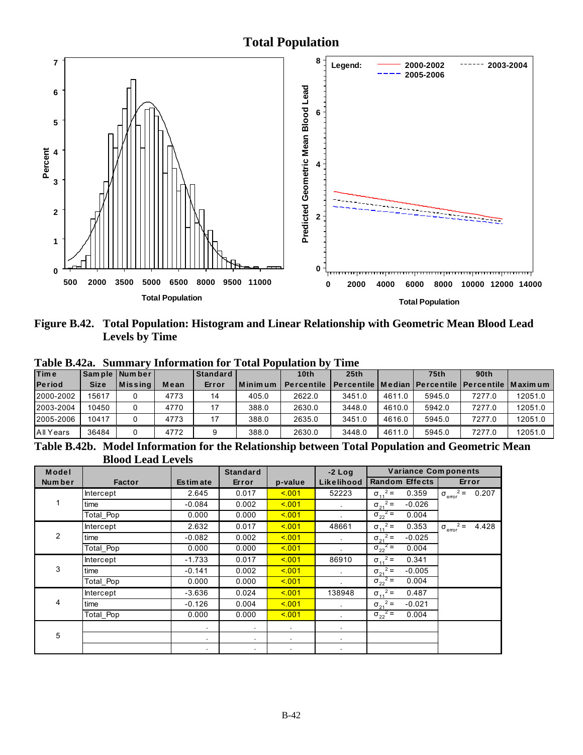# Total Population

Figure B.42. Total Population: Histogram and Linear Relationship with Geometric Mean Blood Lead Levels by Time

**Table B.42a. Summary Information for Total Population by Time**

| Time Period | Sample Size | Number Missing | Mean | Standard Error | Minimum | 10th Percentile | 25th Percentile | Median | 75th Percentile | 90th Percentile | Maximum |
|---|---|---|---|---|---|---|---|---|---|---|---|
| 2000-2002 | 15617 | 0 | 4773 | 14 | 405.0 | 2622.0 | 3451.0 | 4611.0 | 5945.0 | 7277.0 | 12051.0 |
| 2003-2004 | 10450 | 0 | 4770 | 17 | 388.0 | 2630.0 | 3448.0 | 4610.0 | 5942.0 | 7277.0 | 12051.0 |
| 2005-2006 | 10417 | 0 | 4773 | 17 | 388.0 | 2635.0 | 3451.0 | 4616.0 | 5945.0 | 7277.0 | 12051.0 |
| All Years | 36484 | 0 | 4772 | 9 | 388.0 | 2630.0 | 3448.0 | 4611.0 | 5945.0 | 7277.0 | 12051.0 |

**Table B.42b. Model Information for the Relationship between Total Population and Geometric Mean Blood Lead Levels**

| Model Number | Factor | Estimate | Standard Error | p-value | -2 Log Likelihood | Variance Components: Random Effects | Variance Components: Error |
|---|---|---|---|---|---|---|---|
| 1 | Intercept | 2.645 | 0.017 | <.001 | 52223 | $\sigma_{11}^2 =$ 0.359 | $\sigma_{error}^2 =$ 0.207 |
| | time | -0.084 | 0.002 | <.001 | . | $\sigma_{21}^2 =$ -0.026 | |
| | Total_Pop | 0.000 | 0.000 | <.001 | . | $\sigma_{22}^2 =$ 0.004 | |
| 2 | Intercept | 2.632 | 0.017 | <.001 | 48661 | $\sigma_{11}^2 =$ 0.353 | $\sigma_{error}^2 =$ 4.428 |
| | time | -0.082 | 0.002 | <.001 | . | $\sigma_{21}^2 =$ -0.025 | |
| | Total_Pop | 0.000 | 0.000 | <.001 | . | $\sigma_{22}^2 =$ 0.004 | |
| 3 | Intercept | -1.733 | 0.017 | <.001 | 86910 | $\sigma_{11}^2 =$ 0.341 | |
| | time | -0.141 | 0.002 | <.001 | . | $\sigma_{21}^2 =$ -0.005 | |
| | Total_Pop | 0.000 | 0.000 | <.001 | . | $\sigma_{22}^2 =$ 0.004 | |
| 4 | Intercept | -3.636 | 0.024 | <.001 | 138948 | $\sigma_{11}^2 =$ 0.487 | |
| | time | -0.126 | 0.004 | <.001 | . | $\sigma_{21}^2 =$ -0.021 | |
| | Total_Pop | 0.000 | 0.000 | <.001 | . | $\sigma_{22}^2 =$ 0.004 | |
| 5 | | . | . | . | . | | |
| | | . | . | . | . | | |
| | | . | . | . | . | | |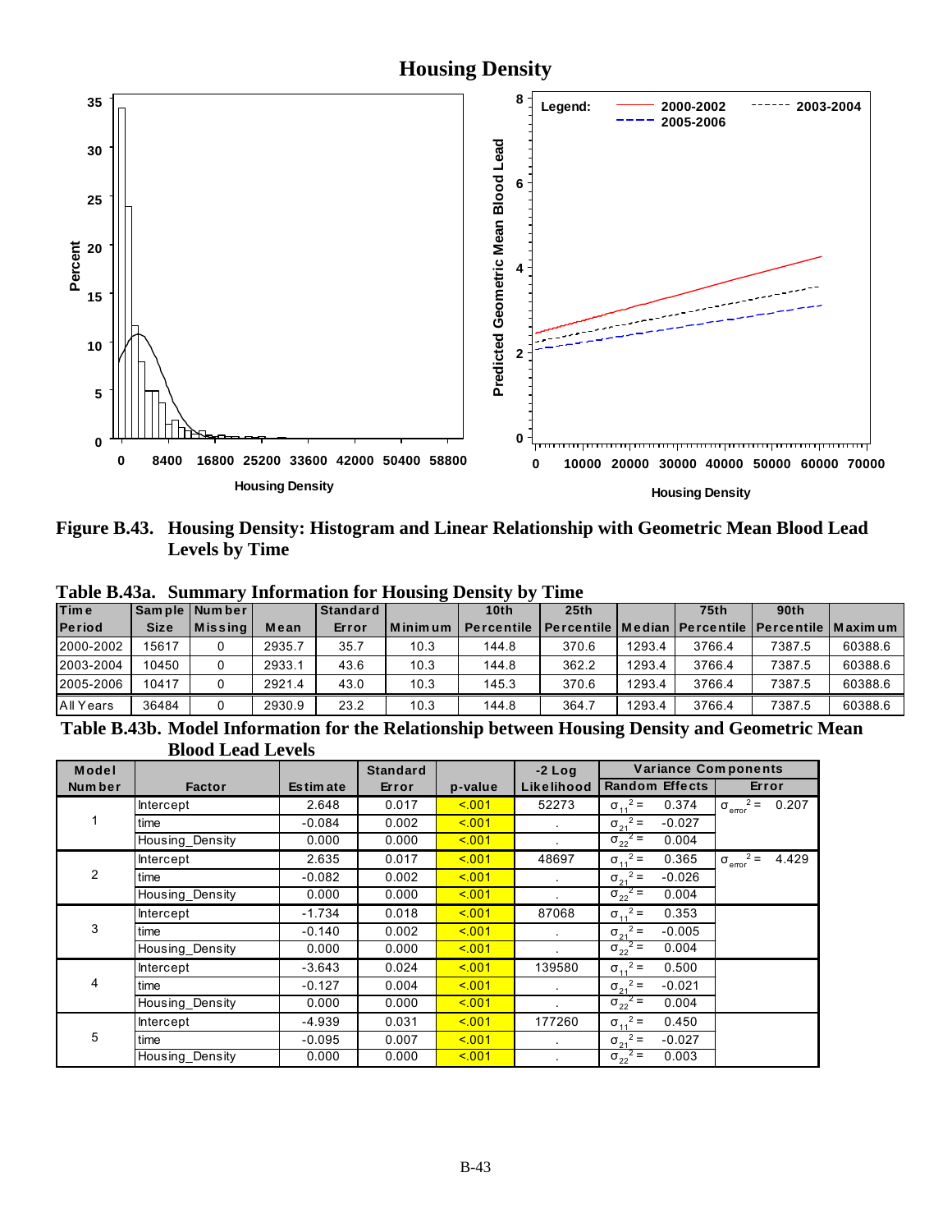# Housing Density

**Figure B.43. Housing Density: Histogram and Linear Relationship with Geometric Mean Blood Lead Levels by Time**

**Table B.43a. Summary Information for Housing Density by Time**

| Time Period | Sample Size | Number Missing | Mean | Standard Error | Minimum | 10th Percentile | 25th Percentile | Median | 75th Percentile | 90th Percentile | Maximum |
|---|---|---|---|---|---|---|---|---|---|---|---|
| 2000-2002 | 15617 | 0 | 2935.7 | 35.7 | 10.3 | 144.8 | 370.6 | 1293.4 | 3766.4 | 7387.5 | 60388.6 |
| 2003-2004 | 10450 | 0 | 2933.1 | 43.6 | 10.3 | 144.8 | 362.2 | 1293.4 | 3766.4 | 7387.5 | 60388.6 |
| 2005-2006 | 10417 | 0 | 2921.4 | 43.0 | 10.3 | 145.3 | 370.6 | 1293.4 | 3766.4 | 7387.5 | 60388.6 |
| All Years | 36484 | 0 | 2930.9 | 23.2 | 10.3 | 144.8 | 364.7 | 1293.4 | 3766.4 | 7387.5 | 60388.6 |

**Table B.43b. Model Information for the Relationship between Housing Density and Geometric Mean Blood Lead Levels**

| Model Number | Factor | Estimate | Standard Error | p-value | -2 Log Likelihood | Variance Components: Random Effects | Variance Components: Error |
|---|---|---|---|---|---|---|---|
| 1 | Intercept | 2.648 | 0.017 | <.001 | 52273 | $\sigma_{11}^2 =$ 0.374 | $\sigma_{error}^2 =$ 0.207 |
| | time | -0.084 | 0.002 | <.001 | . | $\sigma_{21}^2 =$ -0.027 | |
| | Housing_Density | 0.000 | 0.000 | <.001 | . | $\sigma_{22}^2 =$ 0.004 | |
| 2 | Intercept | 2.635 | 0.017 | <.001 | 48697 | $\sigma_{11}^2 =$ 0.365 | $\sigma_{error}^2 =$ 4.429 |
| | time | -0.082 | 0.002 | <.001 | . | $\sigma_{21}^2 =$ -0.026 | |
| | Housing_Density | 0.000 | 0.000 | <.001 | . | $\sigma_{22}^2 =$ 0.004 | |
| 3 | Intercept | -1.734 | 0.018 | <.001 | 87068 | $\sigma_{11}^2 =$ 0.353 | |
| | time | -0.140 | 0.002 | <.001 | . | $\sigma_{21}^2 =$ -0.005 | |
| | Housing_Density | 0.000 | 0.000 | <.001 | . | $\sigma_{22}^2 =$ 0.004 | |
| 4 | Intercept | -3.643 | 0.024 | <.001 | 139580 | $\sigma_{11}^2 =$ 0.500 | |
| | time | -0.127 | 0.004 | <.001 | . | $\sigma_{21}^2 =$ -0.021 | |
| | Housing_Density | 0.000 | 0.000 | <.001 | . | $\sigma_{22}^2 =$ 0.004 | |
| 5 | Intercept | -4.939 | 0.031 | <.001 | 177260 | $\sigma_{11}^2 =$ 0.450 | |
| | time | -0.095 | 0.007 | <.001 | . | $\sigma_{21}^2 =$ -0.027 | |
| | Housing_Density | 0.000 | 0.000 | <.001 | . | $\sigma_{22}^2 =$ 0.003 | |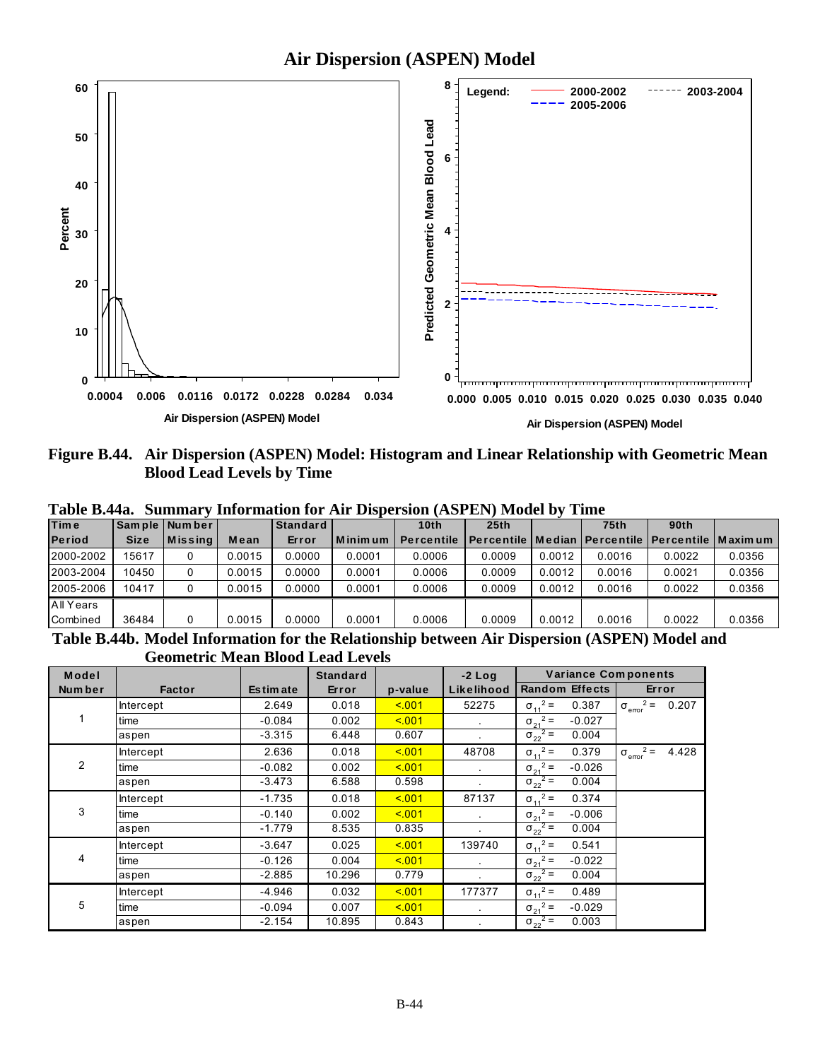## Air Dispersion (ASPEN) Model

**Figure B.44. Air Dispersion (ASPEN) Model: Histogram and Linear Relationship with Geometric Mean Blood Lead Levels by Time**

**Table B.44a. Summary Information for Air Dispersion (ASPEN) Model by Time**

| Time Period | Sample Size | Number Missing | Mean | Standard Error | Minimum | 10th Percentile | 25th Percentile | Median | 75th Percentile | 90th Percentile | Maximum |
|---|---|---|---|---|---|---|---|---|---|---|---|
| 2000-2002 | 15617 | 0 | 0.0015 | 0.0000 | 0.0001 | 0.0006 | 0.0009 | 0.0012 | 0.0016 | 0.0022 | 0.0356 |
| 2003-2004 | 10450 | 0 | 0.0015 | 0.0000 | 0.0001 | 0.0006 | 0.0009 | 0.0012 | 0.0016 | 0.0021 | 0.0356 |
| 2005-2006 | 10417 | 0 | 0.0015 | 0.0000 | 0.0001 | 0.0006 | 0.0009 | 0.0012 | 0.0016 | 0.0022 | 0.0356 |
| All Years Combined | 36484 | 0 | 0.0015 | 0.0000 | 0.0001 | 0.0006 | 0.0009 | 0.0012 | 0.0016 | 0.0022 | 0.0356 |

**Table B.44b. Model Information for the Relationship between Air Dispersion (ASPEN) Model and Geometric Mean Blood Lead Levels**

| Model Number | Factor | Estimate | Standard Error | p-value | -2 Log Likelihood | Variance Components: Random Effects | | Variance Components: Error |
|---|---|---|---|---|---|---|---|---|
| 1 | Intercept | 2.649 | 0.018 | <.001 | 52275 | $\sigma_{11}^2 =$ | 0.387 | $\sigma_{error}^2 =$ 0.207 |
| | time | -0.084 | 0.002 | <.001 | . | $\sigma_{21}^2 =$ | -0.027 | |
| | aspen | -3.315 | 6.448 | 0.607 | . | $\sigma_{22}^2 =$ | 0.004 | |
| 2 | Intercept | 2.636 | 0.018 | <.001 | 48708 | $\sigma_{11}^2 =$ | 0.379 | $\sigma_{error}^2 =$ 4.428 |
| | time | -0.082 | 0.002 | <.001 | . | $\sigma_{21}^2 =$ | -0.026 | |
| | aspen | -3.473 | 6.588 | 0.598 | . | $\sigma_{22}^2 =$ | 0.004 | |
| 3 | Intercept | -1.735 | 0.018 | <.001 | 87137 | $\sigma_{11}^2 =$ | 0.374 | |
| | time | -0.140 | 0.002 | <.001 | . | $\sigma_{21}^2 =$ | -0.006 | |
| | aspen | -1.779 | 8.535 | 0.835 | . | $\sigma_{22}^2 =$ | 0.004 | |
| 4 | Intercept | -3.647 | 0.025 | <.001 | 139740 | $\sigma_{11}^2 =$ | 0.541 | |
| | time | -0.126 | 0.004 | <.001 | . | $\sigma_{21}^2 =$ | -0.022 | |
| | aspen | -2.885 | 10.296 | 0.779 | . | $\sigma_{22}^2 =$ | 0.004 | |
| 5 | Intercept | -4.946 | 0.032 | <.001 | 177377 | $\sigma_{11}^2 =$ | 0.489 | |
| | time | -0.094 | 0.007 | <.001 | . | $\sigma_{21}^2 =$ | -0.029 | |
| | aspen | -2.154 | 10.895 | 0.843 | . | $\sigma_{22}^2 =$ | 0.003 | |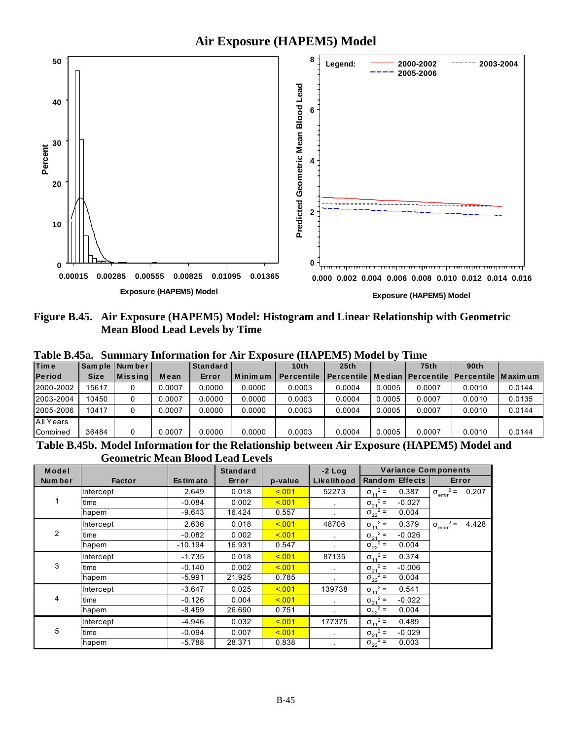# Air Exposure (HAPEM5) Model

**Figure B.45. Air Exposure (HAPEM5) Model: Histogram and Linear Relationship with Geometric Mean Blood Lead Levels by Time**

**Table B.45a. Summary Information for Air Exposure (HAPEM5) Model by Time**

| Time Period | Sample Size | Number Missing | Mean | Standard Error | Minimum | 10th Percentile | 25th Percentile | Median | 75th Percentile | 90th Percentile | Maximum |
|---|---|---|---|---|---|---|---|---|---|---|---|
| 2000-2002 | 15617 | 0 | 0.0007 | 0.0000 | 0.0000 | 0.0003 | 0.0004 | 0.0005 | 0.0007 | 0.0010 | 0.0144 |
| 2003-2004 | 10450 | 0 | 0.0007 | 0.0000 | 0.0000 | 0.0003 | 0.0004 | 0.0005 | 0.0007 | 0.0010 | 0.0135 |
| 2005-2006 | 10417 | 0 | 0.0007 | 0.0000 | 0.0000 | 0.0003 | 0.0004 | 0.0005 | 0.0007 | 0.0010 | 0.0144 |
| All Years Combined | 36484 | 0 | 0.0007 | 0.0000 | 0.0000 | 0.0003 | 0.0004 | 0.0005 | 0.0007 | 0.0010 | 0.0144 |

**Table B.45b. Model Information for the Relationship between Air Exposure (HAPEM5) Model and Geometric Mean Blood Lead Levels**

| Model Number | Factor | Estimate | Standard Error | p-value | -2 Log Likelihood | Variance Components: Random Effects | | Variance Components: Error |
|---|---|---|---|---|---|---|---|---|
| 1 | Intercept | 2.649 | 0.018 | <.001 | 52273 | $\sigma_{11}^2 =$ | 0.387 | $\sigma_{error}^2 =$ 0.207 |
| | time | -0.084 | 0.002 | <.001 | . | $\sigma_{21}^2 =$ | -0.027 | |
| | hapem | -9.643 | 16.424 | 0.557 | . | $\sigma_{22}^2 =$ | 0.004 | |
| 2 | Intercept | 2.636 | 0.018 | <.001 | 48706 | $\sigma_{11}^2 =$ | 0.379 | $\sigma_{error}^2 =$ 4.428 |
| | time | -0.082 | 0.002 | <.001 | . | $\sigma_{21}^2 =$ | -0.026 | |
| | hapem | -10.194 | 16.931 | 0.547 | . | $\sigma_{22}^2 =$ | 0.004 | |
| 3 | Intercept | -1.735 | 0.018 | <.001 | 87135 | $\sigma_{11}^2 =$ | 0.374 | |
| | time | -0.140 | 0.002 | <.001 | . | $\sigma_{21}^2 =$ | -0.006 | |
| | hapem | -5.991 | 21.925 | 0.785 | . | $\sigma_{22}^2 =$ | 0.004 | |
| 4 | Intercept | -3.647 | 0.025 | <.001 | 139738 | $\sigma_{11}^2 =$ | 0.541 | |
| | time | -0.126 | 0.004 | <.001 | . | $\sigma_{21}^2 =$ | -0.022 | |
| | hapem | -8.459 | 26.690 | 0.751 | . | $\sigma_{22}^2 =$ | 0.004 | |
| 5 | Intercept | -4.946 | 0.032 | <.001 | 177375 | $\sigma_{11}^2 =$ | 0.489 | |
| | time | -0.094 | 0.007 | <.001 | . | $\sigma_{21}^2 =$ | -0.029 | |
| | hapem | -5.788 | 28.371 | 0.838 | . | $\sigma_{22}^2 =$ | 0.003 | |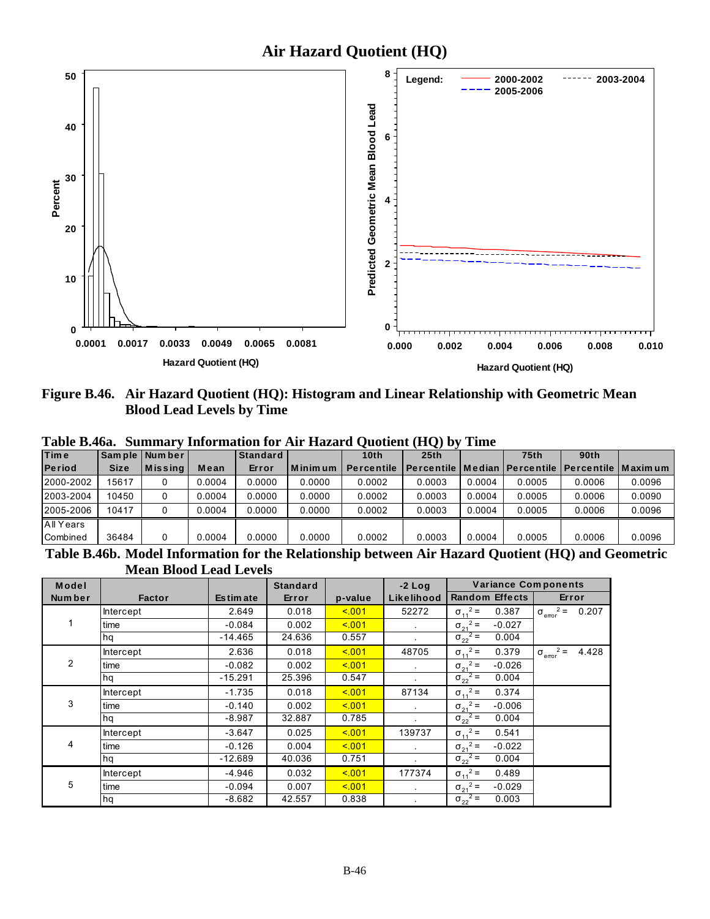Figure B.46. Air Hazard Quotient (HQ): Histogram and Linear Relationship with Geometric Mean Blood Lead Levels by Time

**Table B.46a. Summary Information for Air Hazard Quotient (HQ) by Time**

| Time Period | Sample Size | Number Missing | Mean | Standard Error | Minimum | 10th Percentile | 25th Percentile | Median | 75th Percentile | 90th Percentile | Maximum |
|---|---|---|---|---|---|---|---|---|---|---|---|
| 2000-2002 | 15617 | 0 | 0.0004 | 0.0000 | 0.0000 | 0.0002 | 0.0003 | 0.0004 | 0.0005 | 0.0006 | 0.0096 |
| 2003-2004 | 10450 | 0 | 0.0004 | 0.0000 | 0.0000 | 0.0002 | 0.0003 | 0.0004 | 0.0005 | 0.0006 | 0.0090 |
| 2005-2006 | 10417 | 0 | 0.0004 | 0.0000 | 0.0000 | 0.0002 | 0.0003 | 0.0004 | 0.0005 | 0.0006 | 0.0096 |
| All Years Combined | 36484 | 0 | 0.0004 | 0.0000 | 0.0000 | 0.0002 | 0.0003 | 0.0004 | 0.0005 | 0.0006 | 0.0096 |

**Table B.46b. Model Information for the Relationship between Air Hazard Quotient (HQ) and Geometric Mean Blood Lead Levels**

| Model Number | Factor | Estimate | Standard Error | p-value | -2 Log Likelihood | Variance Components: Random Effects | Variance Components: Error |
|---|---|---|---|---|---|---|---|
| 1 | Intercept | 2.649 | 0.018 | <.001 | 52272 | $\sigma_{11}^2 =$ 0.387 | $\sigma_{error}^2 =$ 0.207 |
| | time | -0.084 | 0.002 | <.001 | . | $\sigma_{21}^2 =$ -0.027 | |
| | hq | -14.465 | 24.636 | 0.557 | . | $\sigma_{22}^2 =$ 0.004 | |
| 2 | Intercept | 2.636 | 0.018 | <.001 | 48705 | $\sigma_{11}^2 =$ 0.379 | $\sigma_{error}^2 =$ 4.428 |
| | time | -0.082 | 0.002 | <.001 | . | $\sigma_{21}^2 =$ -0.026 | |
| | hq | -15.291 | 25.396 | 0.547 | . | $\sigma_{22}^2 =$ 0.004 | |
| 3 | Intercept | -1.735 | 0.018 | <.001 | 87134 | $\sigma_{11}^2 =$ 0.374 | |
| | time | -0.140 | 0.002 | <.001 | . | $\sigma_{21}^2 =$ -0.006 | |
| | hq | -8.987 | 32.887 | 0.785 | . | $\sigma_{22}^2 =$ 0.004 | |
| 4 | Intercept | -3.647 | 0.025 | <.001 | 139737 | $\sigma_{11}^2 =$ 0.541 | |
| | time | -0.126 | 0.004 | <.001 | . | $\sigma_{21}^2 =$ -0.022 | |
| | hq | -12.689 | 40.036 | 0.751 | . | $\sigma_{22}^2 =$ 0.004 | |
| 5 | Intercept | -4.946 | 0.032 | <.001 | 177374 | $\sigma_{11}^2 =$ 0.489 | |
| | time | -0.094 | 0.007 | <.001 | . | $\sigma_{21}^2 =$ -0.029 | |
| | hq | -8.682 | 42.557 | 0.838 | . | $\sigma_{22}^2 =$ 0.003 | |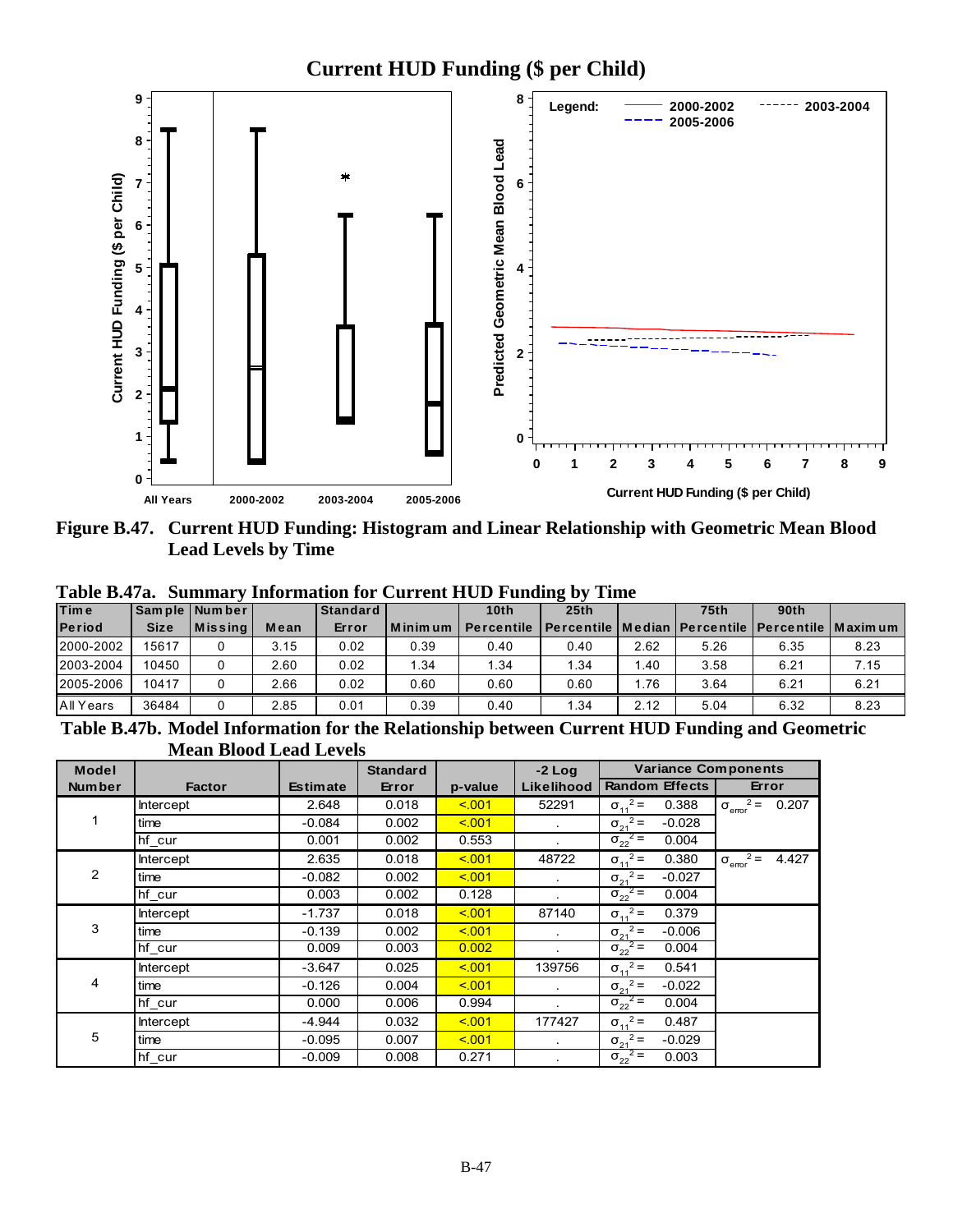Figure B.47. Current HUD Funding: Histogram and Linear Relationship with Geometric Mean Blood Lead Levels by Time

Table B.47a. Summary Information for Current HUD Funding by Time

| Time Period | Sample Size | Number Missing | Mean | Standard Error | Minimum | 10th Percentile | 25th Percentile | Median | 75th Percentile | 90th Percentile | Maximum |
|---|---|---|---|---|---|---|---|---|---|---|---|
| 2000-2002 | 15617 | 0 | 3.15 | 0.02 | 0.39 | 0.40 | 0.40 | 2.62 | 5.26 | 6.35 | 8.23 |
| 2003-2004 | 10450 | 0 | 2.60 | 0.02 | 1.34 | 1.34 | 1.34 | 1.40 | 3.58 | 6.21 | 7.15 |
| 2005-2006 | 10417 | 0 | 2.66 | 0.02 | 0.60 | 0.60 | 0.60 | 1.76 | 3.64 | 6.21 | 6.21 |
| All Years | 36484 | 0 | 2.85 | 0.01 | 0.39 | 0.40 | 1.34 | 2.12 | 5.04 | 6.32 | 8.23 |

Table B.47b. Model Information for the Relationship between Current HUD Funding and Geometric Mean Blood Lead Levels

| Model Number | Factor | Estimate | Standard Error | p-value | -2 Log Likelihood | Variance Components: Random Effects | | Variance Components: Error |
|---|---|---|---|---|---|---|---|---|
| 1 | Intercept | 2.648 | 0.018 | <.001 | 52291 | $\sigma_{11}^2 =$ | 0.388 | $\sigma_{error}^2 =$ 0.207 |
| | time | -0.084 | 0.002 | <.001 | . | $\sigma_{21}^2 =$ | -0.028 | |
| | hf_cur | 0.001 | 0.002 | 0.553 | . | $\sigma_{22}^2 =$ | 0.004 | |
| 2 | Intercept | 2.635 | 0.018 | <.001 | 48722 | $\sigma_{11}^2 =$ | 0.380 | $\sigma_{error}^2 =$ 4.427 |
| | time | -0.082 | 0.002 | <.001 | . | $\sigma_{21}^2 =$ | -0.027 | |
| | hf_cur | 0.003 | 0.002 | 0.128 | . | $\sigma_{22}^2 =$ | 0.004 | |
| 3 | Intercept | -1.737 | 0.018 | <.001 | 87140 | $\sigma_{11}^2 =$ | 0.379 | |
| | time | -0.139 | 0.002 | <.001 | . | $\sigma_{21}^2 =$ | -0.006 | |
| | hf_cur | 0.009 | 0.003 | 0.002 | . | $\sigma_{22}^2 =$ | 0.004 | |
| 4 | Intercept | -3.647 | 0.025 | <.001 | 139756 | $\sigma_{11}^2 =$ | 0.541 | |
| | time | -0.126 | 0.004 | <.001 | . | $\sigma_{21}^2 =$ | -0.022 | |
| | hf_cur | 0.000 | 0.006 | 0.994 | . | $\sigma_{22}^2 =$ | 0.004 | |
| 5 | Intercept | -4.944 | 0.032 | <.001 | 177427 | $\sigma_{11}^2 =$ | 0.487 | |
| | time | -0.095 | 0.007 | <.001 | . | $\sigma_{21}^2 =$ | -0.029 | |
| | hf_cur | -0.009 | 0.008 | 0.271 | . | $\sigma_{22}^2 =$ | 0.003 | |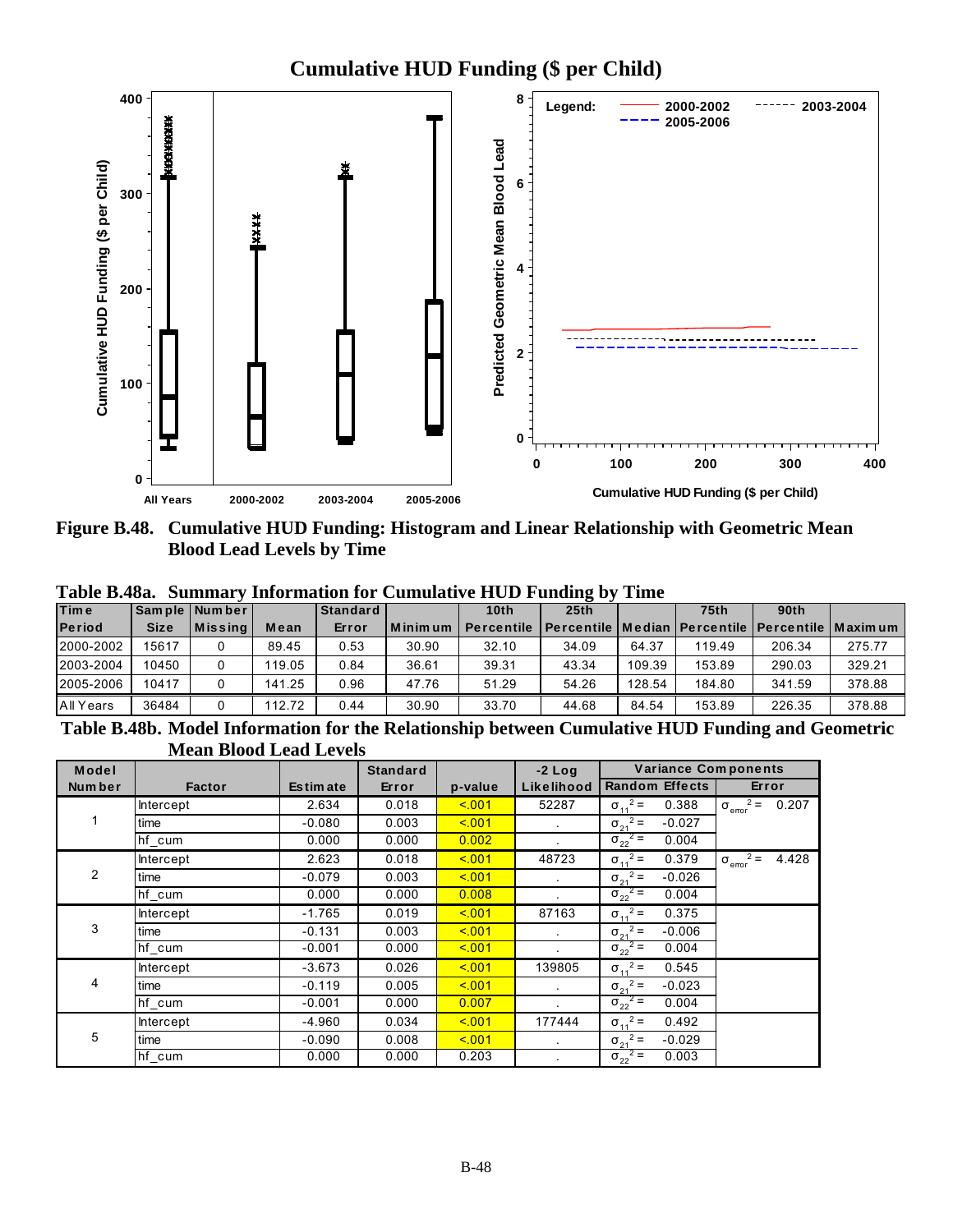## Cumulative HUD Funding ($ per Child)

**Figure B.48. Cumulative HUD Funding: Histogram and Linear Relationship with Geometric Mean Blood Lead Levels by Time**

**Table B.48a. Summary Information for Cumulative HUD Funding by Time**

| Time Period | Sample Size | Number Missing | Mean | Standard Error | Minimum | 10th Percentile | 25th Percentile | Median | 75th Percentile | 90th Percentile | Maximum |
|---|---|---|---|---|---|---|---|---|---|---|---|
| 2000-2002 | 15617 | 0 | 89.45 | 0.53 | 30.90 | 32.10 | 34.09 | 64.37 | 119.49 | 206.34 | 275.77 |
| 2003-2004 | 10450 | 0 | 119.05 | 0.84 | 36.61 | 39.31 | 43.34 | 109.39 | 153.89 | 290.03 | 329.21 |
| 2005-2006 | 10417 | 0 | 141.25 | 0.96 | 47.76 | 51.29 | 54.26 | 128.54 | 184.80 | 341.59 | 378.88 |
| All Years | 36484 | 0 | 112.72 | 0.44 | 30.90 | 33.70 | 44.68 | 84.54 | 153.89 | 226.35 | 378.88 |

**Table B.48b. Model Information for the Relationship between Cumulative HUD Funding and Geometric Mean Blood Lead Levels**

| Model Number | Factor | Estimate | Standard Error | p-value | -2 Log Likelihood | Variance Components: Random Effects | Variance Components: Error |
|---|---|---|---|---|---|---|---|
| 1 | Intercept | 2.634 | 0.018 | <.001 | 52287 | $\sigma_{11}^2 =$ 0.388 | $\sigma_{error}^2 =$ 0.207 |
| | time | -0.080 | 0.003 | <.001 | . | $\sigma_{21}^2 =$ -0.027 | |
| | hf_cum | 0.000 | 0.000 | 0.002 | . | $\sigma_{22}^2 =$ 0.004 | |
| 2 | Intercept | 2.623 | 0.018 | <.001 | 48723 | $\sigma_{11}^2 =$ 0.379 | $\sigma_{error}^2 =$ 4.428 |
| | time | -0.079 | 0.003 | <.001 | . | $\sigma_{21}^2 =$ -0.026 | |
| | hf_cum | 0.000 | 0.000 | 0.008 | . | $\sigma_{22}^2 =$ 0.004 | |
| 3 | Intercept | -1.765 | 0.019 | <.001 | 87163 | $\sigma_{11}^2 =$ 0.375 | |
| | time | -0.131 | 0.003 | <.001 | . | $\sigma_{21}^2 =$ -0.006 | |
| | hf_cum | -0.001 | 0.000 | <.001 | . | $\sigma_{22}^2 =$ 0.004 | |
| 4 | Intercept | -3.673 | 0.026 | <.001 | 139805 | $\sigma_{11}^2 =$ 0.545 | |
| | time | -0.119 | 0.005 | <.001 | . | $\sigma_{21}^2 =$ -0.023 | |
| | hf_cum | -0.001 | 0.000 | 0.007 | . | $\sigma_{22}^2 =$ 0.004 | |
| 5 | Intercept | -4.960 | 0.034 | <.001 | 177444 | $\sigma_{11}^2 =$ 0.492 | |
| | time | -0.090 | 0.008 | <.001 | . | $\sigma_{21}^2 =$ -0.029 | |
| | hf_cum | 0.000 | 0.000 | 0.203 | . | $\sigma_{22}^2 =$ 0.003 | |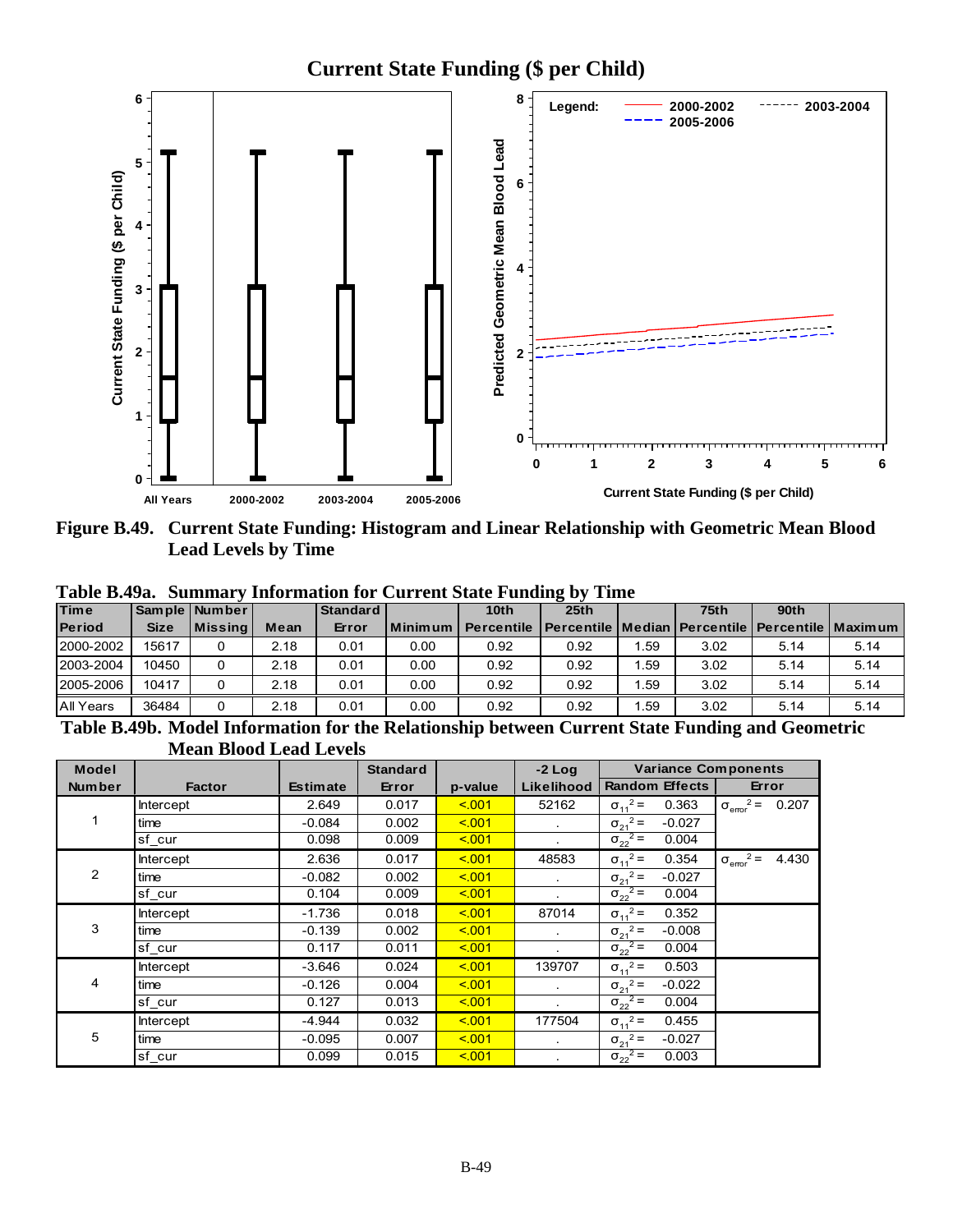Current State Funding ($ per Child)

**Figure B.49. Current State Funding: Histogram and Linear Relationship with Geometric Mean Blood Lead Levels by Time**

**Table B.49a. Summary Information for Current State Funding by Time**

| Time Period | Sample Size | Number Missing | Mean | Standard Error | Minimum | 10th Percentile | 25th Percentile | Median | 75th Percentile | 90th Percentile | Maximum |
|---|---|---|---|---|---|---|---|---|---|---|---|
| 2000-2002 | 15617 | 0 | 2.18 | 0.01 | 0.00 | 0.92 | 0.92 | 1.59 | 3.02 | 5.14 | 5.14 |
| 2003-2004 | 10450 | 0 | 2.18 | 0.01 | 0.00 | 0.92 | 0.92 | 1.59 | 3.02 | 5.14 | 5.14 |
| 2005-2006 | 10417 | 0 | 2.18 | 0.01 | 0.00 | 0.92 | 0.92 | 1.59 | 3.02 | 5.14 | 5.14 |
| All Years | 36484 | 0 | 2.18 | 0.01 | 0.00 | 0.92 | 0.92 | 1.59 | 3.02 | 5.14 | 5.14 |

**Table B.49b. Model Information for the Relationship between Current State Funding and Geometric Mean Blood Lead Levels**

| Model Number | Factor | Estimate | Standard Error | p-value | -2 Log Likelihood | Variance Components: Random Effects | Variance Components: Error |
|---|---|---|---|---|---|---|---|
| 1 | Intercept | 2.649 | 0.017 | <.001 | 52162 | $\sigma_{11}^2 =$ 0.363 | $\sigma_{error}^2 =$ 0.207 |
| | time | -0.084 | 0.002 | <.001 | . | $\sigma_{21}^2 =$ -0.027 | |
| | sf_cur | 0.098 | 0.009 | <.001 | . | $\sigma_{22}^2 =$ 0.004 | |
| 2 | Intercept | 2.636 | 0.017 | <.001 | 48583 | $\sigma_{11}^2 =$ 0.354 | $\sigma_{error}^2 =$ 4.430 |
| | time | -0.082 | 0.002 | <.001 | . | $\sigma_{21}^2 =$ -0.027 | |
| | sf_cur | 0.104 | 0.009 | <.001 | . | $\sigma_{22}^2 =$ 0.004 | |
| 3 | Intercept | -1.736 | 0.018 | <.001 | 87014 | $\sigma_{11}^2 =$ 0.352 | |
| | time | -0.139 | 0.002 | <.001 | . | $\sigma_{21}^2 =$ -0.008 | |
| | sf_cur | 0.117 | 0.011 | <.001 | . | $\sigma_{22}^2 =$ 0.004 | |
| 4 | Intercept | -3.646 | 0.024 | <.001 | 139707 | $\sigma_{11}^2 =$ 0.503 | |
| | time | -0.126 | 0.004 | <.001 | . | $\sigma_{21}^2 =$ -0.022 | |
| | sf_cur | 0.127 | 0.013 | <.001 | . | $\sigma_{22}^2 =$ 0.004 | |
| 5 | Intercept | -4.944 | 0.032 | <.001 | 177504 | $\sigma_{11}^2 =$ 0.455 | |
| | time | -0.095 | 0.007 | <.001 | . | $\sigma_{21}^2 =$ -0.027 | |
| | sf_cur | 0.099 | 0.015 | <.001 | . | $\sigma_{22}^2 =$ 0.003 | |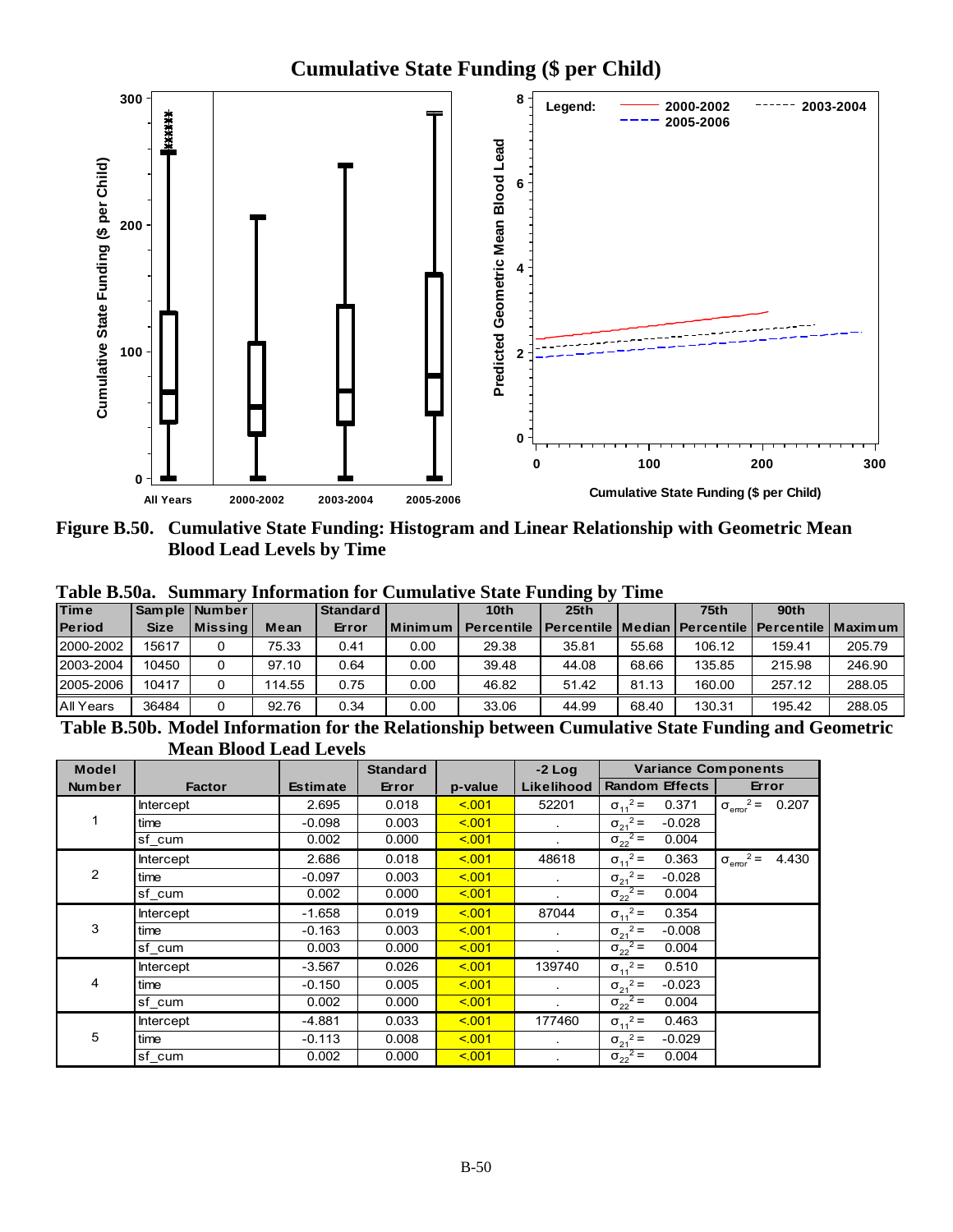**Figure B.50. Cumulative State Funding: Histogram and Linear Relationship with Geometric Mean Blood Lead Levels by Time**

**Table B.50a. Summary Information for Cumulative State Funding by Time**

| Time Period | Sample Size | Number Missing | Mean | Standard Error | Minimum | 10th Percentile | 25th Percentile | Median | 75th Percentile | 90th Percentile | Maximum |
|---|---|---|---|---|---|---|---|---|---|---|---|
| 2000-2002 | 15617 | 0 | 75.33 | 0.41 | 0.00 | 29.38 | 35.81 | 55.68 | 106.12 | 159.41 | 205.79 |
| 2003-2004 | 10450 | 0 | 97.10 | 0.64 | 0.00 | 39.48 | 44.08 | 68.66 | 135.85 | 215.98 | 246.90 |
| 2005-2006 | 10417 | 0 | 114.55 | 0.75 | 0.00 | 46.82 | 51.42 | 81.13 | 160.00 | 257.12 | 288.05 |
| All Years | 36484 | 0 | 92.76 | 0.34 | 0.00 | 33.06 | 44.99 | 68.40 | 130.31 | 195.42 | 288.05 |

**Table B.50b. Model Information for the Relationship between Cumulative State Funding and Geometric Mean Blood Lead Levels**

| Model Number | Factor | Estimate | Standard Error | p-value | -2 Log Likelihood | Variance Components: Random Effects | Variance Components: Error |
|---|---|---|---|---|---|---|---|
| 1 | Intercept | 2.695 | 0.018 | <.001 | 52201 | $\sigma_{11}^2 =$ 0.371 | $\sigma_{error}^2 =$ 0.207 |
| | time | -0.098 | 0.003 | <.001 | . | $\sigma_{21}^2 =$ -0.028 | |
| | sf_cum | 0.002 | 0.000 | <.001 | . | $\sigma_{22}^2 =$ 0.004 | |
| 2 | Intercept | 2.686 | 0.018 | <.001 | 48618 | $\sigma_{11}^2 =$ 0.363 | $\sigma_{error}^2 =$ 4.430 |
| | time | -0.097 | 0.003 | <.001 | . | $\sigma_{21}^2 =$ -0.028 | |
| | sf_cum | 0.002 | 0.000 | <.001 | . | $\sigma_{22}^2 =$ 0.004 | |
| 3 | Intercept | -1.658 | 0.019 | <.001 | 87044 | $\sigma_{11}^2 =$ 0.354 | |
| | time | -0.163 | 0.003 | <.001 | . | $\sigma_{21}^2 =$ -0.008 | |
| | sf_cum | 0.003 | 0.000 | <.001 | . | $\sigma_{22}^2 =$ 0.004 | |
| 4 | Intercept | -3.567 | 0.026 | <.001 | 139740 | $\sigma_{11}^2 =$ 0.510 | |
| | time | -0.150 | 0.005 | <.001 | . | $\sigma_{21}^2 =$ -0.023 | |
| | sf_cum | 0.002 | 0.000 | <.001 | . | $\sigma_{22}^2 =$ 0.004 | |
| 5 | Intercept | -4.881 | 0.033 | <.001 | 177460 | $\sigma_{11}^2 =$ 0.463 | |
| | time | -0.113 | 0.008 | <.001 | . | $\sigma_{21}^2 =$ -0.029 | |
| | sf_cum | 0.002 | 0.000 | <.001 | . | $\sigma_{22}^2 =$ 0.004 | |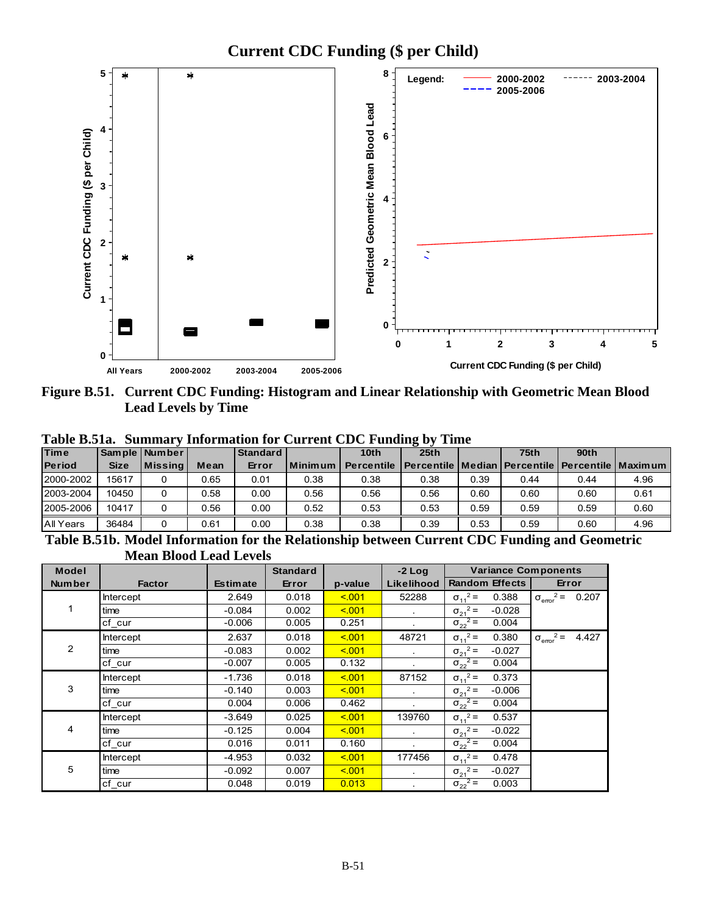Current CDC Funding ($ per Child)

Figure B.51. Current CDC Funding: Histogram and Linear Relationship with Geometric Mean Blood Lead Levels by Time

**Table B.51a. Summary Information for Current CDC Funding by Time**

| Time Period | Sample Size | Number Missing | Mean | Standard Error | Minimum | 10th Percentile | 25th Percentile | Median | 75th Percentile | 90th Percentile | Maximum |
|---|---|---|---|---|---|---|---|---|---|---|---|
| 2000-2002 | 15617 | 0 | 0.65 | 0.01 | 0.38 | 0.38 | 0.38 | 0.39 | 0.44 | 0.44 | 4.96 |
| 2003-2004 | 10450 | 0 | 0.58 | 0.00 | 0.56 | 0.56 | 0.56 | 0.60 | 0.60 | 0.60 | 0.61 |
| 2005-2006 | 10417 | 0 | 0.56 | 0.00 | 0.52 | 0.53 | 0.53 | 0.59 | 0.59 | 0.59 | 0.60 |
| All Years | 36484 | 0 | 0.61 | 0.00 | 0.38 | 0.38 | 0.39 | 0.53 | 0.59 | 0.60 | 4.96 |

**Table B.51b. Model Information for the Relationship between Current CDC Funding and Geometric Mean Blood Lead Levels**

| Model Number | Factor | Estimate | Standard Error | p-value | -2 Log Likelihood | Variance Components: Random Effects | | Variance Components: Error | |
|---|---|---|---|---|---|---|---|---|---|
| 1 | Intercept | 2.649 | 0.018 | <.001 | 52288 | $\sigma_{11}^2 =$ | 0.388 | $\sigma_{error}^2 =$ | 0.207 |
| | time | -0.084 | 0.002 | <.001 | . | $\sigma_{21}^2 =$ | -0.028 | | |
| | cf_cur | -0.006 | 0.005 | 0.251 | . | $\sigma_{22}^2 =$ | 0.004 | | |
| 2 | Intercept | 2.637 | 0.018 | <.001 | 48721 | $\sigma_{11}^2 =$ | 0.380 | $\sigma_{error}^2 =$ | 4.427 |
| | time | -0.083 | 0.002 | <.001 | . | $\sigma_{21}^2 =$ | -0.027 | | |
| | cf_cur | -0.007 | 0.005 | 0.132 | . | $\sigma_{22}^2 =$ | 0.004 | | |
| 3 | Intercept | -1.736 | 0.018 | <.001 | 87152 | $\sigma_{11}^2 =$ | 0.373 | | |
| | time | -0.140 | 0.003 | <.001 | . | $\sigma_{21}^2 =$ | -0.006 | | |
| | cf_cur | 0.004 | 0.006 | 0.462 | . | $\sigma_{22}^2 =$ | 0.004 | | |
| 4 | Intercept | -3.649 | 0.025 | <.001 | 139760 | $\sigma_{11}^2 =$ | 0.537 | | |
| | time | -0.125 | 0.004 | <.001 | . | $\sigma_{21}^2 =$ | -0.022 | | |
| | cf_cur | 0.016 | 0.011 | 0.160 | . | $\sigma_{22}^2 =$ | 0.004 | | |
| 5 | Intercept | -4.953 | 0.032 | <.001 | 177456 | $\sigma_{11}^2 =$ | 0.478 | | |
| | time | -0.092 | 0.007 | <.001 | . | $\sigma_{21}^2 =$ | -0.027 | | |
| | cf_cur | 0.048 | 0.019 | 0.013 | . | $\sigma_{22}^2 =$ | 0.003 | | |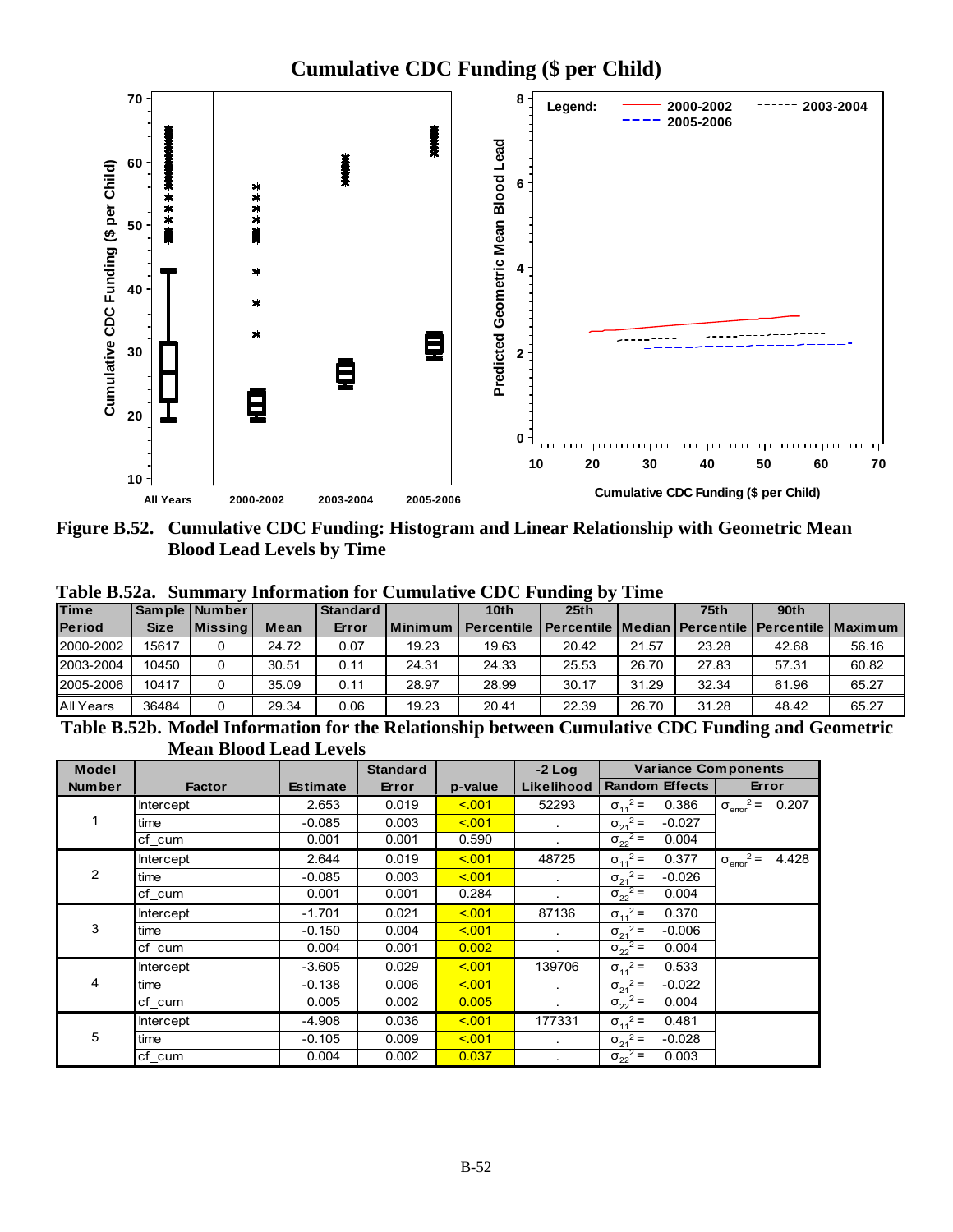## Cumulative CDC Funding ($ per Child)

**Figure B.52. Cumulative CDC Funding: Histogram and Linear Relationship with Geometric Mean Blood Lead Levels by Time**

**Table B.52a. Summary Information for Cumulative CDC Funding by Time**

| Time Period | Sample Size | Number Missing | Mean | Standard Error | Minimum | 10th Percentile | 25th Percentile | Median | 75th Percentile | 90th Percentile | Maximum |
|---|---|---|---|---|---|---|---|---|---|---|---|
| 2000-2002 | 15617 | 0 | 24.72 | 0.07 | 19.23 | 19.63 | 20.42 | 21.57 | 23.28 | 42.68 | 56.16 |
| 2003-2004 | 10450 | 0 | 30.51 | 0.11 | 24.31 | 24.33 | 25.53 | 26.70 | 27.83 | 57.31 | 60.82 |
| 2005-2006 | 10417 | 0 | 35.09 | 0.11 | 28.97 | 28.99 | 30.17 | 31.29 | 32.34 | 61.96 | 65.27 |
| All Years | 36484 | 0 | 29.34 | 0.06 | 19.23 | 20.41 | 22.39 | 26.70 | 31.28 | 48.42 | 65.27 |

**Table B.52b. Model Information for the Relationship between Cumulative CDC Funding and Geometric Mean Blood Lead Levels**

| Model Number | Factor | Estimate | Standard Error | p-value | -2 Log Likelihood | Random Effects | Error |
|---|---|---|---|---|---|---|---|
| 1 | Intercept | 2.653 | 0.019 | <.001 | 52293 | $\sigma_{11}^2 =$ 0.386 | $\sigma_{error}^2 =$ 0.207 |
| | time | -0.085 | 0.003 | <.001 | . | $\sigma_{21}^2 =$ -0.027 | |
| | cf_cum | 0.001 | 0.001 | 0.590 | . | $\sigma_{22}^2 =$ 0.004 | |
| 2 | Intercept | 2.644 | 0.019 | <.001 | 48725 | $\sigma_{11}^2 =$ 0.377 | $\sigma_{error}^2 =$ 4.428 |
| | time | -0.085 | 0.003 | <.001 | . | $\sigma_{21}^2 =$ -0.026 | |
| | cf_cum | 0.001 | 0.001 | 0.284 | . | $\sigma_{22}^2 =$ 0.004 | |
| 3 | Intercept | -1.701 | 0.021 | <.001 | 87136 | $\sigma_{11}^2 =$ 0.370 | |
| | time | -0.150 | 0.004 | <.001 | . | $\sigma_{21}^2 =$ -0.006 | |
| | cf_cum | 0.004 | 0.001 | 0.002 | . | $\sigma_{22}^2 =$ 0.004 | |
| 4 | Intercept | -3.605 | 0.029 | <.001 | 139706 | $\sigma_{11}^2 =$ 0.533 | |
| | time | -0.138 | 0.006 | <.001 | . | $\sigma_{21}^2 =$ -0.022 | |
| | cf_cum | 0.005 | 0.002 | 0.005 | . | $\sigma_{22}^2 =$ 0.004 | |
| 5 | Intercept | -4.908 | 0.036 | <.001 | 177331 | $\sigma_{11}^2 =$ 0.481 | |
| | time | -0.105 | 0.009 | <.001 | . | $\sigma_{21}^2 =$ -0.028 | |
| | cf_cum | 0.004 | 0.002 | 0.037 | . | $\sigma_{22}^2 =$ 0.003 | |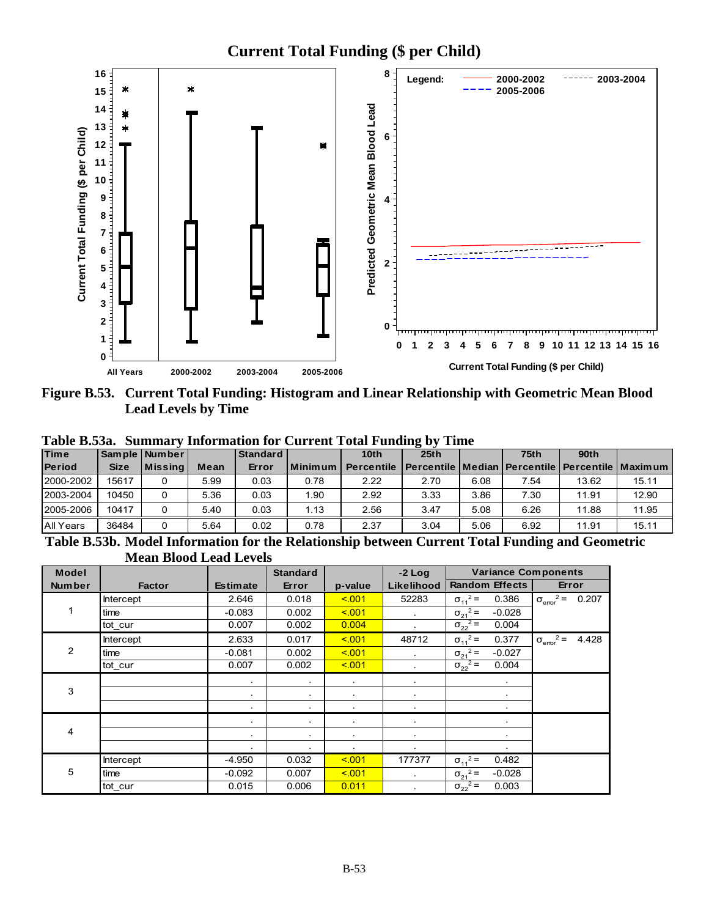**Current Total Funding ($ per Child)**

**Figure B.53. Current Total Funding: Histogram and Linear Relationship with Geometric Mean Blood Lead Levels by Time**

**Table B.53a. Summary Information for Current Total Funding by Time**

| Time Period | Sample Size | Number Missing | Mean | Standard Error | Minimum | 10th Percentile | 25th Percentile | Median | 75th Percentile | 90th Percentile | Maximum |
|---|---|---|---|---|---|---|---|---|---|---|---|
| 2000-2002 | 15617 | 0 | 5.99 | 0.03 | 0.78 | 2.22 | 2.70 | 6.08 | 7.54 | 13.62 | 15.11 |
| 2003-2004 | 10450 | 0 | 5.36 | 0.03 | 1.90 | 2.92 | 3.33 | 3.86 | 7.30 | 11.91 | 12.90 |
| 2005-2006 | 10417 | 0 | 5.40 | 0.03 | 1.13 | 2.56 | 3.47 | 5.08 | 6.26 | 11.88 | 11.95 |
| All Years | 36484 | 0 | 5.64 | 0.02 | 0.78 | 2.37 | 3.04 | 5.06 | 6.92 | 11.91 | 15.11 |

**Table B.53b. Model Information for the Relationship between Current Total Funding and Geometric Mean Blood Lead Levels**

| Model Number | Factor | Estimate | Standard Error | p-value | -2 Log Likelihood | Variance Components: Random Effects | Variance Components: Error |
|---|---|---|---|---|---|---|---|
| 1 | Intercept | 2.646 | 0.018 | <.001 | 52283 | $\sigma_{11}^2 =$ 0.386 | $\sigma_{error}^2 =$ 0.207 |
| | time | -0.083 | 0.002 | <.001 | . | $\sigma_{21}^2 =$ -0.028 | |
| | tot_cur | 0.007 | 0.002 | 0.004 | . | $\sigma_{22}^2 =$ 0.004 | |
| 2 | Intercept | 2.633 | 0.017 | <.001 | 48712 | $\sigma_{11}^2 =$ 0.377 | $\sigma_{error}^2 =$ 4.428 |
| | time | -0.081 | 0.002 | <.001 | . | $\sigma_{21}^2 =$ -0.027 | |
| | tot_cur | 0.007 | 0.002 | <.001 | . | $\sigma_{22}^2 =$ 0.004 | |
| 3 | | . | . | . | . | . | |
| | | . | . | . | . | . | |
| | | . | . | . | . | . | |
| 4 | | . | . | . | . | . | |
| | | . | . | . | . | . | |
| | | . | . | . | . | . | |
| 5 | Intercept | -4.950 | 0.032 | <.001 | 177377 | $\sigma_{11}^2 =$ 0.482 | |
| | time | -0.092 | 0.007 | <.001 | . | $\sigma_{21}^2 =$ -0.028 | |
| | tot_cur | 0.015 | 0.006 | 0.011 | . | $\sigma_{22}^2 =$ 0.003 | |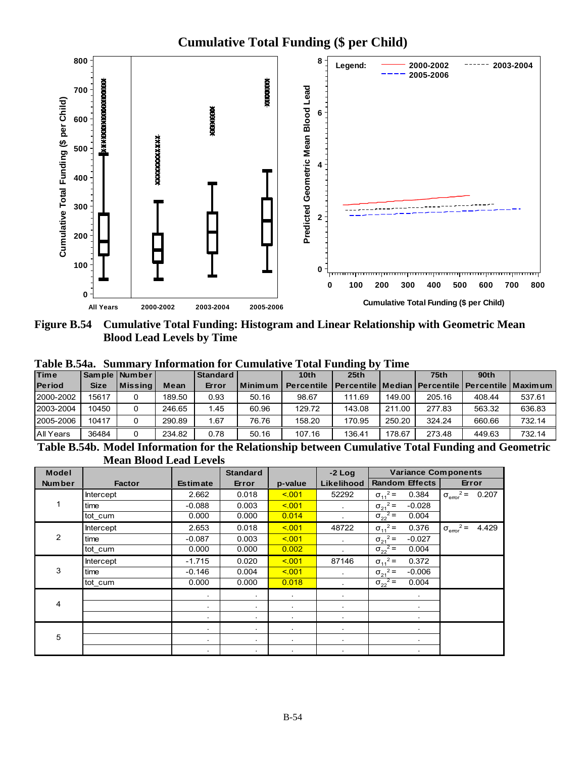Figure B.54 Cumulative Total Funding: Histogram and Linear Relationship with Geometric Mean Blood Lead Levels by Time

**Table B.54a. Summary Information for Cumulative Total Funding by Time**

| Time Period | Sample Size | Number Missing | Mean | Standard Error | Minimum | 10th Percentile | 25th Percentile | Median | 75th Percentile | 90th Percentile | Maximum |
|---|---|---|---|---|---|---|---|---|---|---|---|
| 2000-2002 | 15617 | 0 | 189.50 | 0.93 | 50.16 | 98.67 | 111.69 | 149.00 | 205.16 | 408.44 | 537.61 |
| 2003-2004 | 10450 | 0 | 246.65 | 1.45 | 60.96 | 129.72 | 143.08 | 211.00 | 277.83 | 563.32 | 636.83 |
| 2005-2006 | 10417 | 0 | 290.89 | 1.67 | 76.76 | 158.20 | 170.95 | 250.20 | 324.24 | 660.66 | 732.14 |
| All Years | 36484 | 0 | 234.82 | 0.78 | 50.16 | 107.16 | 136.41 | 178.67 | 273.48 | 449.63 | 732.14 |

**Table B.54b. Model Information for the Relationship between Cumulative Total Funding and Geometric Mean Blood Lead Levels**

| Model Number | Factor | Estimate | Standard Error | p-value | -2 Log Likelihood | Variance Components: Random Effects | Variance Components: Error |
|---|---|---|---|---|---|---|---|
| 1 | Intercept | 2.662 | 0.018 | <.001 | 52292 | $\sigma_{11}^2 =$ 0.384 | $\sigma_{error}^2 =$ 0.207 |
| | time | -0.088 | 0.003 | <.001 | . | $\sigma_{21}^2 =$ -0.028 | |
| | tot_cum | 0.000 | 0.000 | 0.014 | . | $\sigma_{22}^2 =$ 0.004 | |
| 2 | Intercept | 2.653 | 0.018 | <.001 | 48722 | $\sigma_{11}^2 =$ 0.376 | $\sigma_{error}^2 =$ 4.429 |
| | time | -0.087 | 0.003 | <.001 | . | $\sigma_{21}^2 =$ -0.027 | |
| | tot_cum | 0.000 | 0.000 | 0.002 | . | $\sigma_{22}^2 =$ 0.004 | |
| 3 | Intercept | -1.715 | 0.020 | <.001 | 87146 | $\sigma_{11}^2 =$ 0.372 | |
| | time | -0.146 | 0.004 | <.001 | . | $\sigma_{21}^2 =$ -0.006 | |
| | tot_cum | 0.000 | 0.000 | 0.018 | . | $\sigma_{22}^2 =$ 0.004 | |
| 4 | | . | . | . | . | . | |
| | | . | . | . | . | . | |
| | | . | . | . | . | . | |
| 5 | | . | . | . | . | . | |
| | | . | . | . | . | . | |
| | | . | . | . | . | . | |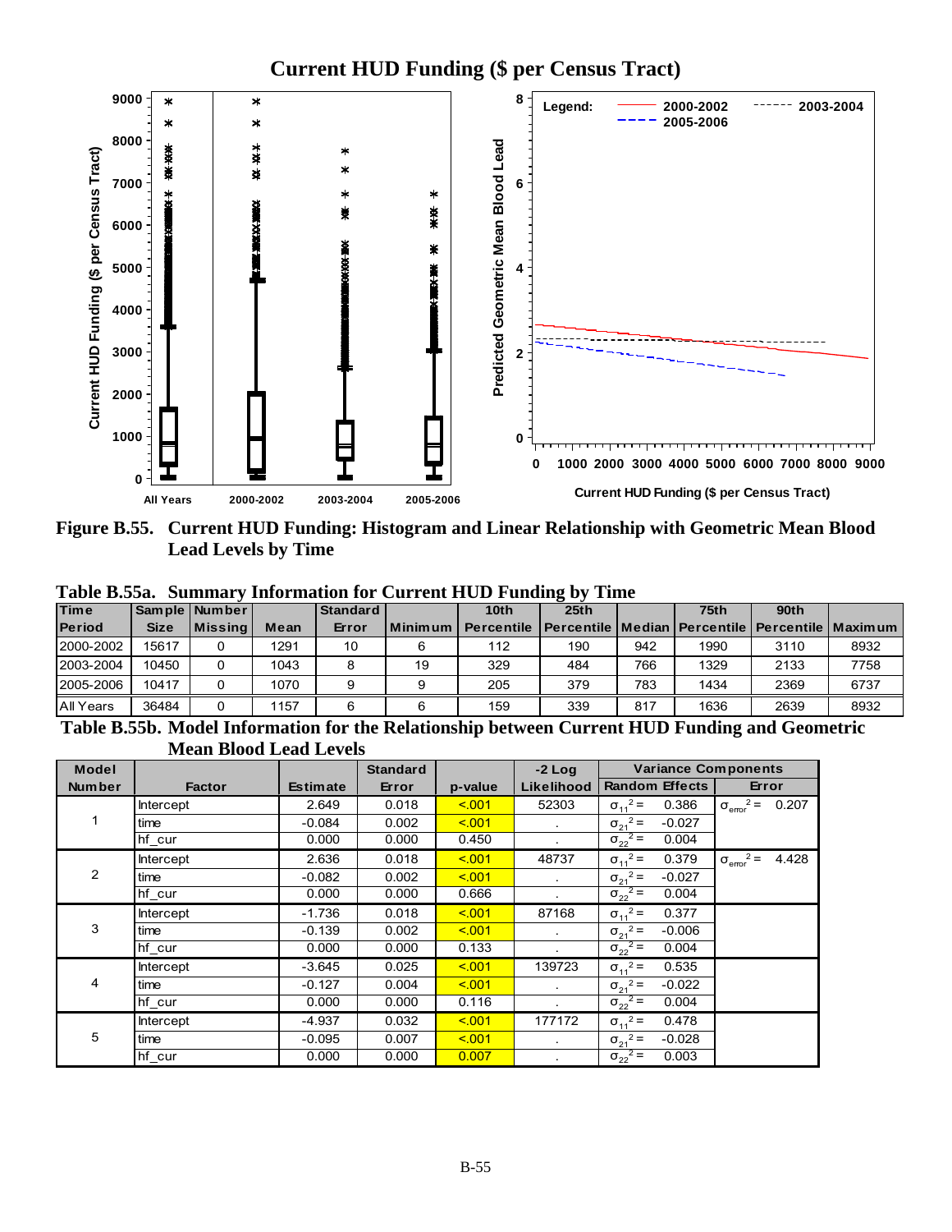**Figure B.55. Current HUD Funding: Histogram and Linear Relationship with Geometric Mean Blood Lead Levels by Time**

**Table B.55a. Summary Information for Current HUD Funding by Time**

| Time Period | Sample Size | Number Missing | Mean | Standard Error | Minimum | 10th Percentile | 25th Percentile | Median | 75th Percentile | 90th Percentile | Maximum |
|---|---|---|---|---|---|---|---|---|---|---|---|
| 2000-2002 | 15617 | 0 | 1291 | 10 | 6 | 112 | 190 | 942 | 1990 | 3110 | 8932 |
| 2003-2004 | 10450 | 0 | 1043 | 8 | 19 | 329 | 484 | 766 | 1329 | 2133 | 7758 |
| 2005-2006 | 10417 | 0 | 1070 | 9 | 9 | 205 | 379 | 783 | 1434 | 2369 | 6737 |
| All Years | 36484 | 0 | 1157 | 6 | 6 | 159 | 339 | 817 | 1636 | 2639 | 8932 |

**Table B.55b. Model Information for the Relationship between Current HUD Funding and Geometric Mean Blood Lead Levels**

| Model Number | Factor | Estimate | Standard Error | p-value | -2 Log Likelihood | Variance Components: Random Effects | Variance Components: Error |
|---|---|---|---|---|---|---|---|
| 1 | Intercept | 2.649 | 0.018 | <.001 | 52303 | $\sigma_{11}^2 =$ 0.386 | $\sigma_{error}^2 =$ 0.207 |
| | time | -0.084 | 0.002 | <.001 | . | $\sigma_{21}^2 =$ -0.027 | |
| | hf_cur | 0.000 | 0.000 | 0.450 | . | $\sigma_{22}^2 =$ 0.004 | |
| 2 | Intercept | 2.636 | 0.018 | <.001 | 48737 | $\sigma_{11}^2 =$ 0.379 | $\sigma_{error}^2 =$ 4.428 |
| | time | -0.082 | 0.002 | <.001 | . | $\sigma_{21}^2 =$ -0.027 | |
| | hf_cur | 0.000 | 0.000 | 0.666 | . | $\sigma_{22}^2 =$ 0.004 | |
| 3 | Intercept | -1.736 | 0.018 | <.001 | 87168 | $\sigma_{11}^2 =$ 0.377 | |
| | time | -0.139 | 0.002 | <.001 | . | $\sigma_{21}^2 =$ -0.006 | |
| | hf_cur | 0.000 | 0.000 | 0.133 | . | $\sigma_{22}^2 =$ 0.004 | |
| 4 | Intercept | -3.645 | 0.025 | <.001 | 139723 | $\sigma_{11}^2 =$ 0.535 | |
| | time | -0.127 | 0.004 | <.001 | . | $\sigma_{21}^2 =$ -0.022 | |
| | hf_cur | 0.000 | 0.000 | 0.116 | . | $\sigma_{22}^2 =$ 0.004 | |
| 5 | Intercept | -4.937 | 0.032 | <.001 | 177172 | $\sigma_{11}^2 =$ 0.478 | |
| | time | -0.095 | 0.007 | <.001 | . | $\sigma_{21}^2 =$ -0.028 | |
| | hf_cur | 0.000 | 0.000 | 0.007 | . | $\sigma_{22}^2 =$ 0.003 | |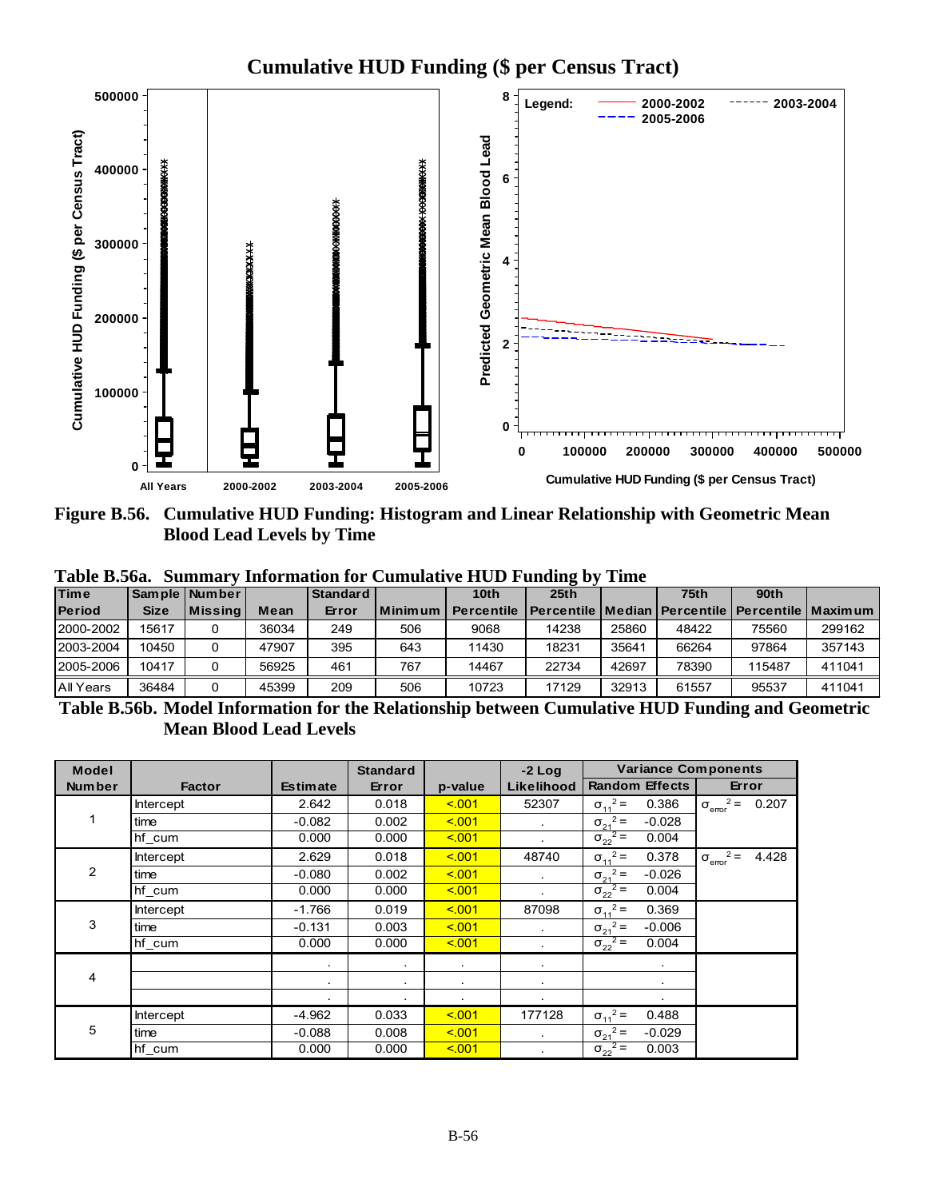Figure B.56. Cumulative HUD Funding: Histogram and Linear Relationship with Geometric Mean Blood Lead Levels by Time

**Table B.56a. Summary Information for Cumulative HUD Funding by Time**

| Time Period | Sample Size | Number Missing | Mean | Standard Error | Minimum | 10th Percentile | 25th Percentile | Median | 75th Percentile | 90th Percentile | Maximum |
|---|---|---|---|---|---|---|---|---|---|---|---|
| 2000-2002 | 15617 | 0 | 36034 | 249 | 506 | 9068 | 14238 | 25860 | 48422 | 75560 | 299162 |
| 2003-2004 | 10450 | 0 | 47907 | 395 | 643 | 11430 | 18231 | 35641 | 66264 | 97864 | 357143 |
| 2005-2006 | 10417 | 0 | 56925 | 461 | 767 | 14467 | 22734 | 42697 | 78390 | 115487 | 411041 |
| All Years | 36484 | 0 | 45399 | 209 | 506 | 10723 | 17129 | 32913 | 61557 | 95537 | 411041 |

**Table B.56b. Model Information for the Relationship between Cumulative HUD Funding and Geometric Mean Blood Lead Levels**

| Model Number | Factor | Estimate | Standard Error | p-value | -2 Log Likelihood | Variance Components: Random Effects | Variance Components: Error |
|---|---|---|---|---|---|---|---|
| 1 | Intercept | 2.642 | 0.018 | <.001 | 52307 | $\sigma_{11}^2 =$ 0.386 | $\sigma_{error}^2 =$ 0.207 |
| | time | -0.082 | 0.002 | <.001 | . | $\sigma_{21}^2 =$ -0.028 | |
| | hf_cum | 0.000 | 0.000 | <.001 | . | $\sigma_{22}^2 =$ 0.004 | |
| 2 | Intercept | 2.629 | 0.018 | <.001 | 48740 | $\sigma_{11}^2 =$ 0.378 | $\sigma_{error}^2 =$ 4.428 |
| | time | -0.080 | 0.002 | <.001 | . | $\sigma_{21}^2 =$ -0.026 | |
| | hf_cum | 0.000 | 0.000 | <.001 | . | $\sigma_{22}^2 =$ 0.004 | |
| 3 | Intercept | -1.766 | 0.019 | <.001 | 87098 | $\sigma_{11}^2 =$ 0.369 | |
| | time | -0.131 | 0.003 | <.001 | . | $\sigma_{21}^2 =$ -0.006 | |
| | hf_cum | 0.000 | 0.000 | <.001 | . | $\sigma_{22}^2 =$ 0.004 | |
| 4 | | . | . | . | . | . | |
| | | . | . | . | . | . | |
| | | . | . | . | . | . | |
| 5 | Intercept | -4.962 | 0.033 | <.001 | 177128 | $\sigma_{11}^2 =$ 0.488 | |
| | time | -0.088 | 0.008 | <.001 | . | $\sigma_{21}^2 =$ -0.029 | |
| | hf_cum | 0.000 | 0.000 | <.001 | . | $\sigma_{22}^2 =$ 0.003 | |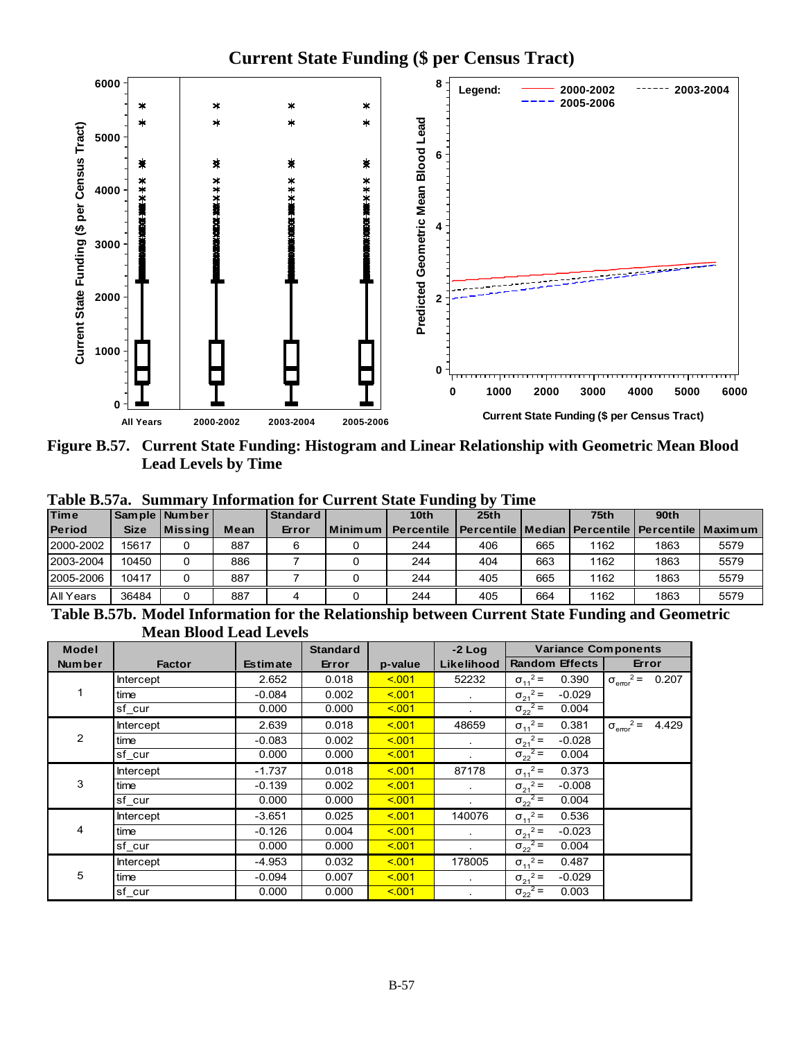Figure B.57. Current State Funding: Histogram and Linear Relationship with Geometric Mean Blood Lead Levels by Time

**Table B.57a. Summary Information for Current State Funding by Time**

| Time Period | Sample Size | Number Missing | Mean | Standard Error | Minimum | 10th Percentile | 25th Percentile | Median | 75th Percentile | 90th Percentile | Maximum |
|---|---|---|---|---|---|---|---|---|---|---|---|
| 2000-2002 | 15617 | 0 | 887 | 6 | 0 | 244 | 406 | 665 | 1162 | 1863 | 5579 |
| 2003-2004 | 10450 | 0 | 886 | 7 | 0 | 244 | 404 | 663 | 1162 | 1863 | 5579 |
| 2005-2006 | 10417 | 0 | 887 | 7 | 0 | 244 | 405 | 665 | 1162 | 1863 | 5579 |
| All Years | 36484 | 0 | 887 | 4 | 0 | 244 | 405 | 664 | 1162 | 1863 | 5579 |

**Table B.57b. Model Information for the Relationship between Current State Funding and Geometric Mean Blood Lead Levels**

| Model Number | Factor | Estimate | Standard Error | p-value | -2 Log Likelihood | Variance Components: Random Effects | Variance Components: Error |
|---|---|---|---|---|---|---|---|
| 1 | Intercept | 2.652 | 0.018 | <.001 | 52232 | $\sigma_{11}^2 =$ 0.390 | $\sigma_{error}^2 =$ 0.207 |
| | time | -0.084 | 0.002 | <.001 | . | $\sigma_{21}^2 =$ -0.029 | |
| | sf_cur | 0.000 | 0.000 | <.001 | . | $\sigma_{22}^2 =$ 0.004 | |
| 2 | Intercept | 2.639 | 0.018 | <.001 | 48659 | $\sigma_{11}^2 =$ 0.381 | $\sigma_{error}^2 =$ 4.429 |
| | time | -0.083 | 0.002 | <.001 | . | $\sigma_{21}^2 =$ -0.028 | |
| | sf_cur | 0.000 | 0.000 | <.001 | . | $\sigma_{22}^2 =$ 0.004 | |
| 3 | Intercept | -1.737 | 0.018 | <.001 | 87178 | $\sigma_{11}^2 =$ 0.373 | |
| | time | -0.139 | 0.002 | <.001 | . | $\sigma_{21}^2 =$ -0.008 | |
| | sf_cur | 0.000 | 0.000 | <.001 | . | $\sigma_{22}^2 =$ 0.004 | |
| 4 | Intercept | -3.651 | 0.025 | <.001 | 140076 | $\sigma_{11}^2 =$ 0.536 | |
| | time | -0.126 | 0.004 | <.001 | . | $\sigma_{21}^2 =$ -0.023 | |
| | sf_cur | 0.000 | 0.000 | <.001 | . | $\sigma_{22}^2 =$ 0.004 | |
| 5 | Intercept | -4.953 | 0.032 | <.001 | 178005 | $\sigma_{11}^2 =$ 0.487 | |
| | time | -0.094 | 0.007 | <.001 | . | $\sigma_{21}^2 =$ -0.029 | |
| | sf_cur | 0.000 | 0.000 | <.001 | . | $\sigma_{22}^2 =$ 0.003 | |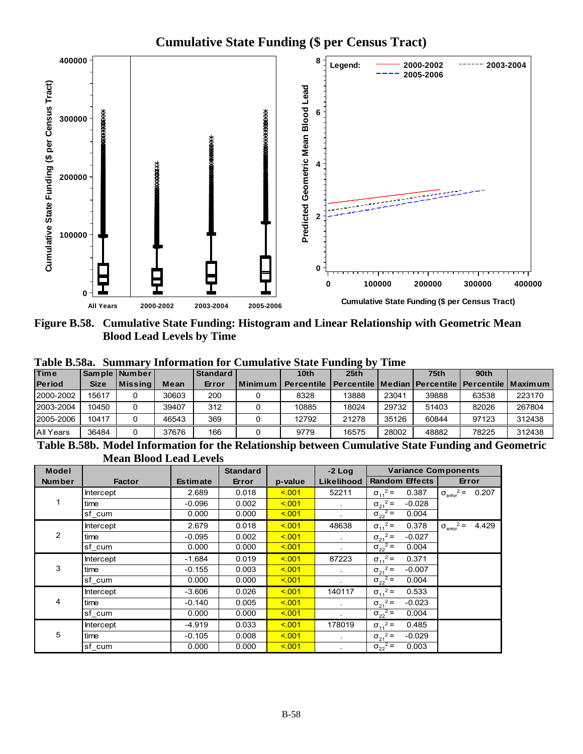## Cumulative State Funding ($ per Census Tract)

**Figure B.58. Cumulative State Funding: Histogram and Linear Relationship with Geometric Mean Blood Lead Levels by Time**

**Table B.58a. Summary Information for Cumulative State Funding by Time**

| Time Period | Sample Size | Number Missing | Mean | Standard Error | Minimum | 10th Percentile | 25th Percentile | Median | 75th Percentile | 90th Percentile | Maximum |
|---|---|---|---|---|---|---|---|---|---|---|---|
| 2000-2002 | 15617 | 0 | 30603 | 200 | 0 | 8328 | 13888 | 23041 | 39888 | 63538 | 223170 |
| 2003-2004 | 10450 | 0 | 39407 | 312 | 0 | 10885 | 18024 | 29732 | 51403 | 82026 | 267804 |
| 2005-2006 | 10417 | 0 | 46543 | 369 | 0 | 12792 | 21278 | 35126 | 60844 | 97123 | 312438 |
| All Years | 36484 | 0 | 37676 | 166 | 0 | 9779 | 16575 | 28002 | 48882 | 78225 | 312438 |

**Table B.58b. Model Information for the Relationship between Cumulative State Funding and Geometric Mean Blood Lead Levels**

| Model Number | Factor | Estimate | Standard Error | p-value | -2 Log Likelihood | Variance Components: Random Effects | Variance Components: Error |
|---|---|---|---|---|---|---|---|
| 1 | Intercept | 2.689 | 0.018 | <.001 | 52211 | $\sigma_{11}^2 =$ 0.387 | $\sigma_{error}^2 =$ 0.207 |
| | time | -0.096 | 0.002 | <.001 | . | $\sigma_{21}^2 =$ -0.028 | |
| | sf_cum | 0.000 | 0.000 | <.001 | . | $\sigma_{22}^2 =$ 0.004 | |
| 2 | Intercept | 2.679 | 0.018 | <.001 | 48638 | $\sigma_{11}^2 =$ 0.378 | $\sigma_{error}^2 =$ 4.429 |
| | time | -0.095 | 0.002 | <.001 | . | $\sigma_{21}^2 =$ -0.027 | |
| | sf_cum | 0.000 | 0.000 | <.001 | . | $\sigma_{22}^2 =$ 0.004 | |
| 3 | Intercept | -1.684 | 0.019 | <.001 | 87223 | $\sigma_{11}^2 =$ 0.371 | |
| | time | -0.155 | 0.003 | <.001 | . | $\sigma_{21}^2 =$ -0.007 | |
| | sf_cum | 0.000 | 0.000 | <.001 | . | $\sigma_{22}^2 =$ 0.004 | |
| 4 | Intercept | -3.606 | 0.026 | <.001 | 140117 | $\sigma_{11}^2 =$ 0.533 | |
| | time | -0.140 | 0.005 | <.001 | . | $\sigma_{21}^2 =$ -0.023 | |
| | sf_cum | 0.000 | 0.000 | <.001 | . | $\sigma_{22}^2 =$ 0.004 | |
| 5 | Intercept | -4.919 | 0.033 | <.001 | 178019 | $\sigma_{11}^2 =$ 0.485 | |
| | time | -0.105 | 0.008 | <.001 | . | $\sigma_{21}^2 =$ -0.029 | |
| | sf_cum | 0.000 | 0.000 | <.001 | . | $\sigma_{22}^2 =$ 0.003 | |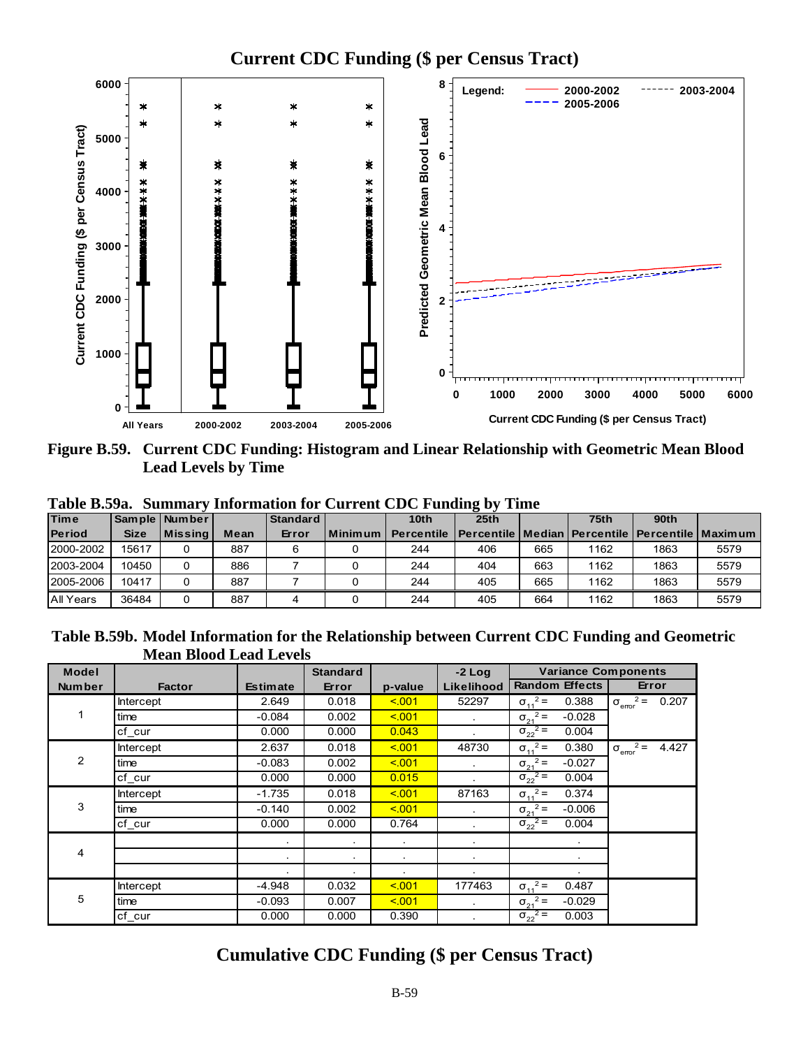## Current CDC Funding ($ per Census Tract)

**Figure B.59. Current CDC Funding: Histogram and Linear Relationship with Geometric Mean Blood Lead Levels by Time**

**Table B.59a. Summary Information for Current CDC Funding by Time**

| Time Period | Sample Size | Number Missing | Mean | Standard Error | Minimum | 10th Percentile | 25th Percentile | Median | 75th Percentile | 90th Percentile | Maximum |
|---|---|---|---|---|---|---|---|---|---|---|---|
| 2000-2002 | 15617 | 0 | 887 | 6 | 0 | 244 | 406 | 665 | 1162 | 1863 | 5579 |
| 2003-2004 | 10450 | 0 | 886 | 7 | 0 | 244 | 404 | 663 | 1162 | 1863 | 5579 |
| 2005-2006 | 10417 | 0 | 887 | 7 | 0 | 244 | 405 | 665 | 1162 | 1863 | 5579 |
| All Years | 36484 | 0 | 887 | 4 | 0 | 244 | 405 | 664 | 1162 | 1863 | 5579 |

**Table B.59b. Model Information for the Relationship between Current CDC Funding and Geometric Mean Blood Lead Levels**

| Model Number | Factor | Estimate | Standard Error | p-value | -2 Log Likelihood | Variance Components: Random Effects | | Variance Components: Error |
|---|---|---|---|---|---|---|---|---|
| 1 | Intercept | 2.649 | 0.018 | <.001 | 52297 | $\sigma_{11}^2 =$ | 0.388 | $\sigma_{error}^2 =$ 0.207 |
| | time | -0.084 | 0.002 | <.001 | . | $\sigma_{21}^2 =$ | -0.028 | |
| | cf_cur | 0.000 | 0.000 | 0.043 | . | $\sigma_{22}^2 =$ | 0.004 | |
| 2 | Intercept | 2.637 | 0.018 | <.001 | 48730 | $\sigma_{11}^2 =$ | 0.380 | $\sigma_{error}^2 =$ 4.427 |
| | time | -0.083 | 0.002 | <.001 | . | $\sigma_{21}^2 =$ | -0.027 | |
| | cf_cur | 0.000 | 0.000 | 0.015 | . | $\sigma_{22}^2 =$ | 0.004 | |
| 3 | Intercept | -1.735 | 0.018 | <.001 | 87163 | $\sigma_{11}^2 =$ | 0.374 | |
| | time | -0.140 | 0.002 | <.001 | . | $\sigma_{21}^2 =$ | -0.006 | |
| | cf_cur | 0.000 | 0.000 | 0.764 | . | $\sigma_{22}^2 =$ | 0.004 | |
| 4 | | . | . | . | . | | . | |
| | | . | . | . | . | | . | |
| | | . | . | . | . | | . | |
| 5 | Intercept | -4.948 | 0.032 | <.001 | 177463 | $\sigma_{11}^2 =$ | 0.487 | |
| | time | -0.093 | 0.007 | <.001 | . | $\sigma_{21}^2 =$ | -0.029 | |
| | cf_cur | 0.000 | 0.000 | 0.390 | . | $\sigma_{22}^2 =$ | 0.003 | |

## Cumulative CDC Funding ($ per Census Tract)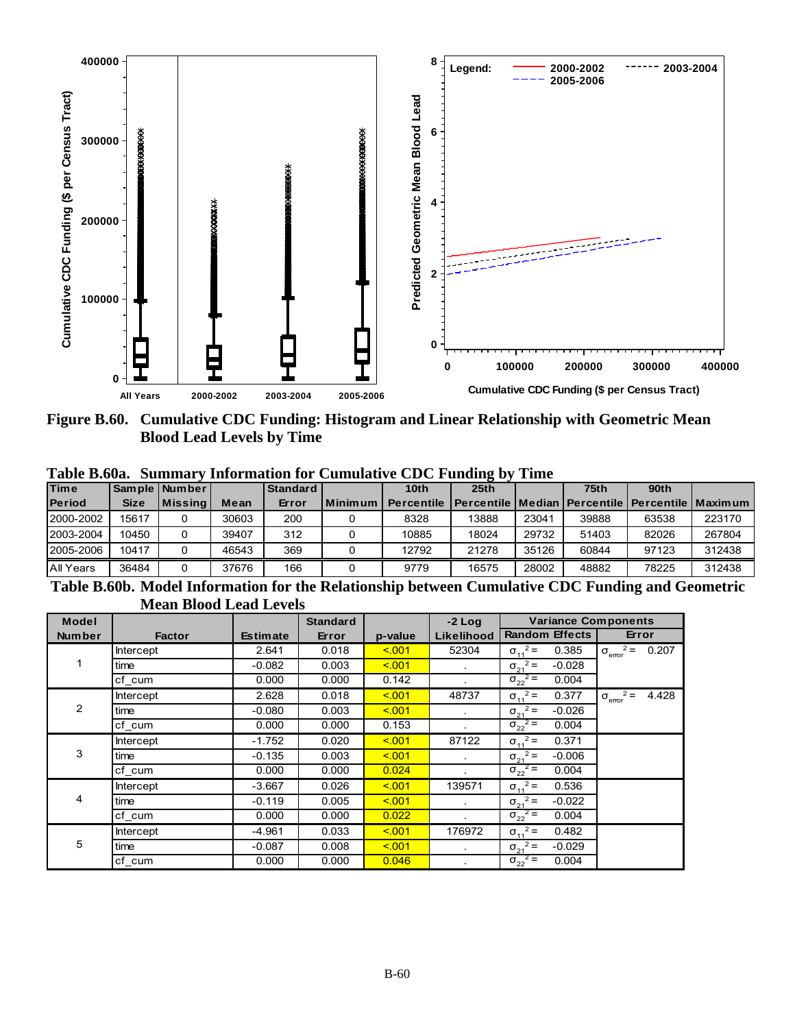Figure B.60. Cumulative CDC Funding: Histogram and Linear Relationship with Geometric Mean Blood Lead Levels by Time

**Table B.60a. Summary Information for Cumulative CDC Funding by Time**

| Time Period | Sample Size | Number Missing | Mean | Standard Error | Minimum | 10th Percentile | 25th Percentile | Median | 75th Percentile | 90th Percentile | Maximum |
|---|---|---|---|---|---|---|---|---|---|---|---|
| 2000-2002 | 15617 | 0 | 30603 | 200 | 0 | 8328 | 13888 | 23041 | 39888 | 63538 | 223170 |
| 2003-2004 | 10450 | 0 | 39407 | 312 | 0 | 10885 | 18024 | 29732 | 51403 | 82026 | 267804 |
| 2005-2006 | 10417 | 0 | 46543 | 369 | 0 | 12792 | 21278 | 35126 | 60844 | 97123 | 312438 |
| All Years | 36484 | 0 | 37676 | 166 | 0 | 9779 | 16575 | 28002 | 48882 | 78225 | 312438 |

**Table B.60b. Model Information for the Relationship between Cumulative CDC Funding and Geometric Mean Blood Lead Levels**

| Model Number | Factor | Estimate | Standard Error | p-value | -2 Log Likelihood | Variance Components: Random Effects | Variance Components: Error |
|---|---|---|---|---|---|---|---|
| 1 | Intercept | 2.641 | 0.018 | <.001 | 52304 | $\sigma_{11}^2 =$ 0.385 | $\sigma_{error}^2 =$ 0.207 |
| | time | -0.082 | 0.003 | <.001 | . | $\sigma_{21}^2 =$ -0.028 | |
| | cf_cum | 0.000 | 0.000 | 0.142 | . | $\sigma_{22}^2 =$ 0.004 | |
| 2 | Intercept | 2.628 | 0.018 | <.001 | 48737 | $\sigma_{11}^2 =$ 0.377 | $\sigma_{error}^2 =$ 4.428 |
| | time | -0.080 | 0.003 | <.001 | . | $\sigma_{21}^2 =$ -0.026 | |
| | cf_cum | 0.000 | 0.000 | 0.153 | . | $\sigma_{22}^2 =$ 0.004 | |
| 3 | Intercept | -1.752 | 0.020 | <.001 | 87122 | $\sigma_{11}^2 =$ 0.371 | |
| | time | -0.135 | 0.003 | <.001 | . | $\sigma_{21}^2 =$ -0.006 | |
| | cf_cum | 0.000 | 0.000 | 0.024 | . | $\sigma_{22}^2 =$ 0.004 | |
| 4 | Intercept | -3.667 | 0.026 | <.001 | 139571 | $\sigma_{11}^2 =$ 0.536 | |
| | time | -0.119 | 0.005 | <.001 | . | $\sigma_{21}^2 =$ -0.022 | |
| | cf_cum | 0.000 | 0.000 | 0.022 | . | $\sigma_{22}^2 =$ 0.004 | |
| 5 | Intercept | -4.961 | 0.033 | <.001 | 176972 | $\sigma_{11}^2 =$ 0.482 | |
| | time | -0.087 | 0.008 | <.001 | . | $\sigma_{21}^2 =$ -0.029 | |
| | cf_cum | 0.000 | 0.000 | 0.046 | . | $\sigma_{22}^2 =$ 0.004 | |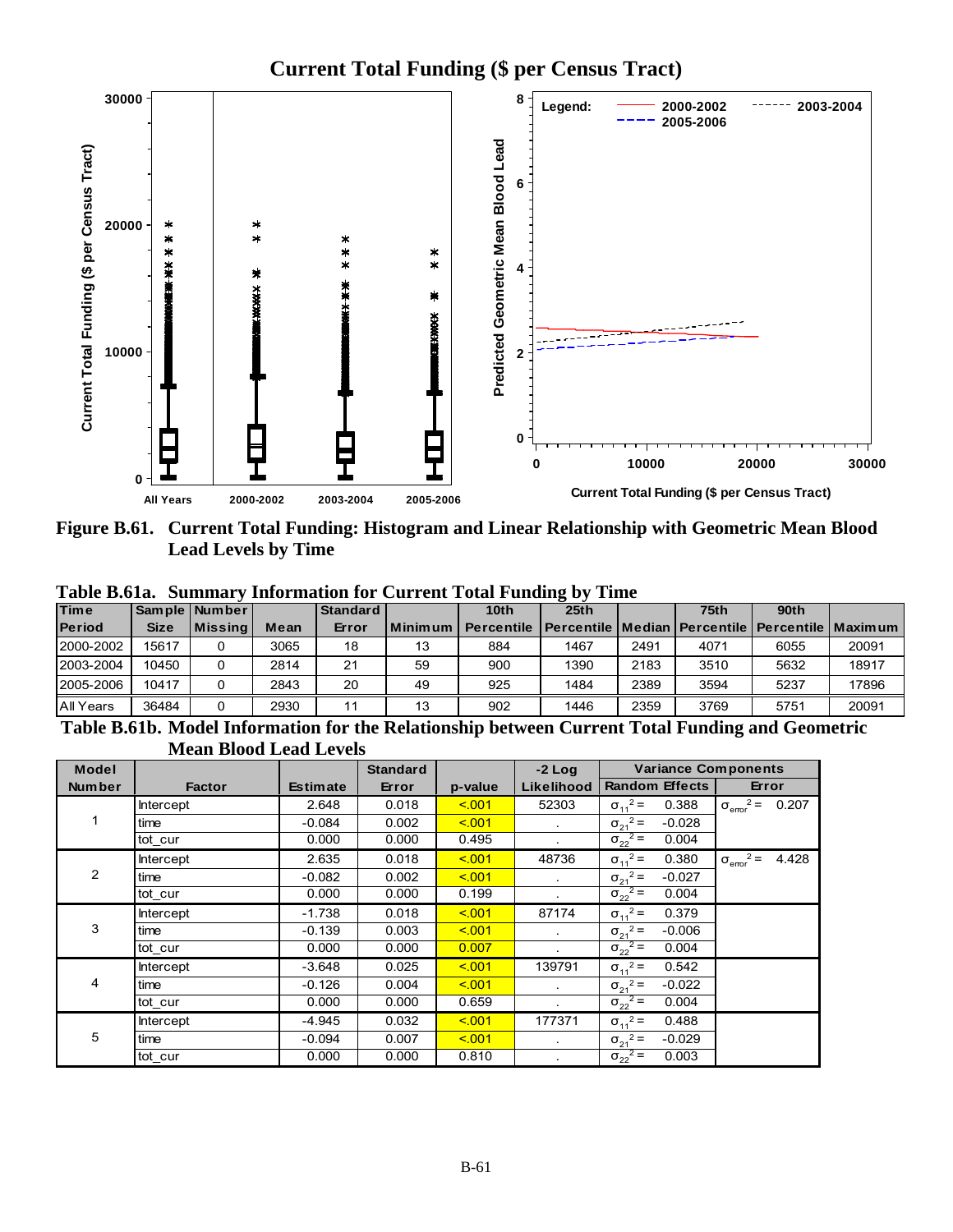Figure B.61. Current Total Funding: Histogram and Linear Relationship with Geometric Mean Blood Lead Levels by Time

Table B.61a. Summary Information for Current Total Funding by Time

| Time Period | Sample Size | Number Missing | Mean | Standard Error | Minimum | 10th Percentile | 25th Percentile | Median | 75th Percentile | 90th Percentile | Maximum |
|---|---|---|---|---|---|---|---|---|---|---|---|
| 2000-2002 | 15617 | 0 | 3065 | 18 | 13 | 884 | 1467 | 2491 | 4071 | 6055 | 20091 |
| 2003-2004 | 10450 | 0 | 2814 | 21 | 59 | 900 | 1390 | 2183 | 3510 | 5632 | 18917 |
| 2005-2006 | 10417 | 0 | 2843 | 20 | 49 | 925 | 1484 | 2389 | 3594 | 5237 | 17896 |
| All Years | 36484 | 0 | 2930 | 11 | 13 | 902 | 1446 | 2359 | 3769 | 5751 | 20091 |

Table B.61b. Model Information for the Relationship between Current Total Funding and Geometric Mean Blood Lead Levels

| Model Number | Factor | Estimate | Standard Error | p-value | -2 Log Likelihood | Variance Components: Random Effects | | Variance Components: Error | |
|---|---|---|---|---|---|---|---|---|---|
| 1 | Intercept | 2.648 | 0.018 | <.001 | 52303 | $\sigma_{11}^2 =$ | 0.388 | $\sigma_{error}^2 =$ | 0.207 |
| | time | -0.084 | 0.002 | <.001 | . | $\sigma_{21}^2 =$ | -0.028 | | |
| | tot_cur | 0.000 | 0.000 | 0.495 | . | $\sigma_{22}^2 =$ | 0.004 | | |
| 2 | Intercept | 2.635 | 0.018 | <.001 | 48736 | $\sigma_{11}^2 =$ | 0.380 | $\sigma_{error}^2 =$ | 4.428 |
| | time | -0.082 | 0.002 | <.001 | . | $\sigma_{21}^2 =$ | -0.027 | | |
| | tot_cur | 0.000 | 0.000 | 0.199 | . | $\sigma_{22}^2 =$ | 0.004 | | |
| 3 | Intercept | -1.738 | 0.018 | <.001 | 87174 | $\sigma_{11}^2 =$ | 0.379 | | |
| | time | -0.139 | 0.003 | <.001 | . | $\sigma_{21}^2 =$ | -0.006 | | |
| | tot_cur | 0.000 | 0.000 | 0.007 | . | $\sigma_{22}^2 =$ | 0.004 | | |
| 4 | Intercept | -3.648 | 0.025 | <.001 | 139791 | $\sigma_{11}^2 =$ | 0.542 | | |
| | time | -0.126 | 0.004 | <.001 | . | $\sigma_{21}^2 =$ | -0.022 | | |
| | tot_cur | 0.000 | 0.000 | 0.659 | . | $\sigma_{22}^2 =$ | 0.004 | | |
| 5 | Intercept | -4.945 | 0.032 | <.001 | 177371 | $\sigma_{11}^2 =$ | 0.488 | | |
| | time | -0.094 | 0.007 | <.001 | . | $\sigma_{21}^2 =$ | -0.029 | | |
| | tot_cur | 0.000 | 0.000 | 0.810 | . | $\sigma_{22}^2 =$ | 0.003 | | |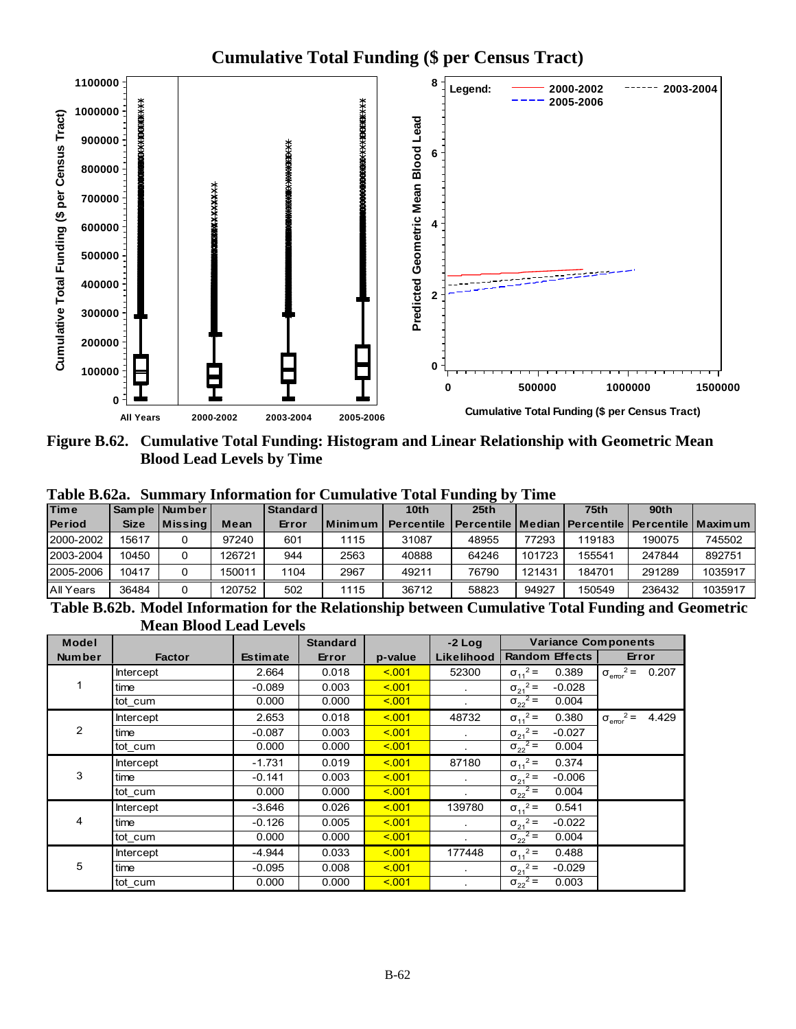Cumulative Total Funding ($ per Census Tract)

**Figure B.62. Cumulative Total Funding: Histogram and Linear Relationship with Geometric Mean Blood Lead Levels by Time**

**Table B.62a. Summary Information for Cumulative Total Funding by Time**

| Time Period | Sample Size | Number Missing | Mean | Standard Error | Minimum | 10th Percentile | 25th Percentile | Median | 75th Percentile | 90th Percentile | Maximum |
|---|---|---|---|---|---|---|---|---|---|---|---|
| 2000-2002 | 15617 | 0 | 97240 | 601 | 1115 | 31087 | 48955 | 77293 | 119183 | 190075 | 745502 |
| 2003-2004 | 10450 | 0 | 126721 | 944 | 2563 | 40888 | 64246 | 101723 | 155541 | 247844 | 892751 |
| 2005-2006 | 10417 | 0 | 150011 | 1104 | 2967 | 49211 | 76790 | 121431 | 184701 | 291289 | 1035917 |
| All Years | 36484 | 0 | 120752 | 502 | 1115 | 36712 | 58823 | 94927 | 150549 | 236432 | 1035917 |

**Table B.62b. Model Information for the Relationship between Cumulative Total Funding and Geometric Mean Blood Lead Levels**

| Model Number | Factor | Estimate | Standard Error | p-value | -2 Log Likelihood | Variance Components: Random Effects | Variance Components: Error |
|---|---|---|---|---|---|---|---|
| 1 | Intercept | 2.664 | 0.018 | <.001 | 52300 | $\sigma_{11}^2 =$ 0.389 | $\sigma_{error}^2 =$ 0.207 |
| | time | -0.089 | 0.003 | <.001 | . | $\sigma_{21}^2 =$ -0.028 | |
| | tot_cum | 0.000 | 0.000 | <.001 | . | $\sigma_{22}^2 =$ 0.004 | |
| 2 | Intercept | 2.653 | 0.018 | <.001 | 48732 | $\sigma_{11}^2 =$ 0.380 | $\sigma_{error}^2 =$ 4.429 |
| | time | -0.087 | 0.003 | <.001 | . | $\sigma_{21}^2 =$ -0.027 | |
| | tot_cum | 0.000 | 0.000 | <.001 | . | $\sigma_{22}^2 =$ 0.004 | |
| 3 | Intercept | -1.731 | 0.019 | <.001 | 87180 | $\sigma_{11}^2 =$ 0.374 | |
| | time | -0.141 | 0.003 | <.001 | . | $\sigma_{21}^2 =$ -0.006 | |
| | tot_cum | 0.000 | 0.000 | <.001 | . | $\sigma_{22}^2 =$ 0.004 | |
| 4 | Intercept | -3.646 | 0.026 | <.001 | 139780 | $\sigma_{11}^2 =$ 0.541 | |
| | time | -0.126 | 0.005 | <.001 | . | $\sigma_{21}^2 =$ -0.022 | |
| | tot_cum | 0.000 | 0.000 | <.001 | . | $\sigma_{22}^2 =$ 0.004 | |
| 5 | Intercept | -4.944 | 0.033 | <.001 | 177448 | $\sigma_{11}^2 =$ 0.488 | |
| | time | -0.095 | 0.008 | <.001 | . | $\sigma_{21}^2 =$ -0.029 | |
| | tot_cum | 0.000 | 0.000 | <.001 | . | $\sigma_{22}^2 =$ 0.003 | |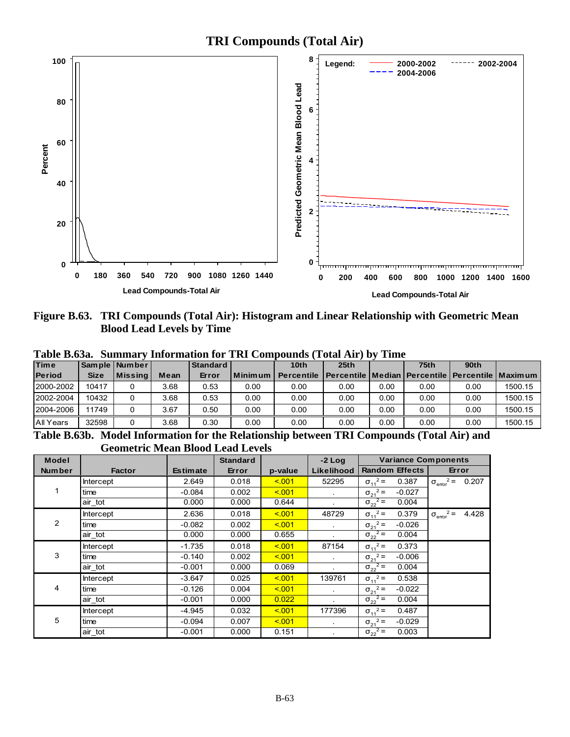# TRI Compounds (Total Air)

**Figure B.63. TRI Compounds (Total Air): Histogram and Linear Relationship with Geometric Mean Blood Lead Levels by Time**

**Table B.63a. Summary Information for TRI Compounds (Total Air) by Time**

| Time Period | Sample Size | Number Missing | Mean | Standard Error | Minimum | 10th Percentile | 25th Percentile | Median | 75th Percentile | 90th Percentile | Maximum |
|---|---|---|---|---|---|---|---|---|---|---|---|
| 2000-2002 | 10417 | 0 | 3.68 | 0.53 | 0.00 | 0.00 | 0.00 | 0.00 | 0.00 | 0.00 | 1500.15 |
| 2002-2004 | 10432 | 0 | 3.68 | 0.53 | 0.00 | 0.00 | 0.00 | 0.00 | 0.00 | 0.00 | 1500.15 |
| 2004-2006 | 11749 | 0 | 3.67 | 0.50 | 0.00 | 0.00 | 0.00 | 0.00 | 0.00 | 0.00 | 1500.15 |
| All Years | 32598 | 0 | 3.68 | 0.30 | 0.00 | 0.00 | 0.00 | 0.00 | 0.00 | 0.00 | 1500.15 |

**Table B.63b. Model Information for the Relationship between TRI Compounds (Total Air) and Geometric Mean Blood Lead Levels**

| Model Number | Factor | Estimate | Standard Error | p-value | -2 Log Likelihood | Variance Components: Random Effects | Variance Components: Error |
|---|---|---|---|---|---|---|---|
| 1 | Intercept | 2.649 | 0.018 | <.001 | 52295 | $\sigma_{11}^2 =$ 0.387 | $\sigma_{error}^2 =$ 0.207 |
| | time | -0.084 | 0.002 | <.001 | . | $\sigma_{21}^2 =$ -0.027 | |
| | air_tot | 0.000 | 0.000 | 0.644 | . | $\sigma_{22}^2 =$ 0.004 | |
| 2 | Intercept | 2.636 | 0.018 | <.001 | 48729 | $\sigma_{11}^2 =$ 0.379 | $\sigma_{error}^2 =$ 4.428 |
| | time | -0.082 | 0.002 | <.001 | . | $\sigma_{21}^2 =$ -0.026 | |
| | air_tot | 0.000 | 0.000 | 0.655 | . | $\sigma_{22}^2 =$ 0.004 | |
| 3 | Intercept | -1.735 | 0.018 | <.001 | 87154 | $\sigma_{11}^2 =$ 0.373 | |
| | time | -0.140 | 0.002 | <.001 | . | $\sigma_{21}^2 =$ -0.006 | |
| | air_tot | -0.001 | 0.000 | 0.069 | . | $\sigma_{22}^2 =$ 0.004 | |
| 4 | Intercept | -3.647 | 0.025 | <.001 | 139761 | $\sigma_{11}^2 =$ 0.538 | |
| | time | -0.126 | 0.004 | <.001 | . | $\sigma_{21}^2 =$ -0.022 | |
| | air_tot | -0.001 | 0.000 | 0.022 | . | $\sigma_{22}^2 =$ 0.004 | |
| 5 | Intercept | -4.945 | 0.032 | <.001 | 177396 | $\sigma_{11}^2 =$ 0.487 | |
| | time | -0.094 | 0.007 | <.001 | . | $\sigma_{21}^2 =$ -0.029 | |
| | air_tot | -0.001 | 0.000 | 0.151 | . | $\sigma_{22}^2 =$ 0.003 | |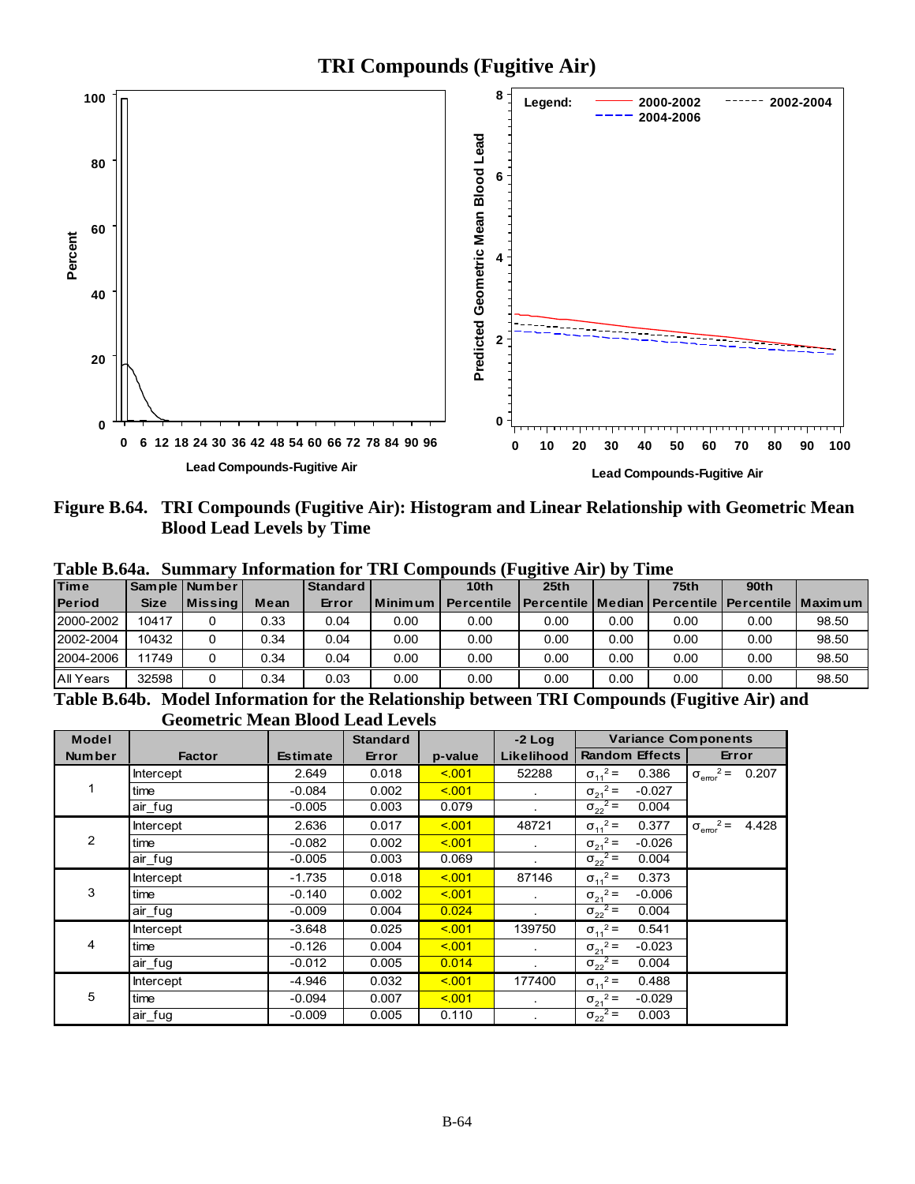**TRI Compounds (Fugitive Air)**

**Figure B.64. TRI Compounds (Fugitive Air): Histogram and Linear Relationship with Geometric Mean Blood Lead Levels by Time**

**Table B.64a. Summary Information for TRI Compounds (Fugitive Air) by Time**

| Time Period | Sample Size | Number Missing | Mean | Standard Error | Minimum | 10th Percentile | 25th Percentile | Median | 75th Percentile | 90th Percentile | Maximum |
|---|---|---|---|---|---|---|---|---|---|---|---|
| 2000-2002 | 10417 | 0 | 0.33 | 0.04 | 0.00 | 0.00 | 0.00 | 0.00 | 0.00 | 0.00 | 98.50 |
| 2002-2004 | 10432 | 0 | 0.34 | 0.04 | 0.00 | 0.00 | 0.00 | 0.00 | 0.00 | 0.00 | 98.50 |
| 2004-2006 | 11749 | 0 | 0.34 | 0.04 | 0.00 | 0.00 | 0.00 | 0.00 | 0.00 | 0.00 | 98.50 |
| All Years | 32598 | 0 | 0.34 | 0.03 | 0.00 | 0.00 | 0.00 | 0.00 | 0.00 | 0.00 | 98.50 |

**Table B.64b. Model Information for the Relationship between TRI Compounds (Fugitive Air) and Geometric Mean Blood Lead Levels**

| Model Number | Factor | Estimate | Standard Error | p-value | -2 Log Likelihood | Variance Components: Random Effects | Variance Components: Error |
|---|---|---|---|---|---|---|---|
| 1 | Intercept | 2.649 | 0.018 | <.001 | 52288 | $\sigma_{11}^2$ = 0.386 | $\sigma_{error}^2$ = 0.207 |
| | time | -0.084 | 0.002 | <.001 | . | $\sigma_{21}^2$ = -0.027 | |
| | air_fug | -0.005 | 0.003 | 0.079 | . | $\sigma_{22}^2$ = 0.004 | |
| 2 | Intercept | 2.636 | 0.017 | <.001 | 48721 | $\sigma_{11}^2$ = 0.377 | $\sigma_{error}^2$ = 4.428 |
| | time | -0.082 | 0.002 | <.001 | . | $\sigma_{21}^2$ = -0.026 | |
| | air_fug | -0.005 | 0.003 | 0.069 | . | $\sigma_{22}^2$ = 0.004 | |
| 3 | Intercept | -1.735 | 0.018 | <.001 | 87146 | $\sigma_{11}^2$ = 0.373 | |
| | time | -0.140 | 0.002 | <.001 | . | $\sigma_{21}^2$ = -0.006 | |
| | air_fug | -0.009 | 0.004 | 0.024 | . | $\sigma_{22}^2$ = 0.004 | |
| 4 | Intercept | -3.648 | 0.025 | <.001 | 139750 | $\sigma_{11}^2$ = 0.541 | |
| | time | -0.126 | 0.004 | <.001 | . | $\sigma_{21}^2$ = -0.023 | |
| | air_fug | -0.012 | 0.005 | 0.014 | . | $\sigma_{22}^2$ = 0.004 | |
| 5 | Intercept | -4.946 | 0.032 | <.001 | 177400 | $\sigma_{11}^2$ = 0.488 | |
| | time | -0.094 | 0.007 | <.001 | . | $\sigma_{21}^2$ = -0.029 | |
| | air_fug | -0.009 | 0.005 | 0.110 | . | $\sigma_{22}^2$ = 0.003 | |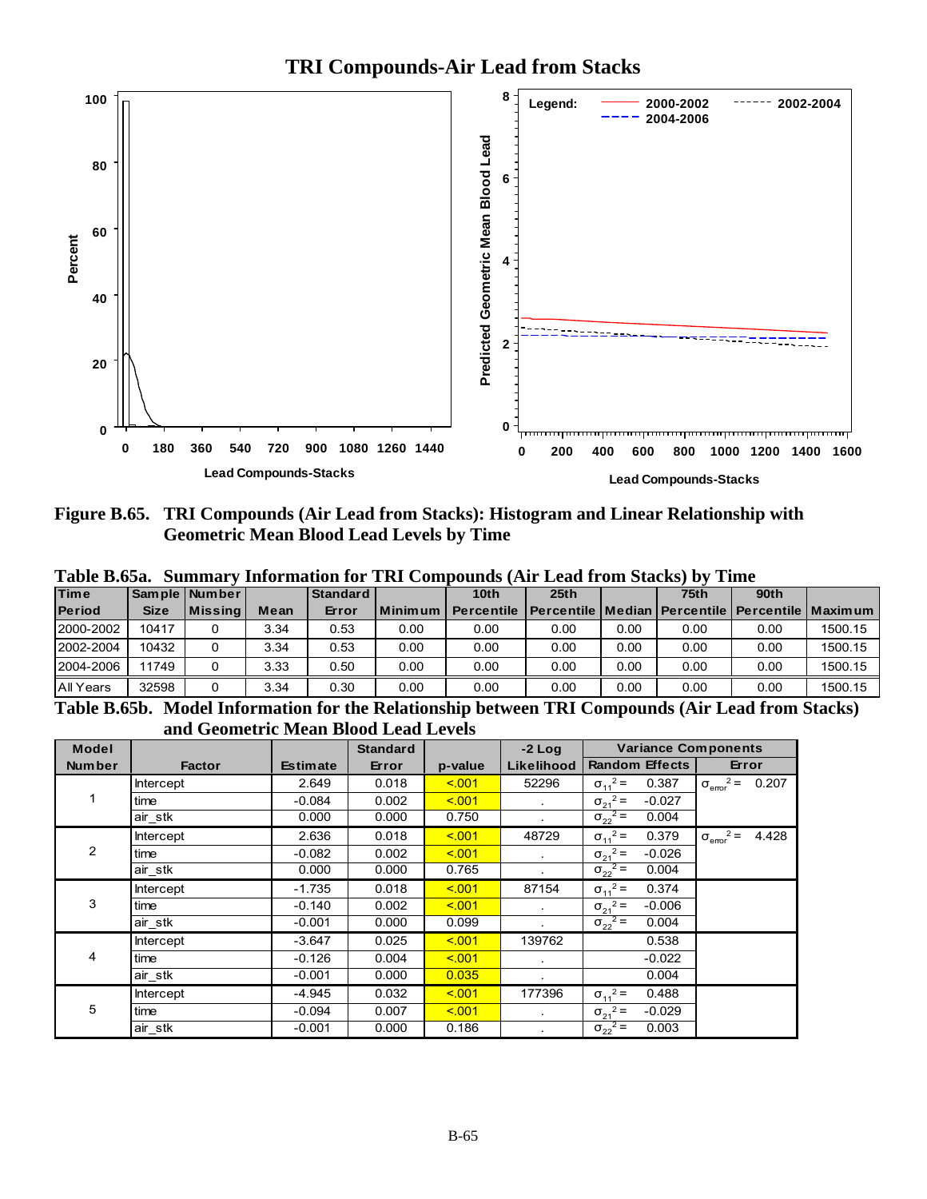## TRI Compounds-Air Lead from Stacks

**Figure B.65. TRI Compounds (Air Lead from Stacks): Histogram and Linear Relationship with Geometric Mean Blood Lead Levels by Time**

**Table B.65a. Summary Information for TRI Compounds (Air Lead from Stacks) by Time**

| Time Period | Sample Size | Number Missing | Mean | Standard Error | Minimum | 10th Percentile | 25th Percentile | Median | 75th Percentile | 90th Percentile | Maximum |
|---|---|---|---|---|---|---|---|---|---|---|---|
| 2000-2002 | 10417 | 0 | 3.34 | 0.53 | 0.00 | 0.00 | 0.00 | 0.00 | 0.00 | 0.00 | 1500.15 |
| 2002-2004 | 10432 | 0 | 3.34 | 0.53 | 0.00 | 0.00 | 0.00 | 0.00 | 0.00 | 0.00 | 1500.15 |
| 2004-2006 | 11749 | 0 | 3.33 | 0.50 | 0.00 | 0.00 | 0.00 | 0.00 | 0.00 | 0.00 | 1500.15 |
| All Years | 32598 | 0 | 3.34 | 0.30 | 0.00 | 0.00 | 0.00 | 0.00 | 0.00 | 0.00 | 1500.15 |

**Table B.65b. Model Information for the Relationship between TRI Compounds (Air Lead from Stacks) and Geometric Mean Blood Lead Levels**

| Model Number | Factor | Estimate | Standard Error | p-value | -2 Log Likelihood | Variance Components: Random Effects | Variance Components: Error |
|---|---|---|---|---|---|---|---|
| 1 | Intercept | 2.649 | 0.018 | <.001 | 52296 | $\sigma_{11}^2 =$ 0.387 | $\sigma_{error}^2 =$ 0.207 |
| | time | -0.084 | 0.002 | <.001 | . | $\sigma_{21}^2 =$ -0.027 | |
| | air_stk | 0.000 | 0.000 | 0.750 | . | $\sigma_{22}^2 =$ 0.004 | |
| 2 | Intercept | 2.636 | 0.018 | <.001 | 48729 | $\sigma_{11}^2 =$ 0.379 | $\sigma_{error}^2 =$ 4.428 |
| | time | -0.082 | 0.002 | <.001 | . | $\sigma_{21}^2 =$ -0.026 | |
| | air_stk | 0.000 | 0.000 | 0.765 | . | $\sigma_{22}^2 =$ 0.004 | |
| 3 | Intercept | -1.735 | 0.018 | <.001 | 87154 | $\sigma_{11}^2 =$ 0.374 | |
| | time | -0.140 | 0.002 | <.001 | . | $\sigma_{21}^2 =$ -0.006 | |
| | air_stk | -0.001 | 0.000 | 0.099 | . | $\sigma_{22}^2 =$ 0.004 | |
| 4 | Intercept | -3.647 | 0.025 | <.001 | 139762 | 0.538 | |
| | time | -0.126 | 0.004 | <.001 | . | -0.022 | |
| | air_stk | -0.001 | 0.000 | 0.035 | . | 0.004 | |
| 5 | Intercept | -4.945 | 0.032 | <.001 | 177396 | $\sigma_{11}^2 =$ 0.488 | |
| | time | -0.094 | 0.007 | <.001 | . | $\sigma_{21}^2 =$ -0.029 | |
| | air_stk | -0.001 | 0.000 | 0.186 | . | $\sigma_{22}^2 =$ 0.003 | |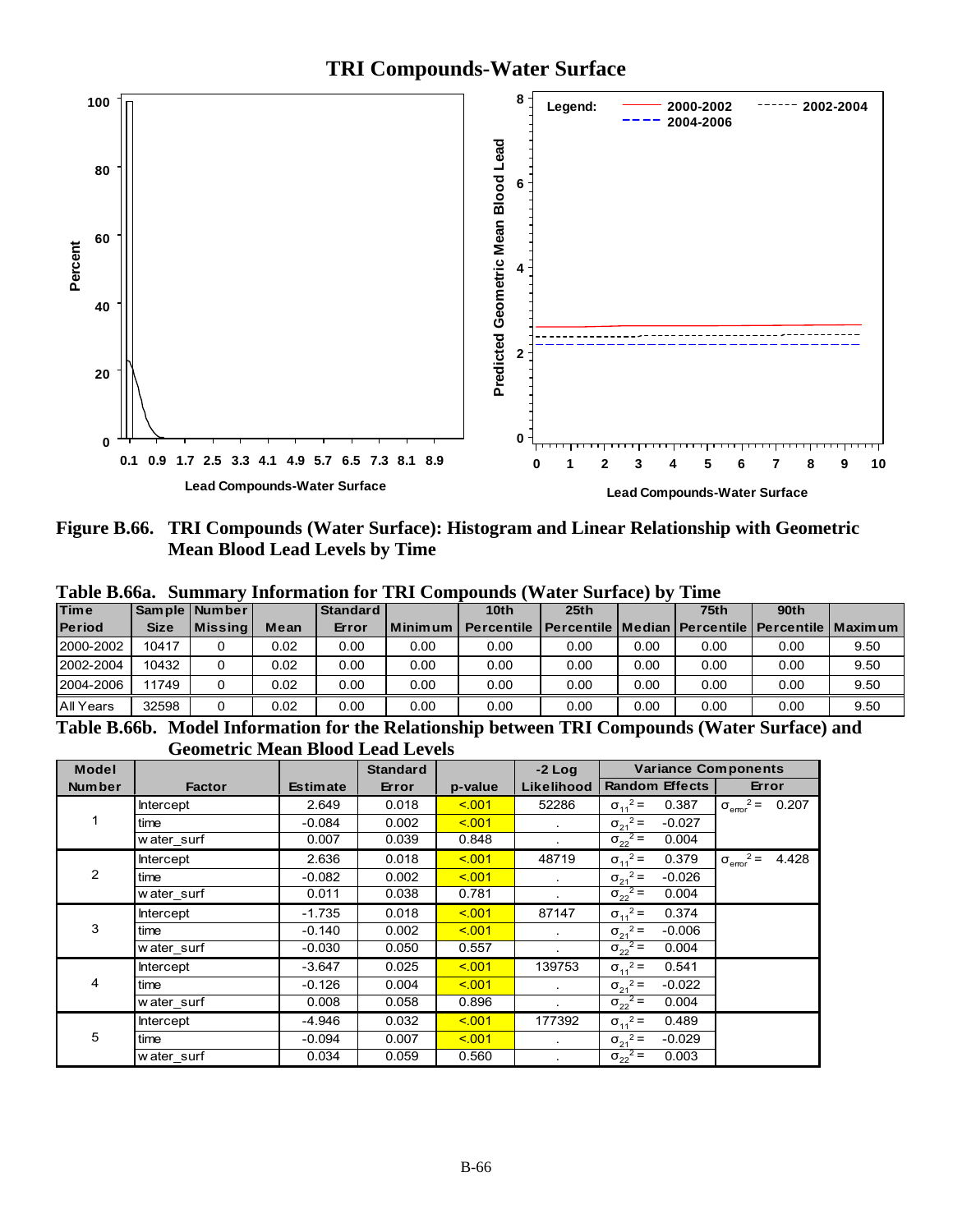## TRI Compounds-Water Surface

**Figure B.66. TRI Compounds (Water Surface): Histogram and Linear Relationship with Geometric Mean Blood Lead Levels by Time**

**Table B.66a. Summary Information for TRI Compounds (Water Surface) by Time**

| Time Period | Sample Size | Number Missing | Mean | Standard Error | Minimum | 10th Percentile | 25th Percentile | Median | 75th Percentile | 90th Percentile | Maximum |
|---|---|---|---|---|---|---|---|---|---|---|---|
| 2000-2002 | 10417 | 0 | 0.02 | 0.00 | 0.00 | 0.00 | 0.00 | 0.00 | 0.00 | 0.00 | 9.50 |
| 2002-2004 | 10432 | 0 | 0.02 | 0.00 | 0.00 | 0.00 | 0.00 | 0.00 | 0.00 | 0.00 | 9.50 |
| 2004-2006 | 11749 | 0 | 0.02 | 0.00 | 0.00 | 0.00 | 0.00 | 0.00 | 0.00 | 0.00 | 9.50 |
| All Years | 32598 | 0 | 0.02 | 0.00 | 0.00 | 0.00 | 0.00 | 0.00 | 0.00 | 0.00 | 9.50 |

**Table B.66b. Model Information for the Relationship between TRI Compounds (Water Surface) and Geometric Mean Blood Lead Levels**

| Model Number | Factor | Estimate | Standard Error | p-value | -2 Log Likelihood | Variance Components: Random Effects | Variance Components: Error |
|---|---|---|---|---|---|---|---|
| 1 | Intercept | 2.649 | 0.018 | <.001 | 52286 | $\sigma_{11}^2 =$ 0.387 | $\sigma_{error}^2 =$ 0.207 |
| | time | -0.084 | 0.002 | <.001 | . | $\sigma_{21}^2 =$ -0.027 | |
| | water_surf | 0.007 | 0.039 | 0.848 | . | $\sigma_{22}^2 =$ 0.004 | |
| 2 | Intercept | 2.636 | 0.018 | <.001 | 48719 | $\sigma_{11}^2 =$ 0.379 | $\sigma_{error}^2 =$ 4.428 |
| | time | -0.082 | 0.002 | <.001 | . | $\sigma_{21}^2 =$ -0.026 | |
| | water_surf | 0.011 | 0.038 | 0.781 | . | $\sigma_{22}^2 =$ 0.004 | |
| 3 | Intercept | -1.735 | 0.018 | <.001 | 87147 | $\sigma_{11}^2 =$ 0.374 | |
| | time | -0.140 | 0.002 | <.001 | . | $\sigma_{21}^2 =$ -0.006 | |
| | water_surf | -0.030 | 0.050 | 0.557 | . | $\sigma_{22}^2 =$ 0.004 | |
| 4 | Intercept | -3.647 | 0.025 | <.001 | 139753 | $\sigma_{11}^2 =$ 0.541 | |
| | time | -0.126 | 0.004 | <.001 | . | $\sigma_{21}^2 =$ -0.022 | |
| | water_surf | 0.008 | 0.058 | 0.896 | . | $\sigma_{22}^2 =$ 0.004 | |
| 5 | Intercept | -4.946 | 0.032 | <.001 | 177392 | $\sigma_{11}^2 =$ 0.489 | |
| | time | -0.094 | 0.007 | <.001 | . | $\sigma_{21}^2 =$ -0.029 | |
| | water_surf | 0.034 | 0.059 | 0.560 | . | $\sigma_{22}^2 =$ 0.003 | |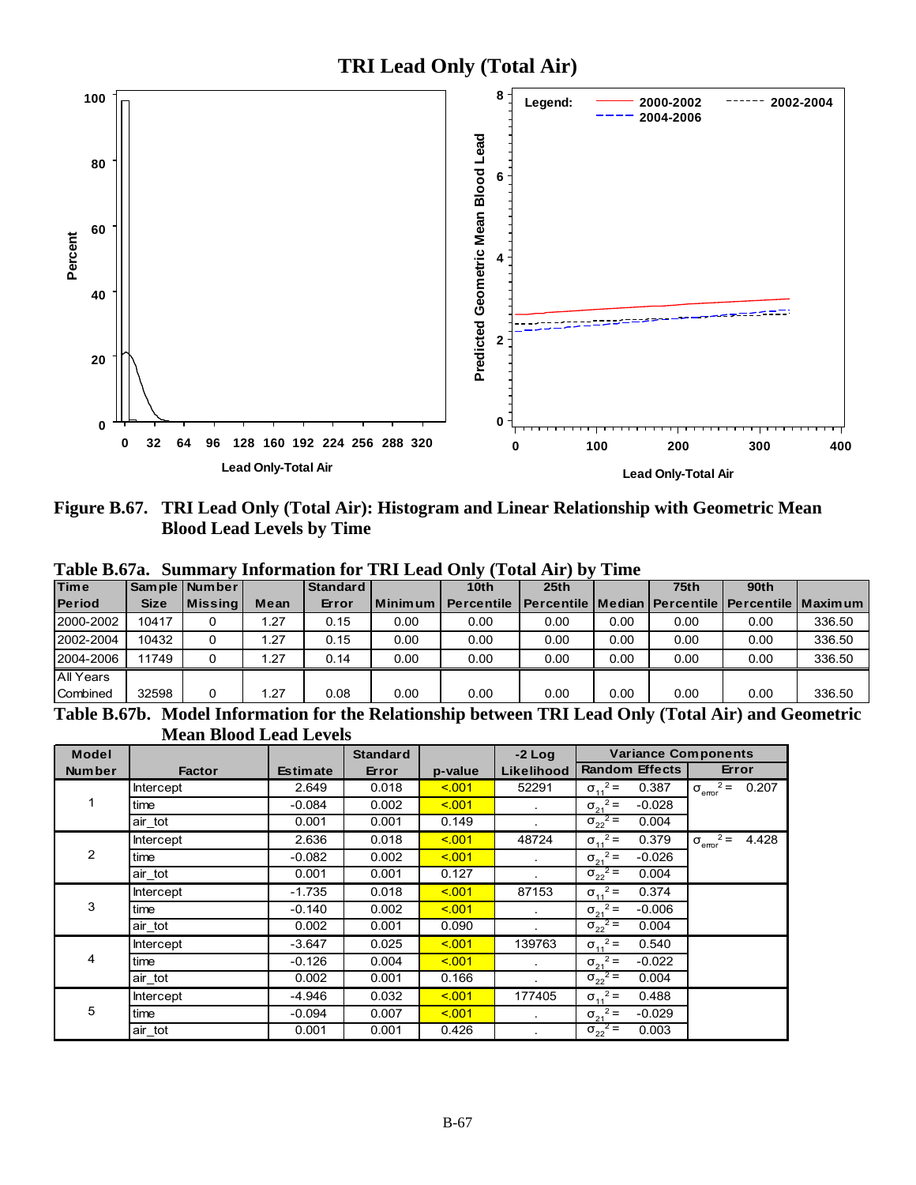TRI Lead Only (Total Air)

Figure B.67. TRI Lead Only (Total Air): Histogram and Linear Relationship with Geometric Mean Blood Lead Levels by Time

**Table B.67a. Summary Information for TRI Lead Only (Total Air) by Time**

| Time Period | Sample Size | Number Missing | Mean | Standard Error | Minimum | 10th Percentile | 25th Percentile | Median | 75th Percentile | 90th Percentile | Maximum |
|---|---|---|---|---|---|---|---|---|---|---|---|
| 2000-2002 | 10417 | 0 | 1.27 | 0.15 | 0.00 | 0.00 | 0.00 | 0.00 | 0.00 | 0.00 | 336.50 |
| 2002-2004 | 10432 | 0 | 1.27 | 0.15 | 0.00 | 0.00 | 0.00 | 0.00 | 0.00 | 0.00 | 336.50 |
| 2004-2006 | 11749 | 0 | 1.27 | 0.14 | 0.00 | 0.00 | 0.00 | 0.00 | 0.00 | 0.00 | 336.50 |
| All Years Combined | 32598 | 0 | 1.27 | 0.08 | 0.00 | 0.00 | 0.00 | 0.00 | 0.00 | 0.00 | 336.50 |

**Table B.67b. Model Information for the Relationship between TRI Lead Only (Total Air) and Geometric Mean Blood Lead Levels**

| Model Number | Factor | Estimate | Standard Error | p-value | -2 Log Likelihood | Variance Components: Random Effects | Variance Components: Error |
|---|---|---|---|---|---|---|---|
| 1 | Intercept | 2.649 | 0.018 | <.001 | 52291 | $\sigma_{11}^2 =$ 0.387 | $\sigma_{error}^2 =$ 0.207 |
| | time | -0.084 | 0.002 | <.001 | . | $\sigma_{21}^2 =$ -0.028 | |
| | air_tot | 0.001 | 0.001 | 0.149 | . | $\sigma_{22}^2 =$ 0.004 | |
| 2 | Intercept | 2.636 | 0.018 | <.001 | 48724 | $\sigma_{11}^2 =$ 0.379 | $\sigma_{error}^2 =$ 4.428 |
| | time | -0.082 | 0.002 | <.001 | . | $\sigma_{21}^2 =$ -0.026 | |
| | air_tot | 0.001 | 0.001 | 0.127 | . | $\sigma_{22}^2 =$ 0.004 | |
| 3 | Intercept | -1.735 | 0.018 | <.001 | 87153 | $\sigma_{11}^2 =$ 0.374 | |
| | time | -0.140 | 0.002 | <.001 | . | $\sigma_{21}^2 =$ -0.006 | |
| | air_tot | 0.002 | 0.001 | 0.090 | . | $\sigma_{22}^2 =$ 0.004 | |
| 4 | Intercept | -3.647 | 0.025 | <.001 | 139763 | $\sigma_{11}^2 =$ 0.540 | |
| | time | -0.126 | 0.004 | <.001 | . | $\sigma_{21}^2 =$ -0.022 | |
| | air_tot | 0.002 | 0.001 | 0.166 | . | $\sigma_{22}^2 =$ 0.004 | |
| 5 | Intercept | -4.946 | 0.032 | <.001 | 177405 | $\sigma_{11}^2 =$ 0.488 | |
| | time | -0.094 | 0.007 | <.001 | . | $\sigma_{21}^2 =$ -0.029 | |
| | air_tot | 0.001 | 0.001 | 0.426 | . | $\sigma_{22}^2 =$ 0.003 | |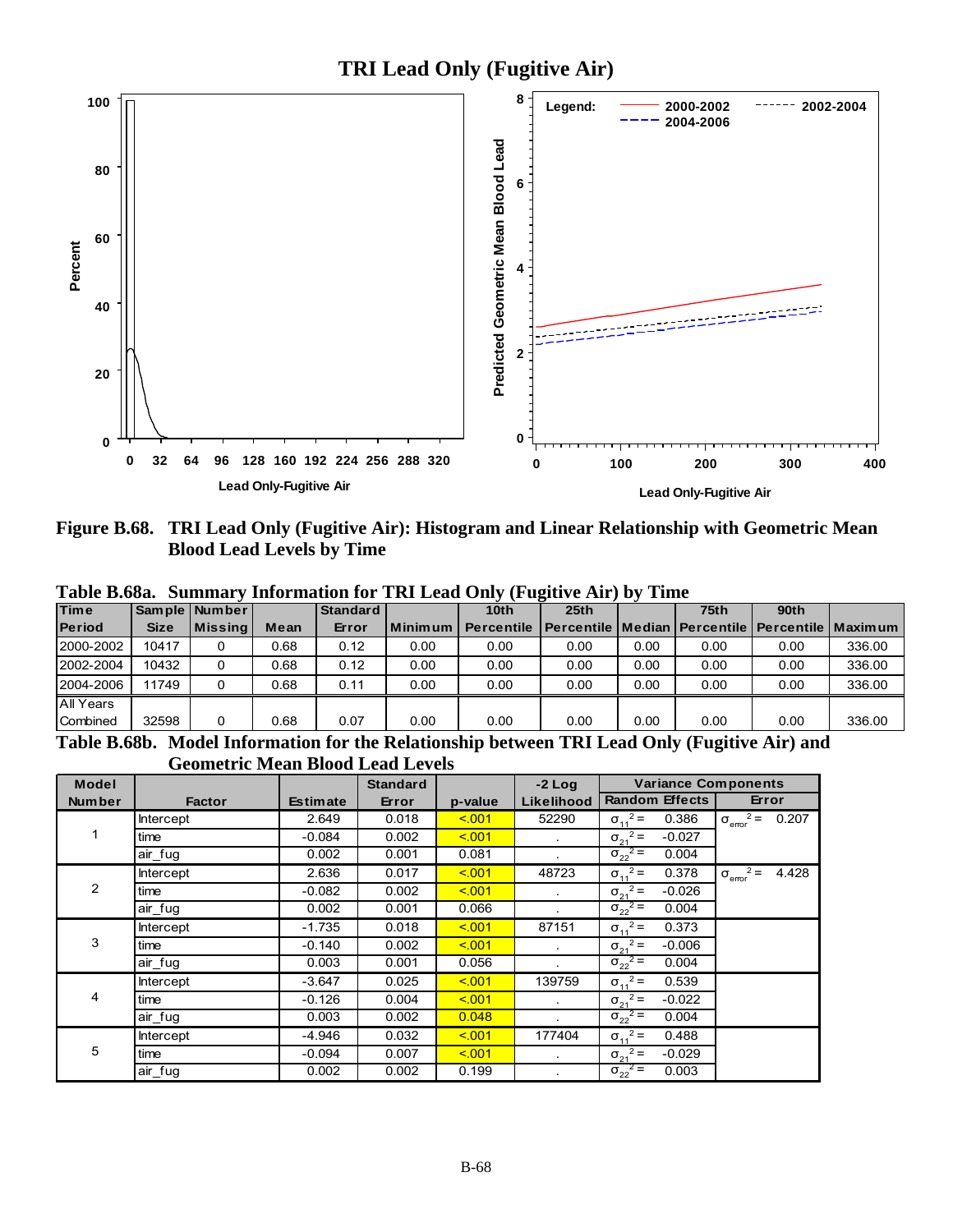# TRI Lead Only (Fugitive Air)

**Figure B.68. TRI Lead Only (Fugitive Air): Histogram and Linear Relationship with Geometric Mean Blood Lead Levels by Time**

**Table B.68a. Summary Information for TRI Lead Only (Fugitive Air) by Time**

| Time Period | Sample Size | Number Missing | Mean | Standard Error | Minimum | 10th Percentile | 25th Percentile | Median | 75th Percentile | 90th Percentile | Maximum |
|---|---|---|---|---|---|---|---|---|---|---|---|
| 2000-2002 | 10417 | 0 | 0.68 | 0.12 | 0.00 | 0.00 | 0.00 | 0.00 | 0.00 | 0.00 | 336.00 |
| 2002-2004 | 10432 | 0 | 0.68 | 0.12 | 0.00 | 0.00 | 0.00 | 0.00 | 0.00 | 0.00 | 336.00 |
| 2004-2006 | 11749 | 0 | 0.68 | 0.11 | 0.00 | 0.00 | 0.00 | 0.00 | 0.00 | 0.00 | 336.00 |
| All Years Combined | 32598 | 0 | 0.68 | 0.07 | 0.00 | 0.00 | 0.00 | 0.00 | 0.00 | 0.00 | 336.00 |

**Table B.68b. Model Information for the Relationship between TRI Lead Only (Fugitive Air) and Geometric Mean Blood Lead Levels**

| Model Number | Factor | Estimate | Standard Error | p-value | -2 Log Likelihood | Variance Components: Random Effects | Variance Components: Error |
|---|---|---|---|---|---|---|---|
| 1 | Intercept | 2.649 | 0.018 | <.001 | 52290 | $\sigma_{11}^2$ = 0.386 | $\sigma_{error}^2$ = 0.207 |
| | time | -0.084 | 0.002 | <.001 | . | $\sigma_{21}^2$ = -0.027 | |
| | air_fug | 0.002 | 0.001 | 0.081 | . | $\sigma_{22}^2$ = 0.004 | |
| 2 | Intercept | 2.636 | 0.017 | <.001 | 48723 | $\sigma_{11}^2$ = 0.378 | $\sigma_{error}^2$ = 4.428 |
| | time | -0.082 | 0.002 | <.001 | . | $\sigma_{21}^2$ = -0.026 | |
| | air_fug | 0.002 | 0.001 | 0.066 | . | $\sigma_{22}^2$ = 0.004 | |
| 3 | Intercept | -1.735 | 0.018 | <.001 | 87151 | $\sigma_{11}^2$ = 0.373 | |
| | time | -0.140 | 0.002 | <.001 | . | $\sigma_{21}^2$ = -0.006 | |
| | air_fug | 0.003 | 0.001 | 0.056 | . | $\sigma_{22}^2$ = 0.004 | |
| 4 | Intercept | -3.647 | 0.025 | <.001 | 139759 | $\sigma_{11}^2$ = 0.539 | |
| | time | -0.126 | 0.004 | <.001 | . | $\sigma_{21}^2$ = -0.022 | |
| | air_fug | 0.003 | 0.002 | 0.048 | . | $\sigma_{22}^2$ = 0.004 | |
| 5 | Intercept | -4.946 | 0.032 | <.001 | 177404 | $\sigma_{11}^2$ = 0.488 | |
| | time | -0.094 | 0.007 | <.001 | . | $\sigma_{21}^2$ = -0.029 | |
| | air_fug | 0.002 | 0.002 | 0.199 | . | $\sigma_{22}^2$ = 0.003 | |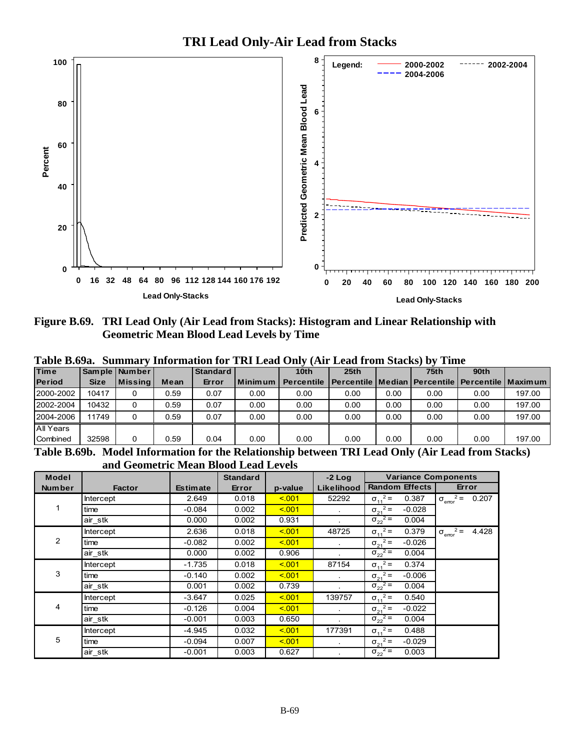# TRI Lead Only-Air Lead from Stacks

**Figure B.69. TRI Lead Only (Air Lead from Stacks): Histogram and Linear Relationship with Geometric Mean Blood Lead Levels by Time**

**Table B.69a. Summary Information for TRI Lead Only (Air Lead from Stacks) by Time**

| Time Period | Sample Size | Number Missing | Mean | Standard Error | Minimum | 10th Percentile | 25th Percentile | Median | 75th Percentile | 90th Percentile | Maximum |
|---|---|---|---|---|---|---|---|---|---|---|---|
| 2000-2002 | 10417 | 0 | 0.59 | 0.07 | 0.00 | 0.00 | 0.00 | 0.00 | 0.00 | 0.00 | 197.00 |
| 2002-2004 | 10432 | 0 | 0.59 | 0.07 | 0.00 | 0.00 | 0.00 | 0.00 | 0.00 | 0.00 | 197.00 |
| 2004-2006 | 11749 | 0 | 0.59 | 0.07 | 0.00 | 0.00 | 0.00 | 0.00 | 0.00 | 0.00 | 197.00 |
| All Years Combined | 32598 | 0 | 0.59 | 0.04 | 0.00 | 0.00 | 0.00 | 0.00 | 0.00 | 0.00 | 197.00 |

**Table B.69b. Model Information for the Relationship between TRI Lead Only (Air Lead from Stacks) and Geometric Mean Blood Lead Levels**

| Model Number | Factor | Estimate | Standard Error | p-value | -2 Log Likelihood | Variance Components: Random Effects | Variance Components: Error |
|---|---|---|---|---|---|---|---|
| 1 | Intercept | 2.649 | 0.018 | <.001 | 52292 | $\sigma_{11}^2 =$ 0.387 | $\sigma_{error}^2 =$ 0.207 |
| | time | -0.084 | 0.002 | <.001 | . | $\sigma_{21}^2 =$ -0.028 | |
| | air_stk | 0.000 | 0.002 | 0.931 | . | $\sigma_{22}^2 =$ 0.004 | |
| 2 | Intercept | 2.636 | 0.018 | <.001 | 48725 | $\sigma_{11}^2 =$ 0.379 | $\sigma_{error}^2 =$ 4.428 |
| | time | -0.082 | 0.002 | <.001 | . | $\sigma_{21}^2 =$ -0.026 | |
| | air_stk | 0.000 | 0.002 | 0.906 | . | $\sigma_{22}^2 =$ 0.004 | |
| 3 | Intercept | -1.735 | 0.018 | <.001 | 87154 | $\sigma_{11}^2 =$ 0.374 | |
| | time | -0.140 | 0.002 | <.001 | . | $\sigma_{21}^2 =$ -0.006 | |
| | air_stk | 0.001 | 0.002 | 0.739 | . | $\sigma_{22}^2 =$ 0.004 | |
| 4 | Intercept | -3.647 | 0.025 | <.001 | 139757 | $\sigma_{11}^2 =$ 0.540 | |
| | time | -0.126 | 0.004 | <.001 | . | $\sigma_{21}^2 =$ -0.022 | |
| | air_stk | -0.001 | 0.003 | 0.650 | . | $\sigma_{22}^2 =$ 0.004 | |
| 5 | Intercept | -4.945 | 0.032 | <.001 | 177391 | $\sigma_{11}^2 =$ 0.488 | |
| | time | -0.094 | 0.007 | <.001 | . | $\sigma_{21}^2 =$ -0.029 | |
| | air_stk | -0.001 | 0.003 | 0.627 | . | $\sigma_{22}^2 =$ 0.003 | |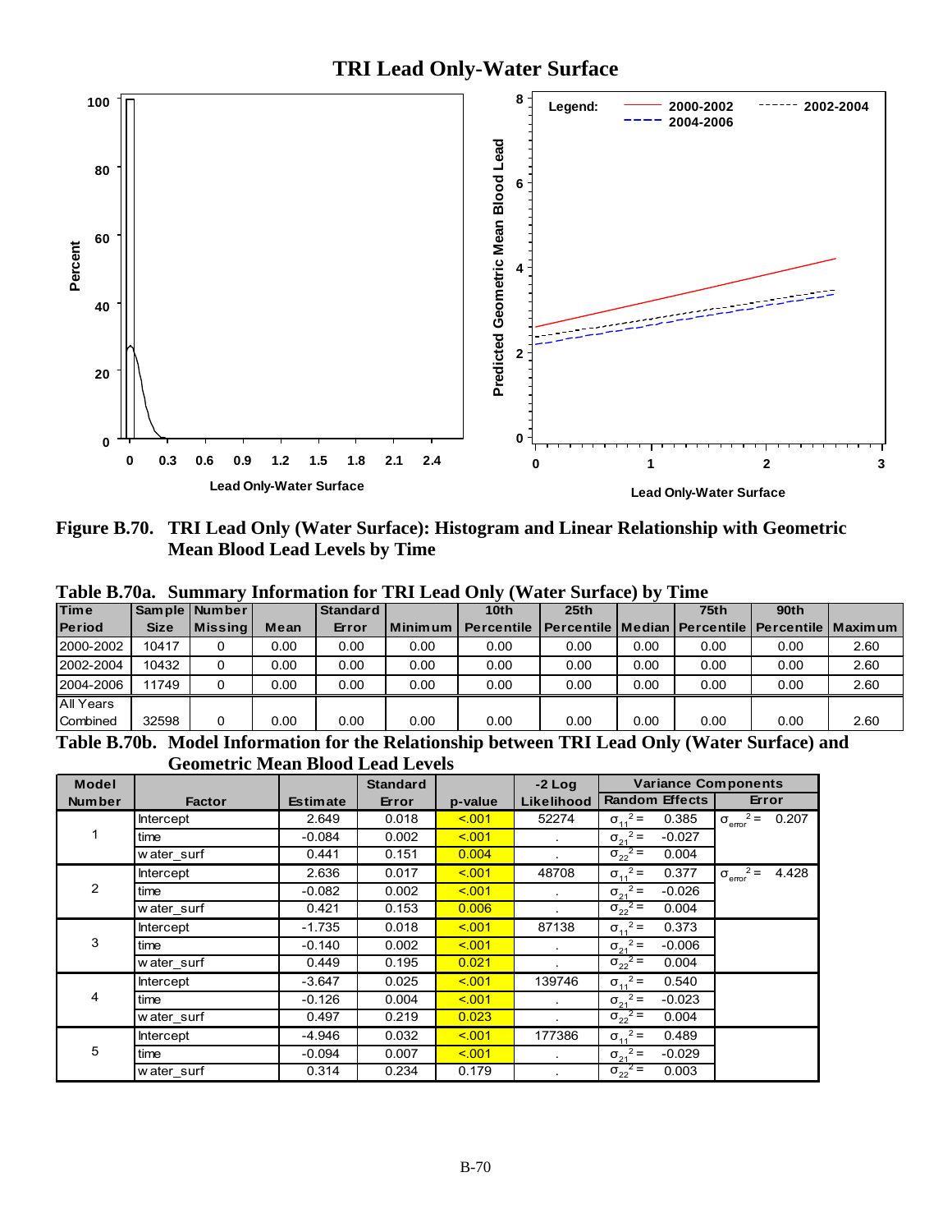## TRI Lead Only-Water Surface

**Figure B.70. TRI Lead Only (Water Surface): Histogram and Linear Relationship with Geometric Mean Blood Lead Levels by Time**

**Table B.70a. Summary Information for TRI Lead Only (Water Surface) by Time**

| Time Period | Sample Size | Number Missing | Mean | Standard Error | Minimum | 10th Percentile | 25th Percentile | Median | 75th Percentile | 90th Percentile | Maximum |
|---|---|---|---|---|---|---|---|---|---|---|---|
| 2000-2002 | 10417 | 0 | 0.00 | 0.00 | 0.00 | 0.00 | 0.00 | 0.00 | 0.00 | 0.00 | 2.60 |
| 2002-2004 | 10432 | 0 | 0.00 | 0.00 | 0.00 | 0.00 | 0.00 | 0.00 | 0.00 | 0.00 | 2.60 |
| 2004-2006 | 11749 | 0 | 0.00 | 0.00 | 0.00 | 0.00 | 0.00 | 0.00 | 0.00 | 0.00 | 2.60 |
| All Years Combined | 32598 | 0 | 0.00 | 0.00 | 0.00 | 0.00 | 0.00 | 0.00 | 0.00 | 0.00 | 2.60 |

**Table B.70b. Model Information for the Relationship between TRI Lead Only (Water Surface) and Geometric Mean Blood Lead Levels**

| Model Number | Factor | Estimate | Standard Error | p-value | -2 Log Likelihood | Variance Components: Random Effects | | Variance Components: Error |
|---|---|---|---|---|---|---|---|---|
| 1 | Intercept | 2.649 | 0.018 | <.001 | 52274 | $\sigma_{11}^2 =$ | 0.385 | $\sigma_{error}^2 =$ 0.207 |
| | time | -0.084 | 0.002 | <.001 | . | $\sigma_{21}^2 =$ | -0.027 | |
| | water_surf | 0.441 | 0.151 | 0.004 | . | $\sigma_{22}^2 =$ | 0.004 | |
| 2 | Intercept | 2.636 | 0.017 | <.001 | 48708 | $\sigma_{11}^2 =$ | 0.377 | $\sigma_{error}^2 =$ 4.428 |
| | time | -0.082 | 0.002 | <.001 | . | $\sigma_{21}^2 =$ | -0.026 | |
| | water_surf | 0.421 | 0.153 | 0.006 | . | $\sigma_{22}^2 =$ | 0.004 | |
| 3 | Intercept | -1.735 | 0.018 | <.001 | 87138 | $\sigma_{11}^2 =$ | 0.373 | |
| | time | -0.140 | 0.002 | <.001 | . | $\sigma_{21}^2 =$ | -0.006 | |
| | water_surf | 0.449 | 0.195 | 0.021 | . | $\sigma_{22}^2 =$ | 0.004 | |
| 4 | Intercept | -3.647 | 0.025 | <.001 | 139746 | $\sigma_{11}^2 =$ | 0.540 | |
| | time | -0.126 | 0.004 | <.001 | . | $\sigma_{21}^2 =$ | -0.023 | |
| | water_surf | 0.497 | 0.219 | 0.023 | . | $\sigma_{22}^2 =$ | 0.004 | |
| 5 | Intercept | -4.946 | 0.032 | <.001 | 177386 | $\sigma_{11}^2 =$ | 0.489 | |
| | time | -0.094 | 0.007 | <.001 | . | $\sigma_{21}^2 =$ | -0.029 | |
| | water_surf | 0.314 | 0.234 | 0.179 | . | $\sigma_{22}^2 =$ | 0.003 | |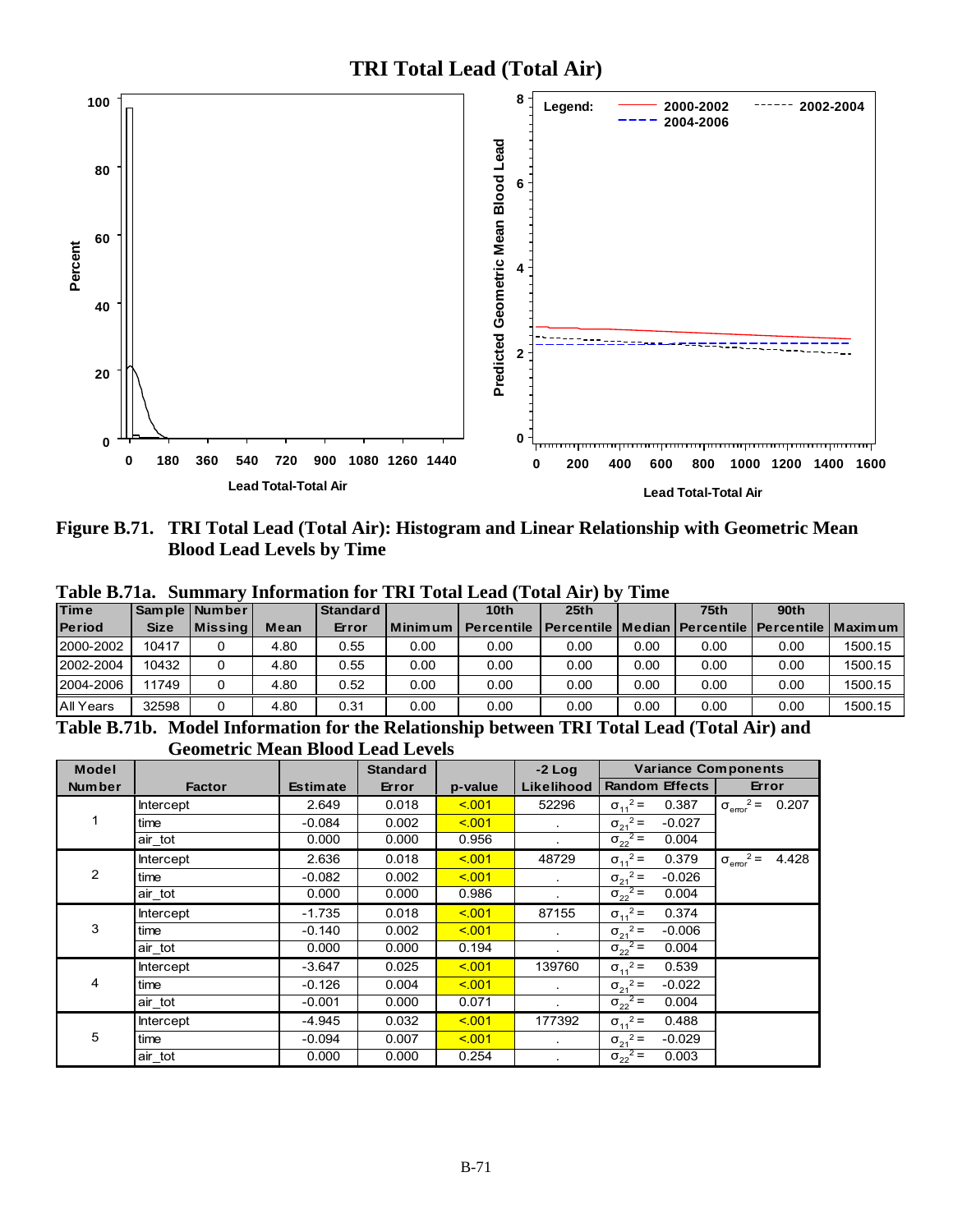# TRI Total Lead (Total Air)

**Figure B.71. TRI Total Lead (Total Air): Histogram and Linear Relationship with Geometric Mean Blood Lead Levels by Time**

**Table B.71a. Summary Information for TRI Total Lead (Total Air) by Time**

| Time Period | Sample Size | Number Missing | Mean | Standard Error | Minimum | 10th Percentile | 25th Percentile | Median | 75th Percentile | 90th Percentile | Maximum |
|---|---|---|---|---|---|---|---|---|---|---|---|
| 2000-2002 | 10417 | 0 | 4.80 | 0.55 | 0.00 | 0.00 | 0.00 | 0.00 | 0.00 | 0.00 | 1500.15 |
| 2002-2004 | 10432 | 0 | 4.80 | 0.55 | 0.00 | 0.00 | 0.00 | 0.00 | 0.00 | 0.00 | 1500.15 |
| 2004-2006 | 11749 | 0 | 4.80 | 0.52 | 0.00 | 0.00 | 0.00 | 0.00 | 0.00 | 0.00 | 1500.15 |
| All Years | 32598 | 0 | 4.80 | 0.31 | 0.00 | 0.00 | 0.00 | 0.00 | 0.00 | 0.00 | 1500.15 |

**Table B.71b. Model Information for the Relationship between TRI Total Lead (Total Air) and Geometric Mean Blood Lead Levels**

| Model Number | Factor | Estimate | Standard Error | p-value | -2 Log Likelihood | Variance Components: Random Effects | Variance Components: Error |
|---|---|---|---|---|---|---|---|
| 1 | Intercept | 2.649 | 0.018 | <.001 | 52296 | $\sigma_{11}^2 =$ 0.387 | $\sigma_{error}^2 =$ 0.207 |
| | time | -0.084 | 0.002 | <.001 | . | $\sigma_{21}^2 =$ -0.027 | |
| | air_tot | 0.000 | 0.000 | 0.956 | . | $\sigma_{22}^2 =$ 0.004 | |
| 2 | Intercept | 2.636 | 0.018 | <.001 | 48729 | $\sigma_{11}^2 =$ 0.379 | $\sigma_{error}^2 =$ 4.428 |
| | time | -0.082 | 0.002 | <.001 | . | $\sigma_{21}^2 =$ -0.026 | |
| | air_tot | 0.000 | 0.000 | 0.986 | . | $\sigma_{22}^2 =$ 0.004 | |
| 3 | Intercept | -1.735 | 0.018 | <.001 | 87155 | $\sigma_{11}^2 =$ 0.374 | |
| | time | -0.140 | 0.002 | <.001 | . | $\sigma_{21}^2 =$ -0.006 | |
| | air_tot | 0.000 | 0.000 | 0.194 | . | $\sigma_{22}^2 =$ 0.004 | |
| 4 | Intercept | -3.647 | 0.025 | <.001 | 139760 | $\sigma_{11}^2 =$ 0.539 | |
| | time | -0.126 | 0.004 | <.001 | . | $\sigma_{21}^2 =$ -0.022 | |
| | air_tot | -0.001 | 0.000 | 0.071 | . | $\sigma_{22}^2 =$ 0.004 | |
| 5 | Intercept | -4.945 | 0.032 | <.001 | 177392 | $\sigma_{11}^2 =$ 0.488 | |
| | time | -0.094 | 0.007 | <.001 | . | $\sigma_{21}^2 =$ -0.029 | |
| | air_tot | 0.000 | 0.000 | 0.254 | . | $\sigma_{22}^2 =$ 0.003 | |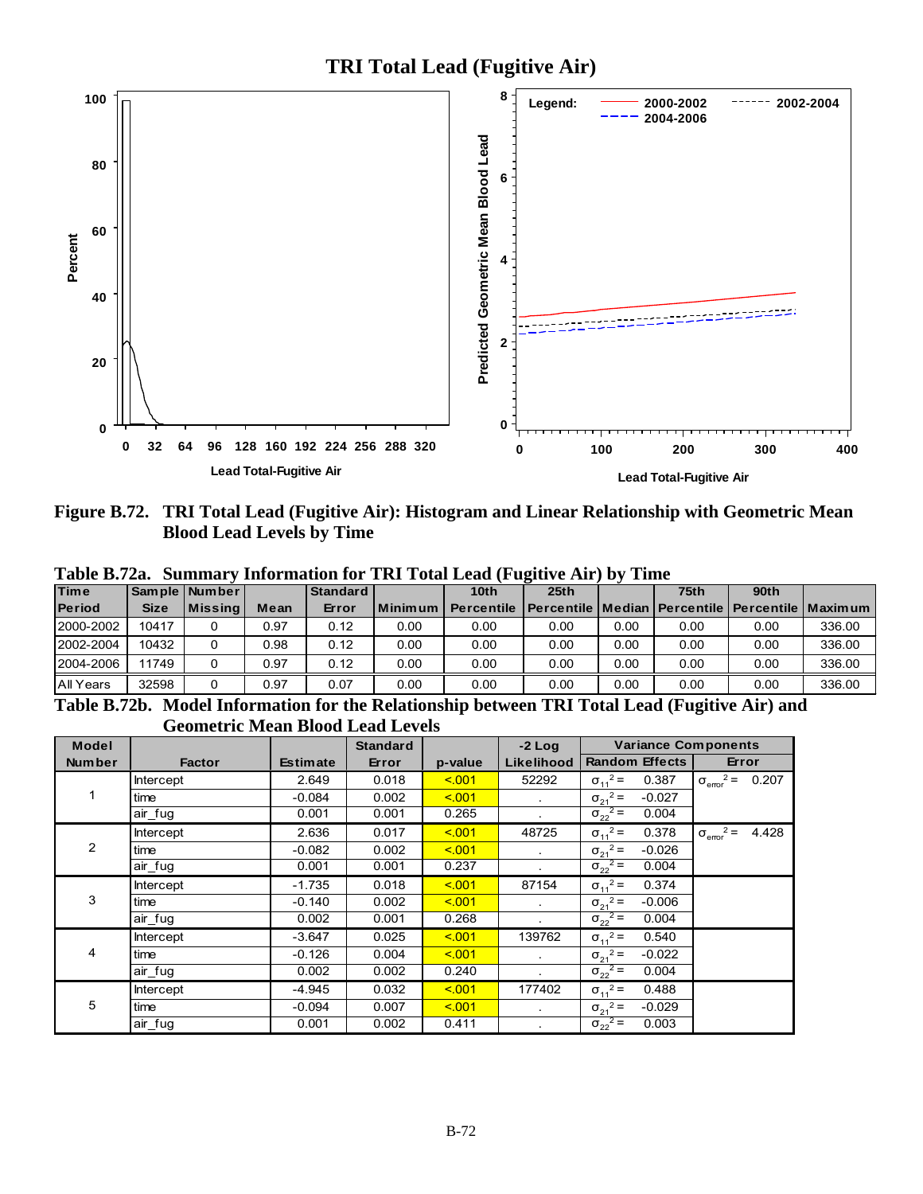# TRI Total Lead (Fugitive Air)

**Figure B.72. TRI Total Lead (Fugitive Air): Histogram and Linear Relationship with Geometric Mean Blood Lead Levels by Time**

**Table B.72a. Summary Information for TRI Total Lead (Fugitive Air) by Time**

| Time Period | Sample Size | Number Missing | Mean | Standard Error | Minimum | 10th Percentile | 25th Percentile | Median | 75th Percentile | 90th Percentile | Maximum |
|---|---|---|---|---|---|---|---|---|---|---|---|
| 2000-2002 | 10417 | 0 | 0.97 | 0.12 | 0.00 | 0.00 | 0.00 | 0.00 | 0.00 | 0.00 | 336.00 |
| 2002-2004 | 10432 | 0 | 0.98 | 0.12 | 0.00 | 0.00 | 0.00 | 0.00 | 0.00 | 0.00 | 336.00 |
| 2004-2006 | 11749 | 0 | 0.97 | 0.12 | 0.00 | 0.00 | 0.00 | 0.00 | 0.00 | 0.00 | 336.00 |
| All Years | 32598 | 0 | 0.97 | 0.07 | 0.00 | 0.00 | 0.00 | 0.00 | 0.00 | 0.00 | 336.00 |

**Table B.72b. Model Information for the Relationship between TRI Total Lead (Fugitive Air) and Geometric Mean Blood Lead Levels**

| Model Number | Factor | Estimate | Standard Error | p-value | -2 Log Likelihood | Variance Components: Random Effects | Variance Components: Error |
|---|---|---|---|---|---|---|---|
| 1 | Intercept | 2.649 | 0.018 | <.001 | 52292 | $\sigma_{11}^2 =$ 0.387 | $\sigma_{error}^2 =$ 0.207 |
| | time | -0.084 | 0.002 | <.001 | . | $\sigma_{21}^2 =$ -0.027 | |
| | air_fug | 0.001 | 0.001 | 0.265 | . | $\sigma_{22}^2 =$ 0.004 | |
| 2 | Intercept | 2.636 | 0.017 | <.001 | 48725 | $\sigma_{11}^2 =$ 0.378 | $\sigma_{error}^2 =$ 4.428 |
| | time | -0.082 | 0.002 | <.001 | . | $\sigma_{21}^2 =$ -0.026 | |
| | air_fug | 0.001 | 0.001 | 0.237 | . | $\sigma_{22}^2 =$ 0.004 | |
| 3 | Intercept | -1.735 | 0.018 | <.001 | 87154 | $\sigma_{11}^2 =$ 0.374 | |
| | time | -0.140 | 0.002 | <.001 | . | $\sigma_{21}^2 =$ -0.006 | |
| | air_fug | 0.002 | 0.001 | 0.268 | . | $\sigma_{22}^2 =$ 0.004 | |
| 4 | Intercept | -3.647 | 0.025 | <.001 | 139762 | $\sigma_{11}^2 =$ 0.540 | |
| | time | -0.126 | 0.004 | <.001 | . | $\sigma_{21}^2 =$ -0.022 | |
| | air_fug | 0.002 | 0.002 | 0.240 | . | $\sigma_{22}^2 =$ 0.004 | |
| 5 | Intercept | -4.945 | 0.032 | <.001 | 177402 | $\sigma_{11}^2 =$ 0.488 | |
| | time | -0.094 | 0.007 | <.001 | . | $\sigma_{21}^2 =$ -0.029 | |
| | air_fug | 0.001 | 0.002 | 0.411 | . | $\sigma_{22}^2 =$ 0.003 | |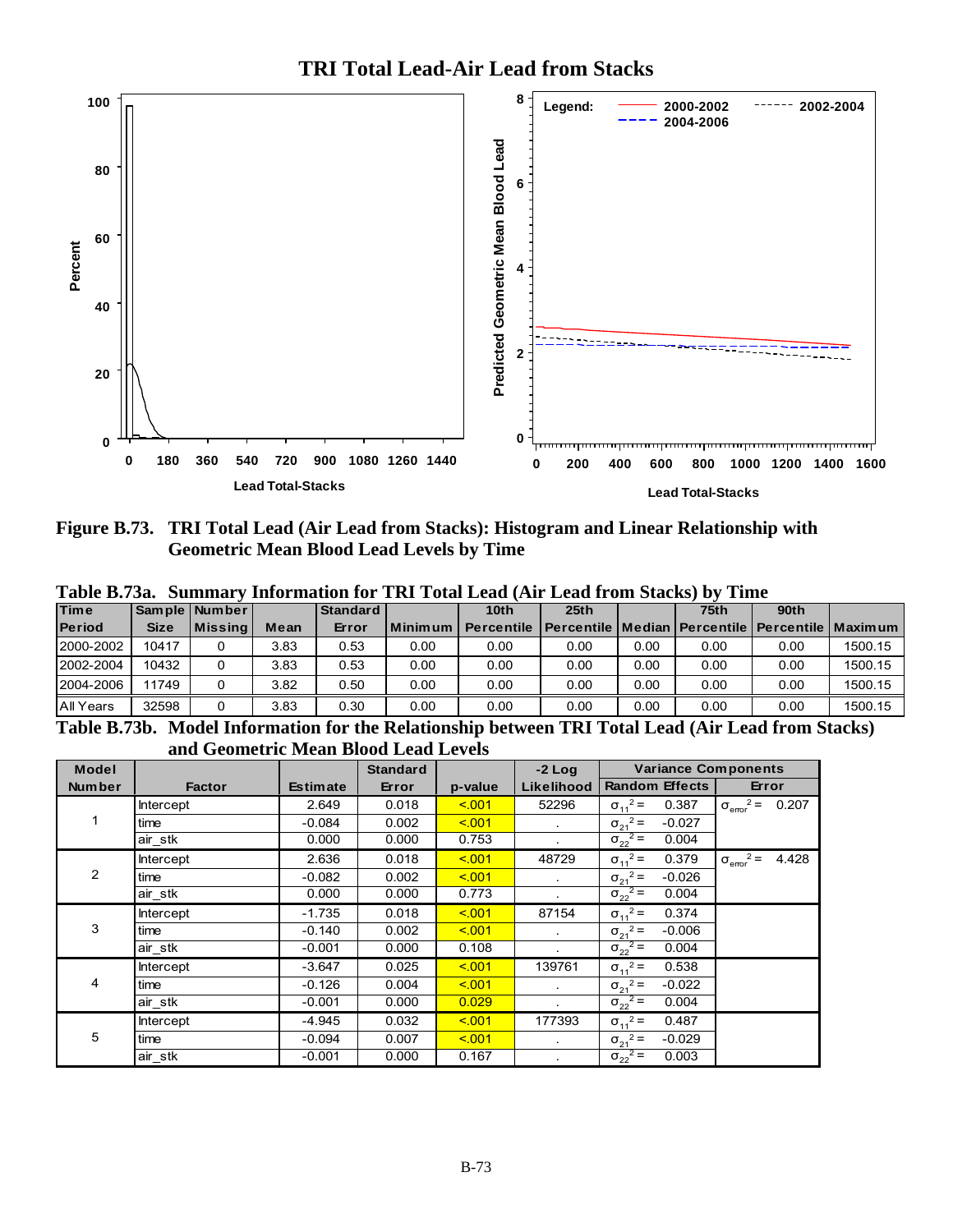TRI Total Lead-Air Lead from Stacks

**Figure B.73. TRI Total Lead (Air Lead from Stacks): Histogram and Linear Relationship with Geometric Mean Blood Lead Levels by Time**

**Table B.73a. Summary Information for TRI Total Lead (Air Lead from Stacks) by Time**

| Time Period | Sample Size | Number Missing | Mean | Standard Error | Minimum | 10th Percentile | 25th Percentile | Median | 75th Percentile | 90th Percentile | Maximum |
|---|---|---|---|---|---|---|---|---|---|---|---|
| 2000-2002 | 10417 | 0 | 3.83 | 0.53 | 0.00 | 0.00 | 0.00 | 0.00 | 0.00 | 0.00 | 1500.15 |
| 2002-2004 | 10432 | 0 | 3.83 | 0.53 | 0.00 | 0.00 | 0.00 | 0.00 | 0.00 | 0.00 | 1500.15 |
| 2004-2006 | 11749 | 0 | 3.82 | 0.50 | 0.00 | 0.00 | 0.00 | 0.00 | 0.00 | 0.00 | 1500.15 |
| All Years | 32598 | 0 | 3.83 | 0.30 | 0.00 | 0.00 | 0.00 | 0.00 | 0.00 | 0.00 | 1500.15 |

**Table B.73b. Model Information for the Relationship between TRI Total Lead (Air Lead from Stacks) and Geometric Mean Blood Lead Levels**

| Model Number | Factor | Estimate | Standard Error | p-value | -2 Log Likelihood | Variance Components: Random Effects | Variance Components: Error |
|---|---|---|---|---|---|---|---|
| 1 | Intercept | 2.649 | 0.018 | <.001 | 52296 | $\sigma_{11}^2 =$ 0.387 | $\sigma_{error}^2 =$ 0.207 |
| | time | -0.084 | 0.002 | <.001 | . | $\sigma_{21}^2 =$ -0.027 | |
| | air_stk | 0.000 | 0.000 | 0.753 | . | $\sigma_{22}^2 =$ 0.004 | |
| 2 | Intercept | 2.636 | 0.018 | <.001 | 48729 | $\sigma_{11}^2 =$ 0.379 | $\sigma_{error}^2 =$ 4.428 |
| | time | -0.082 | 0.002 | <.001 | . | $\sigma_{21}^2 =$ -0.026 | |
| | air_stk | 0.000 | 0.000 | 0.773 | . | $\sigma_{22}^2 =$ 0.004 | |
| 3 | Intercept | -1.735 | 0.018 | <.001 | 87154 | $\sigma_{11}^2 =$ 0.374 | |
| | time | -0.140 | 0.002 | <.001 | . | $\sigma_{21}^2 =$ -0.006 | |
| | air_stk | -0.001 | 0.000 | 0.108 | . | $\sigma_{22}^2 =$ 0.004 | |
| 4 | Intercept | -3.647 | 0.025 | <.001 | 139761 | $\sigma_{11}^2 =$ 0.538 | |
| | time | -0.126 | 0.004 | <.001 | . | $\sigma_{21}^2 =$ -0.022 | |
| | air_stk | -0.001 | 0.000 | 0.029 | . | $\sigma_{22}^2 =$ 0.004 | |
| 5 | Intercept | -4.945 | 0.032 | <.001 | 177393 | $\sigma_{11}^2 =$ 0.487 | |
| | time | -0.094 | 0.007 | <.001 | . | $\sigma_{21}^2 =$ -0.029 | |
| | air_stk | -0.001 | 0.000 | 0.167 | . | $\sigma_{22}^2 =$ 0.003 | |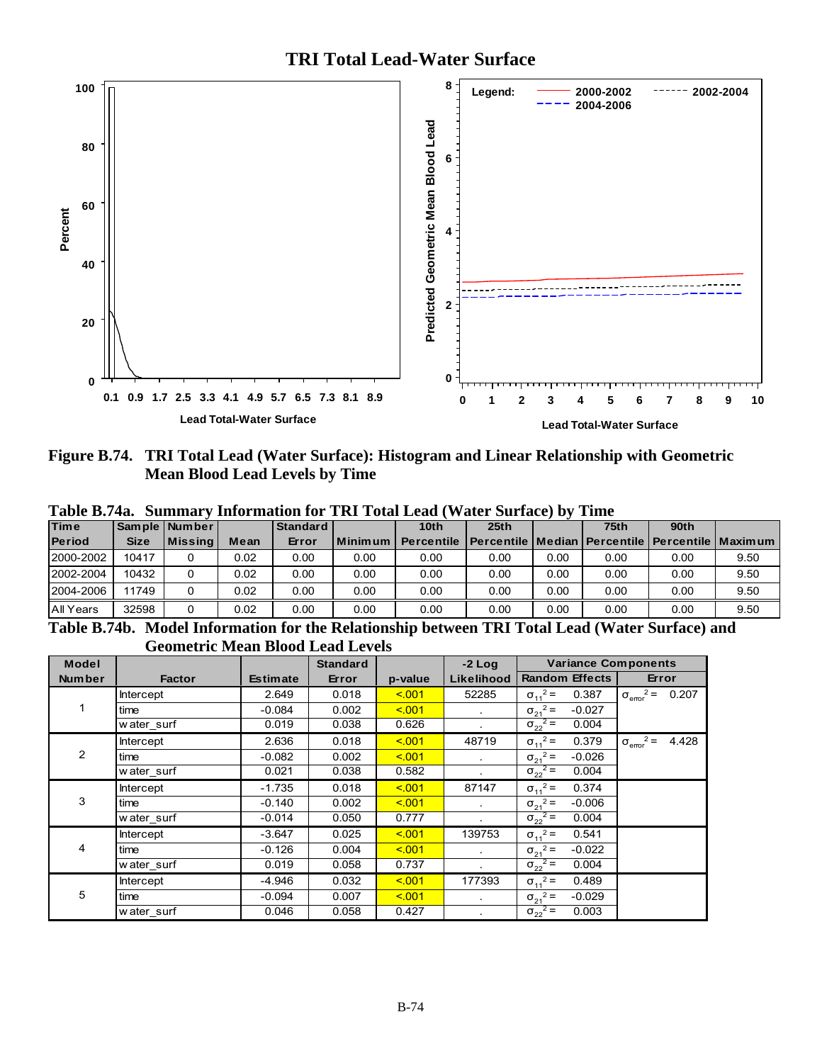**TRI Total Lead-Water Surface**

Figure B.74. TRI Total Lead (Water Surface): Histogram and Linear Relationship with Geometric Mean Blood Lead Levels by Time

**Table B.74a. Summary Information for TRI Total Lead (Water Surface) by Time**

| Time Period | Sample Size | Number Missing | Mean | Standard Error | Minimum | 10th Percentile | 25th Percentile | Median | 75th Percentile | 90th Percentile | Maximum |
|---|---|---|---|---|---|---|---|---|---|---|---|
| 2000-2002 | 10417 | 0 | 0.02 | 0.00 | 0.00 | 0.00 | 0.00 | 0.00 | 0.00 | 0.00 | 9.50 |
| 2002-2004 | 10432 | 0 | 0.02 | 0.00 | 0.00 | 0.00 | 0.00 | 0.00 | 0.00 | 0.00 | 9.50 |
| 2004-2006 | 11749 | 0 | 0.02 | 0.00 | 0.00 | 0.00 | 0.00 | 0.00 | 0.00 | 0.00 | 9.50 |
| All Years | 32598 | 0 | 0.02 | 0.00 | 0.00 | 0.00 | 0.00 | 0.00 | 0.00 | 0.00 | 9.50 |

**Table B.74b. Model Information for the Relationship between TRI Total Lead (Water Surface) and Geometric Mean Blood Lead Levels**

| Model Number | Factor | Estimate | Standard Error | p-value | -2 Log Likelihood | Variance Components: Random Effects | | Variance Components: Error |
|---|---|---|---|---|---|---|---|---|
| 1 | Intercept | 2.649 | 0.018 | <.001 | 52285 | $\sigma_{11}^2 =$ | 0.387 | $\sigma_{error}^2 =$ 0.207 |
| | time | -0.084 | 0.002 | <.001 | . | $\sigma_{21}^2 =$ | -0.027 | |
| | water_surf | 0.019 | 0.038 | 0.626 | . | $\sigma_{22}^2 =$ | 0.004 | |
| 2 | Intercept | 2.636 | 0.018 | <.001 | 48719 | $\sigma_{11}^2 =$ | 0.379 | $\sigma_{error}^2 =$ 4.428 |
| | time | -0.082 | 0.002 | <.001 | . | $\sigma_{21}^2 =$ | -0.026 | |
| | water_surf | 0.021 | 0.038 | 0.582 | . | $\sigma_{22}^2 =$ | 0.004 | |
| 3 | Intercept | -1.735 | 0.018 | <.001 | 87147 | $\sigma_{11}^2 =$ | 0.374 | |
| | time | -0.140 | 0.002 | <.001 | . | $\sigma_{21}^2 =$ | -0.006 | |
| | water_surf | -0.014 | 0.050 | 0.777 | . | $\sigma_{22}^2 =$ | 0.004 | |
| 4 | Intercept | -3.647 | 0.025 | <.001 | 139753 | $\sigma_{11}^2 =$ | 0.541 | |
| | time | -0.126 | 0.004 | <.001 | . | $\sigma_{21}^2 =$ | -0.022 | |
| | water_surf | 0.019 | 0.058 | 0.737 | . | $\sigma_{22}^2 =$ | 0.004 | |
| 5 | Intercept | -4.946 | 0.032 | <.001 | 177393 | $\sigma_{11}^2 =$ | 0.489 | |
| | time | -0.094 | 0.007 | <.001 | . | $\sigma_{21}^2 =$ | -0.029 | |
| | water_surf | 0.046 | 0.058 | 0.427 | . | $\sigma_{22}^2 =$ | 0.003 | |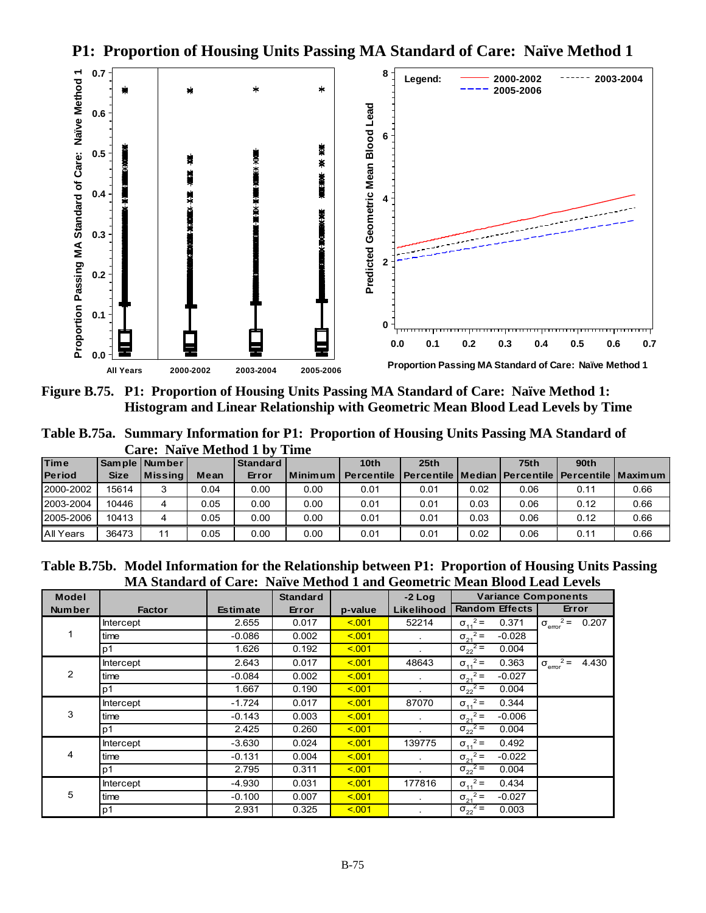# P1: Proportion of Housing Units Passing MA Standard of Care: Naïve Method 1

**Figure B.75. P1: Proportion of Housing Units Passing MA Standard of Care: Naïve Method 1: Histogram and Linear Relationship with Geometric Mean Blood Lead Levels by Time**

**Table B.75a. Summary Information for P1: Proportion of Housing Units Passing MA Standard of Care: Naïve Method 1 by Time**

| Time Period | Sample Size | Number Missing | Mean | Standard Error | Minimum | 10th Percentile | 25th Percentile | Median | 75th Percentile | 90th Percentile | Maximum |
|---|---|---|---|---|---|---|---|---|---|---|---|
| 2000-2002 | 15614 | 3 | 0.04 | 0.00 | 0.00 | 0.01 | 0.01 | 0.02 | 0.06 | 0.11 | 0.66 |
| 2003-2004 | 10446 | 4 | 0.05 | 0.00 | 0.00 | 0.01 | 0.01 | 0.03 | 0.06 | 0.12 | 0.66 |
| 2005-2006 | 10413 | 4 | 0.05 | 0.00 | 0.00 | 0.01 | 0.01 | 0.03 | 0.06 | 0.12 | 0.66 |
| All Years | 36473 | 11 | 0.05 | 0.00 | 0.00 | 0.01 | 0.01 | 0.02 | 0.06 | 0.11 | 0.66 |

**Table B.75b. Model Information for the Relationship between P1: Proportion of Housing Units Passing MA Standard of Care: Naïve Method 1 and Geometric Mean Blood Lead Levels**

| Model Number | Factor | Estimate | Standard Error | p-value | -2 Log Likelihood | Variance Components: Random Effects | | Variance Components: Error |
|---|---|---|---|---|---|---|---|---|
| 1 | Intercept | 2.655 | 0.017 | <.001 | 52214 | $\sigma_{11}^2 =$ | 0.371 | $\sigma_{error}^2 =$ 0.207 |
| | time | -0.086 | 0.002 | <.001 | . | $\sigma_{21}^2 =$ | -0.028 | |
| | p1 | 1.626 | 0.192 | <.001 | . | $\sigma_{22}^2 =$ | 0.004 | |
| 2 | Intercept | 2.643 | 0.017 | <.001 | 48643 | $\sigma_{11}^2 =$ | 0.363 | $\sigma_{error}^2 =$ 4.430 |
| | time | -0.084 | 0.002 | <.001 | . | $\sigma_{21}^2 =$ | -0.027 | |
| | p1 | 1.667 | 0.190 | <.001 | . | $\sigma_{22}^2 =$ | 0.004 | |
| 3 | Intercept | -1.724 | 0.017 | <.001 | 87070 | $\sigma_{11}^2 =$ | 0.344 | |
| | time | -0.143 | 0.003 | <.001 | . | $\sigma_{21}^2 =$ | -0.006 | |
| | p1 | 2.425 | 0.260 | <.001 | . | $\sigma_{22}^2 =$ | 0.004 | |
| 4 | Intercept | -3.630 | 0.024 | <.001 | 139775 | $\sigma_{11}^2 =$ | 0.492 | |
| | time | -0.131 | 0.004 | <.001 | . | $\sigma_{21}^2 =$ | -0.022 | |
| | p1 | 2.795 | 0.311 | <.001 | . | $\sigma_{22}^2 =$ | 0.004 | |
| 5 | Intercept | -4.930 | 0.031 | <.001 | 177816 | $\sigma_{11}^2 =$ | 0.434 | |
| | time | -0.100 | 0.007 | <.001 | . | $\sigma_{21}^2 =$ | -0.027 | |
| | p1 | 2.931 | 0.325 | <.001 | . | $\sigma_{22}^2 =$ | 0.003 | |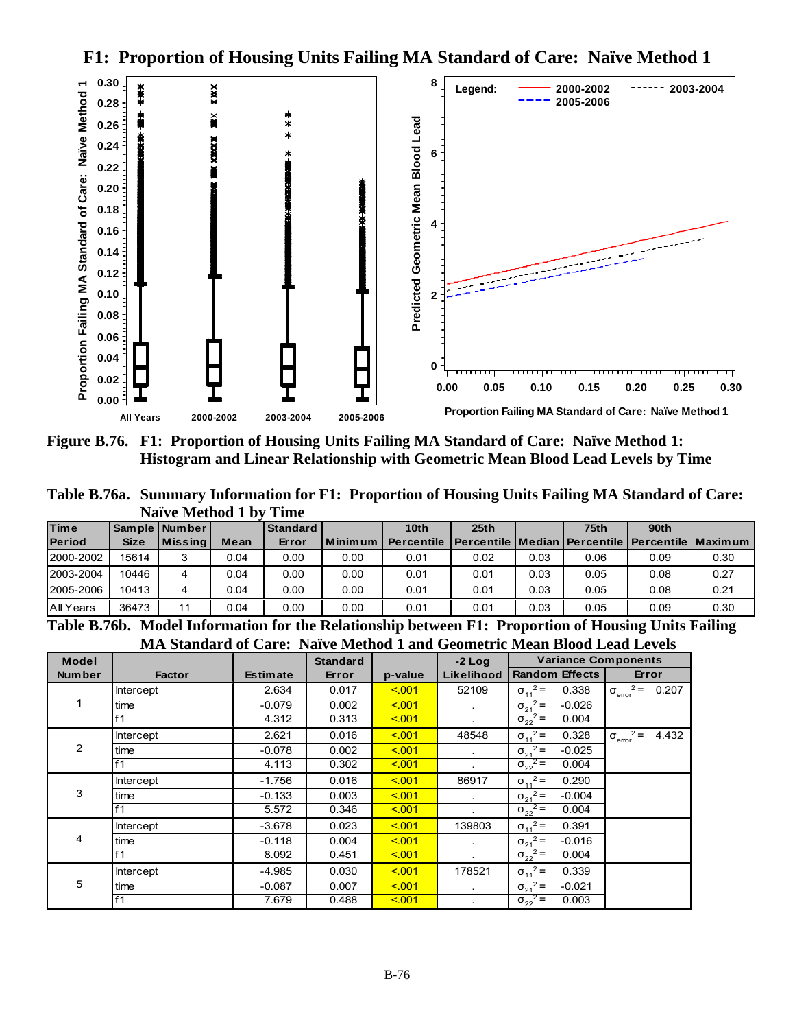# F1: Proportion of Housing Units Failing MA Standard of Care: Naïve Method 1

**Figure B.76. F1: Proportion of Housing Units Failing MA Standard of Care: Naïve Method 1: Histogram and Linear Relationship with Geometric Mean Blood Lead Levels by Time**

**Table B.76a. Summary Information for F1: Proportion of Housing Units Failing MA Standard of Care: Naïve Method 1 by Time**

| Time Period | Sample Size | Number Missing | Mean | Standard Error | Minimum | 10th Percentile | 25th Percentile | Median | 75th Percentile | 90th Percentile | Maximum |
|---|---|---|---|---|---|---|---|---|---|---|---|
| 2000-2002 | 15614 | 3 | 0.04 | 0.00 | 0.00 | 0.01 | 0.02 | 0.03 | 0.06 | 0.09 | 0.30 |
| 2003-2004 | 10446 | 4 | 0.04 | 0.00 | 0.00 | 0.01 | 0.01 | 0.03 | 0.05 | 0.08 | 0.27 |
| 2005-2006 | 10413 | 4 | 0.04 | 0.00 | 0.00 | 0.01 | 0.01 | 0.03 | 0.05 | 0.08 | 0.21 |
| All Years | 36473 | 11 | 0.04 | 0.00 | 0.00 | 0.01 | 0.01 | 0.03 | 0.05 | 0.09 | 0.30 |

**Table B.76b. Model Information for the Relationship between F1: Proportion of Housing Units Failing MA Standard of Care: Naïve Method 1 and Geometric Mean Blood Lead Levels**

| Model Number | Factor | Estimate | Standard Error | p-value | -2 Log Likelihood | Variance Components: Random Effects | Variance Components: Error |
|---|---|---|---|---|---|---|---|
| 1 | Intercept | 2.634 | 0.017 | <.001 | 52109 | $\sigma_{11}^2 =$ 0.338 | $\sigma_{error}^2 =$ 0.207 |
| | time | -0.079 | 0.002 | <.001 | . | $\sigma_{21}^2 =$ -0.026 | |
| | f1 | 4.312 | 0.313 | <.001 | . | $\sigma_{22}^2 =$ 0.004 | |
| 2 | Intercept | 2.621 | 0.016 | <.001 | 48548 | $\sigma_{11}^2 =$ 0.328 | $\sigma_{error}^2 =$ 4.432 |
| | time | -0.078 | 0.002 | <.001 | . | $\sigma_{21}^2 =$ -0.025 | |
| | f1 | 4.113 | 0.302 | <.001 | . | $\sigma_{22}^2 =$ 0.004 | |
| 3 | Intercept | -1.756 | 0.016 | <.001 | 86917 | $\sigma_{11}^2 =$ 0.290 | |
| | time | -0.133 | 0.003 | <.001 | . | $\sigma_{21}^2 =$ -0.004 | |
| | f1 | 5.572 | 0.346 | <.001 | . | $\sigma_{22}^2 =$ 0.004 | |
| 4 | Intercept | -3.678 | 0.023 | <.001 | 139803 | $\sigma_{11}^2 =$ 0.391 | |
| | time | -0.118 | 0.004 | <.001 | . | $\sigma_{21}^2 =$ -0.016 | |
| | f1 | 8.092 | 0.451 | <.001 | . | $\sigma_{22}^2 =$ 0.004 | |
| 5 | Intercept | -4.985 | 0.030 | <.001 | 178521 | $\sigma_{11}^2 =$ 0.339 | |
| | time | -0.087 | 0.007 | <.001 | . | $\sigma_{21}^2 =$ -0.021 | |
| | f1 | 7.679 | 0.488 | <.001 | . | $\sigma_{22}^2 =$ 0.003 | |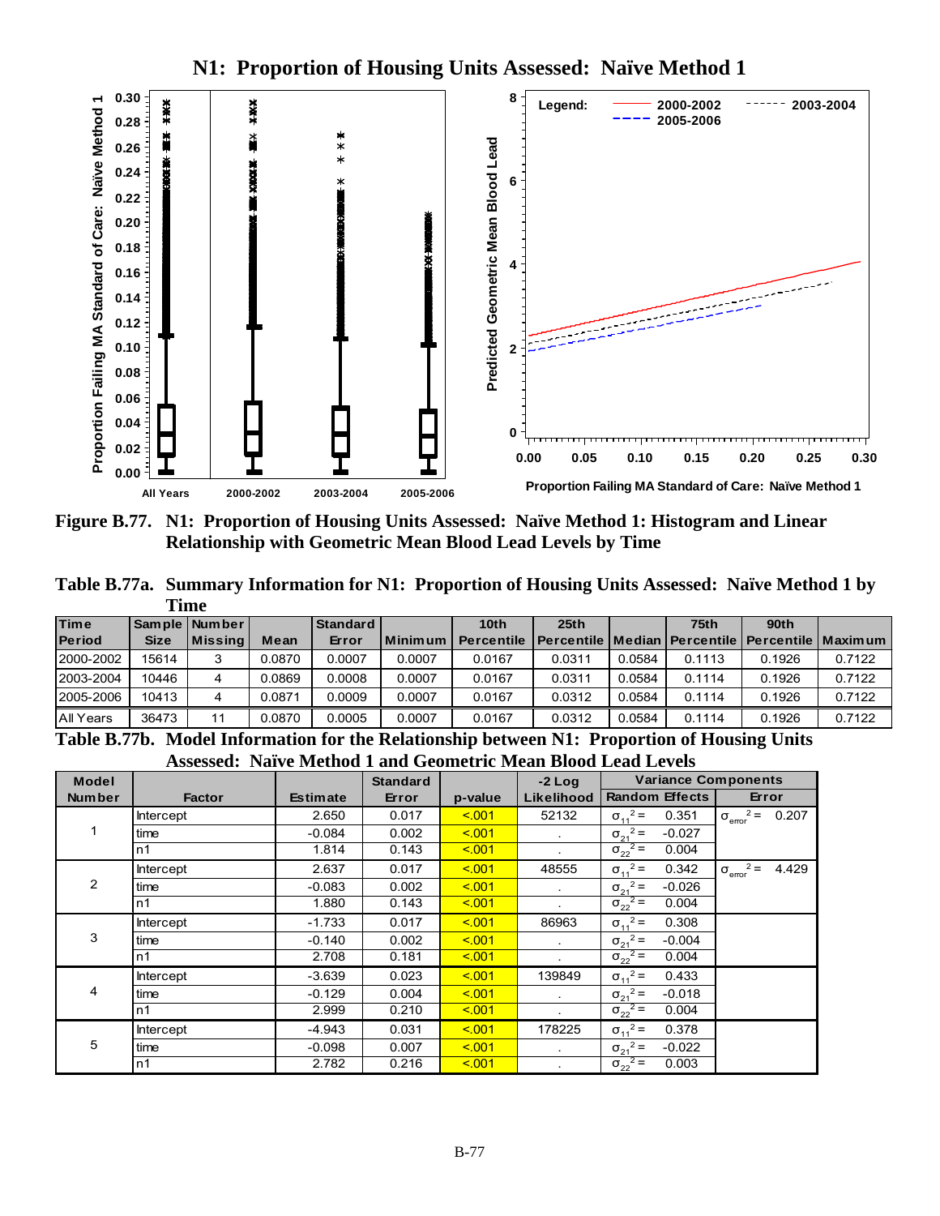# N1: Proportion of Housing Units Assessed: Naïve Method 1

**Figure B.77. N1: Proportion of Housing Units Assessed: Naïve Method 1: Histogram and Linear Relationship with Geometric Mean Blood Lead Levels by Time**

**Table B.77a. Summary Information for N1: Proportion of Housing Units Assessed: Naïve Method 1 by Time**

| Time Period | Sample Size | Number Missing | Mean | Standard Error | Minimum | 10th Percentile | 25th Percentile | Median | 75th Percentile | 90th Percentile | Maximum |
|---|---|---|---|---|---|---|---|---|---|---|---|
| 2000-2002 | 15614 | 3 | 0.0870 | 0.0007 | 0.0007 | 0.0167 | 0.0311 | 0.0584 | 0.1113 | 0.1926 | 0.7122 |
| 2003-2004 | 10446 | 4 | 0.0869 | 0.0008 | 0.0007 | 0.0167 | 0.0311 | 0.0584 | 0.1114 | 0.1926 | 0.7122 |
| 2005-2006 | 10413 | 4 | 0.0871 | 0.0009 | 0.0007 | 0.0167 | 0.0312 | 0.0584 | 0.1114 | 0.1926 | 0.7122 |
| All Years | 36473 | 11 | 0.0870 | 0.0005 | 0.0007 | 0.0167 | 0.0312 | 0.0584 | 0.1114 | 0.1926 | 0.7122 |

**Table B.77b. Model Information for the Relationship between N1: Proportion of Housing Units Assessed: Naïve Method 1 and Geometric Mean Blood Lead Levels**

| Model Number | Factor | Estimate | Standard Error | p-value | -2 Log Likelihood | Variance Components: Random Effects | Variance Components: Error |
|---|---|---|---|---|---|---|---|
| 1 | Intercept | 2.650 | 0.017 | <.001 | 52132 | $\sigma_{11}^2 =$ 0.351 | $\sigma_{error}^2 =$ 0.207 |
| | time | -0.084 | 0.002 | <.001 | . | $\sigma_{21}^2 =$ -0.027 | |
| | n1 | 1.814 | 0.143 | <.001 | . | $\sigma_{22}^2 =$ 0.004 | |
| 2 | Intercept | 2.637 | 0.017 | <.001 | 48555 | $\sigma_{11}^2 =$ 0.342 | $\sigma_{error}^2 =$ 4.429 |
| | time | -0.083 | 0.002 | <.001 | . | $\sigma_{21}^2 =$ -0.026 | |
| | n1 | 1.880 | 0.143 | <.001 | . | $\sigma_{22}^2 =$ 0.004 | |
| 3 | Intercept | -1.733 | 0.017 | <.001 | 86963 | $\sigma_{11}^2 =$ 0.308 | |
| | time | -0.140 | 0.002 | <.001 | . | $\sigma_{21}^2 =$ -0.004 | |
| | n1 | 2.708 | 0.181 | <.001 | . | $\sigma_{22}^2 =$ 0.004 | |
| 4 | Intercept | -3.639 | 0.023 | <.001 | 139849 | $\sigma_{11}^2 =$ 0.433 | |
| | time | -0.129 | 0.004 | <.001 | . | $\sigma_{21}^2 =$ -0.018 | |
| | n1 | 2.999 | 0.210 | <.001 | . | $\sigma_{22}^2 =$ 0.004 | |
| 5 | Intercept | -4.943 | 0.031 | <.001 | 178225 | $\sigma_{11}^2 =$ 0.378 | |
| | time | -0.098 | 0.007 | <.001 | . | $\sigma_{21}^2 =$ -0.022 | |
| | n1 | 2.782 | 0.216 | <.001 | . | $\sigma_{22}^2 =$ 0.003 | |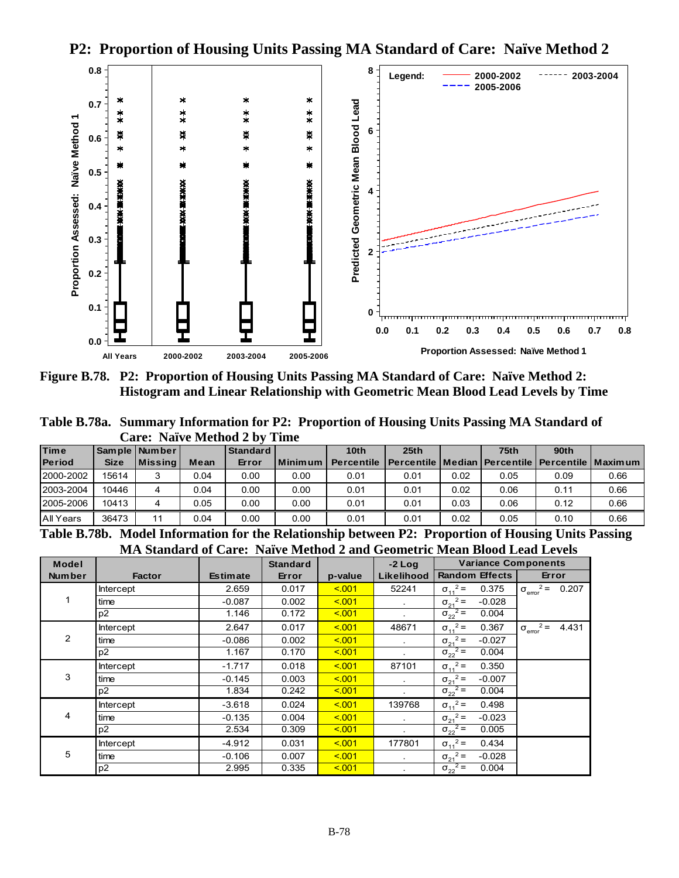# P2: Proportion of Housing Units Passing MA Standard of Care: Naïve Method 2

**Figure B.78. P2: Proportion of Housing Units Passing MA Standard of Care: Naïve Method 2: Histogram and Linear Relationship with Geometric Mean Blood Lead Levels by Time**

**Table B.78a. Summary Information for P2: Proportion of Housing Units Passing MA Standard of Care: Naïve Method 2 by Time**

| Time Period | Sample Size | Number Missing | Mean | Standard Error | Minimum | 10th Percentile | 25th Percentile | Median | 75th Percentile | 90th Percentile | Maximum |
|---|---|---|---|---|---|---|---|---|---|---|---|
| 2000-2002 | 15614 | 3 | 0.04 | 0.00 | 0.00 | 0.01 | 0.01 | 0.02 | 0.05 | 0.09 | 0.66 |
| 2003-2004 | 10446 | 4 | 0.04 | 0.00 | 0.00 | 0.01 | 0.01 | 0.02 | 0.06 | 0.11 | 0.66 |
| 2005-2006 | 10413 | 4 | 0.05 | 0.00 | 0.00 | 0.01 | 0.01 | 0.03 | 0.06 | 0.12 | 0.66 |
| All Years | 36473 | 11 | 0.04 | 0.00 | 0.00 | 0.01 | 0.01 | 0.02 | 0.05 | 0.10 | 0.66 |

**Table B.78b. Model Information for the Relationship between P2: Proportion of Housing Units Passing MA Standard of Care: Naïve Method 2 and Geometric Mean Blood Lead Levels**

| Model Number | Factor | Estimate | Standard Error | p-value | -2 Log Likelihood | Variance Components: Random Effects | Variance Components: Error |
|---|---|---|---|---|---|---|---|
| 1 | Intercept | 2.659 | 0.017 | <.001 | 52241 | $\sigma_{11}^2 =$ 0.375 | $\sigma_{error}^2 =$ 0.207 |
| | time | -0.087 | 0.002 | <.001 | . | $\sigma_{21}^2 =$ -0.028 | |
| | p2 | 1.146 | 0.172 | <.001 | . | $\sigma_{22}^2 =$ 0.004 | |
| 2 | Intercept | 2.647 | 0.017 | <.001 | 48671 | $\sigma_{11}^2 =$ 0.367 | $\sigma_{error}^2 =$ 4.431 |
| | time | -0.086 | 0.002 | <.001 | . | $\sigma_{21}^2 =$ -0.027 | |
| | p2 | 1.167 | 0.170 | <.001 | . | $\sigma_{22}^2 =$ 0.004 | |
| 3 | Intercept | -1.717 | 0.018 | <.001 | 87101 | $\sigma_{11}^2 =$ 0.350 | |
| | time | -0.145 | 0.003 | <.001 | . | $\sigma_{21}^2 =$ -0.007 | |
| | p2 | 1.834 | 0.242 | <.001 | . | $\sigma_{22}^2 =$ 0.004 | |
| 4 | Intercept | -3.618 | 0.024 | <.001 | 139768 | $\sigma_{11}^2 =$ 0.498 | |
| | time | -0.135 | 0.004 | <.001 | . | $\sigma_{21}^2 =$ -0.023 | |
| | p2 | 2.534 | 0.309 | <.001 | . | $\sigma_{22}^2 =$ 0.005 | |
| 5 | Intercept | -4.912 | 0.031 | <.001 | 177801 | $\sigma_{11}^2 =$ 0.434 | |
| | time | -0.106 | 0.007 | <.001 | . | $\sigma_{21}^2 =$ -0.028 | |
| | p2 | 2.995 | 0.335 | <.001 | . | $\sigma_{22}^2 =$ 0.004 | |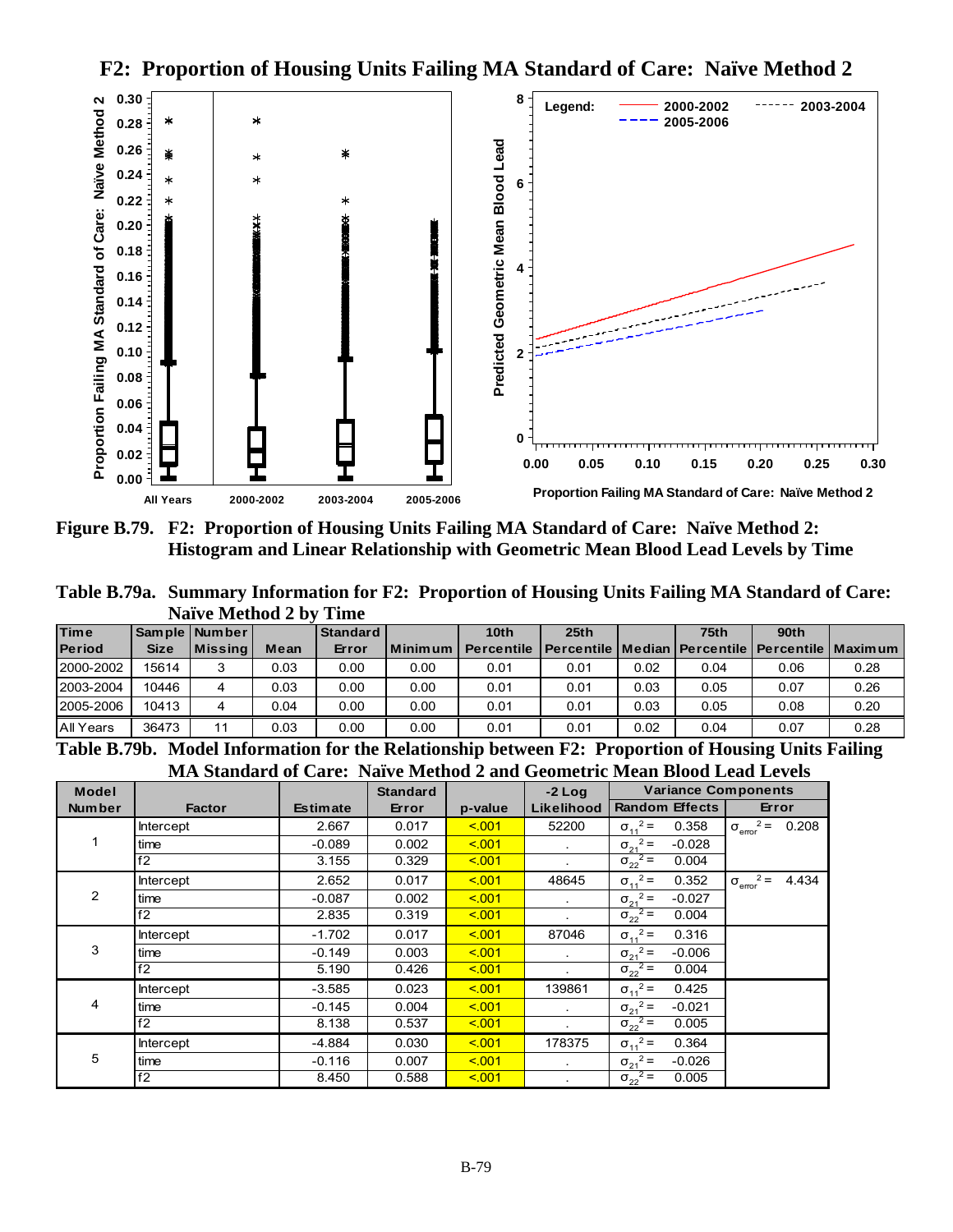F2: Proportion of Housing Units Failing MA Standard of Care: Naïve Method 2

**Figure B.79. F2: Proportion of Housing Units Failing MA Standard of Care: Naïve Method 2: Histogram and Linear Relationship with Geometric Mean Blood Lead Levels by Time**

**Table B.79a. Summary Information for F2: Proportion of Housing Units Failing MA Standard of Care: Naïve Method 2 by Time**

| Time Period | Sample Size | Number Missing | Mean | Standard Error | Minimum | 10th Percentile | 25th Percentile | Median | 75th Percentile | 90th Percentile | Maximum |
|---|---|---|---|---|---|---|---|---|---|---|---|
| 2000-2002 | 15614 | 3 | 0.03 | 0.00 | 0.00 | 0.01 | 0.01 | 0.02 | 0.04 | 0.06 | 0.28 |
| 2003-2004 | 10446 | 4 | 0.03 | 0.00 | 0.00 | 0.01 | 0.01 | 0.03 | 0.05 | 0.07 | 0.26 |
| 2005-2006 | 10413 | 4 | 0.04 | 0.00 | 0.00 | 0.01 | 0.01 | 0.03 | 0.05 | 0.08 | 0.20 |
| All Years | 36473 | 11 | 0.03 | 0.00 | 0.00 | 0.01 | 0.01 | 0.02 | 0.04 | 0.07 | 0.28 |

**Table B.79b. Model Information for the Relationship between F2: Proportion of Housing Units Failing MA Standard of Care: Naïve Method 2 and Geometric Mean Blood Lead Levels**

| Model Number | Factor | Estimate | Standard Error | p-value | -2 Log Likelihood | Variance Components: Random Effects | Variance Components: Error |
|---|---|---|---|---|---|---|---|
| 1 | Intercept | 2.667 | 0.017 | <.001 | 52200 | $\sigma_{11}^2 =$ 0.358 | $\sigma_{error}^2 =$ 0.208 |
| | time | -0.089 | 0.002 | <.001 | . | $\sigma_{21}^2 =$ -0.028 | |
| | f2 | 3.155 | 0.329 | <.001 | . | $\sigma_{22}^2 =$ 0.004 | |
| 2 | Intercept | 2.652 | 0.017 | <.001 | 48645 | $\sigma_{11}^2 =$ 0.352 | $\sigma_{error}^2 =$ 4.434 |
| | time | -0.087 | 0.002 | <.001 | . | $\sigma_{21}^2 =$ -0.027 | |
| | f2 | 2.835 | 0.319 | <.001 | . | $\sigma_{22}^2 =$ 0.004 | |
| 3 | Intercept | -1.702 | 0.017 | <.001 | 87046 | $\sigma_{11}^2 =$ 0.316 | |
| | time | -0.149 | 0.003 | <.001 | . | $\sigma_{21}^2 =$ -0.006 | |
| | f2 | 5.190 | 0.426 | <.001 | . | $\sigma_{22}^2 =$ 0.004 | |
| 4 | Intercept | -3.585 | 0.023 | <.001 | 139861 | $\sigma_{11}^2 =$ 0.425 | |
| | time | -0.145 | 0.004 | <.001 | . | $\sigma_{21}^2 =$ -0.021 | |
| | f2 | 8.138 | 0.537 | <.001 | . | $\sigma_{22}^2 =$ 0.005 | |
| 5 | Intercept | -4.884 | 0.030 | <.001 | 178375 | $\sigma_{11}^2 =$ 0.364 | |
| | time | -0.116 | 0.007 | <.001 | . | $\sigma_{21}^2 =$ -0.026 | |
| | f2 | 8.450 | 0.588 | <.001 | . | $\sigma_{22}^2 =$ 0.005 | |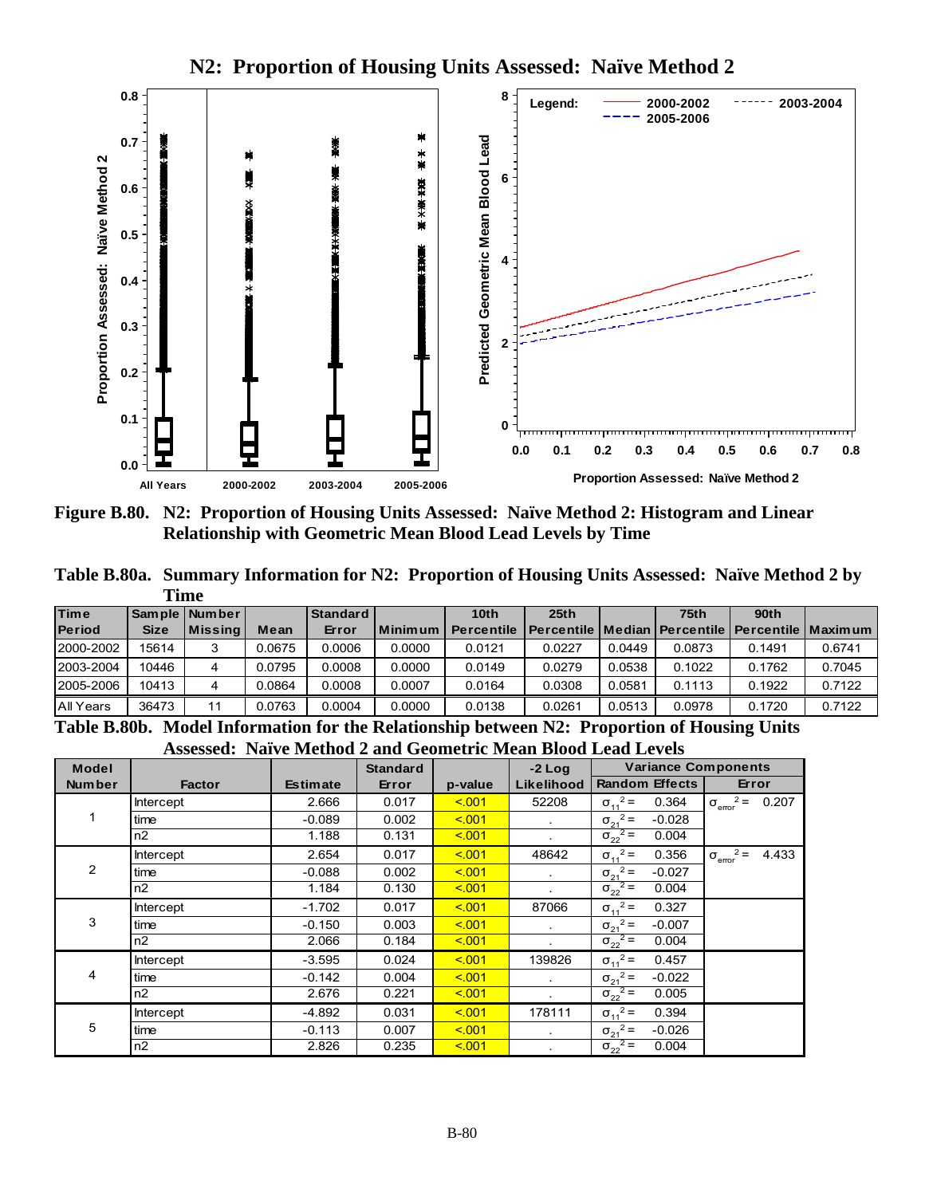# N2: Proportion of Housing Units Assessed: Naïve Method 2

**Figure B.80. N2: Proportion of Housing Units Assessed: Naïve Method 2: Histogram and Linear Relationship with Geometric Mean Blood Lead Levels by Time**

**Table B.80a. Summary Information for N2: Proportion of Housing Units Assessed: Naïve Method 2 by Time**

| Time Period | Sample Size | Number Missing | Mean | Standard Error | Minimum | 10th Percentile | 25th Percentile | Median | 75th Percentile | 90th Percentile | Maximum |
|---|---|---|---|---|---|---|---|---|---|---|---|
| 2000-2002 | 15614 | 3 | 0.0675 | 0.0006 | 0.0000 | 0.0121 | 0.0227 | 0.0449 | 0.0873 | 0.1491 | 0.6741 |
| 2003-2004 | 10446 | 4 | 0.0795 | 0.0008 | 0.0000 | 0.0149 | 0.0279 | 0.0538 | 0.1022 | 0.1762 | 0.7045 |
| 2005-2006 | 10413 | 4 | 0.0864 | 0.0008 | 0.0007 | 0.0164 | 0.0308 | 0.0581 | 0.1113 | 0.1922 | 0.7122 |
| All Years | 36473 | 11 | 0.0763 | 0.0004 | 0.0000 | 0.0138 | 0.0261 | 0.0513 | 0.0978 | 0.1720 | 0.7122 |

**Table B.80b. Model Information for the Relationship between N2: Proportion of Housing Units Assessed: Naïve Method 2 and Geometric Mean Blood Lead Levels**

| Model Number | Factor | Estimate | Standard Error | p-value | -2 Log Likelihood | Variance Components: Random Effects | Variance Components: Error |
|---|---|---|---|---|---|---|---|
| 1 | Intercept | 2.666 | 0.017 | <.001 | 52208 | $\sigma_{11}^2 =$ 0.364 | $\sigma_{error}^2 =$ 0.207 |
| | time | -0.089 | 0.002 | <.001 | . | $\sigma_{21}^2 =$ -0.028 | |
| | n2 | 1.188 | 0.131 | <.001 | . | $\sigma_{22}^2 =$ 0.004 | |
| 2 | Intercept | 2.654 | 0.017 | <.001 | 48642 | $\sigma_{11}^2 =$ 0.356 | $\sigma_{error}^2 =$ 4.433 |
| | time | -0.088 | 0.002 | <.001 | . | $\sigma_{21}^2 =$ -0.027 | |
| | n2 | 1.184 | 0.130 | <.001 | . | $\sigma_{22}^2 =$ 0.004 | |
| 3 | Intercept | -1.702 | 0.017 | <.001 | 87066 | $\sigma_{11}^2 =$ 0.327 | |
| | time | -0.150 | 0.003 | <.001 | . | $\sigma_{21}^2 =$ -0.007 | |
| | n2 | 2.066 | 0.184 | <.001 | . | $\sigma_{22}^2 =$ 0.004 | |
| 4 | Intercept | -3.595 | 0.024 | <.001 | 139826 | $\sigma_{11}^2 =$ 0.457 | |
| | time | -0.142 | 0.004 | <.001 | . | $\sigma_{21}^2 =$ -0.022 | |
| | n2 | 2.676 | 0.221 | <.001 | . | $\sigma_{22}^2 =$ 0.005 | |
| 5 | Intercept | -4.892 | 0.031 | <.001 | 178111 | $\sigma_{11}^2 =$ 0.394 | |
| | time | -0.113 | 0.007 | <.001 | . | $\sigma_{21}^2 =$ -0.026 | |
| | n2 | 2.826 | 0.235 | <.001 | . | $\sigma_{22}^2 =$ 0.004 | |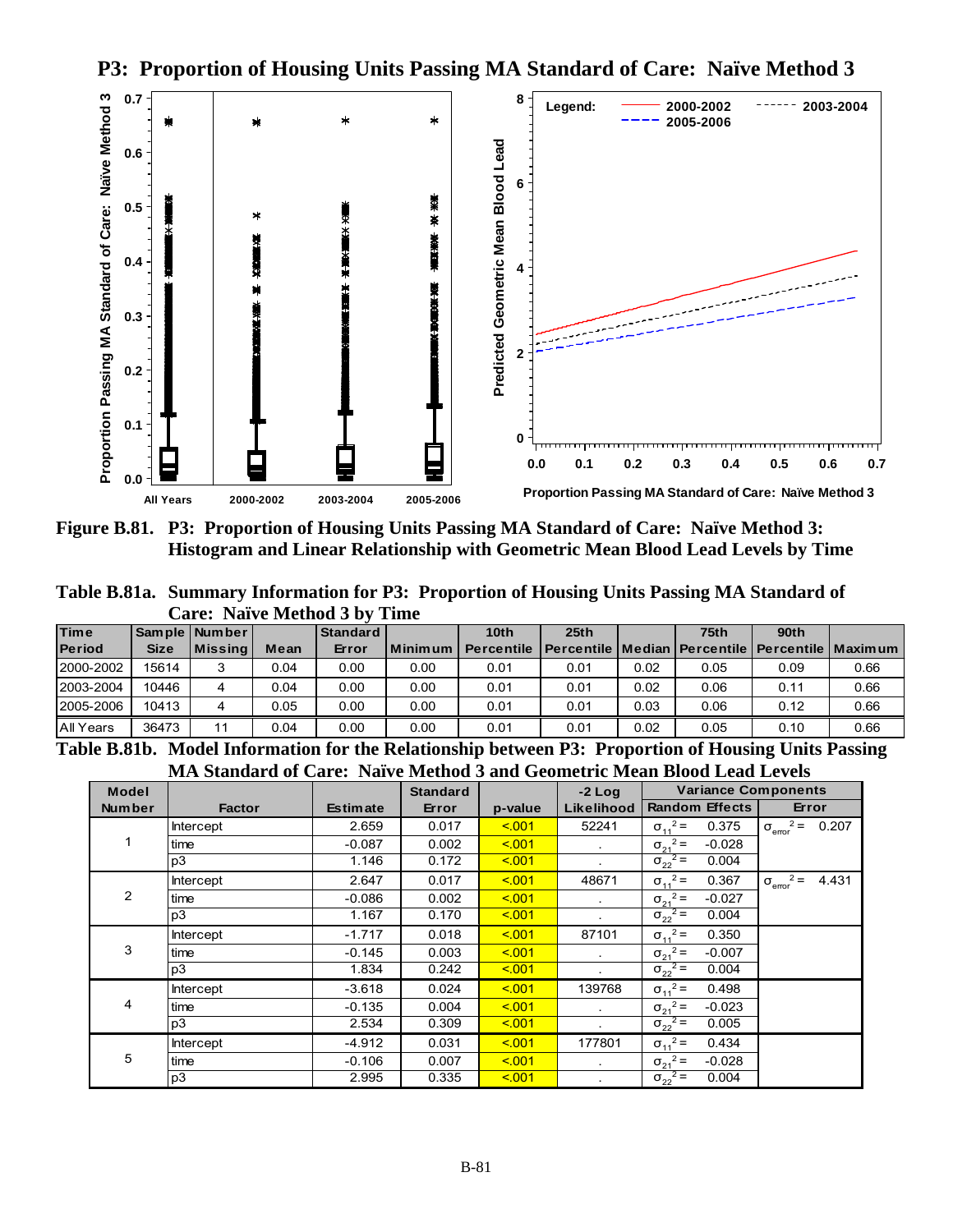## P3: Proportion of Housing Units Passing MA Standard of Care: Naïve Method 3

**Figure B.81. P3: Proportion of Housing Units Passing MA Standard of Care: Naïve Method 3: Histogram and Linear Relationship with Geometric Mean Blood Lead Levels by Time**

**Table B.81a. Summary Information for P3: Proportion of Housing Units Passing MA Standard of Care: Naïve Method 3 by Time**

| Time Period | Sample Size | Number Missing | Mean | Standard Error | Minimum | 10th Percentile | 25th Percentile | Median | 75th Percentile | 90th Percentile | Maximum |
|---|---|---|---|---|---|---|---|---|---|---|---|
| 2000-2002 | 15614 | 3 | 0.04 | 0.00 | 0.00 | 0.01 | 0.01 | 0.02 | 0.05 | 0.09 | 0.66 |
| 2003-2004 | 10446 | 4 | 0.04 | 0.00 | 0.00 | 0.01 | 0.01 | 0.02 | 0.06 | 0.11 | 0.66 |
| 2005-2006 | 10413 | 4 | 0.05 | 0.00 | 0.00 | 0.01 | 0.01 | 0.03 | 0.06 | 0.12 | 0.66 |
| All Years | 36473 | 11 | 0.04 | 0.00 | 0.00 | 0.01 | 0.01 | 0.02 | 0.05 | 0.10 | 0.66 |

**Table B.81b. Model Information for the Relationship between P3: Proportion of Housing Units Passing MA Standard of Care: Naïve Method 3 and Geometric Mean Blood Lead Levels**

| Model Number | Factor | Estimate | Standard Error | p-value | -2 Log Likelihood | Variance Components: Random Effects | Variance Components: Error |
|---|---|---|---|---|---|---|---|
| 1 | Intercept | 2.659 | 0.017 | <.001 | 52241 | $\sigma_{11}^2 =$ 0.375 | $\sigma_{error}^2 =$ 0.207 |
| | time | -0.087 | 0.002 | <.001 | . | $\sigma_{21}^2 =$ -0.028 | |
| | p3 | 1.146 | 0.172 | <.001 | . | $\sigma_{22}^2 =$ 0.004 | |
| 2 | Intercept | 2.647 | 0.017 | <.001 | 48671 | $\sigma_{11}^2 =$ 0.367 | $\sigma_{error}^2 =$ 4.431 |
| | time | -0.086 | 0.002 | <.001 | . | $\sigma_{21}^2 =$ -0.027 | |
| | p3 | 1.167 | 0.170 | <.001 | . | $\sigma_{22}^2 =$ 0.004 | |
| 3 | Intercept | -1.717 | 0.018 | <.001 | 87101 | $\sigma_{11}^2 =$ 0.350 | |
| | time | -0.145 | 0.003 | <.001 | . | $\sigma_{21}^2 =$ -0.007 | |
| | p3 | 1.834 | 0.242 | <.001 | . | $\sigma_{22}^2 =$ 0.004 | |
| 4 | Intercept | -3.618 | 0.024 | <.001 | 139768 | $\sigma_{11}^2 =$ 0.498 | |
| | time | -0.135 | 0.004 | <.001 | . | $\sigma_{21}^2 =$ -0.023 | |
| | p3 | 2.534 | 0.309 | <.001 | . | $\sigma_{22}^2 =$ 0.005 | |
| 5 | Intercept | -4.912 | 0.031 | <.001 | 177801 | $\sigma_{11}^2 =$ 0.434 | |
| | time | -0.106 | 0.007 | <.001 | . | $\sigma_{21}^2 =$ -0.028 | |
| | p3 | 2.995 | 0.335 | <.001 | . | $\sigma_{22}^2 =$ 0.004 | |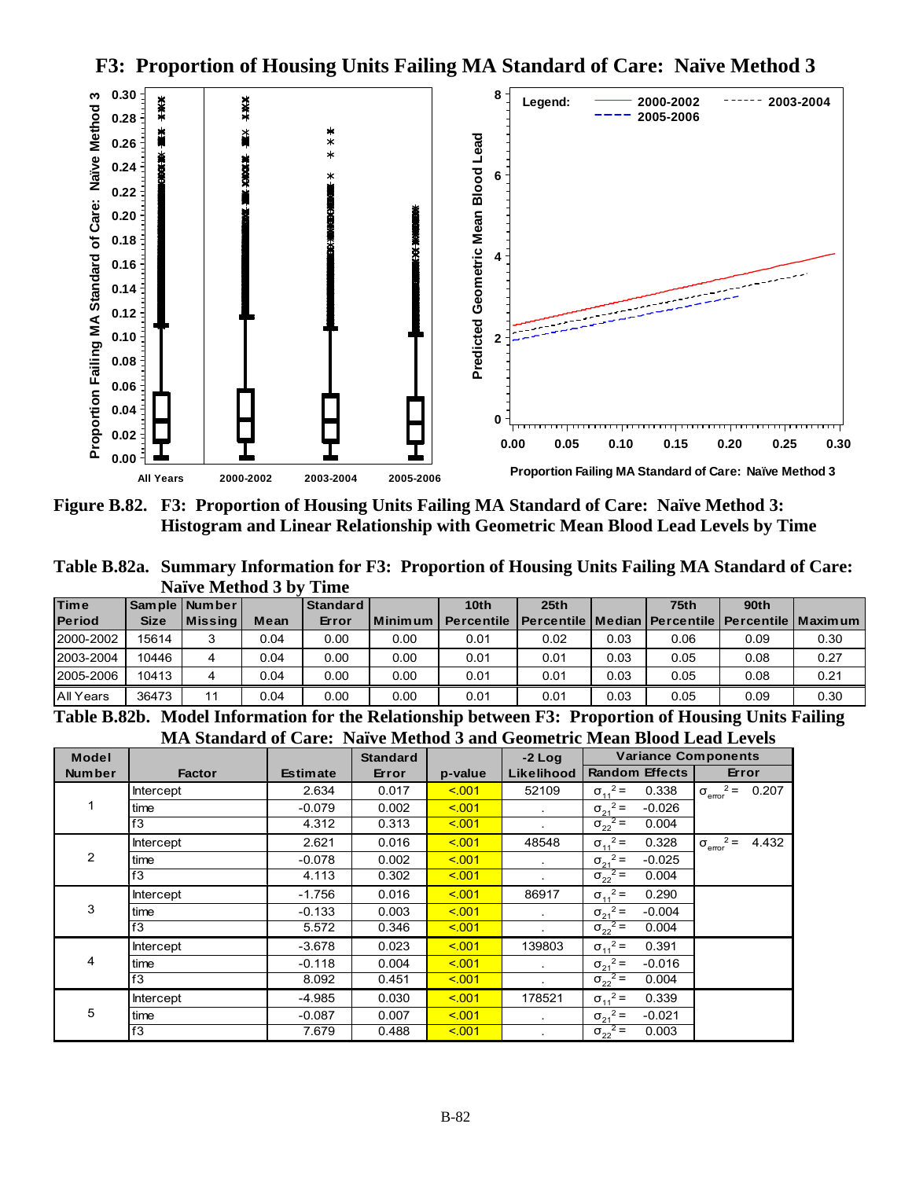# F3: Proportion of Housing Units Failing MA Standard of Care: Naïve Method 3

**Figure B.82. F3: Proportion of Housing Units Failing MA Standard of Care: Naïve Method 3: Histogram and Linear Relationship with Geometric Mean Blood Lead Levels by Time**

**Table B.82a. Summary Information for F3: Proportion of Housing Units Failing MA Standard of Care: Naïve Method 3 by Time**

| Time Period | Sample Size | Number Missing | Mean | Standard Error | Minimum | 10th Percentile | 25th Percentile | Median | 75th Percentile | 90th Percentile | Maximum |
|---|---|---|---|---|---|---|---|---|---|---|---|
| 2000-2002 | 15614 | 3 | 0.04 | 0.00 | 0.00 | 0.01 | 0.02 | 0.03 | 0.06 | 0.09 | 0.30 |
| 2003-2004 | 10446 | 4 | 0.04 | 0.00 | 0.00 | 0.01 | 0.01 | 0.03 | 0.05 | 0.08 | 0.27 |
| 2005-2006 | 10413 | 4 | 0.04 | 0.00 | 0.00 | 0.01 | 0.01 | 0.03 | 0.05 | 0.08 | 0.21 |
| All Years | 36473 | 11 | 0.04 | 0.00 | 0.00 | 0.01 | 0.01 | 0.03 | 0.05 | 0.09 | 0.30 |

**Table B.82b. Model Information for the Relationship between F3: Proportion of Housing Units Failing MA Standard of Care: Naïve Method 3 and Geometric Mean Blood Lead Levels**

| Model Number | Factor | Estimate | Standard Error | p-value | -2 Log Likelihood | Variance Components: Random Effects | Variance Components: Error |
|---|---|---|---|---|---|---|---|
| 1 | Intercept | 2.634 | 0.017 | <.001 | 52109 | $\sigma_{11}^2 =$ 0.338 | $\sigma_{error}^2 =$ 0.207 |
| | time | -0.079 | 0.002 | <.001 | . | $\sigma_{21}^2 =$ -0.026 | |
| | f3 | 4.312 | 0.313 | <.001 | . | $\sigma_{22}^2 =$ 0.004 | |
| 2 | Intercept | 2.621 | 0.016 | <.001 | 48548 | $\sigma_{11}^2 =$ 0.328 | $\sigma_{error}^2 =$ 4.432 |
| | time | -0.078 | 0.002 | <.001 | . | $\sigma_{21}^2 =$ -0.025 | |
| | f3 | 4.113 | 0.302 | <.001 | . | $\sigma_{22}^2 =$ 0.004 | |
| 3 | Intercept | -1.756 | 0.016 | <.001 | 86917 | $\sigma_{11}^2 =$ 0.290 | |
| | time | -0.133 | 0.003 | <.001 | . | $\sigma_{21}^2 =$ -0.004 | |
| | f3 | 5.572 | 0.346 | <.001 | . | $\sigma_{22}^2 =$ 0.004 | |
| 4 | Intercept | -3.678 | 0.023 | <.001 | 139803 | $\sigma_{11}^2 =$ 0.391 | |
| | time | -0.118 | 0.004 | <.001 | . | $\sigma_{21}^2 =$ -0.016 | |
| | f3 | 8.092 | 0.451 | <.001 | . | $\sigma_{22}^2 =$ 0.004 | |
| 5 | Intercept | -4.985 | 0.030 | <.001 | 178521 | $\sigma_{11}^2 =$ 0.339 | |
| | time | -0.087 | 0.007 | <.001 | . | $\sigma_{21}^2 =$ -0.021 | |
| | f3 | 7.679 | 0.488 | <.001 | . | $\sigma_{22}^2 =$ 0.003 | |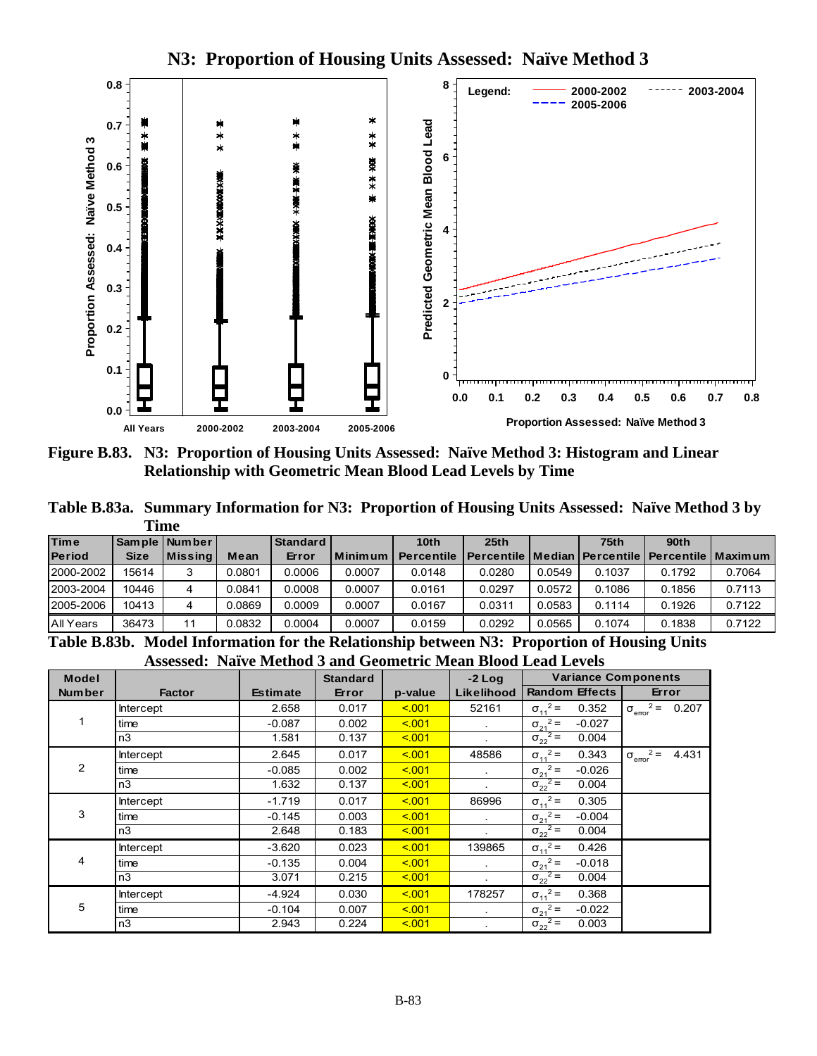# N3: Proportion of Housing Units Assessed: Naïve Method 3

**Figure B.83. N3: Proportion of Housing Units Assessed: Naïve Method 3: Histogram and Linear Relationship with Geometric Mean Blood Lead Levels by Time**

**Table B.83a. Summary Information for N3: Proportion of Housing Units Assessed: Naïve Method 3 by Time**

| Time Period | Sample Size | Number Missing | Mean | Standard Error | Minimum | 10th Percentile | 25th Percentile | Median | 75th Percentile | 90th Percentile | Maximum |
|---|---|---|---|---|---|---|---|---|---|---|---|
| 2000-2002 | 15614 | 3 | 0.0801 | 0.0006 | 0.0007 | 0.0148 | 0.0280 | 0.0549 | 0.1037 | 0.1792 | 0.7064 |
| 2003-2004 | 10446 | 4 | 0.0841 | 0.0008 | 0.0007 | 0.0161 | 0.0297 | 0.0572 | 0.1086 | 0.1856 | 0.7113 |
| 2005-2006 | 10413 | 4 | 0.0869 | 0.0009 | 0.0007 | 0.0167 | 0.0311 | 0.0583 | 0.1114 | 0.1926 | 0.7122 |
| All Years | 36473 | 11 | 0.0832 | 0.0004 | 0.0007 | 0.0159 | 0.0292 | 0.0565 | 0.1074 | 0.1838 | 0.7122 |

**Table B.83b. Model Information for the Relationship between N3: Proportion of Housing Units Assessed: Naïve Method 3 and Geometric Mean Blood Lead Levels**

| Model Number | Factor | Estimate | Standard Error | p-value | -2 Log Likelihood | Variance Components: Random Effects | Variance Components: Error |
|---|---|---|---|---|---|---|---|
| 1 | Intercept | 2.658 | 0.017 | <.001 | 52161 | $\sigma_{11}^2 =$ 0.352 | $\sigma_{error}^2 =$ 0.207 |
| | time | -0.087 | 0.002 | <.001 | . | $\sigma_{21}^2 =$ -0.027 | |
| | n3 | 1.581 | 0.137 | <.001 | . | $\sigma_{22}^2 =$ 0.004 | |
| 2 | Intercept | 2.645 | 0.017 | <.001 | 48586 | $\sigma_{11}^2 =$ 0.343 | $\sigma_{error}^2 =$ 4.431 |
| | time | -0.085 | 0.002 | <.001 | . | $\sigma_{21}^2 =$ -0.026 | |
| | n3 | 1.632 | 0.137 | <.001 | . | $\sigma_{22}^2 =$ 0.004 | |
| 3 | Intercept | -1.719 | 0.017 | <.001 | 86996 | $\sigma_{11}^2 =$ 0.305 | |
| | time | -0.145 | 0.003 | <.001 | . | $\sigma_{21}^2 =$ -0.004 | |
| | n3 | 2.648 | 0.183 | <.001 | . | $\sigma_{22}^2 =$ 0.004 | |
| 4 | Intercept | -3.620 | 0.023 | <.001 | 139865 | $\sigma_{11}^2 =$ 0.426 | |
| | time | -0.135 | 0.004 | <.001 | . | $\sigma_{21}^2 =$ -0.018 | |
| | n3 | 3.071 | 0.215 | <.001 | . | $\sigma_{22}^2 =$ 0.004 | |
| 5 | Intercept | -4.924 | 0.030 | <.001 | 178257 | $\sigma_{11}^2 =$ 0.368 | |
| | time | -0.104 | 0.007 | <.001 | . | $\sigma_{21}^2 =$ -0.022 | |
| | n3 | 2.943 | 0.224 | <.001 | . | $\sigma_{22}^2 =$ 0.003 | |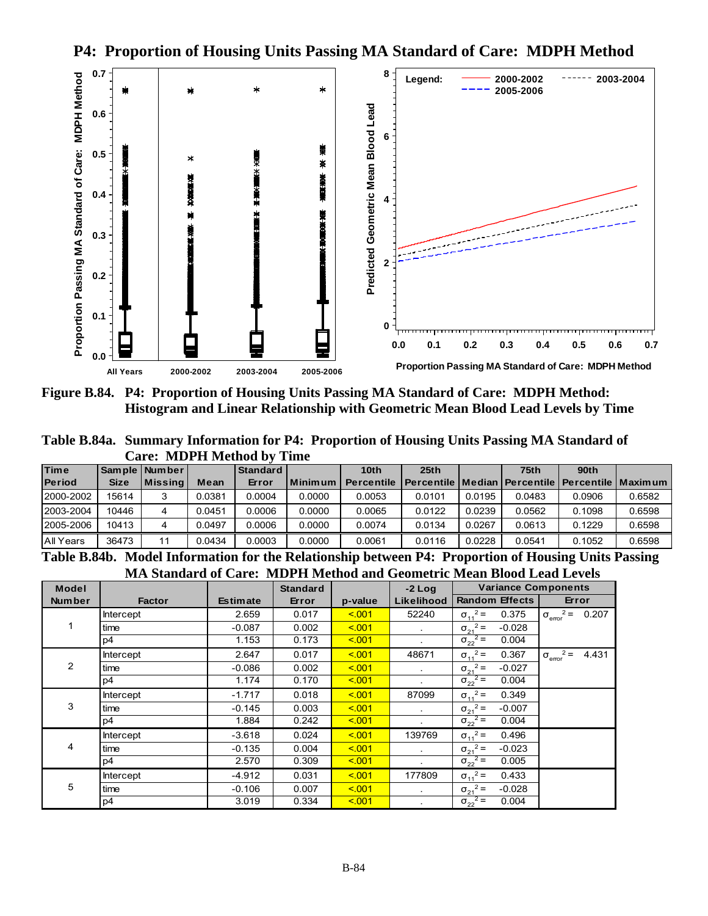# P4: Proportion of Housing Units Passing MA Standard of Care: MDPH Method

**Figure B.84. P4: Proportion of Housing Units Passing MA Standard of Care: MDPH Method: Histogram and Linear Relationship with Geometric Mean Blood Lead Levels by Time**

**Table B.84a. Summary Information for P4: Proportion of Housing Units Passing MA Standard of Care: MDPH Method by Time**

| Time Period | Sample Size | Number Missing | Mean | Standard Error | Minimum | 10th Percentile | 25th Percentile | Median | 75th Percentile | 90th Percentile | Maximum |
|---|---|---|---|---|---|---|---|---|---|---|---|
| 2000-2002 | 15614 | 3 | 0.0381 | 0.0004 | 0.0000 | 0.0053 | 0.0101 | 0.0195 | 0.0483 | 0.0906 | 0.6582 |
| 2003-2004 | 10446 | 4 | 0.0451 | 0.0006 | 0.0000 | 0.0065 | 0.0122 | 0.0239 | 0.0562 | 0.1098 | 0.6598 |
| 2005-2006 | 10413 | 4 | 0.0497 | 0.0006 | 0.0000 | 0.0074 | 0.0134 | 0.0267 | 0.0613 | 0.1229 | 0.6598 |
| All Years | 36473 | 11 | 0.0434 | 0.0003 | 0.0000 | 0.0061 | 0.0116 | 0.0228 | 0.0541 | 0.1052 | 0.6598 |

**Table B.84b. Model Information for the Relationship between P4: Proportion of Housing Units Passing MA Standard of Care: MDPH Method and Geometric Mean Blood Lead Levels**

| Model Number | Factor | Estimate | Standard Error | p-value | -2 Log Likelihood | Variance Components: Random Effects | Variance Components: Error |
|---|---|---|---|---|---|---|---|
| 1 | Intercept | 2.659 | 0.017 | <.001 | 52240 | $\sigma_{11}^2 =$ 0.375 | $\sigma_{error}^2 =$ 0.207 |
| | time | -0.087 | 0.002 | <.001 | . | $\sigma_{21}^2 =$ -0.028 | |
| | p4 | 1.153 | 0.173 | <.001 | . | $\sigma_{22}^2 =$ 0.004 | |
| 2 | Intercept | 2.647 | 0.017 | <.001 | 48671 | $\sigma_{11}^2 =$ 0.367 | $\sigma_{error}^2 =$ 4.431 |
| | time | -0.086 | 0.002 | <.001 | . | $\sigma_{21}^2 =$ -0.027 | |
| | p4 | 1.174 | 0.170 | <.001 | . | $\sigma_{22}^2 =$ 0.004 | |
| 3 | Intercept | -1.717 | 0.018 | <.001 | 87099 | $\sigma_{11}^2 =$ 0.349 | |
| | time | -0.145 | 0.003 | <.001 | . | $\sigma_{21}^2 =$ -0.007 | |
| | p4 | 1.884 | 0.242 | <.001 | . | $\sigma_{22}^2 =$ 0.004 | |
| 4 | Intercept | -3.618 | 0.024 | <.001 | 139769 | $\sigma_{11}^2 =$ 0.496 | |
| | time | -0.135 | 0.004 | <.001 | . | $\sigma_{21}^2 =$ -0.023 | |
| | p4 | 2.570 | 0.309 | <.001 | . | $\sigma_{22}^2 =$ 0.005 | |
| 5 | Intercept | -4.912 | 0.031 | <.001 | 177809 | $\sigma_{11}^2 =$ 0.433 | |
| | time | -0.106 | 0.007 | <.001 | . | $\sigma_{21}^2 =$ -0.028 | |
| | p4 | 3.019 | 0.334 | <.001 | . | $\sigma_{22}^2 =$ 0.004 | |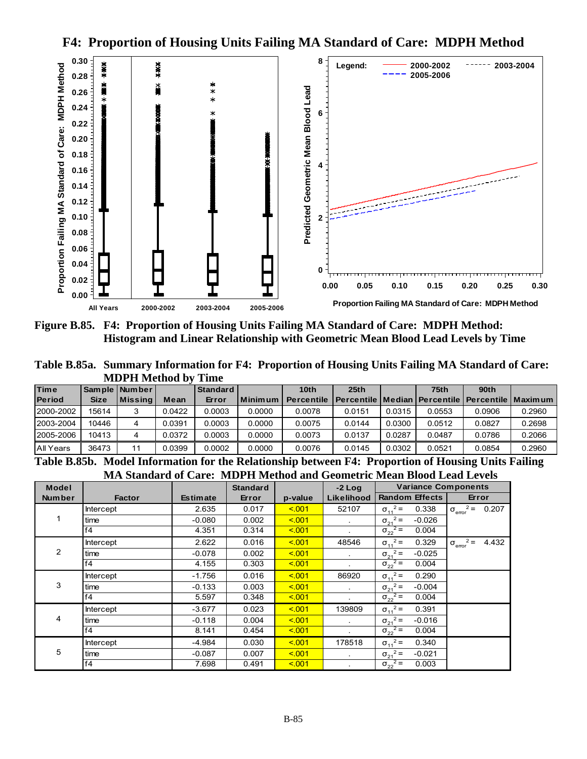## F4: Proportion of Housing Units Failing MA Standard of Care: MDPH Method

**Figure B.85. F4: Proportion of Housing Units Failing MA Standard of Care: MDPH Method: Histogram and Linear Relationship with Geometric Mean Blood Lead Levels by Time**

**Table B.85a. Summary Information for F4: Proportion of Housing Units Failing MA Standard of Care: MDPH Method by Time**

| Time Period | Sample Size | Number Missing | Mean | Standard Error | Minimum | 10th Percentile | 25th Percentile | Median | 75th Percentile | 90th Percentile | Maximum |
|---|---|---|---|---|---|---|---|---|---|---|---|
| 2000-2002 | 15614 | 3 | 0.0422 | 0.0003 | 0.0000 | 0.0078 | 0.0151 | 0.0315 | 0.0553 | 0.0906 | 0.2960 |
| 2003-2004 | 10446 | 4 | 0.0391 | 0.0003 | 0.0000 | 0.0075 | 0.0144 | 0.0300 | 0.0512 | 0.0827 | 0.2698 |
| 2005-2006 | 10413 | 4 | 0.0372 | 0.0003 | 0.0000 | 0.0073 | 0.0137 | 0.0287 | 0.0487 | 0.0786 | 0.2066 |
| All Years | 36473 | 11 | 0.0399 | 0.0002 | 0.0000 | 0.0076 | 0.0145 | 0.0302 | 0.0521 | 0.0854 | 0.2960 |

**Table B.85b. Model Information for the Relationship between F4: Proportion of Housing Units Failing MA Standard of Care: MDPH Method and Geometric Mean Blood Lead Levels**

| Model Number | Factor | Estimate | Standard Error | p-value | -2 Log Likelihood | Variance Components: Random Effects | Variance Components: Error |
|---|---|---|---|---|---|---|---|
| 1 | Intercept | 2.635 | 0.017 | <.001 | 52107 | $\sigma_{11}^2 =$ 0.338 | $\sigma_{error}^2 =$ 0.207 |
| | time | -0.080 | 0.002 | <.001 | . | $\sigma_{21}^2 =$ -0.026 | |
| | f4 | 4.351 | 0.314 | <.001 | . | $\sigma_{22}^2 =$ 0.004 | |
| 2 | Intercept | 2.622 | 0.016 | <.001 | 48546 | $\sigma_{11}^2 =$ 0.329 | $\sigma_{error}^2 =$ 4.432 |
| | time | -0.078 | 0.002 | <.001 | . | $\sigma_{21}^2 =$ -0.025 | |
| | f4 | 4.155 | 0.303 | <.001 | . | $\sigma_{22}^2 =$ 0.004 | |
| 3 | Intercept | -1.756 | 0.016 | <.001 | 86920 | $\sigma_{11}^2 =$ 0.290 | |
| | time | -0.133 | 0.003 | <.001 | . | $\sigma_{21}^2 =$ -0.004 | |
| | f4 | 5.597 | 0.348 | <.001 | . | $\sigma_{22}^2 =$ 0.004 | |
| 4 | Intercept | -3.677 | 0.023 | <.001 | 139809 | $\sigma_{11}^2 =$ 0.391 | |
| | time | -0.118 | 0.004 | <.001 | . | $\sigma_{21}^2 =$ -0.016 | |
| | f4 | 8.141 | 0.454 | <.001 | . | $\sigma_{22}^2 =$ 0.004 | |
| 5 | Intercept | -4.984 | 0.030 | <.001 | 178518 | $\sigma_{11}^2 =$ 0.340 | |
| | time | -0.087 | 0.007 | <.001 | . | $\sigma_{21}^2 =$ -0.021 | |
| | f4 | 7.698 | 0.491 | <.001 | . | $\sigma_{22}^2 =$ 0.003 | |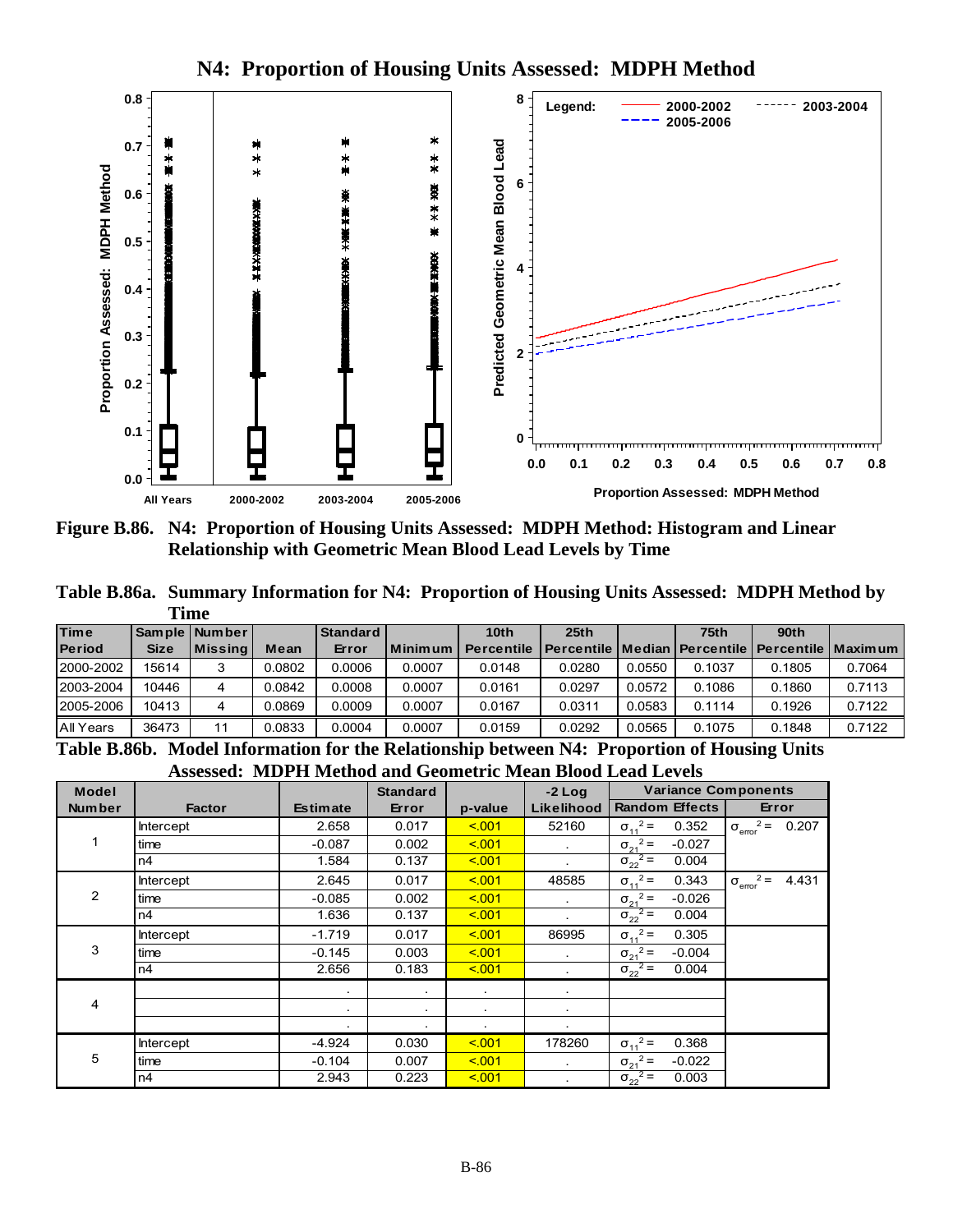N4: Proportion of Housing Units Assessed: MDPH Method

Proportion Assessed: MDPH Method

0.8
0.7
0.6
0.5
0.4
0.3
0.2
0.1
0.0

All Years
2000-2002
2003-2004
2005-2006

Predicted Geometric Mean Blood Lead

8
6
4
2
0

0.0 0.1 0.2 0.3 0.4 0.5 0.6 0.7 0.8

Proportion Assessed: MDPH Method

Legend: 2000-2002 2003-2004 2005-2006

**Figure B.86. N4: Proportion of Housing Units Assessed: MDPH Method: Histogram and Linear Relationship with Geometric Mean Blood Lead Levels by Time**

**Table B.86a. Summary Information for N4: Proportion of Housing Units Assessed: MDPH Method by Time**

| Time Period | Sample Size | Number Missing | Mean | Standard Error | Minimum | 10th Percentile | 25th Percentile | Median | 75th Percentile | 90th Percentile | Maximum |
|---|---|---|---|---|---|---|---|---|---|---|---|
| 2000-2002 | 15614 | 3 | 0.0802 | 0.0006 | 0.0007 | 0.0148 | 0.0280 | 0.0550 | 0.1037 | 0.1805 | 0.7064 |
| 2003-2004 | 10446 | 4 | 0.0842 | 0.0008 | 0.0007 | 0.0161 | 0.0297 | 0.0572 | 0.1086 | 0.1860 | 0.7113 |
| 2005-2006 | 10413 | 4 | 0.0869 | 0.0009 | 0.0007 | 0.0167 | 0.0311 | 0.0583 | 0.1114 | 0.1926 | 0.7122 |
| All Years | 36473 | 11 | 0.0833 | 0.0004 | 0.0007 | 0.0159 | 0.0292 | 0.0565 | 0.1075 | 0.1848 | 0.7122 |

**Table B.86b. Model Information for the Relationship between N4: Proportion of Housing Units Assessed: MDPH Method and Geometric Mean Blood Lead Levels**

| Model Number | Factor | Estimate | Standard Error | p-value | -2 Log Likelihood | Variance Components: Random Effects | Variance Components: Error |
|---|---|---|---|---|---|---|---|
| 1 | Intercept | 2.658 | 0.017 | <.001 | 52160 | $\sigma_{11}^2 =$ 0.352 | $\sigma_{error}^2 =$ 0.207 |
| | time | -0.087 | 0.002 | <.001 | . | $\sigma_{21}^2 =$ -0.027 | |
| | n4 | 1.584 | 0.137 | <.001 | . | $\sigma_{22}^2 =$ 0.004 | |
| 2 | Intercept | 2.645 | 0.017 | <.001 | 48585 | $\sigma_{11}^2 =$ 0.343 | $\sigma_{error}^2 =$ 4.431 |
| | time | -0.085 | 0.002 | <.001 | . | $\sigma_{21}^2 =$ -0.026 | |
| | n4 | 1.636 | 0.137 | <.001 | . | $\sigma_{22}^2 =$ 0.004 | |
| 3 | Intercept | -1.719 | 0.017 | <.001 | 86995 | $\sigma_{11}^2 =$ 0.305 | |
| | time | -0.145 | 0.003 | <.001 | . | $\sigma_{21}^2 =$ -0.004 | |
| | n4 | 2.656 | 0.183 | <.001 | . | $\sigma_{22}^2 =$ 0.004 | |
| 4 | | . | . | . | . | | |
| | | . | . | . | . | | |
| | | . | . | . | . | | |
| 5 | Intercept | -4.924 | 0.030 | <.001 | 178260 | $\sigma_{11}^2 =$ 0.368 | |
| | time | -0.104 | 0.007 | <.001 | . | $\sigma_{21}^2 =$ -0.022 | |
| | n4 | 2.943 | 0.223 | <.001 | . | $\sigma_{22}^2 =$ 0.003 | |